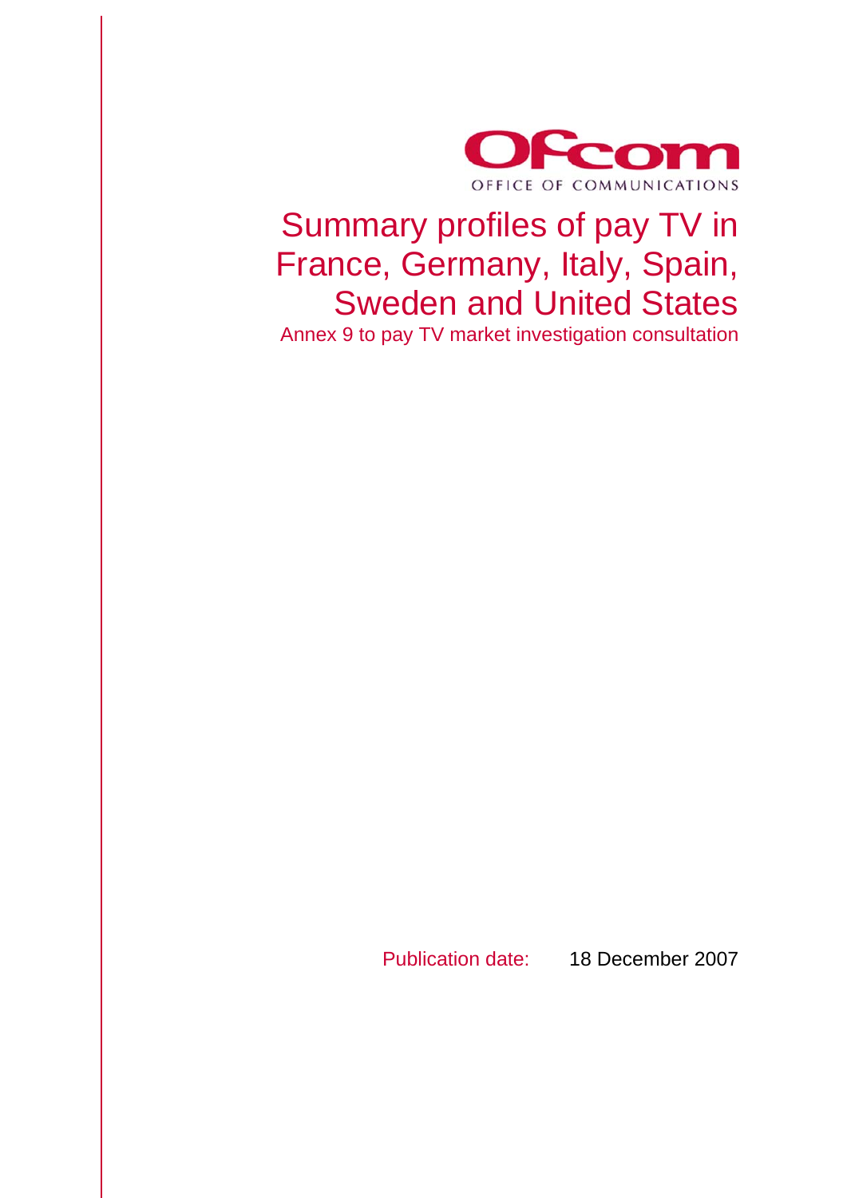Ofcom

OFFICE OF COMMUNICATIONS

# Summary profiles of pay TV in France, Germany, Italy, Spain, Sweden and United States

Annex 9 to pay TV market investigation consultation

Publication date: 18 December 2007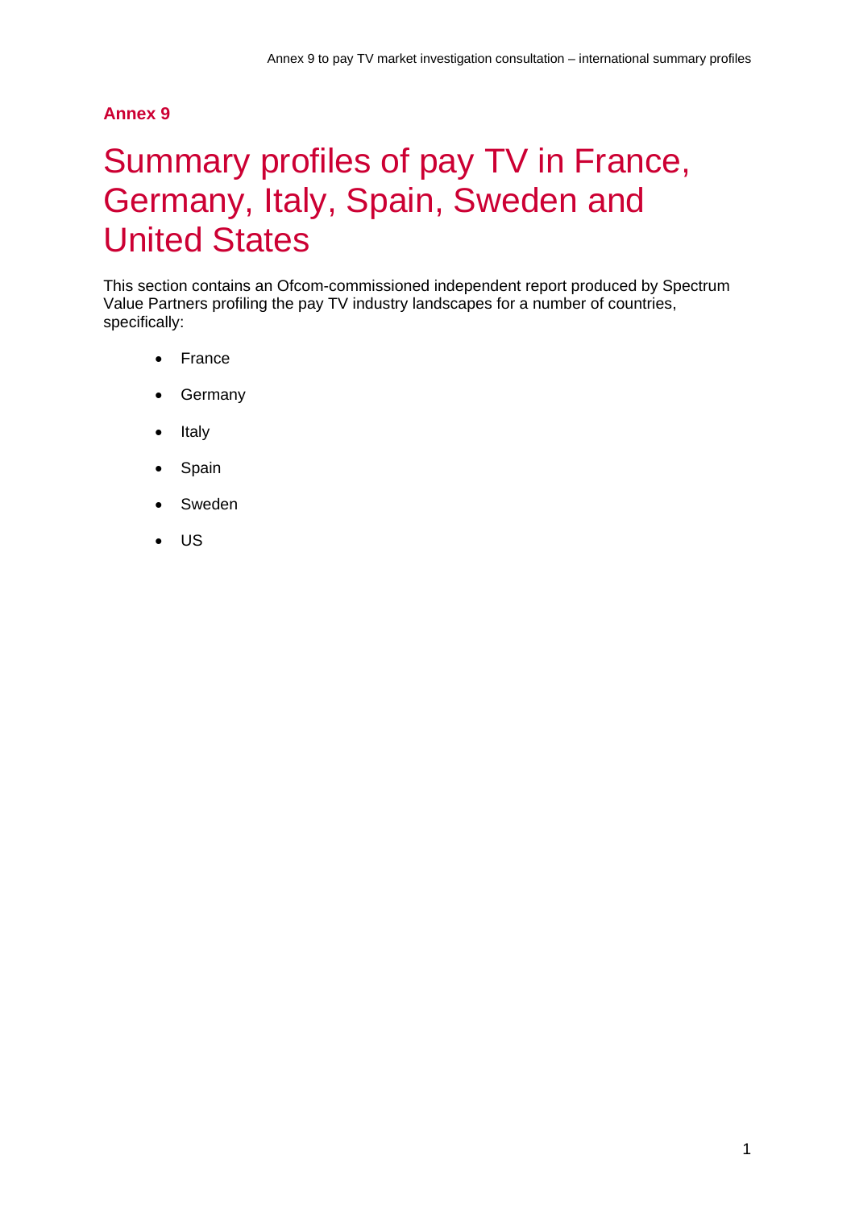## Annex 9

# Summary profiles of pay TV in France, Germany, Italy, Spain, Sweden and United States

This section contains an Ofcom-commissioned independent report produced by Spectrum Value Partners profiling the pay TV industry landscapes for a number of countries, specifically:

- France
- Germany
- Italy
- Spain
- Sweden
- US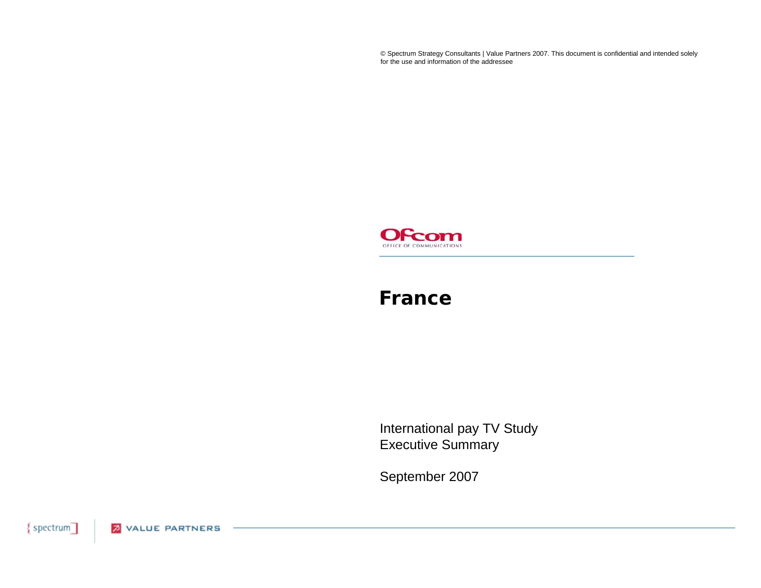© Spectrum Strategy Consultants | Value Partners 2007. This document is confidential and intended solely for the use and information of the addressee

Ofcom
OFFICE OF COMMUNICATIONS

# France

International pay TV Study
Executive Summary

September 2007

{ spectrum ] VALUE PARTNERS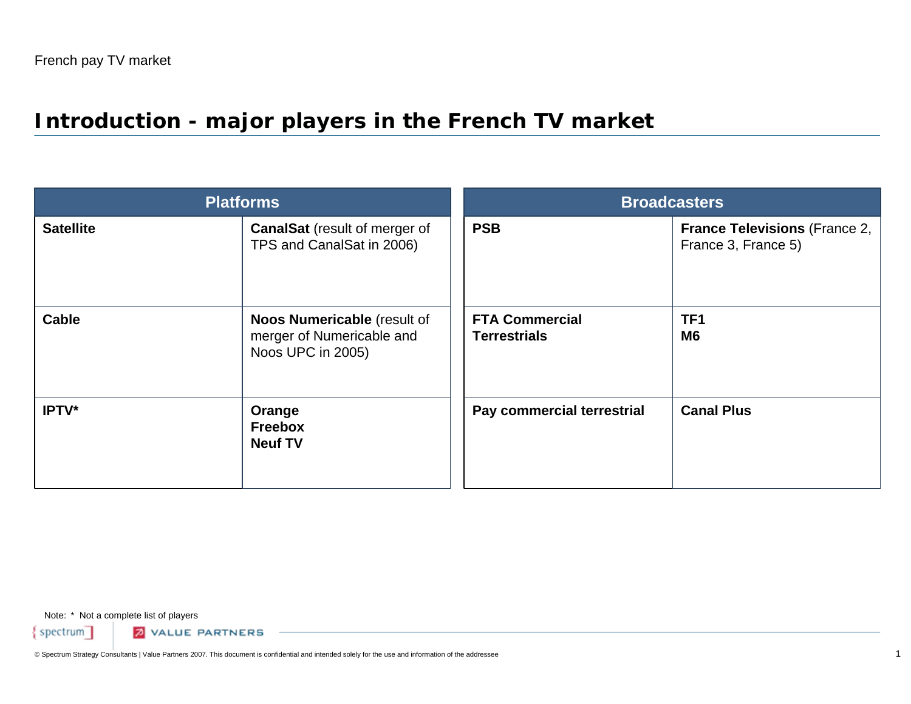French pay TV market

# Introduction - major players in the French TV market

| Platforms | |
|---|---|
| **Satellite** | **CanalSat** (result of merger of TPS and CanalSat in 2006) |
| **Cable** | **Noos Numericable** (result of merger of Numericable and Noos UPC in 2005) |
| **IPTV*** | **Orange**<br>**Freebox**<br>**Neuf TV** |

| Broadcasters | |
|---|---|
| **PSB** | **France Televisions** (France 2, France 3, France 5) |
| **FTA Commercial Terrestrials** | **TF1**<br>**M6** |
| **Pay commercial terrestrial** | **Canal Plus** |

Note: * Not a complete list of players

© Spectrum Strategy Consultants | Value Partners 2007. This document is confidential and intended solely for the use and information of the addressee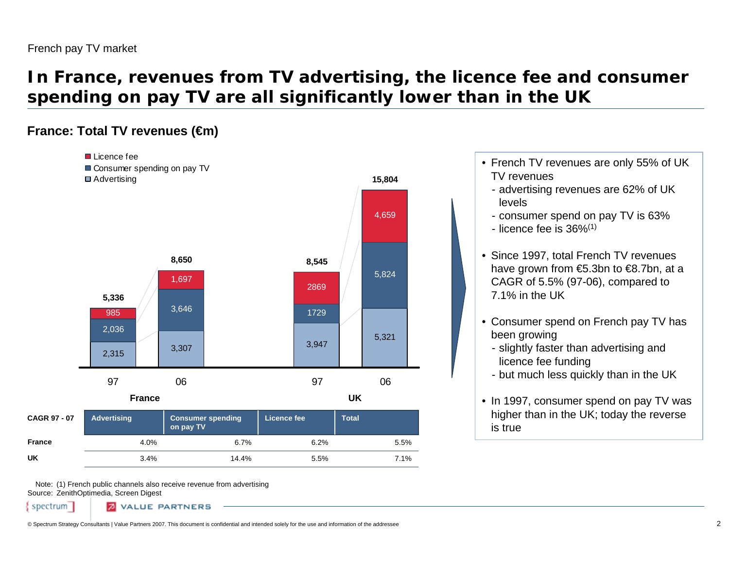French pay TV market

# In France, revenues from TV advertising, the licence fee and consumer spending on pay TV are all significantly lower than in the UK

## France: Total TV revenues (€m)

| | France 97 | France 06 | UK 97 | UK 06 |
|---|---|---|---|---|
| Licence fee | 985 | 1,697 | 2869 | 4,659 |
| Consumer spending on pay TV | 2,036 | 3,646 | 1729 | 5,824 |
| Advertising | 2,315 | 3,307 | 3,947 | 5,321 |
| Total | 5,336 | 8,650 | 8,545 | 15,804 |

| CAGR 97 - 07 | Advertising | Consumer spending on pay TV | Licence fee | Total |
|---|---|---|---|---|
| France | 4.0% | 6.7% | 6.2% | 5.5% |
| UK | 3.4% | 14.4% | 5.5% | 7.1% |

- French TV revenues are only 55% of UK TV revenues
  - advertising revenues are 62% of UK levels
  - consumer spend on pay TV is 63%
  - licence fee is 36%(1)
- Since 1997, total French TV revenues have grown from €5.3bn to €8.7bn, at a CAGR of 5.5% (97-06), compared to 7.1% in the UK
- Consumer spend on French pay TV has been growing
  - slightly faster than advertising and licence fee funding
  - but much less quickly than in the UK
- In 1997, consumer spend on pay TV was higher than in the UK; today the reverse is true

Note: (1) French public channels also receive revenue from advertising
Source: ZenithOptimedia, Screen Digest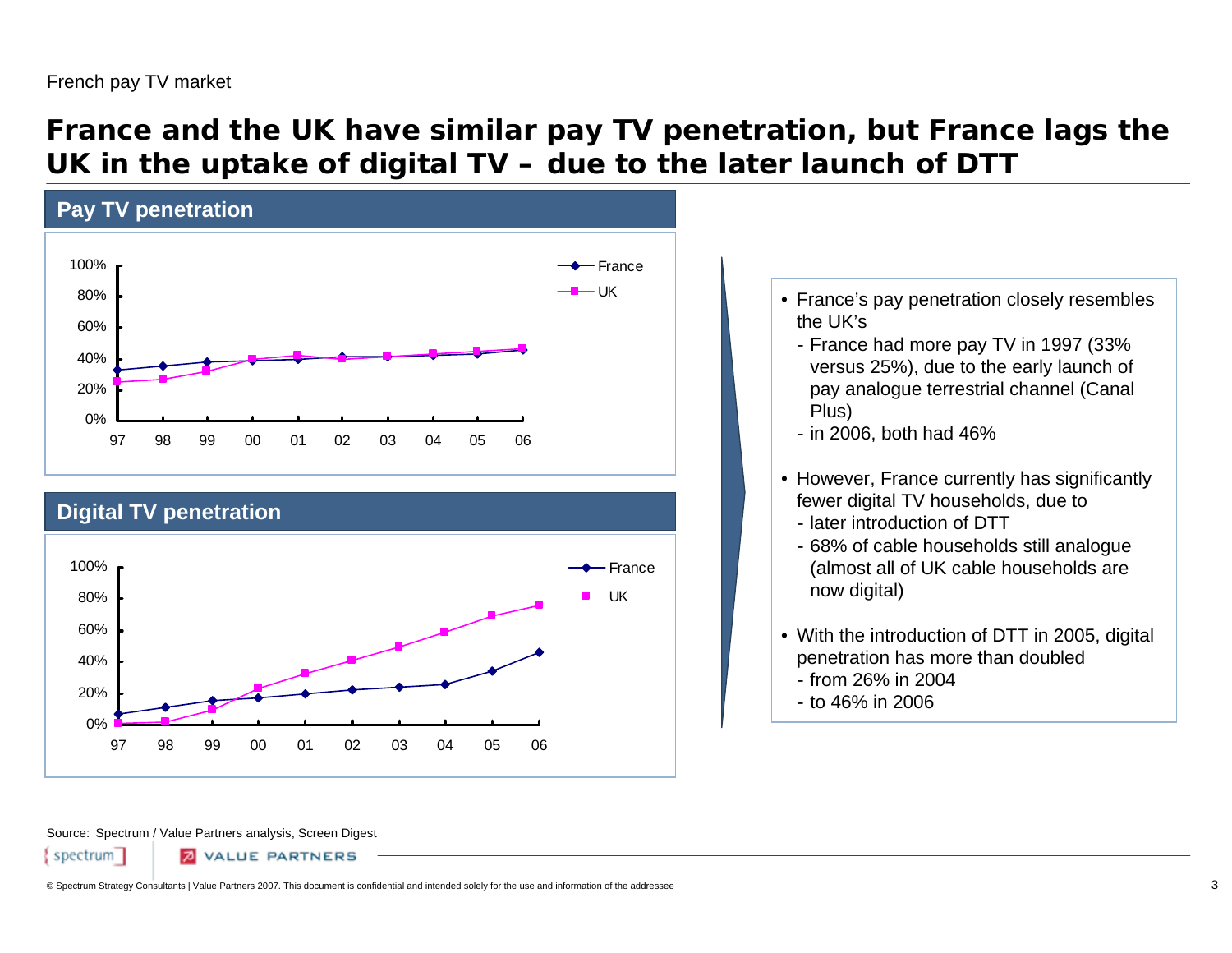French pay TV market

# France and the UK have similar pay TV penetration, but France lags the UK in the uptake of digital TV – due to the later launch of DTT

## Pay TV penetration

| | 97 | 98 | 99 | 00 | 01 | 02 | 03 | 04 | 05 | 06 |
|---|---|---|---|---|---|---|---|---|---|---|
| France | 33% | | | | | | | | | 46% |
| UK | 25% | | | | | | | | | 46% |

## Digital TV penetration

| | 97 | 98 | 99 | 00 | 01 | 02 | 03 | 04 | 05 | 06 |
|---|---|---|---|---|---|---|---|---|---|---|
| France | | | | | | | | 26% | | 46% |
| UK | | | | | | | | | | |

- France's pay penetration closely resembles the UK's
  - France had more pay TV in 1997 (33% versus 25%), due to the early launch of pay analogue terrestrial channel (Canal Plus)
  - in 2006, both had 46%
- However, France currently has significantly fewer digital TV households, due to
  - later introduction of DTT
  - 68% of cable households still analogue (almost all of UK cable households are now digital)
- With the introduction of DTT in 2005, digital penetration has more than doubled
  - from 26% in 2004
  - to 46% in 2006

Source: Spectrum / Value Partners analysis, Screen Digest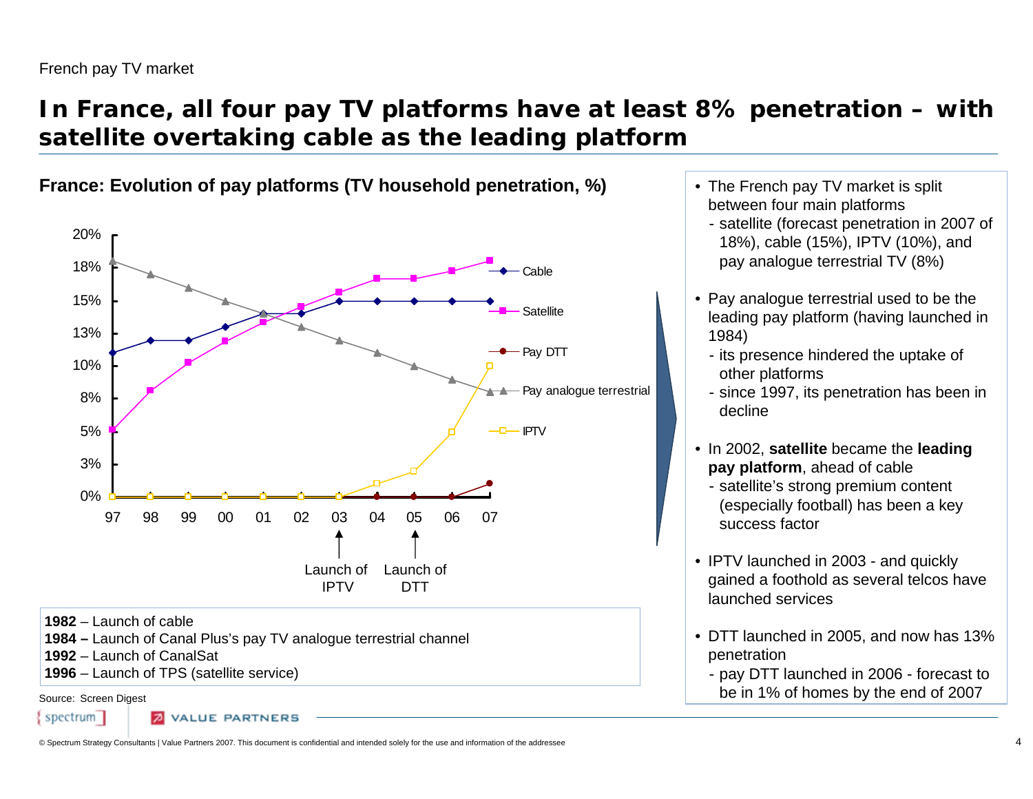French pay TV market

# In France, all four pay TV platforms have at least 8% penetration – with satellite overtaking cable as the leading platform

**France: Evolution of pay platforms (TV household penetration, %)**

20%
18%
15%
13%
10%
8%
5%
3%
0%

97 98 99 00 01 02 03 04 05 06 07

Cable
Satellite
Pay DTT
Pay analogue terrestrial
IPTV

Launch of IPTV
Launch of DTT

**1982** – Launch of cable
**1984 –** Launch of Canal Plus's pay TV analogue terrestrial channel
**1992** – Launch of CanalSat
**1996** – Launch of TPS (satellite service)

Source: Screen Digest

- The French pay TV market is split between four main platforms
  - satellite (forecast penetration in 2007 of 18%), cable (15%), IPTV (10%), and pay analogue terrestrial TV (8%)
- Pay analogue terrestrial used to be the leading pay platform (having launched in 1984)
  - its presence hindered the uptake of other platforms
  - since 1997, its penetration has been in decline
- In 2002, **satellite** became the **leading pay platform**, ahead of cable
  - satellite's strong premium content (especially football) has been a key success factor
- IPTV launched in 2003 - and quickly gained a foothold as several telcos have launched services
- DTT launched in 2005, and now has 13% penetration
  - pay DTT launched in 2006 - forecast to be in 1% of homes by the end of 2007

© Spectrum Strategy Consultants | Value Partners 2007. This document is confidential and intended solely for the use and information of the addressee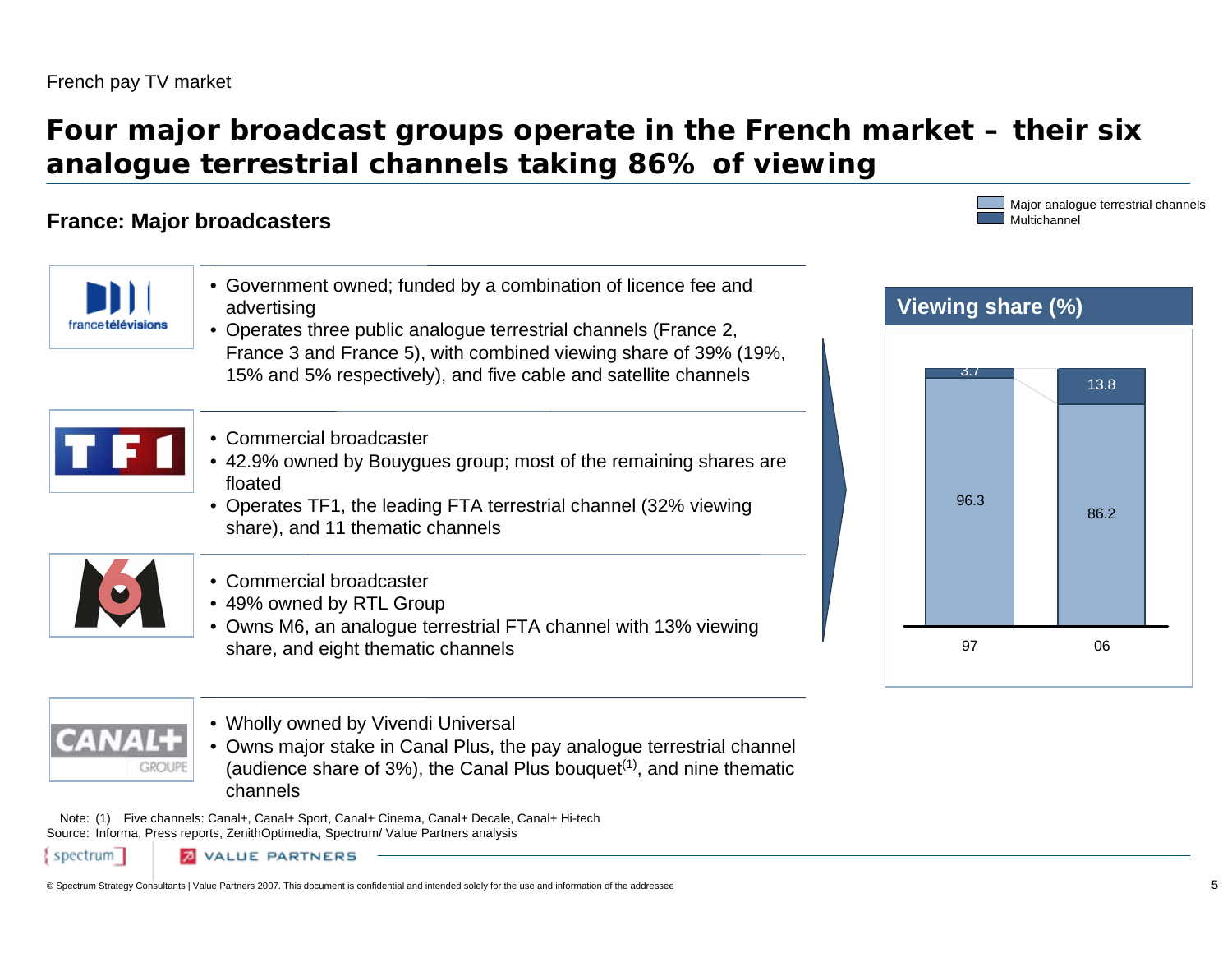French pay TV market

# Four major broadcast groups operate in the French market – their six analogue terrestrial channels taking 86% of viewing

## France: Major broadcasters

**francetélévisions**

- Government owned; funded by a combination of licence fee and advertising
- Operates three public analogue terrestrial channels (France 2, France 3 and France 5), with combined viewing share of 39% (19%, 15% and 5% respectively), and five cable and satellite channels

**TF1**

- Commercial broadcaster
- 42.9% owned by Bouygues group; most of the remaining shares are floated
- Operates TF1, the leading FTA terrestrial channel (32% viewing share), and 11 thematic channels

**M6**

- Commercial broadcaster
- 49% owned by RTL Group
- Owns M6, an analogue terrestrial FTA channel with 13% viewing share, and eight thematic channels

**CANAL+ GROUPE**

- Wholly owned by Vivendi Universal
- Owns major stake in Canal Plus, the pay analogue terrestrial channel (audience share of 3%), the Canal Plus bouquet[(1)], and nine thematic channels

**Viewing share (%)**

| | 97 | 06 |
|---|---|---|
| Multichannel | 3.7 | 13.8 |
| Major analogue terrestrial channels | 96.3 | 86.2 |

Note: (1) Five channels: Canal+, Canal+ Sport, Canal+ Cinema, Canal+ Decale, Canal+ Hi-tech

Source: Informa, Press reports, ZenithOptimedia, Spectrum/ Value Partners analysis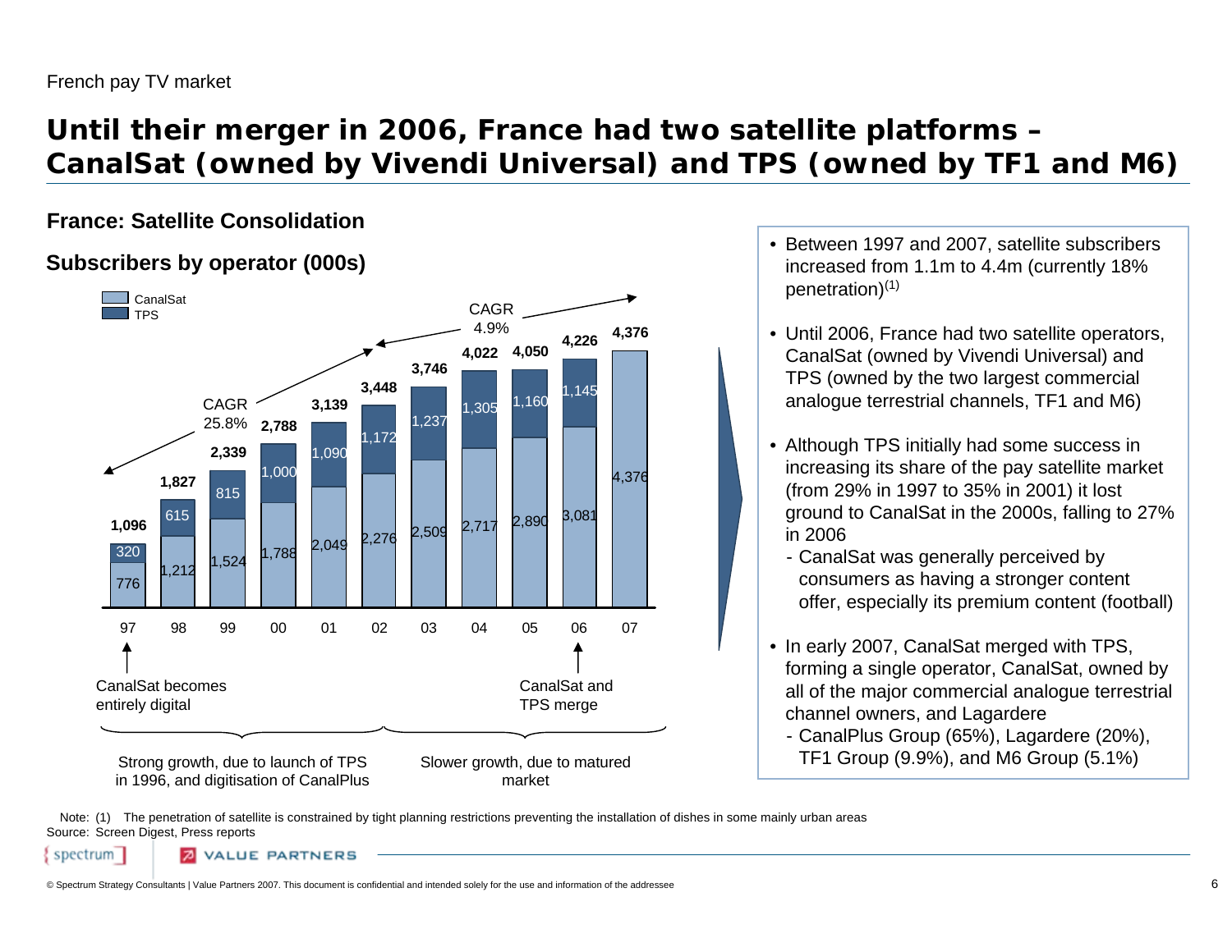French pay TV market

# Until their merger in 2006, France had two satellite platforms – CanalSat (owned by Vivendi Universal) and TPS (owned by TF1 and M6)

## France: Satellite Consolidation

### Subscribers by operator (000s)

| Year | CanalSat | TPS | Total |
|---|---|---|---|
| 97 | 776 | 320 | 1,096 |
| 98 | 1,212 | 615 | 1,827 |
| 99 | 1,524 | 815 | 2,339 |
| 00 | 1,788 | 1,000 | 2,788 |
| 01 | 2,049 | 1,090 | 3,139 |
| 02 | 2,276 | 1,172 | 3,448 |
| 03 | 2,509 | 1,237 | 3,746 |
| 04 | 2,717 | 1,305 | 4,022 |
| 05 | 2,890 | 1,160 | 4,050 |
| 06 | 3,081 | 1,145 | 4,226 |
| 07 | 4,376 | | 4,376 |

CAGR 25.8% (97–02); CAGR 4.9% (02–07)

97: CanalSat becomes entirely digital

06: CanalSat and TPS merge

97–02: Strong growth, due to launch of TPS in 1996, and digitisation of CanalPlus

02–07: Slower growth, due to matured market

- Between 1997 and 2007, satellite subscribers increased from 1.1m to 4.4m (currently 18% penetration)[1]
- Until 2006, France had two satellite operators, CanalSat (owned by Vivendi Universal) and TPS (owned by the two largest commercial analogue terrestrial channels, TF1 and M6)
- Although TPS initially had some success in increasing its share of the pay satellite market (from 29% in 1997 to 35% in 2001) it lost ground to CanalSat in the 2000s, falling to 27% in 2006
  - CanalSat was generally perceived by consumers as having a stronger content offer, especially its premium content (football)
- In early 2007, CanalSat merged with TPS, forming a single operator, CanalSat, owned by all of the major commercial analogue terrestrial channel owners, and Lagardere
  - CanalPlus Group (65%), Lagardere (20%), TF1 Group (9.9%), and M6 Group (5.1%)

Note: (1) The penetration of satellite is constrained by tight planning restrictions preventing the installation of dishes in some mainly urban areas

Source: Screen Digest, Press reports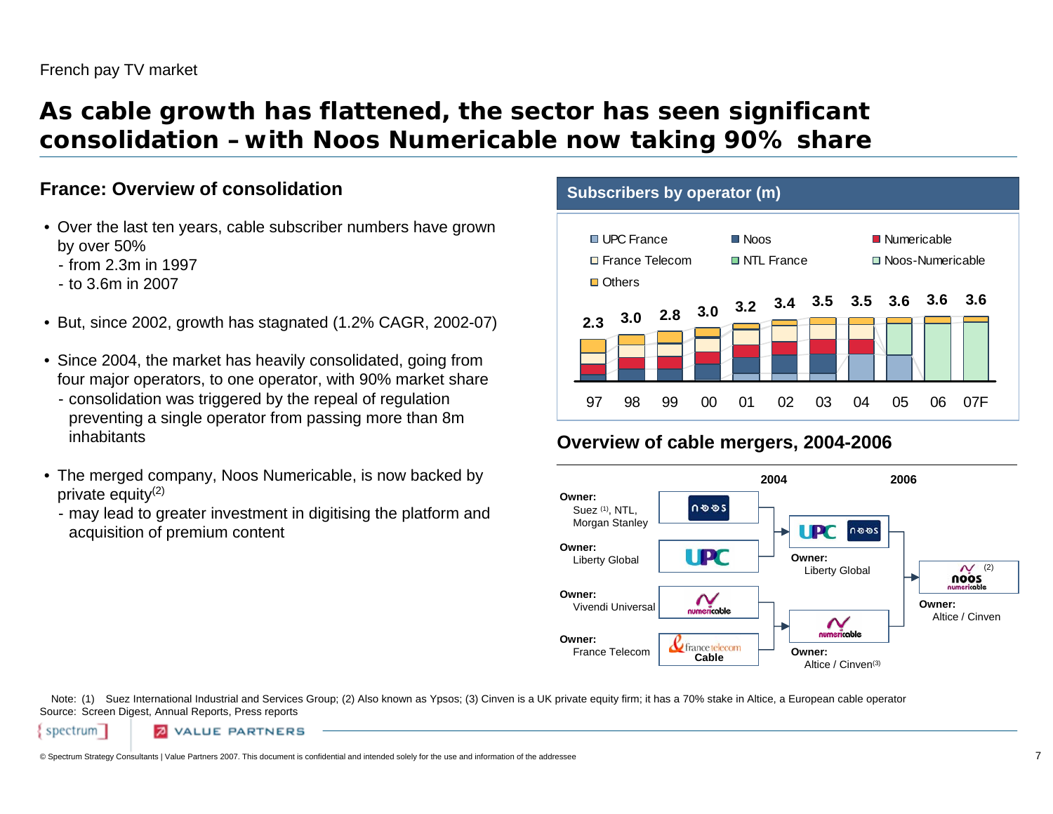French pay TV market

# As cable growth has flattened, the sector has seen significant consolidation – with Noos Numericable now taking 90% share

## France: Overview of consolidation

- Over the last ten years, cable subscriber numbers have grown by over 50%
  - from 2.3m in 1997
  - to 3.6m in 2007
- But, since 2002, growth has stagnated (1.2% CAGR, 2002-07)
- Since 2004, the market has heavily consolidated, going from four major operators, to one operator, with 90% market share
  - consolidation was triggered by the repeal of regulation preventing a single operator from passing more than 8m inhabitants
- The merged company, Noos Numericable, is now backed by private equity[(2)]
  - may lead to greater investment in digitising the platform and acquisition of premium content

## Subscribers by operator (m)

Legend: UPC France, Noos, Numericable, France Telecom, NTL France, Noos-Numericable, Others

| Year | 97 | 98 | 99 | 00 | 01 | 02 | 03 | 04 | 05 | 06 | 07F |
|---|---|---|---|---|---|---|---|---|---|---|---|
| Total (m) | 2.3 | 3.0 | 2.8 | 3.0 | 3.2 | 3.4 | 3.5 | 3.5 | 3.6 | 3.6 | 3.6 |

## Overview of cable mergers, 2004-2006

| Before | 2004 | 2006 |
|---|---|---|
| Noos — Owner: Suez [(1)], NTL, Morgan Stanley | UPC / Noos — Owner: Liberty Global | Noos Numericable [(2)] — Owner: Altice / Cinven |
| UPC — Owner: Liberty Global | | |
| Numericable — Owner: Vivendi Universal | Numericable — Owner: Altice / Cinven[(3)] | |
| France Telecom Cable — Owner: France Telecom | | |

Note: (1) Suez International Industrial and Services Group; (2) Also known as Ypsos; (3) Cinven is a UK private equity firm; it has a 70% stake in Altice, a European cable operator

Source: Screen Digest, Annual Reports, Press reports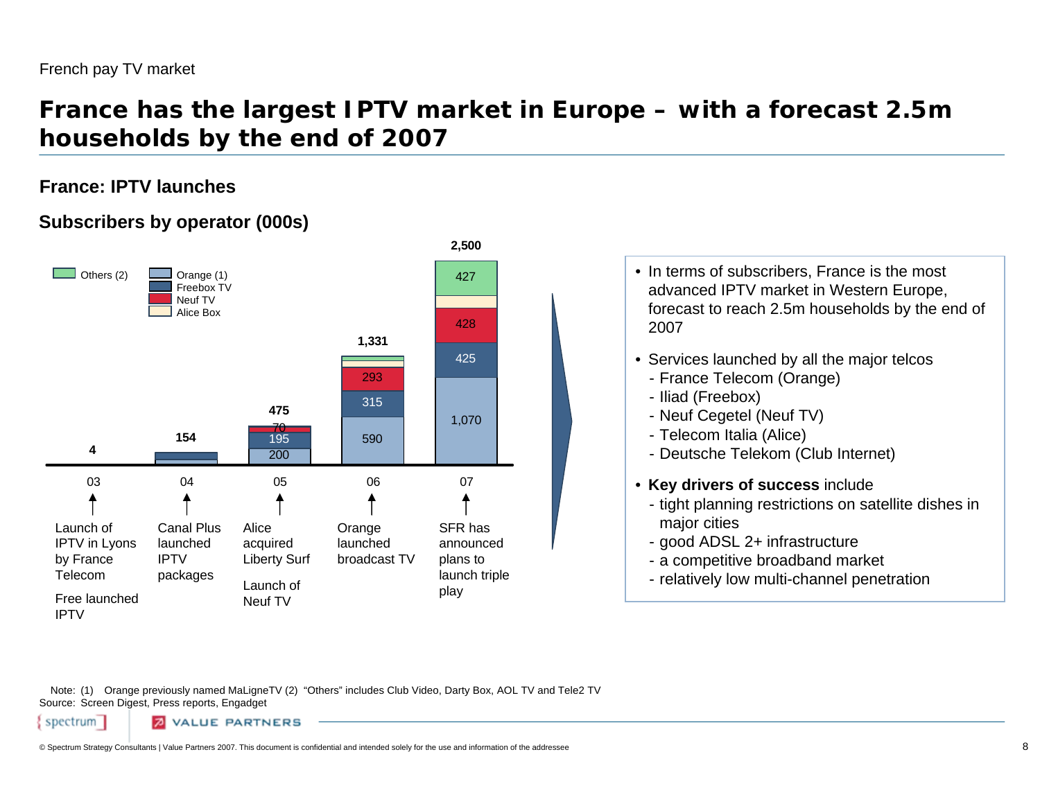French pay TV market

# France has the largest IPTV market in Europe – with a forecast 2.5m households by the end of 2007

## France: IPTV launches

### Subscribers by operator (000s)

Legend: Others (2), Orange (1), Freebox TV, Neuf TV, Alice Box

| Year | Total | Orange (1) | Freebox TV | Neuf TV | Alice Box | Others (2) |
|---|---|---|---|---|---|---|
| 03 | 4 | | | | | |
| 04 | 154 | | | | | |
| 05 | 475 | 200 | 195 | 70 | | |
| 06 | 1,331 | 590 | 315 | 293 | | |
| 07 | 2,500 | 1,070 | 425 | 428 | | 427 |

- 03: Launch of IPTV in Lyons by France Telecom; Free launched IPTV
- 04: Canal Plus launched IPTV packages
- 05: Alice acquired Liberty Surf; Launch of Neuf TV
- 06: Orange launched broadcast TV
- 07: SFR has announced plans to launch triple play

- In terms of subscribers, France is the most advanced IPTV market in Western Europe, forecast to reach 2.5m households by the end of 2007
- Services launched by all the major telcos
  - France Telecom (Orange)
  - Iliad (Freebox)
  - Neuf Cegetel (Neuf TV)
  - Telecom Italia (Alice)
  - Deutsche Telekom (Club Internet)
- **Key drivers of success** include
  - tight planning restrictions on satellite dishes in major cities
  - good ADSL 2+ infrastructure
  - a competitive broadband market
  - relatively low multi-channel penetration

Note: (1) Orange previously named MaLigneTV (2) "Others" includes Club Video, Darty Box, AOL TV and Tele2 TV
Source: Screen Digest, Press reports, Engadget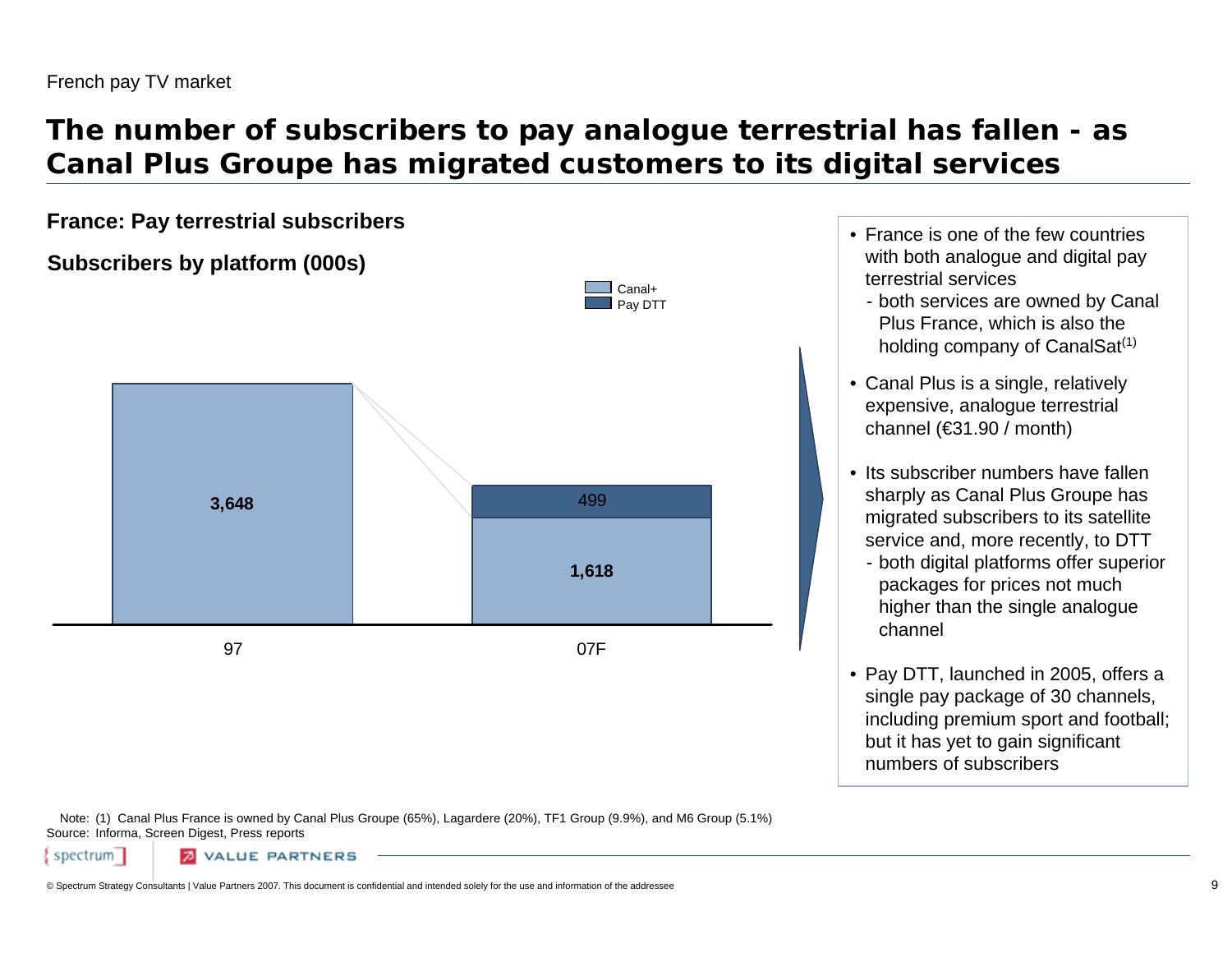French pay TV market

# The number of subscribers to pay analogue terrestrial has fallen - as Canal Plus Groupe has migrated customers to its digital services

## France: Pay terrestrial subscribers

### Subscribers by platform (000s)

| | 97 | 07F |
|---|---|---|
| Canal+ | 3,648 | 1,618 |
| Pay DTT | | 499 |

- France is one of the few countries with both analogue and digital pay terrestrial services
  - both services are owned by Canal Plus France, which is also the holding company of CanalSat[1]
- Canal Plus is a single, relatively expensive, analogue terrestrial channel (€31.90 / month)
- Its subscriber numbers have fallen sharply as Canal Plus Groupe has migrated subscribers to its satellite service and, more recently, to DTT
  - both digital platforms offer superior packages for prices not much higher than the single analogue channel
- Pay DTT, launched in 2005, offers a single pay package of 30 channels, including premium sport and football; but it has yet to gain significant numbers of subscribers

Note: (1) Canal Plus France is owned by Canal Plus Groupe (65%), Lagardere (20%), TF1 Group (9.9%), and M6 Group (5.1%)
Source: Informa, Screen Digest, Press reports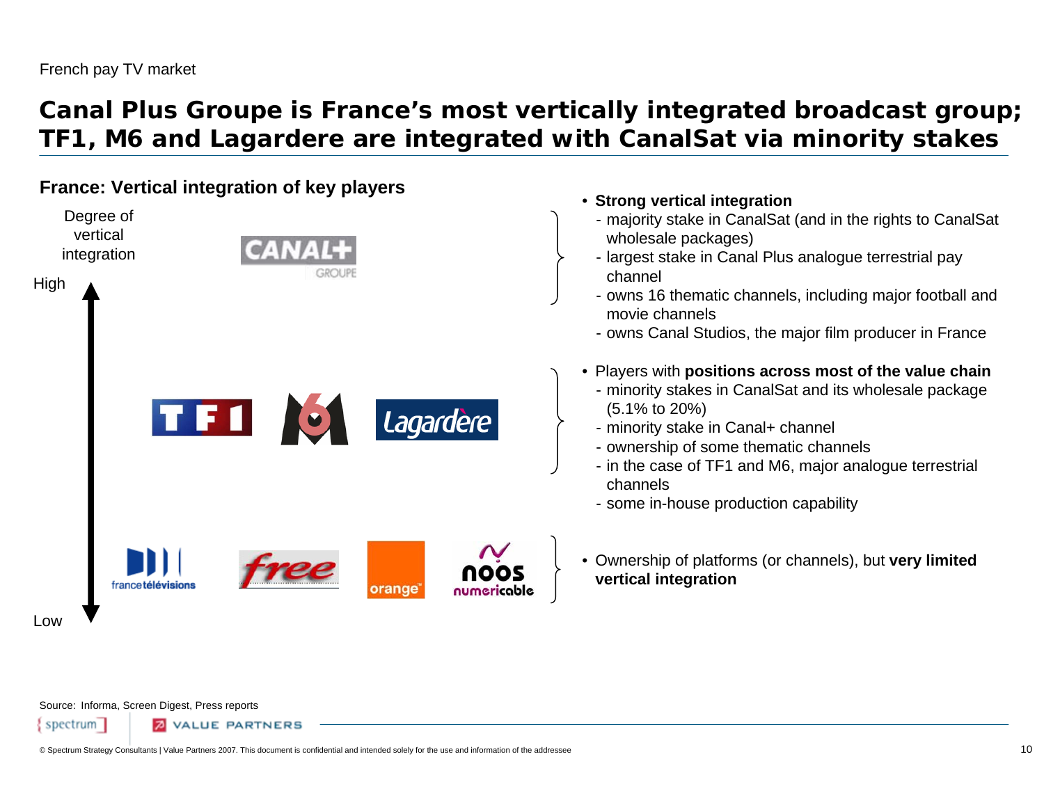French pay TV market

# Canal Plus Groupe is France's most vertically integrated broadcast group; TF1, M6 and Lagardere are integrated with CanalSat via minority stakes

## France: Vertical integration of key players

Degree of vertical integration

High

CANAL+ GROUPE

- **Strong vertical integration**
  - majority stake in CanalSat (and in the rights to CanalSat wholesale packages)
  - largest stake in Canal Plus analogue terrestrial pay channel
  - owns 16 thematic channels, including major football and movie channels
  - owns Canal Studios, the major film producer in France

TF1, M6, Lagardère

- Players with **positions across most of the value chain**
  - minority stakes in CanalSat and its wholesale package (5.1% to 20%)
  - minority stake in Canal+ channel
  - ownership of some thematic channels
  - in the case of TF1 and M6, major analogue terrestrial channels
  - some in-house production capability

francetélévisions, free, orange, noos numericable

- Ownership of platforms (or channels), but **very limited vertical integration**

Low

Source: Informa, Screen Digest, Press reports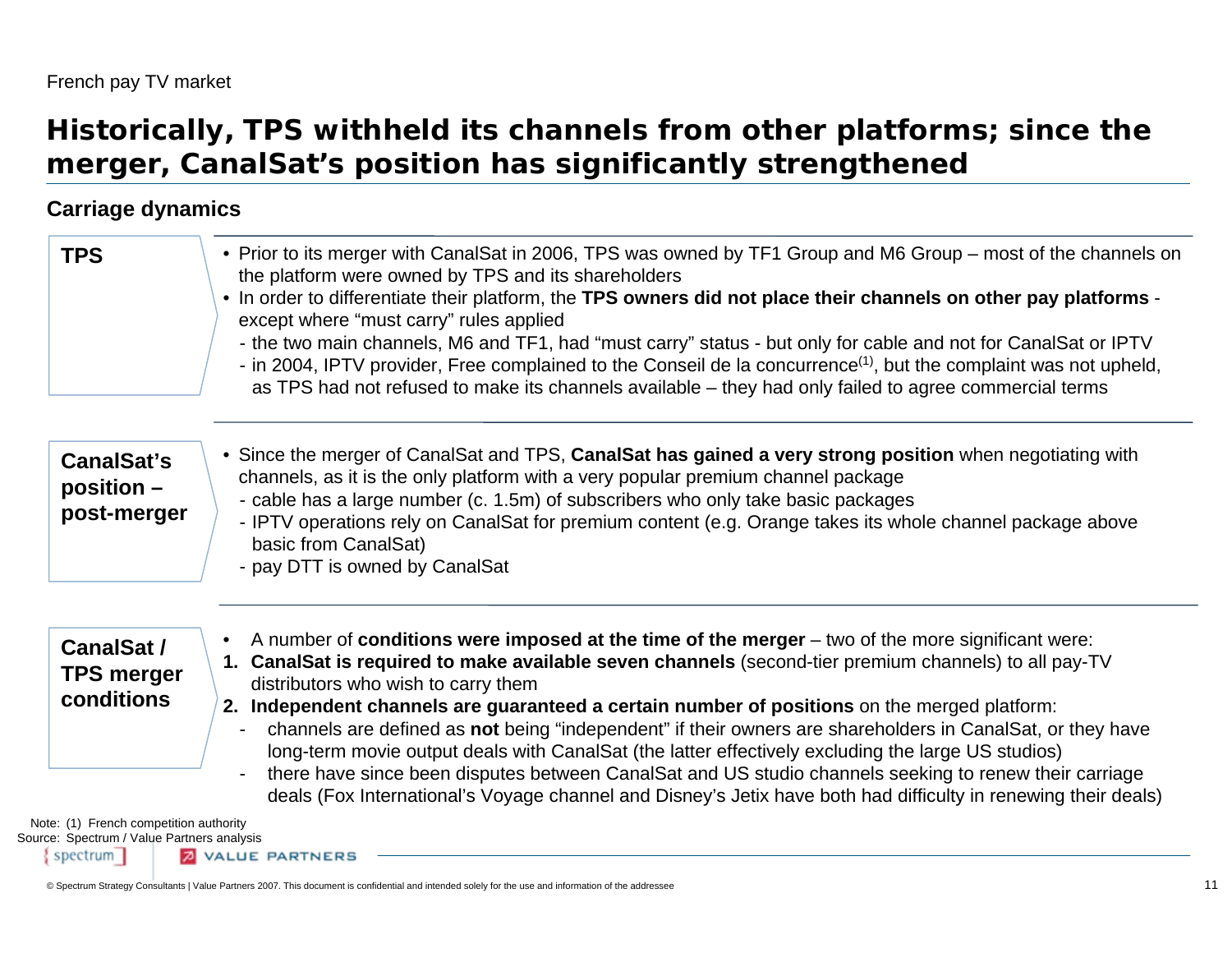French pay TV market

# Historically, TPS withheld its channels from other platforms; since the merger, CanalSat's position has significantly strengthened

## Carriage dynamics

**TPS**

- Prior to its merger with CanalSat in 2006, TPS was owned by TF1 Group and M6 Group – most of the channels on the platform were owned by TPS and its shareholders
- In order to differentiate their platform, the **TPS owners did not place their channels on other pay platforms** - except where "must carry" rules applied
  - the two main channels, M6 and TF1, had "must carry" status - but only for cable and not for CanalSat or IPTV
  - in 2004, IPTV provider, Free complained to the Conseil de la concurrence[1], but the complaint was not upheld, as TPS had not refused to make its channels available – they had only failed to agree commercial terms

**CanalSat's position – post-merger**

- Since the merger of CanalSat and TPS, **CanalSat has gained a very strong position** when negotiating with channels, as it is the only platform with a very popular premium channel package
  - cable has a large number (c. 1.5m) of subscribers who only take basic packages
  - IPTV operations rely on CanalSat for premium content (e.g. Orange takes its whole channel package above basic from CanalSat)
  - pay DTT is owned by CanalSat

**CanalSat / TPS merger conditions**

- A number of **conditions were imposed at the time of the merger** – two of the more significant were:

1. **CanalSat is required to make available seven channels** (second-tier premium channels) to all pay-TV distributors who wish to carry them
2. **Independent channels are guaranteed a certain number of positions** on the merged platform:
   - channels are defined as **not** being "independent" if their owners are shareholders in CanalSat, or they have long-term movie output deals with CanalSat (the latter effectively excluding the large US studios)
   - there have since been disputes between CanalSat and US studio channels seeking to renew their carriage deals (Fox International's Voyage channel and Disney's Jetix have both had difficulty in renewing their deals)

Note: (1) French competition authority
Source: Spectrum / Value Partners analysis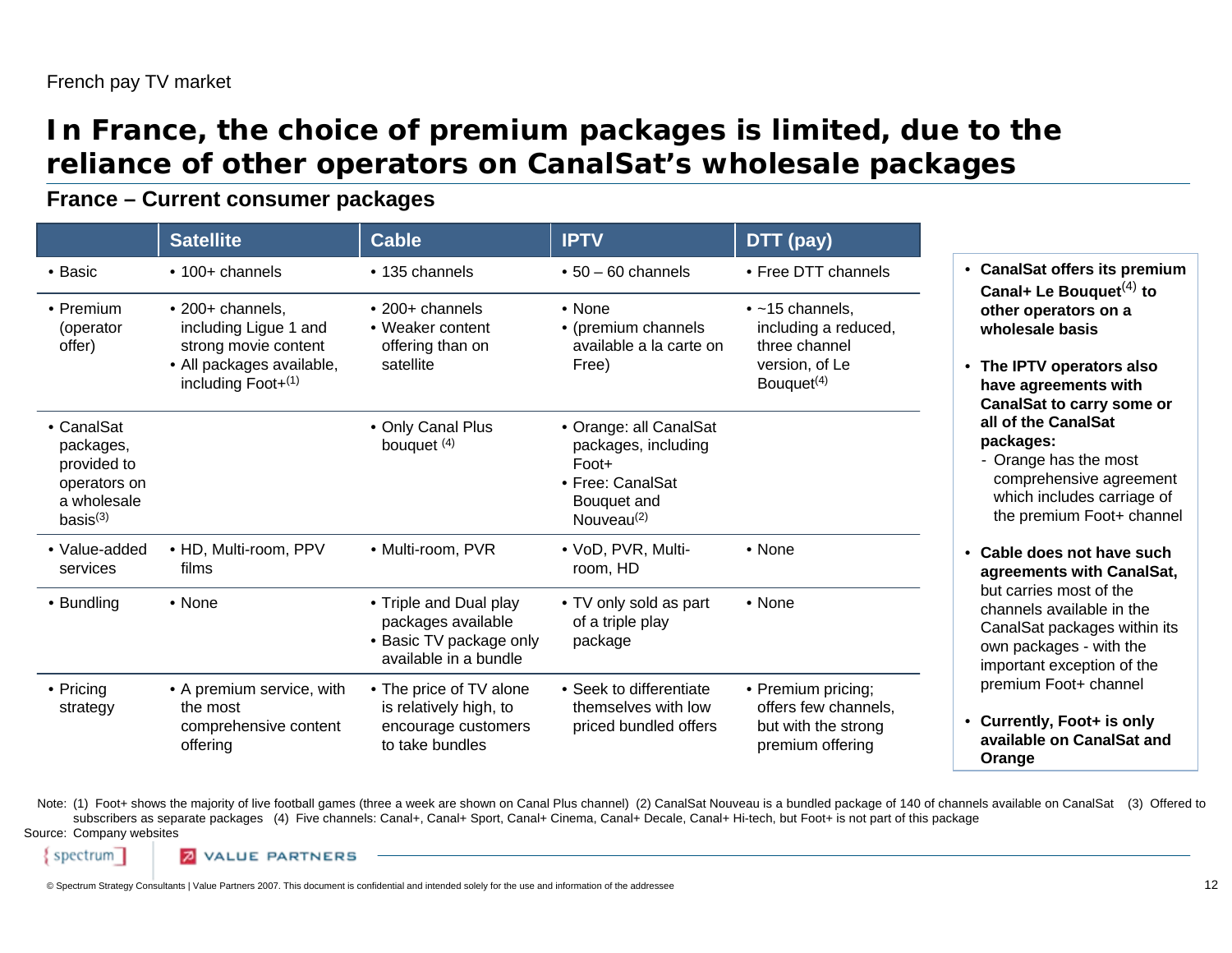French pay TV market

# In France, the choice of premium packages is limited, due to the reliance of other operators on CanalSat's wholesale packages

## France – Current consumer packages

| | Satellite | Cable | IPTV | DTT (pay) |
|---|---|---|---|---|
| • Basic | • 100+ channels | • 135 channels | • 50 – 60 channels | • Free DTT channels |
| • Premium (operator offer) | • 200+ channels, including Ligue 1 and strong movie content<br>• All packages available, including Foot+[1] | • 200+ channels<br>• Weaker content offering than on satellite | • None<br>• (premium channels available a la carte on Free) | • ~15 channels, including a reduced, three channel version, of Le Bouquet[4] |
| • CanalSat packages, provided to operators on a wholesale basis[3] | | • Only Canal Plus bouquet [4] | • Orange: all CanalSat packages, including Foot+<br>• Free: CanalSat Bouquet and Nouveau[2] | |
| • Value-added services | • HD, Multi-room, PPV films | • Multi-room, PVR | • VoD, PVR, Multi-room, HD | • None |
| • Bundling | • None | • Triple and Dual play packages available<br>• Basic TV package only available in a bundle | • TV only sold as part of a triple play package | • None |
| • Pricing strategy | • A premium service, with the most comprehensive content offering | • The price of TV alone is relatively high, to encourage customers to take bundles | • Seek to differentiate themselves with low priced bundled offers | • Premium pricing; offers few channels, but with the strong premium offering |

- **CanalSat offers its premium Canal+ Le Bouquet[4] to other operators on a wholesale basis**
- **The IPTV operators also have agreements with CanalSat to carry some or all of the CanalSat packages:**
  - Orange has the most comprehensive agreement which includes carriage of the premium Foot+ channel
- **Cable does not have such agreements with CanalSat,** but carries most of the channels available in the CanalSat packages within its own packages - with the important exception of the premium Foot+ channel
- **Currently, Foot+ is only available on CanalSat and Orange**

Note: (1) Foot+ shows the majority of live football games (three a week are shown on Canal Plus channel) (2) CanalSat Nouveau is a bundled package of 140 of channels available on CanalSat (3) Offered to subscribers as separate packages (4) Five channels: Canal+, Canal+ Sport, Canal+ Cinema, Canal+ Decale, Canal+ Hi-tech, but Foot+ is not part of this package

Source: Company websites

© Spectrum Strategy Consultants | Value Partners 2007. This document is confidential and intended solely for the use and information of the addressee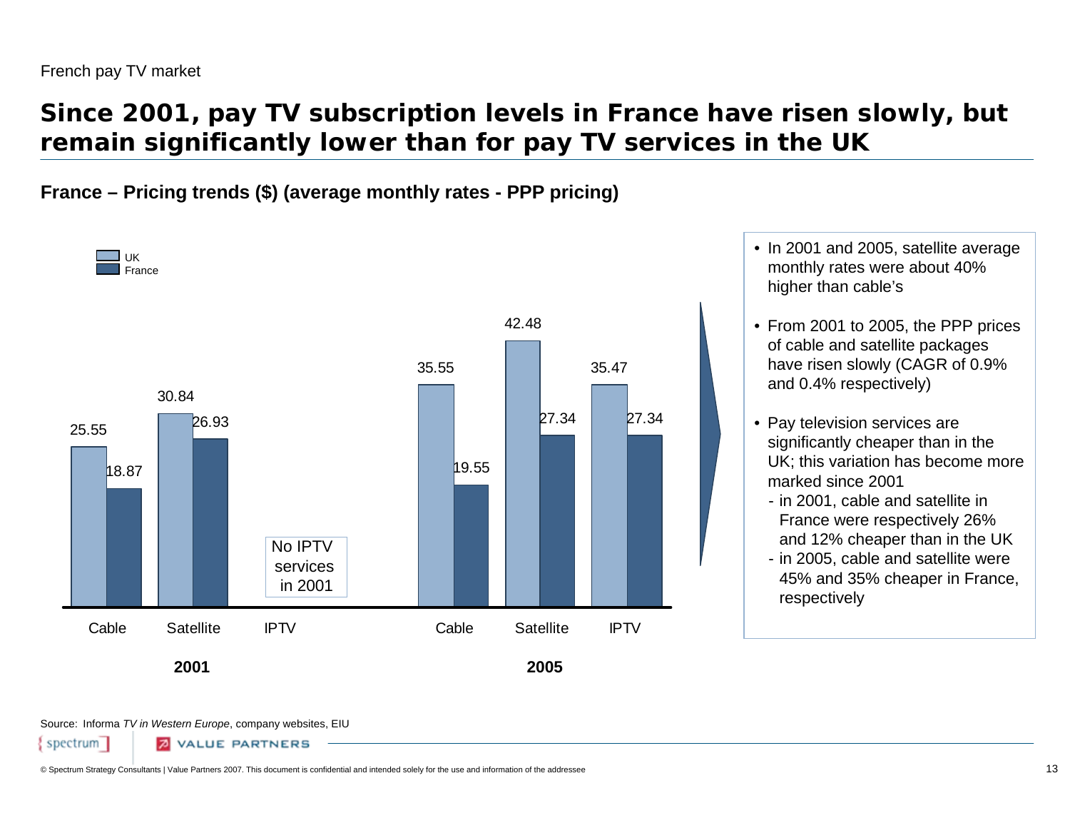French pay TV market

# Since 2001, pay TV subscription levels in France have risen slowly, but remain significantly lower than for pay TV services in the UK

**France – Pricing trends ($) (average monthly rates - PPP pricing)**

| Year | Service | UK | France |
|---|---|---|---|
| 2001 | Cable | 25.55 | 18.87 |
| 2001 | Satellite | 30.84 | 26.93 |
| 2001 | IPTV | No IPTV services in 2001 | No IPTV services in 2001 |
| 2005 | Cable | 35.55 | 19.55 |
| 2005 | Satellite | 42.48 | 27.34 |
| 2005 | IPTV | 35.47 | 27.34 |

- In 2001 and 2005, satellite average monthly rates were about 40% higher than cable's
- From 2001 to 2005, the PPP prices of cable and satellite packages have risen slowly (CAGR of 0.9% and 0.4% respectively)
- Pay television services are significantly cheaper than in the UK; this variation has become more marked since 2001
  - in 2001, cable and satellite in France were respectively 26% and 12% cheaper than in the UK
  - in 2005, cable and satellite were 45% and 35% cheaper in France, respectively

Source: Informa *TV in Western Europe*, company websites, EIU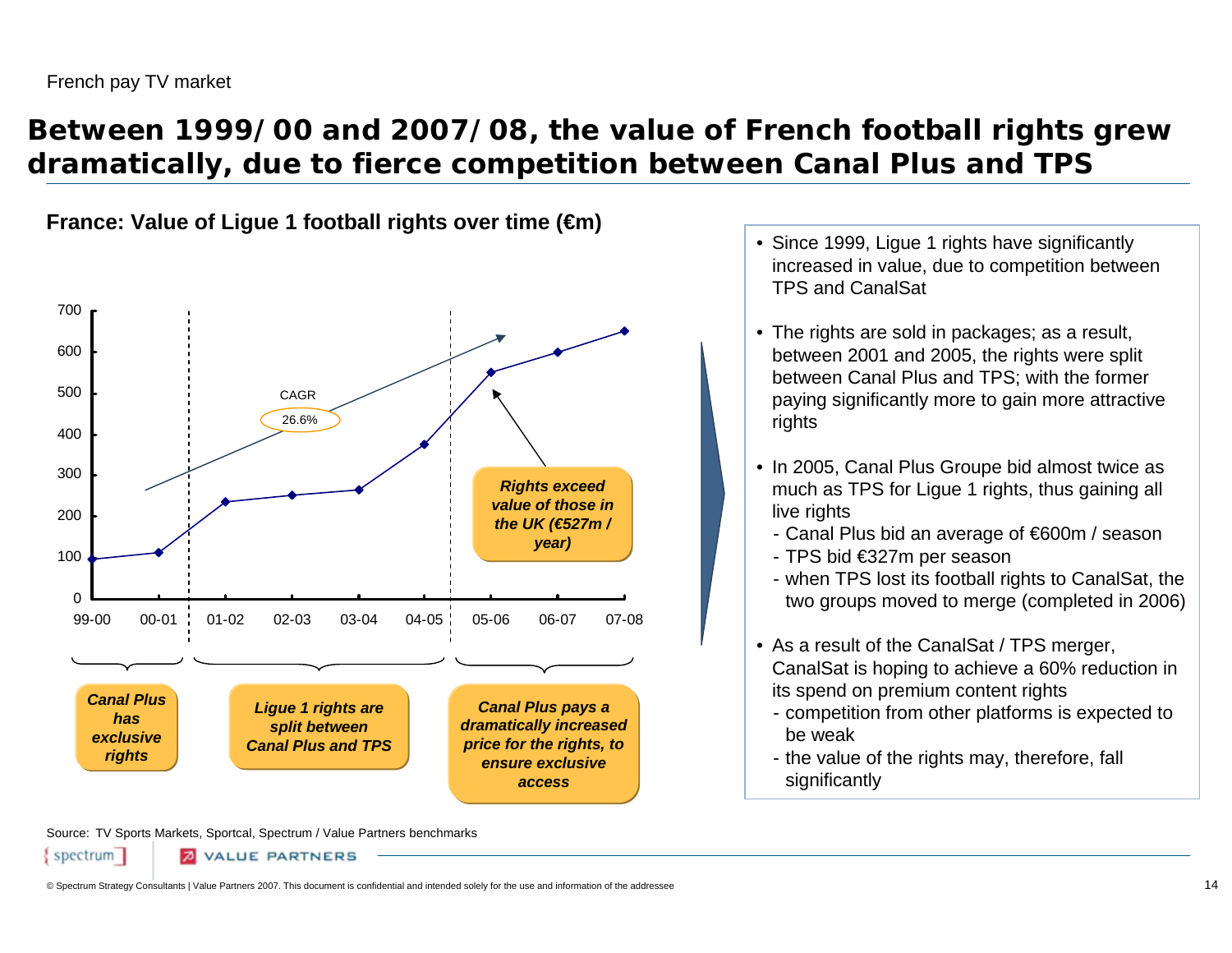French pay TV market

# Between 1999/00 and 2007/08, the value of French football rights grew dramatically, due to fierce competition between Canal Plus and TPS

**France: Value of Ligue 1 football rights over time (€m)**

| Season | Value (€m, approx.) |
|---|---|
| 99-00 | ~97 |
| 00-01 | ~113 |
| 01-02 | ~235 |
| 02-03 | ~251 |
| 03-04 | ~265 |
| 04-05 | ~377 |
| 05-06 | ~550 |
| 06-07 | ~600 |
| 07-08 | ~650 |

CAGR 26.6%

*Rights exceed value of those in the UK (€527m / year)*

- 99-00 to 00-01: *Canal Plus has exclusive rights*
- 01-02 to 04-05: *Ligue 1 rights are split between Canal Plus and TPS*
- 05-06 to 07-08: *Canal Plus pays a dramatically increased price for the rights, to ensure exclusive access*

- Since 1999, Ligue 1 rights have significantly increased in value, due to competition between TPS and CanalSat
- The rights are sold in packages; as a result, between 2001 and 2005, the rights were split between Canal Plus and TPS; with the former paying significantly more to gain more attractive rights
- In 2005, Canal Plus Groupe bid almost twice as much as TPS for Ligue 1 rights, thus gaining all live rights
  - Canal Plus bid an average of €600m / season
  - TPS bid €327m per season
  - when TPS lost its football rights to CanalSat, the two groups moved to merge (completed in 2006)
- As a result of the CanalSat / TPS merger, CanalSat is hoping to achieve a 60% reduction in its spend on premium content rights
  - competition from other platforms is expected to be weak
  - the value of the rights may, therefore, fall significantly

Source: TV Sports Markets, Sportcal, Spectrum / Value Partners benchmarks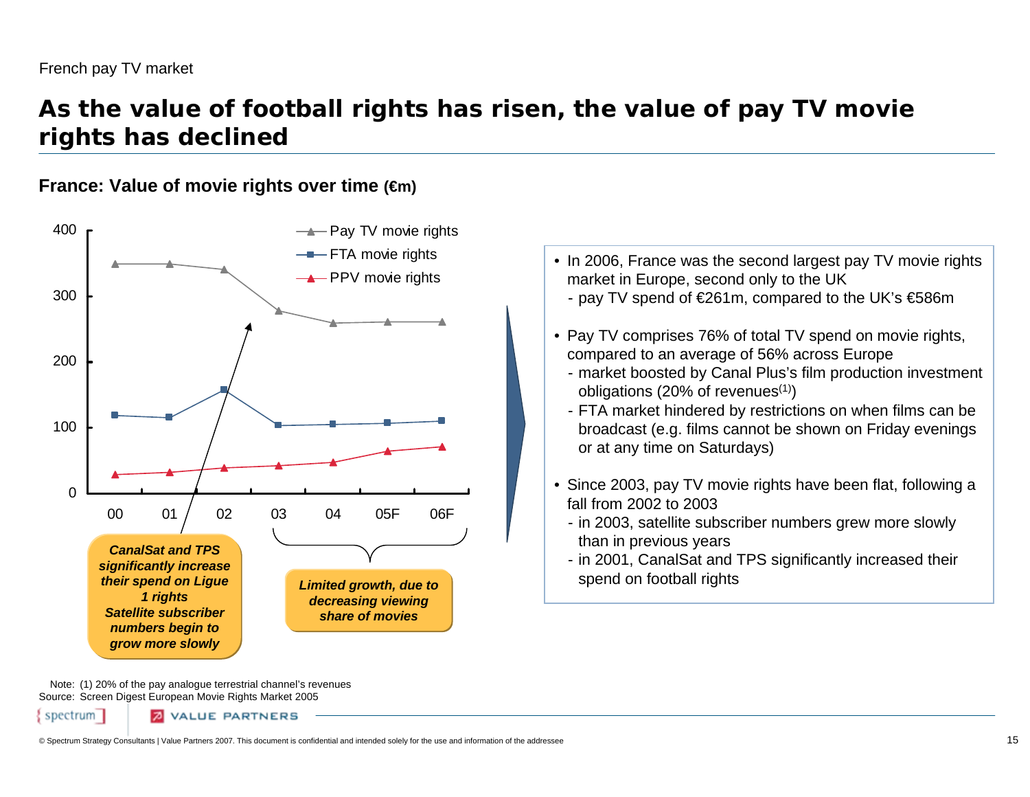French pay TV market

# As the value of football rights has risen, the value of pay TV movie rights has declined

### France: Value of movie rights over time (€m)

| | 00 | 01 | 02 | 03 | 04 | 05F | 06F |
|---|---|---|---|---|---|---|---|
| Pay TV movie rights | ~350 | ~350 | ~341 | ~278 | ~259 | ~261 | ~261 |
| FTA movie rights | ~119 | ~115 | ~157 | ~103 | ~105 | ~107 | ~110 |
| PPV movie rights | ~28 | ~31 | ~38 | ~42 | ~47 | ~64 | ~70 |

***CanalSat and TPS significantly increase their spend on Ligue 1 rights Satellite subscriber numbers begin to grow more slowly***

***Limited growth, due to decreasing viewing share of movies***

- In 2006, France was the second largest pay TV movie rights market in Europe, second only to the UK
  - pay TV spend of €261m, compared to the UK's €586m
- Pay TV comprises 76% of total TV spend on movie rights, compared to an average of 56% across Europe
  - market boosted by Canal Plus's film production investment obligations (20% of revenues[1])
  - FTA market hindered by restrictions on when films can be broadcast (e.g. films cannot be shown on Friday evenings or at any time on Saturdays)
- Since 2003, pay TV movie rights have been flat, following a fall from 2002 to 2003
  - in 2003, satellite subscriber numbers grew more slowly than in previous years
  - in 2001, CanalSat and TPS significantly increased their spend on football rights

Note: (1) 20% of the pay analogue terrestrial channel's revenues
Source: Screen Digest European Movie Rights Market 2005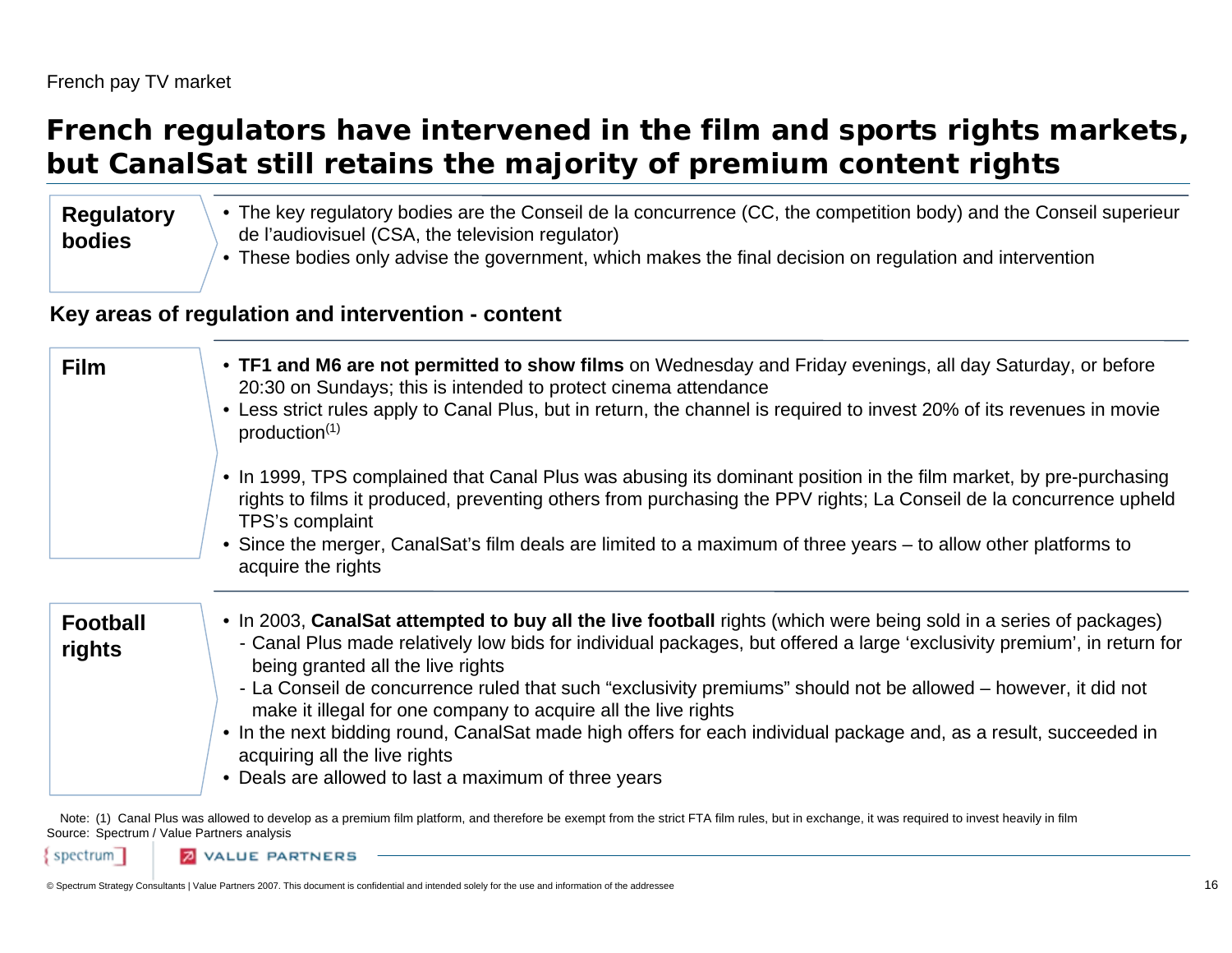French pay TV market

# French regulators have intervened in the film and sports rights markets, but CanalSat still retains the majority of premium content rights

**Regulatory bodies**

- The key regulatory bodies are the Conseil de la concurrence (CC, the competition body) and the Conseil superieur de l'audiovisuel (CSA, the television regulator)
- These bodies only advise the government, which makes the final decision on regulation and intervention

## Key areas of regulation and intervention - content

**Film**

- **TF1 and M6 are not permitted to show films** on Wednesday and Friday evenings, all day Saturday, or before 20:30 on Sundays; this is intended to protect cinema attendance
- Less strict rules apply to Canal Plus, but in return, the channel is required to invest 20% of its revenues in movie production(1)
- In 1999, TPS complained that Canal Plus was abusing its dominant position in the film market, by pre-purchasing rights to films it produced, preventing others from purchasing the PPV rights; La Conseil de la concurrence upheld TPS's complaint
- Since the merger, CanalSat's film deals are limited to a maximum of three years – to allow other platforms to acquire the rights

**Football rights**

- In 2003, **CanalSat attempted to buy all the live football** rights (which were being sold in a series of packages)
  - Canal Plus made relatively low bids for individual packages, but offered a large 'exclusivity premium', in return for being granted all the live rights
  - La Conseil de concurrence ruled that such "exclusivity premiums" should not be allowed – however, it did not make it illegal for one company to acquire all the live rights
- In the next bidding round, CanalSat made high offers for each individual package and, as a result, succeeded in acquiring all the live rights
- Deals are allowed to last a maximum of three years

Note: (1) Canal Plus was allowed to develop as a premium film platform, and therefore be exempt from the strict FTA film rules, but in exchange, it was required to invest heavily in film
Source: Spectrum / Value Partners analysis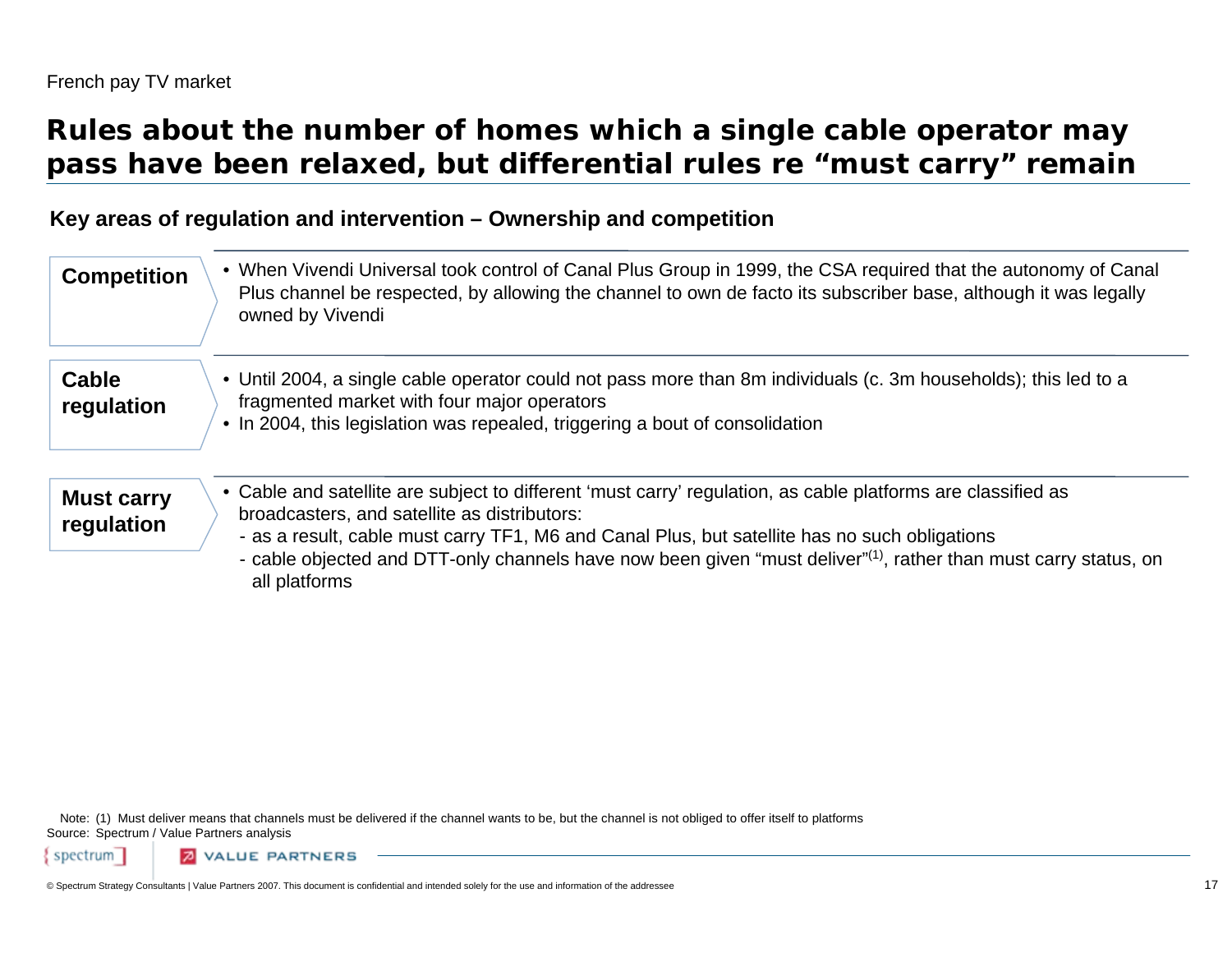French pay TV market

# Rules about the number of homes which a single cable operator may pass have been relaxed, but differential rules re "must carry" remain

## Key areas of regulation and intervention – Ownership and competition

**Competition**

- When Vivendi Universal took control of Canal Plus Group in 1999, the CSA required that the autonomy of Canal Plus channel be respected, by allowing the channel to own de facto its subscriber base, although it was legally owned by Vivendi

**Cable regulation**

- Until 2004, a single cable operator could not pass more than 8m individuals (c. 3m households); this led to a fragmented market with four major operators
- In 2004, this legislation was repealed, triggering a bout of consolidation

**Must carry regulation**

- Cable and satellite are subject to different 'must carry' regulation, as cable platforms are classified as broadcasters, and satellite as distributors:
  - as a result, cable must carry TF1, M6 and Canal Plus, but satellite has no such obligations
  - cable objected and DTT-only channels have now been given "must deliver"(1), rather than must carry status, on all platforms

Note: (1) Must deliver means that channels must be delivered if the channel wants to be, but the channel is not obliged to offer itself to platforms
Source: Spectrum / Value Partners analysis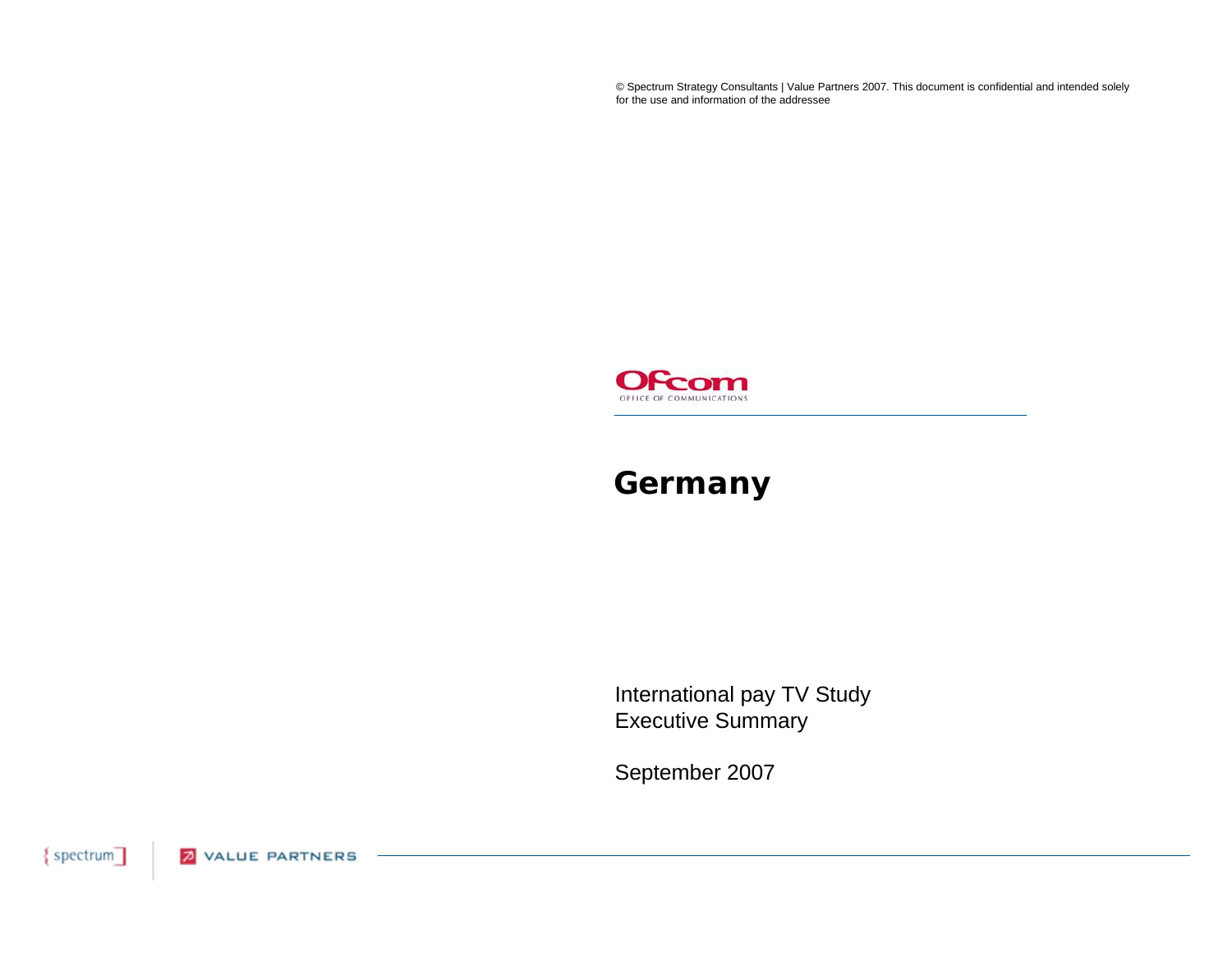© Spectrum Strategy Consultants | Value Partners 2007. This document is confidential and intended solely for the use and information of the addressee

Ofcom

OFFICE OF COMMUNICATIONS

# Germany

International pay TV Study
Executive Summary

September 2007

{spectrum] VALUE PARTNERS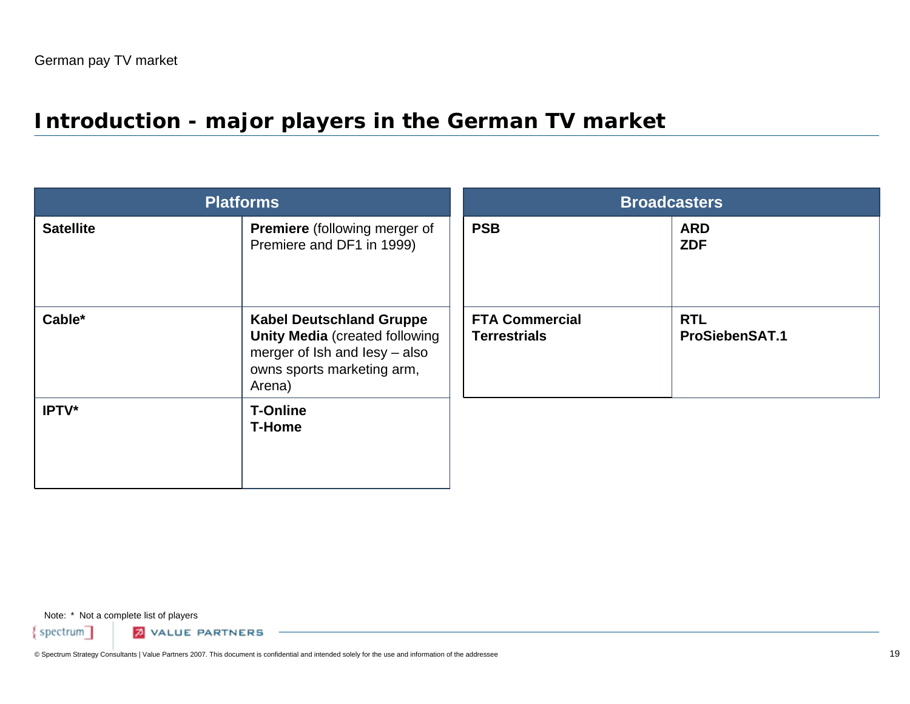# Introduction - major players in the German TV market

| Platforms | |
|---|---|
| **Satellite** | **Premiere** (following merger of Premiere and DF1 in 1999) |
| **Cable*** | **Kabel Deutschland Gruppe**<br>**Unity Media** (created following merger of Ish and Iesy – also owns sports marketing arm, Arena) |
| **IPTV*** | **T-Online**<br>**T-Home** |

| Broadcasters | |
|---|---|
| **PSB** | **ARD**<br>**ZDF** |
| **FTA Commercial Terrestrials** | **RTL**<br>**ProSiebenSAT.1** |

Note: * Not a complete list of players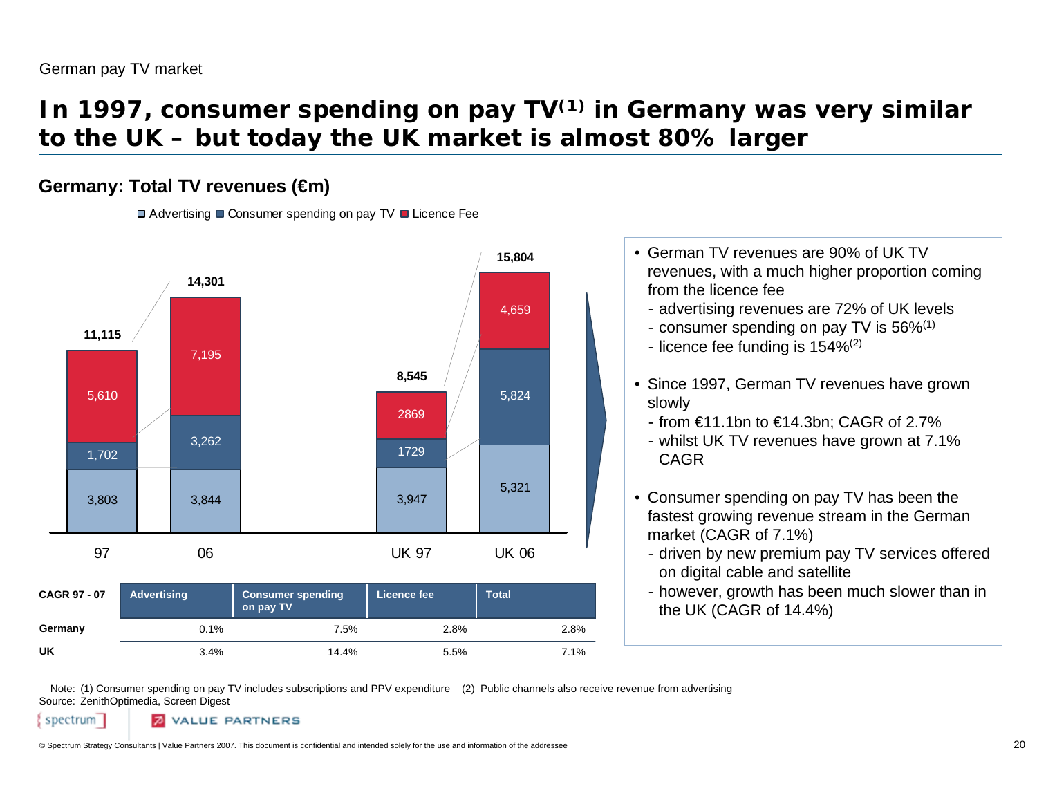German pay TV market

# In 1997, consumer spending on pay TV[1] in Germany was very similar to the UK – but today the UK market is almost 80% larger

## Germany: Total TV revenues (€m)

Legend: Advertising, Consumer spending on pay TV, Licence Fee

| | 97 | 06 | UK 97 | UK 06 |
|---|---|---|---|---|
| Advertising | 3,803 | 3,844 | 3,947 | 5,321 |
| Consumer spending on pay TV | 1,702 | 3,262 | 1729 | 5,824 |
| Licence Fee | 5,610 | 7,195 | 2869 | 4,659 |
| Total | 11,115 | 14,301 | 8,545 | 15,804 |

| CAGR 97 - 07 | Advertising | Consumer spending on pay TV | Licence fee | Total |
|---|---|---|---|---|
| Germany | 0.1% | 7.5% | 2.8% | 2.8% |
| UK | 3.4% | 14.4% | 5.5% | 7.1% |

- German TV revenues are 90% of UK TV revenues, with a much higher proportion coming from the licence fee
  - advertising revenues are 72% of UK levels
  - consumer spending on pay TV is 56%[1]
  - licence fee funding is 154%[2]
- Since 1997, German TV revenues have grown slowly
  - from €11.1bn to €14.3bn; CAGR of 2.7%
  - whilst UK TV revenues have grown at 7.1% CAGR
- Consumer spending on pay TV has been the fastest growing revenue stream in the German market (CAGR of 7.1%)
  - driven by new premium pay TV services offered on digital cable and satellite
  - however, growth has been much slower than in the UK (CAGR of 14.4%)

Note: (1) Consumer spending on pay TV includes subscriptions and PPV expenditure (2) Public channels also receive revenue from advertising
Source: ZenithOptimedia, Screen Digest

© Spectrum Strategy Consultants | Value Partners 2007. This document is confidential and intended solely for the use and information of the addressee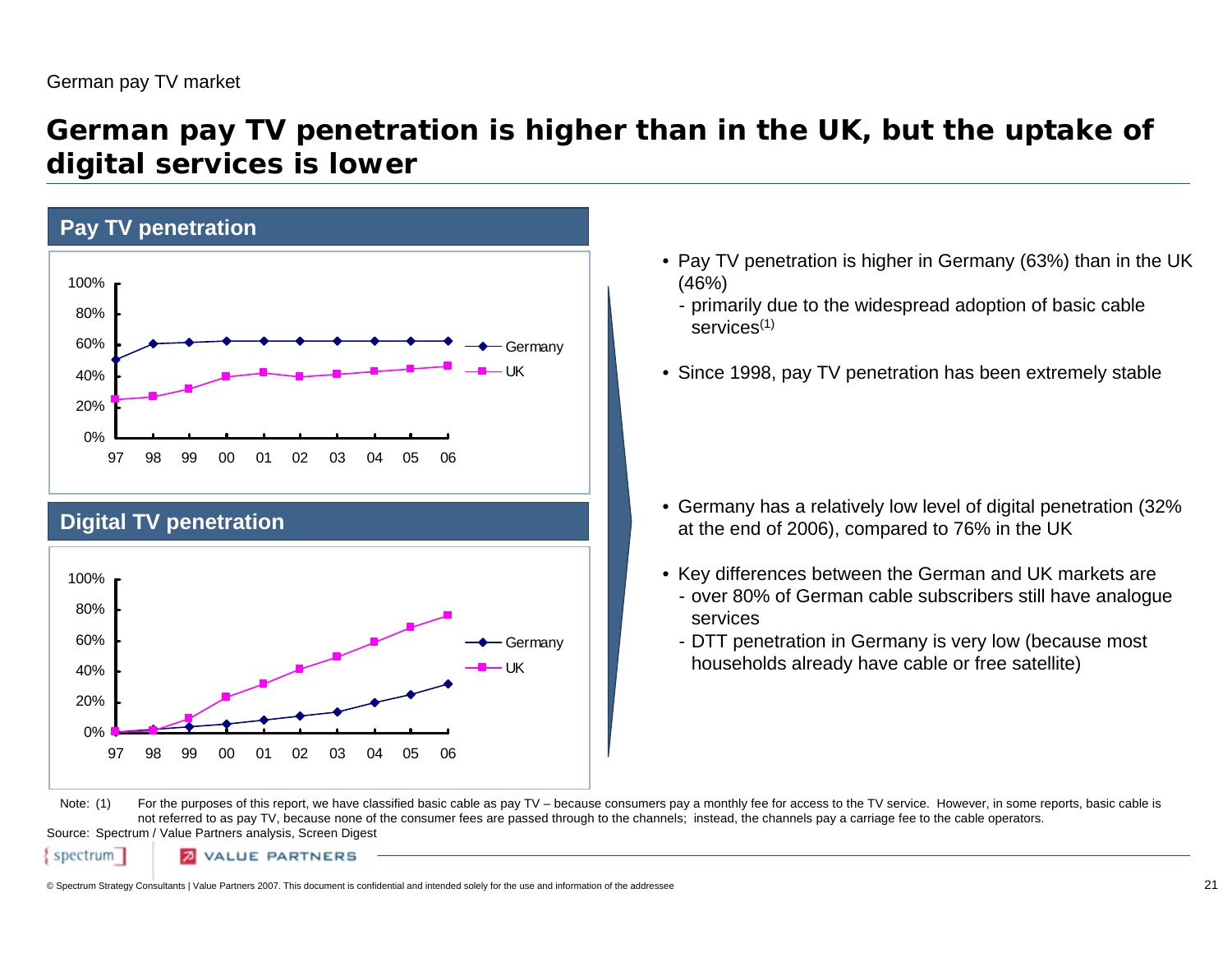German pay TV market

# German pay TV penetration is higher than in the UK, but the uptake of digital services is lower

## Pay TV penetration

| | 97 | 98 | 99 | 00 | 01 | 02 | 03 | 04 | 05 | 06 |
|---|---|---|---|---|---|---|---|---|---|---|
| Germany | 50% | 61% | 62% | 63% | 63% | 63% | 63% | 63% | 63% | 63% |
| UK | 25% | 27% | 32% | 40% | 42% | 40% | 41% | 43% | 45% | 46% |

## Digital TV penetration

| | 97 | 98 | 99 | 00 | 01 | 02 | 03 | 04 | 05 | 06 |
|---|---|---|---|---|---|---|---|---|---|---|
| Germany | 0% | 2% | 4% | 5% | 8% | 11% | 13% | 19% | 25% | 32% |
| UK | 0% | 1% | 9% | 23% | 32% | 41% | 49% | 59% | 68% | 76% |

- Pay TV penetration is higher in Germany (63%) than in the UK (46%)
  - primarily due to the widespread adoption of basic cable services(1)
- Since 1998, pay TV penetration has been extremely stable

- Germany has a relatively low level of digital penetration (32% at the end of 2006), compared to 76% in the UK
- Key differences between the German and UK markets are
  - over 80% of German cable subscribers still have analogue services
  - DTT penetration in Germany is very low (because most households already have cable or free satellite)

Note: (1) For the purposes of this report, we have classified basic cable as pay TV – because consumers pay a monthly fee for access to the TV service. However, in some reports, basic cable is not referred to as pay TV, because none of the consumer fees are passed through to the channels; instead, the channels pay a carriage fee to the cable operators.

Source: Spectrum / Value Partners analysis, Screen Digest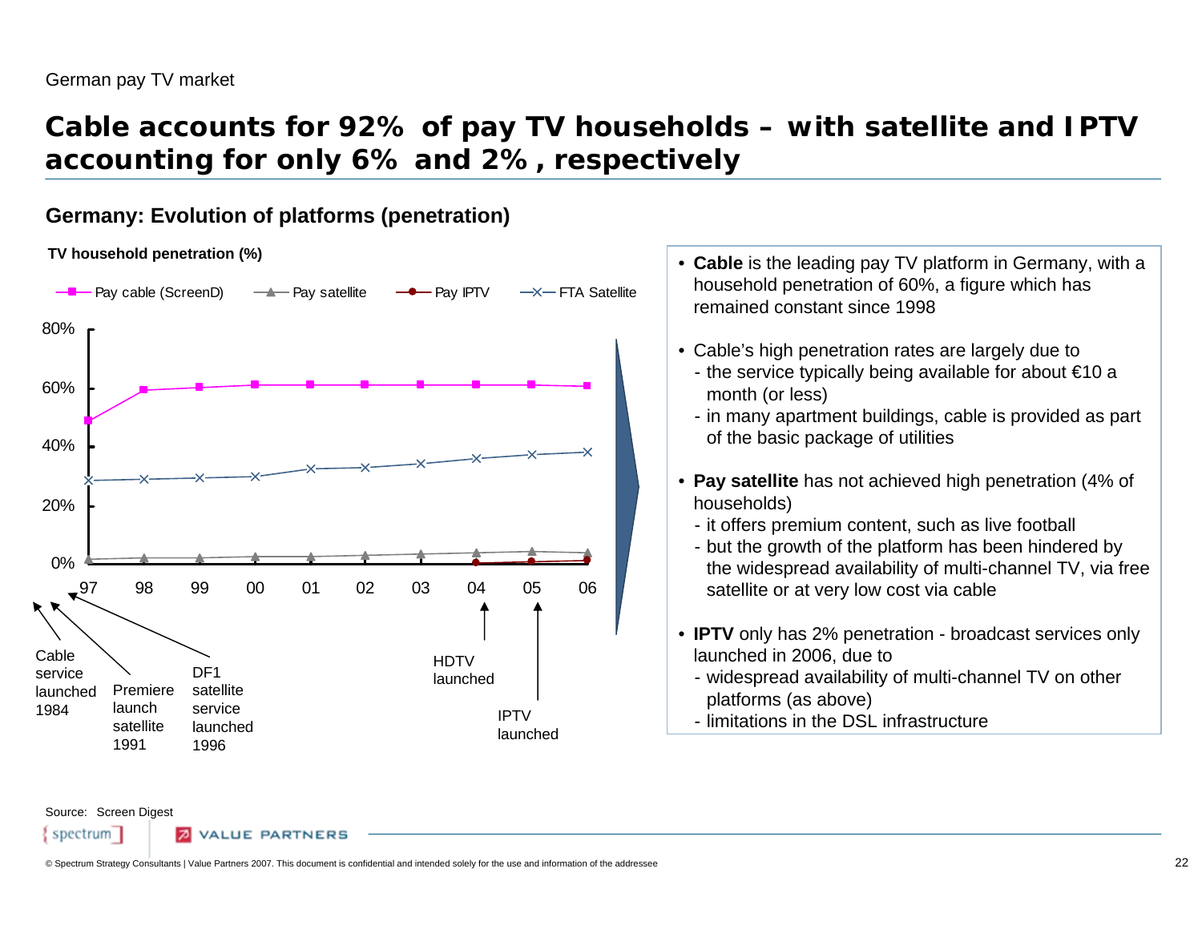German pay TV market

# Cable accounts for 92% of pay TV households – with satellite and IPTV accounting for only 6% and 2%, respectively

## Germany: Evolution of platforms (penetration)

**TV household penetration (%)**

Legend: Pay cable (ScreenD), Pay satellite, Pay IPTV, FTA Satellite

| Year | 97 | 98 | 99 | 00 | 01 | 02 | 03 | 04 | 05 | 06 |
|---|---|---|---|---|---|---|---|---|---|---|
| Pay cable (ScreenD) | ~49% | ~59% | ~60% | ~61% | ~61% | ~61% | ~61% | ~61% | ~61% | ~61% |
| FTA Satellite | ~28% | ~29% | ~29% | ~30% | ~32% | ~33% | ~34% | ~36% | ~37% | ~38% |
| Pay satellite | ~2% | ~2% | ~2% | ~3% | ~3% | ~3% | ~3% | ~4% | ~4% | ~4% |
| Pay IPTV | | | | | | | | ~0% | ~1% | ~1% |

Chart annotations: Cable service launched 1984; Premiere launch satellite 1991; DF1 satellite service launched 1996; HDTV launched (04); IPTV launched (05)

- **Cable** is the leading pay TV platform in Germany, with a household penetration of 60%, a figure which has remained constant since 1998
- Cable's high penetration rates are largely due to
  - the service typically being available for about €10 a month (or less)
  - in many apartment buildings, cable is provided as part of the basic package of utilities
- **Pay satellite** has not achieved high penetration (4% of households)
  - it offers premium content, such as live football
  - but the growth of the platform has been hindered by the widespread availability of multi-channel TV, via free satellite or at very low cost via cable
- **IPTV** only has 2% penetration - broadcast services only launched in 2006, due to
  - widespread availability of multi-channel TV on other platforms (as above)
  - limitations in the DSL infrastructure

Source: Screen Digest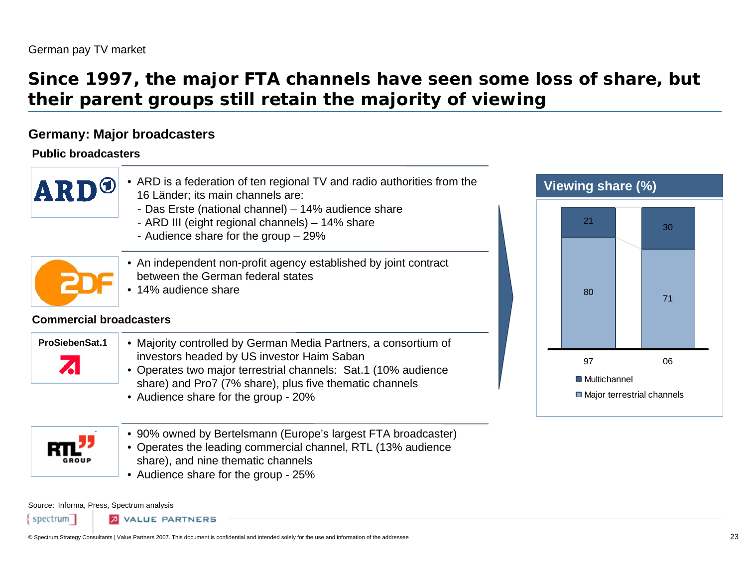German pay TV market

# Since 1997, the major FTA channels have seen some loss of share, but their parent groups still retain the majority of viewing

## Germany: Major broadcasters

### Public broadcasters

**ARD**

- ARD is a federation of ten regional TV and radio authorities from the 16 Länder; its main channels are:
  - Das Erste (national channel) – 14% audience share
  - ARD III (eight regional channels) – 14% share
  - Audience share for the group – 29%

**ZDF**

- An independent non-profit agency established by joint contract between the German federal states
- 14% audience share

### Commercial broadcasters

**ProSiebenSat.1**

- Majority controlled by German Media Partners, a consortium of investors headed by US investor Haim Saban
- Operates two major terrestrial channels: Sat.1 (10% audience share) and Pro7 (7% share), plus five thematic channels
- Audience share for the group - 20%

**RTL GROUP**

- 90% owned by Bertelsmann (Europe's largest FTA broadcaster)
- Operates the leading commercial channel, RTL (13% audience share), and nine thematic channels
- Audience share for the group - 25%

### Viewing share (%)

| | 97 | 06 |
|---|---|---|
| Multichannel | 21 | 30 |
| Major terrestrial channels | 80 | 71 |

Source: Informa, Press, Spectrum analysis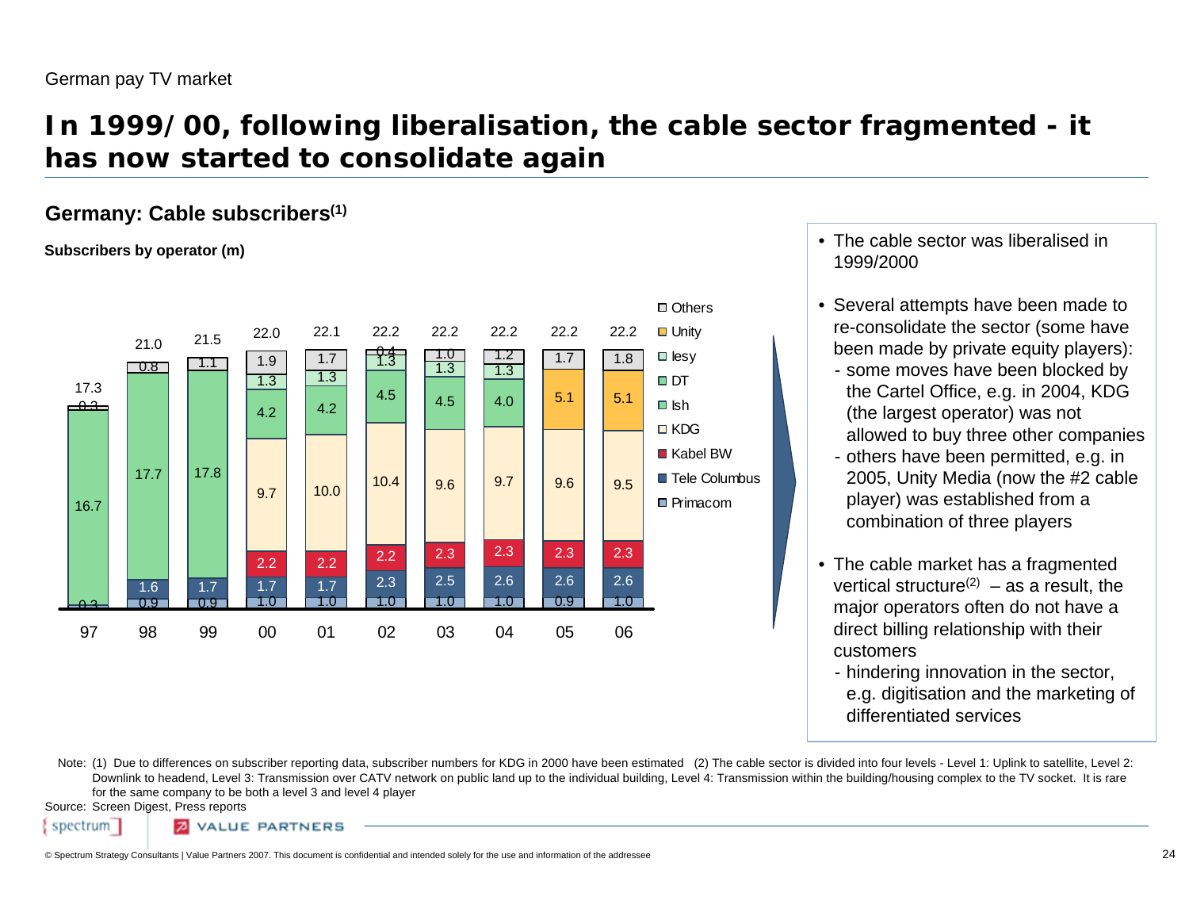German pay TV market

# In 1999/00, following liberalisation, the cable sector fragmented - it has now started to consolidate again

## Germany: Cable subscribers[1]

**Subscribers by operator (m)**

| Operator | 97 | 98 | 99 | 00 | 01 | 02 | 03 | 04 | 05 | 06 |
|---|---|---|---|---|---|---|---|---|---|---|
| Primacom | 0.3 | 0.9 | 0.9 | 1.0 | 1.0 | 1.0 | 1.0 | 1.0 | 0.9 | 1.0 |
| Tele Columbus | | 1.6 | 1.7 | 1.7 | 1.7 | 2.3 | 2.5 | 2.6 | 2.6 | 2.6 |
| Kabel BW | | | | 2.2 | 2.2 | 2.2 | 2.3 | 2.3 | 2.3 | 2.3 |
| KDG | | | | 9.7 | 10.0 | 10.4 | 9.6 | 9.7 | 9.6 | 9.5 |
| Ish | | | | | | | | | | |
| DT | 16.7 | 17.7 | 17.8 | 4.2 | 4.2 | 4.5 | 4.5 | 4.0 | | |
| Iesy | | | | 1.3 | 1.3 | 1.3 | 1.3 | 1.3 | | |
| Unity | | | | | | | | | 5.1 | 5.1 |
| Others | 0.3 | 0.8 | 1.1 | 1.9 | 1.7 | 0.4 | 1.0 | 1.2 | 1.7 | 1.8 |
| **Total** | 17.3 | 21.0 | 21.5 | 22.0 | 22.1 | 22.2 | 22.2 | 22.2 | 22.2 | 22.2 |

- The cable sector was liberalised in 1999/2000
- Several attempts have been made to re-consolidate the sector (some have been made by private equity players):
  - some moves have been blocked by the Cartel Office, e.g. in 2004, KDG (the largest operator) was not allowed to buy three other companies
  - others have been permitted, e.g. in 2005, Unity Media (now the #2 cable player) was established from a combination of three players
- The cable market has a fragmented vertical structure[2] – as a result, the major operators often do not have a direct billing relationship with their customers
  - hindering innovation in the sector, e.g. digitisation and the marketing of differentiated services

Note: (1) Due to differences on subscriber reporting data, subscriber numbers for KDG in 2000 have been estimated (2) The cable sector is divided into four levels - Level 1: Uplink to satellite, Level 2: Downlink to headend, Level 3: Transmission over CATV network on public land up to the individual building, Level 4: Transmission within the building/housing complex to the TV socket. It is rare for the same company to be both a level 3 and level 4 player

Source: Screen Digest, Press reports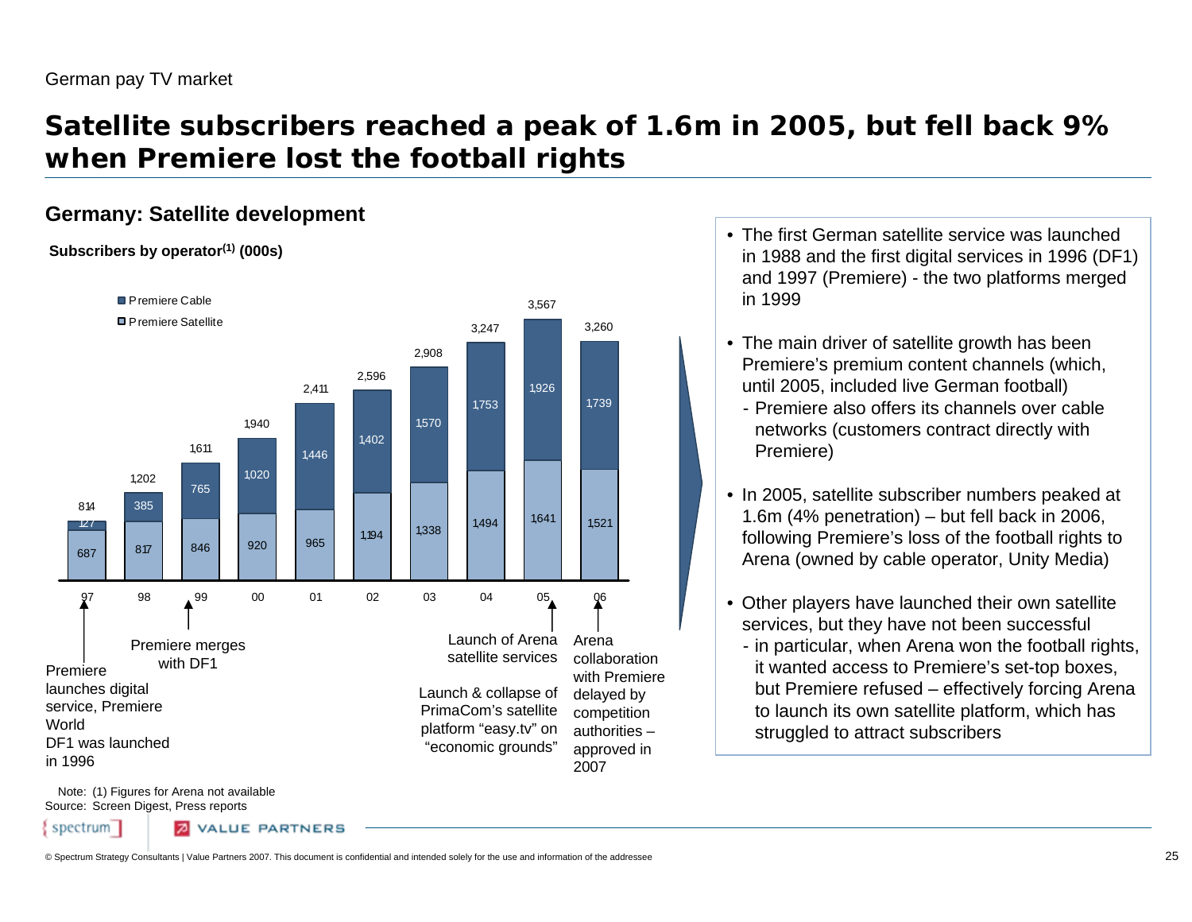German pay TV market

# Satellite subscribers reached a peak of 1.6m in 2005, but fell back 9% when Premiere lost the football rights

## Germany: Satellite development

**Subscribers by operator[(1)] (000s)**

| Year | Premiere Satellite | Premiere Cable | Total |
|---|---|---|---|
| 97 | 687 | 127 | 814 |
| 98 | 817 | 385 | 1,202 |
| 99 | 846 | 765 | 1,611 |
| 00 | 920 | 1,020 | 1,940 |
| 01 | 965 | 1,446 | 2,411 |
| 02 | 1,194 | 1,402 | 2,596 |
| 03 | 1,338 | 1,570 | 2,908 |
| 04 | 1,494 | 1,753 | 3,247 |
| 05 | 1,641 | 1,926 | 3,567 |
| 06 | 1,521 | 1,739 | 3,260 |

- 97: Premiere launches digital service, Premiere World. DF1 was launched in 1996
- 99: Premiere merges with DF1
- 05: Launch of Arena satellite services. Launch & collapse of PrimaCom's satellite platform "easy.tv" on "economic grounds"
- 06: Arena collaboration with Premiere delayed by competition authorities – approved in 2007

- The first German satellite service was launched in 1988 and the first digital services in 1996 (DF1) and 1997 (Premiere) - the two platforms merged in 1999
- The main driver of satellite growth has been Premiere's premium content channels (which, until 2005, included live German football)
  - Premiere also offers its channels over cable networks (customers contract directly with Premiere)
- In 2005, satellite subscriber numbers peaked at 1.6m (4% penetration) – but fell back in 2006, following Premiere's loss of the football rights to Arena (owned by cable operator, Unity Media)
- Other players have launched their own satellite services, but they have not been successful
  - in particular, when Arena won the football rights, it wanted access to Premiere's set-top boxes, but Premiere refused – effectively forcing Arena to launch its own satellite platform, which has struggled to attract subscribers

Note: (1) Figures for Arena not available
Source: Screen Digest, Press reports

© Spectrum Strategy Consultants | Value Partners 2007. This document is confidential and intended solely for the use and information of the addressee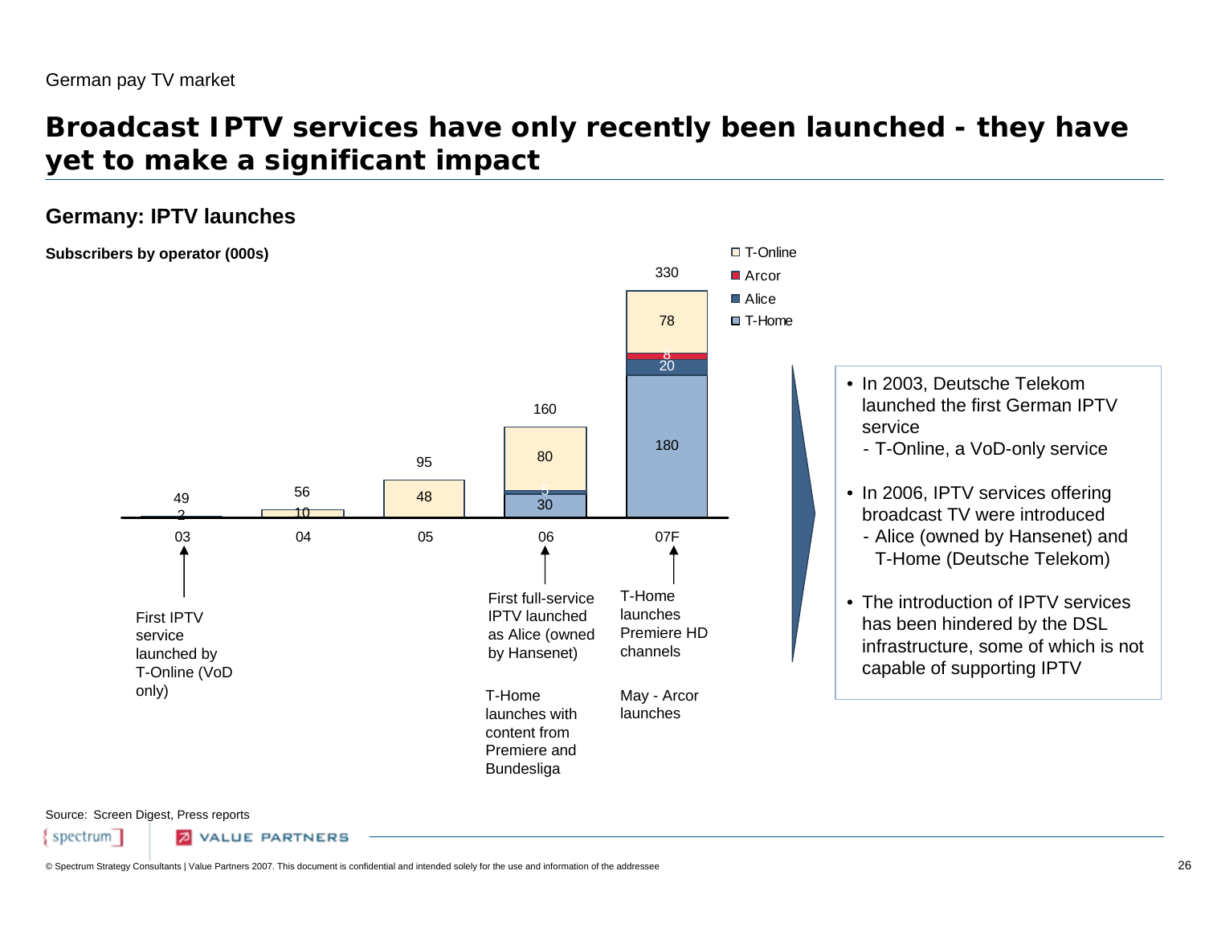German pay TV market

# Broadcast IPTV services have only recently been launched - they have yet to make a significant impact

## Germany: IPTV launches

**Subscribers by operator (000s)**

| | 03 | 04 | 05 | 06 | 07F |
|---|---|---|---|---|---|
| T-Online | 2 | 10 | 48 | 80 | 78 |
| Arcor | | | | | 8 |
| Alice | | | | 5 | 20 |
| T-Home | | | | 30 | 180 |
| Total | 49 | 56 | 95 | 160 | 330 |

- 03: First IPTV service launched by T-Online (VoD only)
- 06: First full-service IPTV launched as Alice (owned by Hansenet)
- 06: T-Home launches with content from Premiere and Bundesliga
- 07F: T-Home launches Premiere HD channels
- 07F: May - Arcor launches

- In 2003, Deutsche Telekom launched the first German IPTV service
  - T-Online, a VoD-only service
- In 2006, IPTV services offering broadcast TV were introduced
  - Alice (owned by Hansenet) and T-Home (Deutsche Telekom)
- The introduction of IPTV services has been hindered by the DSL infrastructure, some of which is not capable of supporting IPTV

Source: Screen Digest, Press reports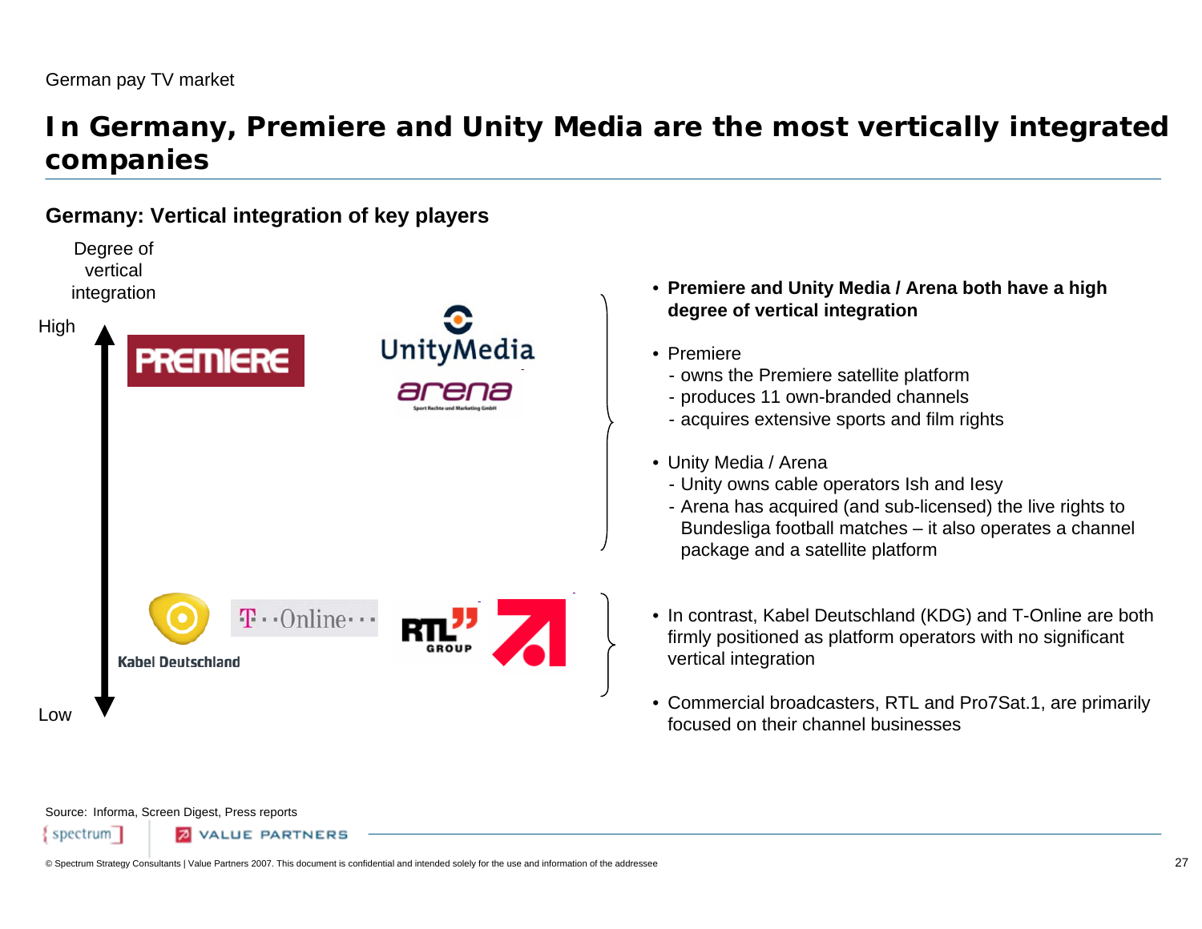German pay TV market

# In Germany, Premiere and Unity Media are the most vertically integrated companies

## Germany: Vertical integration of key players

Degree of vertical integration

High

PREMIERE

UnityMedia

arena

Kabel Deutschland

T-Online

RTL GROUP

Low

- **Premiere and Unity Media / Arena both have a high degree of vertical integration**
- Premiere
  - owns the Premiere satellite platform
  - produces 11 own-branded channels
  - acquires extensive sports and film rights
- Unity Media / Arena
  - Unity owns cable operators Ish and Iesy
  - Arena has acquired (and sub-licensed) the live rights to Bundesliga football matches – it also operates a channel package and a satellite platform
- In contrast, Kabel Deutschland (KDG) and T-Online are both firmly positioned as platform operators with no significant vertical integration
- Commercial broadcasters, RTL and Pro7Sat.1, are primarily focused on their channel businesses

Source: Informa, Screen Digest, Press reports

© Spectrum Strategy Consultants | Value Partners 2007. This document is confidential and intended solely for the use and information of the addressee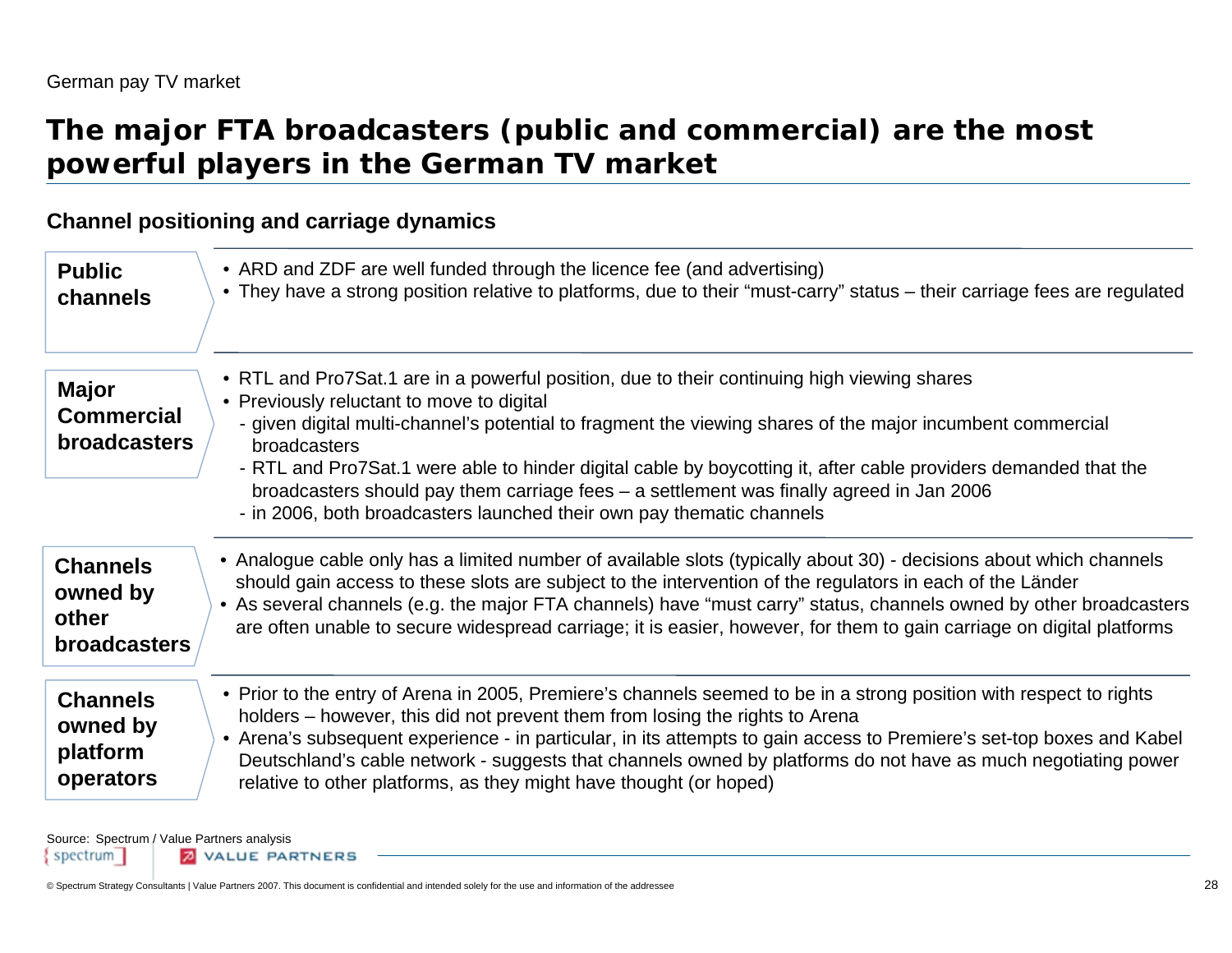German pay TV market

# The major FTA broadcasters (public and commercial) are the most powerful players in the German TV market

## Channel positioning and carriage dynamics

**Public channels**

- ARD and ZDF are well funded through the licence fee (and advertising)
- They have a strong position relative to platforms, due to their "must-carry" status – their carriage fees are regulated

**Major Commercial broadcasters**

- RTL and Pro7Sat.1 are in a powerful position, due to their continuing high viewing shares
- Previously reluctant to move to digital
  - given digital multi-channel's potential to fragment the viewing shares of the major incumbent commercial broadcasters
  - RTL and Pro7Sat.1 were able to hinder digital cable by boycotting it, after cable providers demanded that the broadcasters should pay them carriage fees – a settlement was finally agreed in Jan 2006
  - in 2006, both broadcasters launched their own pay thematic channels

**Channels owned by other broadcasters**

- Analogue cable only has a limited number of available slots (typically about 30) - decisions about which channels should gain access to these slots are subject to the intervention of the regulators in each of the Länder
- As several channels (e.g. the major FTA channels) have "must carry" status, channels owned by other broadcasters are often unable to secure widespread carriage; it is easier, however, for them to gain carriage on digital platforms

**Channels owned by platform operators**

- Prior to the entry of Arena in 2005, Premiere's channels seemed to be in a strong position with respect to rights holders – however, this did not prevent them from losing the rights to Arena
- Arena's subsequent experience - in particular, in its attempts to gain access to Premiere's set-top boxes and Kabel Deutschland's cable network - suggests that channels owned by platforms do not have as much negotiating power relative to other platforms, as they might have thought (or hoped)

Source: Spectrum / Value Partners analysis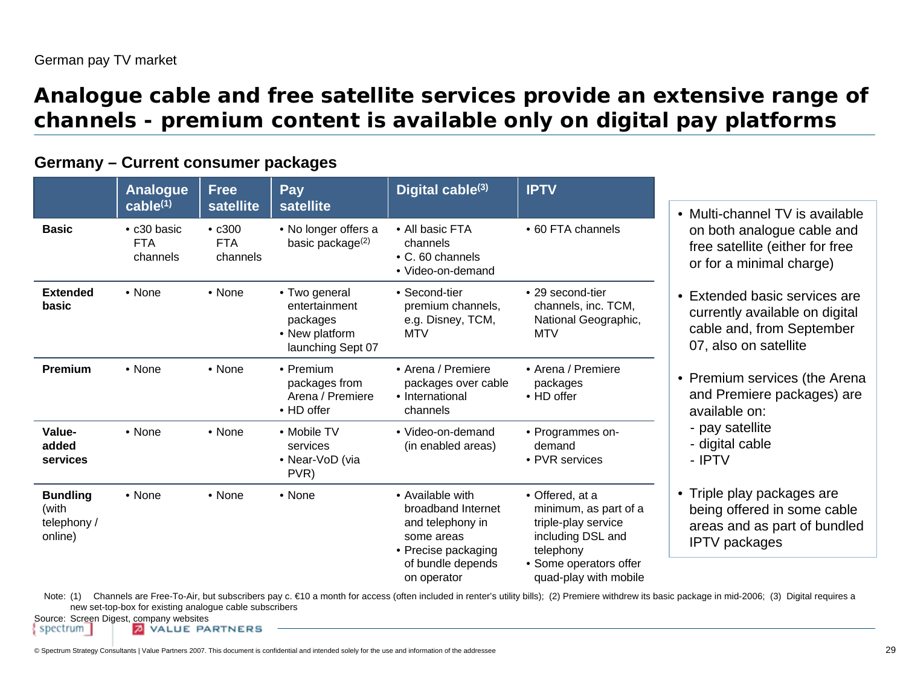German pay TV market

# Analogue cable and free satellite services provide an extensive range of channels - premium content is available only on digital pay platforms

## Germany – Current consumer packages

| | Analogue cable[(1)] | Free satellite | Pay satellite | Digital cable[(3)] | IPTV |
|---|---|---|---|---|---|
| **Basic** | • c30 basic FTA channels | • c300 FTA channels | • No longer offers a basic package[(2)] | • All basic FTA channels<br>• C. 60 channels<br>• Video-on-demand | • 60 FTA channels |
| **Extended basic** | • None | • None | • Two general entertainment packages<br>• New platform launching Sept 07 | • Second-tier premium channels, e.g. Disney, TCM, MTV | • 29 second-tier channels, inc. TCM, National Geographic, MTV |
| **Premium** | • None | • None | • Premium packages from Arena / Premiere<br>• HD offer | • Arena / Premiere packages over cable<br>• International channels | • Arena / Premiere packages<br>• HD offer |
| **Value-added services** | • None | • None | • Mobile TV services<br>• Near-VoD (via PVR) | • Video-on-demand (in enabled areas) | • Programmes on-demand<br>• PVR services |
| **Bundling** (with telephony / online) | • None | • None | • None | • Available with broadband Internet and telephony in some areas<br>• Precise packaging of bundle depends on operator | • Offered, at a minimum, as part of a triple-play service including DSL and telephony<br>• Some operators offer quad-play with mobile |

- Multi-channel TV is available on both analogue cable and free satellite (either for free or for a minimal charge)
- Extended basic services are currently available on digital cable and, from September 07, also on satellite
- Premium services (the Arena and Premiere packages) are available on:
  - pay satellite
  - digital cable
  - IPTV
- Triple play packages are being offered in some cable areas and as part of bundled IPTV packages

Note: (1) Channels are Free-To-Air, but subscribers pay c. €10 a month for access (often included in renter's utility bills); (2) Premiere withdrew its basic package in mid-2006; (3) Digital requires a new set-top-box for existing analogue cable subscribers

Source: Screen Digest, company websites

© Spectrum Strategy Consultants | Value Partners 2007. This document is confidential and intended solely for the use and information of the addressee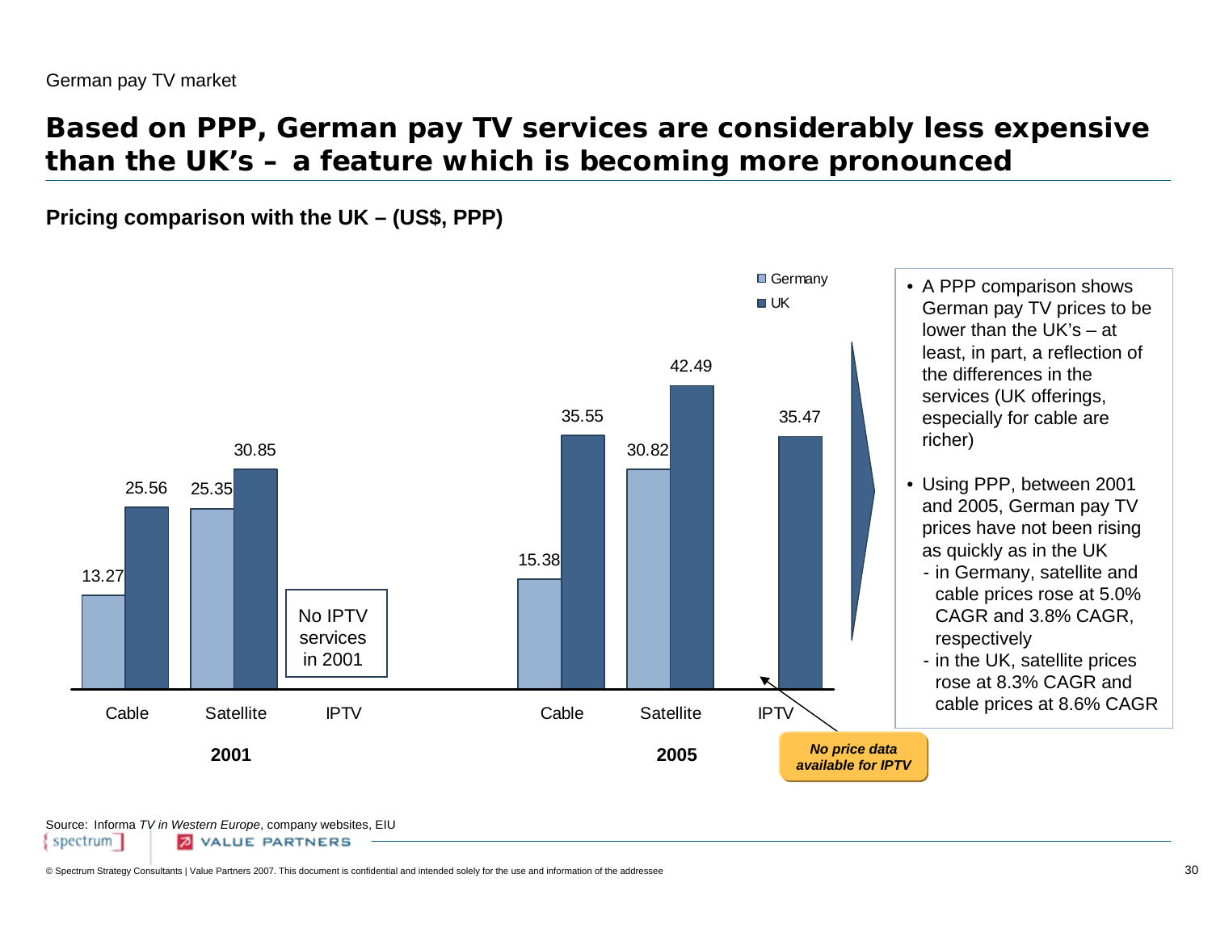German pay TV market

# Based on PPP, German pay TV services are considerably less expensive than the UK's – a feature which is becoming more pronounced

**Pricing comparison with the UK – (US$, PPP)**

| Year | Service | Germany | UK |
| --- | --- | --- | --- |
| 2001 | Cable | 13.27 | 25.56 |
| 2001 | Satellite | 25.35 | 30.85 |
| 2001 | IPTV | No IPTV services in 2001 | |
| 2005 | Cable | 15.38 | 35.55 |
| 2005 | Satellite | 30.82 | 42.49 |
| 2005 | IPTV | | 35.47 |

***No price data available for IPTV***

- A PPP comparison shows German pay TV prices to be lower than the UK's – at least, in part, a reflection of the differences in the services (UK offerings, especially for cable are richer)
- Using PPP, between 2001 and 2005, German pay TV prices have not been rising as quickly as in the UK
  - in Germany, satellite and cable prices rose at 5.0% CAGR and 3.8% CAGR, respectively
  - in the UK, satellite prices rose at 8.3% CAGR and cable prices at 8.6% CAGR

Source: Informa *TV in Western Europe*, company websites, EIU

© Spectrum Strategy Consultants | Value Partners 2007. This document is confidential and intended solely for the use and information of the addressee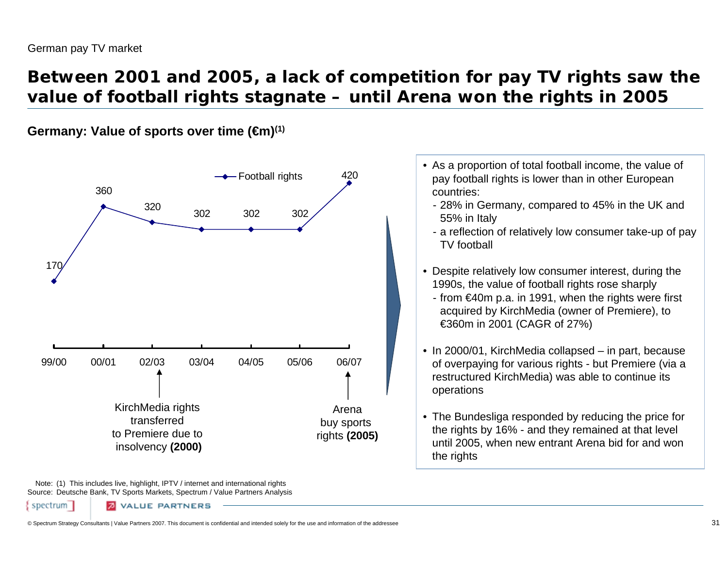German pay TV market

# Between 2001 and 2005, a lack of competition for pay TV rights saw the value of football rights stagnate – until Arena won the rights in 2005

**Germany: Value of sports over time (€m)(1)**

| | 99/00 | 00/01 | 02/03 | 03/04 | 04/05 | 05/06 | 06/07 |
|---|---|---|---|---|---|---|---|
| Football rights | 170 | 360 | 320 | 302 | 302 | 302 | 420 |

KirchMedia rights transferred to Premiere due to insolvency **(2000)**

Arena buy sports rights **(2005)**

- As a proportion of total football income, the value of pay football rights is lower than in other European countries:
  - 28% in Germany, compared to 45% in the UK and 55% in Italy
  - a reflection of relatively low consumer take-up of pay TV football
- Despite relatively low consumer interest, during the 1990s, the value of football rights rose sharply
  - from €40m p.a. in 1991, when the rights were first acquired by KirchMedia (owner of Premiere), to €360m in 2001 (CAGR of 27%)
- In 2000/01, KirchMedia collapsed – in part, because of overpaying for various rights - but Premiere (via a restructured KirchMedia) was able to continue its operations
- The Bundesliga responded by reducing the price for the rights by 16% - and they remained at that level until 2005, when new entrant Arena bid for and won the rights

Note: (1) This includes live, highlight, IPTV / internet and international rights
Source: Deutsche Bank, TV Sports Markets, Spectrum / Value Partners Analysis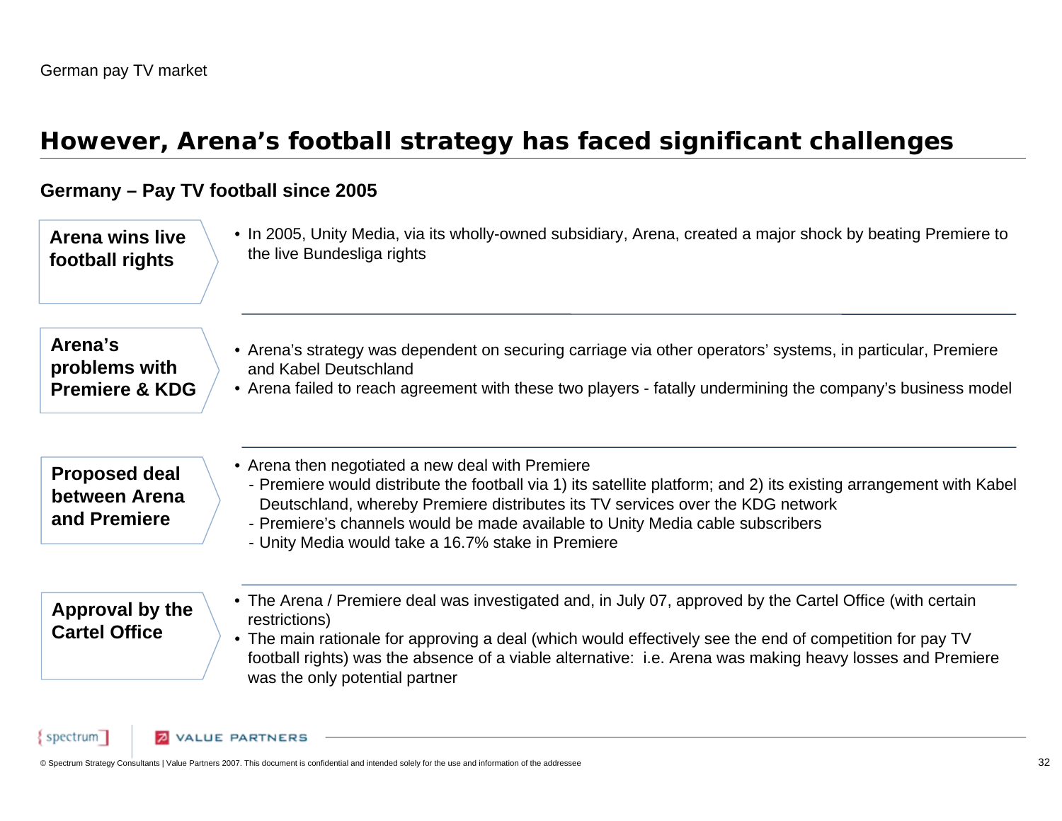# However, Arena's football strategy has faced significant challenges

## Germany – Pay TV football since 2005

**Arena wins live football rights**

- In 2005, Unity Media, via its wholly-owned subsidiary, Arena, created a major shock by beating Premiere to the live Bundesliga rights

**Arena's problems with Premiere & KDG**

- Arena's strategy was dependent on securing carriage via other operators' systems, in particular, Premiere and Kabel Deutschland
- Arena failed to reach agreement with these two players - fatally undermining the company's business model

**Proposed deal between Arena and Premiere**

- Arena then negotiated a new deal with Premiere
  - Premiere would distribute the football via 1) its satellite platform; and 2) its existing arrangement with Kabel Deutschland, whereby Premiere distributes its TV services over the KDG network
  - Premiere's channels would be made available to Unity Media cable subscribers
  - Unity Media would take a 16.7% stake in Premiere

**Approval by the Cartel Office**

- The Arena / Premiere deal was investigated and, in July 07, approved by the Cartel Office (with certain restrictions)
- The main rationale for approving a deal (which would effectively see the end of competition for pay TV football rights) was the absence of a viable alternative: i.e. Arena was making heavy losses and Premiere was the only potential partner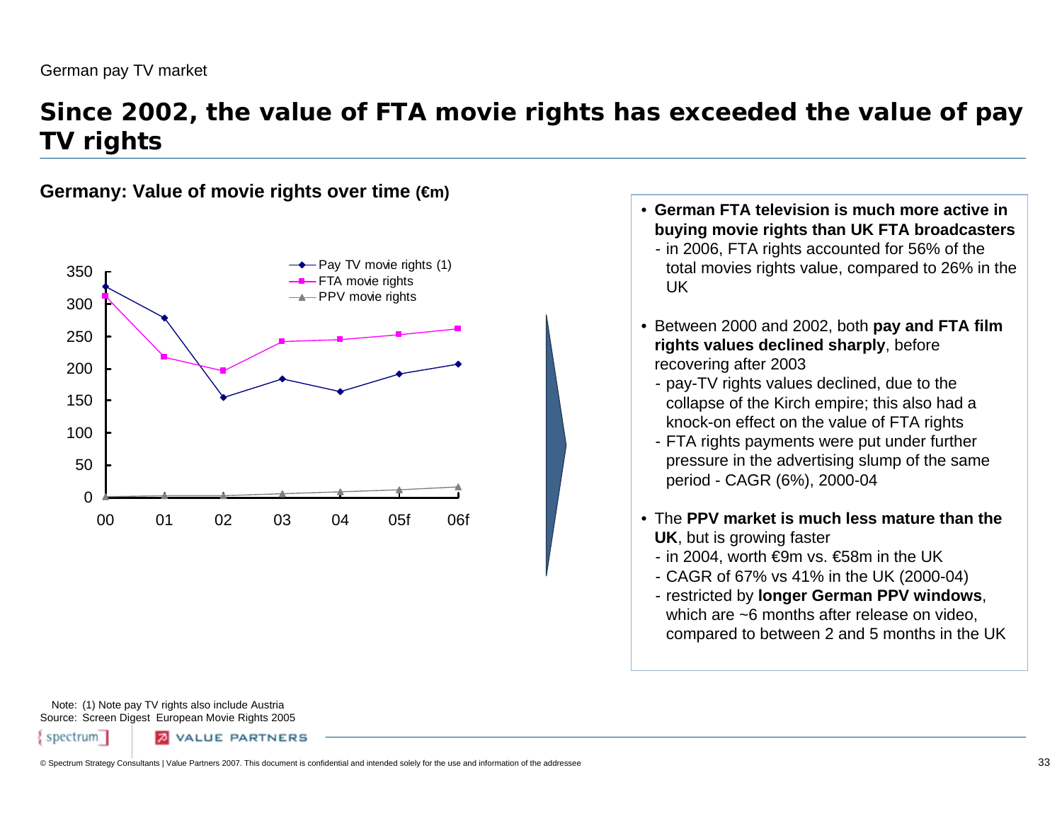German pay TV market

# Since 2002, the value of FTA movie rights has exceeded the value of pay TV rights

**Germany: Value of movie rights over time (€m)**

| | 00 | 01 | 02 | 03 | 04 | 05f | 06f |
|---|---|---|---|---|---|---|---|
| Pay TV movie rights (1) | 327 | 278 | 155 | 184 | 164 | 192 | 207 |
| FTA movie rights | 313 | 218 | 197 | 242 | 245 | 253 | 262 |
| PPV movie rights | 1 | 2 | 2 | 5 | 9 | 12 | 16 |

- **German FTA television is much more active in buying movie rights than UK FTA broadcasters**
  - in 2006, FTA rights accounted for 56% of the total movies rights value, compared to 26% in the UK
- Between 2000 and 2002, both **pay and FTA film rights values declined sharply**, before recovering after 2003
  - pay-TV rights values declined, due to the collapse of the Kirch empire; this also had a knock-on effect on the value of FTA rights
  - FTA rights payments were put under further pressure in the advertising slump of the same period - CAGR (6%), 2000-04
- The **PPV market is much less mature than the UK**, but is growing faster
  - in 2004, worth €9m vs. €58m in the UK
  - CAGR of 67% vs 41% in the UK (2000-04)
  - restricted by **longer German PPV windows**, which are ~6 months after release on video, compared to between 2 and 5 months in the UK

Note: (1) Note pay TV rights also include Austria
Source: Screen Digest European Movie Rights 2005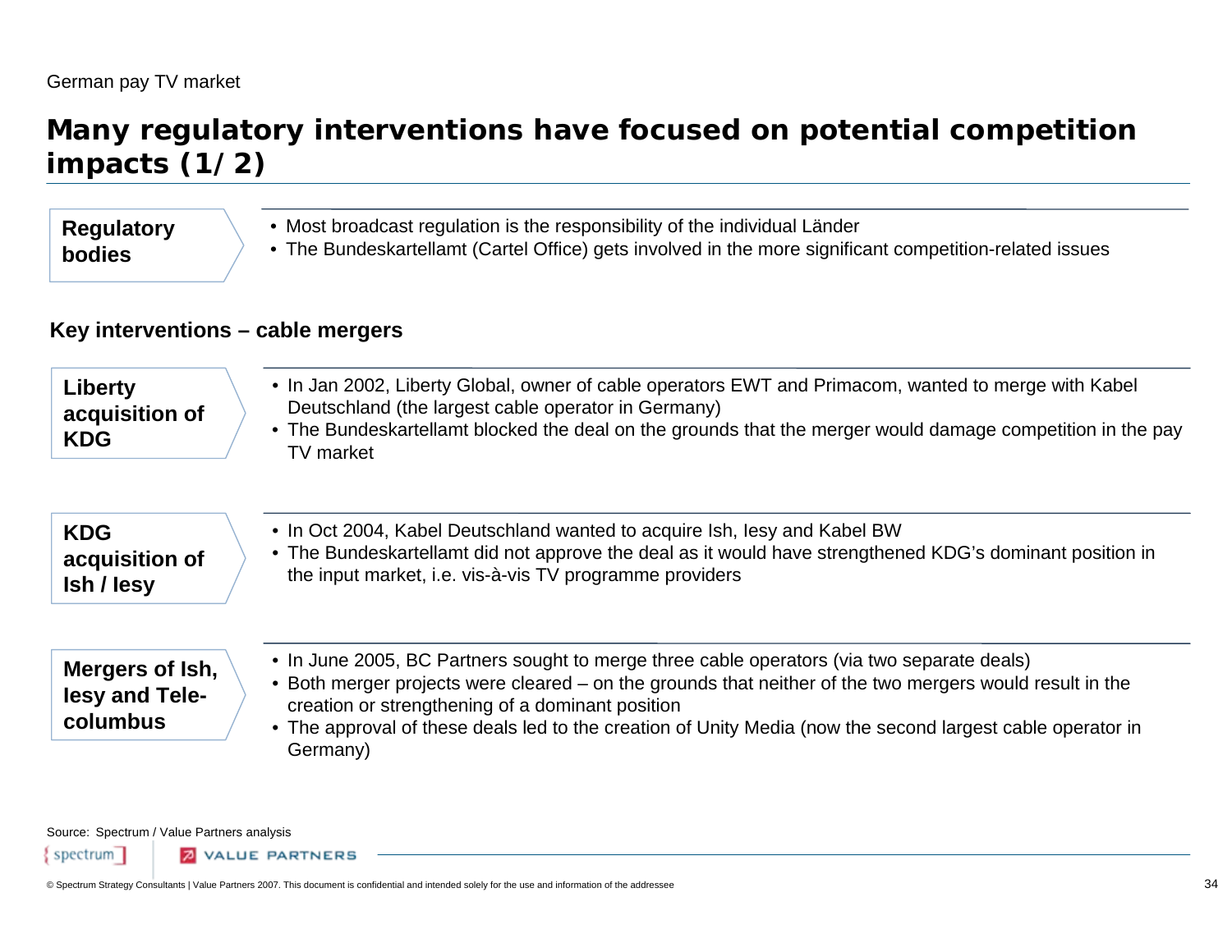German pay TV market

# Many regulatory interventions have focused on potential competition impacts (1/2)

**Regulatory bodies**

- Most broadcast regulation is the responsibility of the individual Länder
- The Bundeskartellamt (Cartel Office) gets involved in the more significant competition-related issues

## Key interventions – cable mergers

**Liberty acquisition of KDG**

- In Jan 2002, Liberty Global, owner of cable operators EWT and Primacom, wanted to merge with Kabel Deutschland (the largest cable operator in Germany)
- The Bundeskartellamt blocked the deal on the grounds that the merger would damage competition in the pay TV market

**KDG acquisition of Ish / Iesy**

- In Oct 2004, Kabel Deutschland wanted to acquire Ish, Iesy and Kabel BW
- The Bundeskartellamt did not approve the deal as it would have strengthened KDG's dominant position in the input market, i.e. vis-à-vis TV programme providers

**Mergers of Ish, Iesy and Tele-columbus**

- In June 2005, BC Partners sought to merge three cable operators (via two separate deals)
- Both merger projects were cleared – on the grounds that neither of the two mergers would result in the creation or strengthening of a dominant position
- The approval of these deals led to the creation of Unity Media (now the second largest cable operator in Germany)

Source: Spectrum / Value Partners analysis

© Spectrum Strategy Consultants | Value Partners 2007. This document is confidential and intended solely for the use and information of the addressee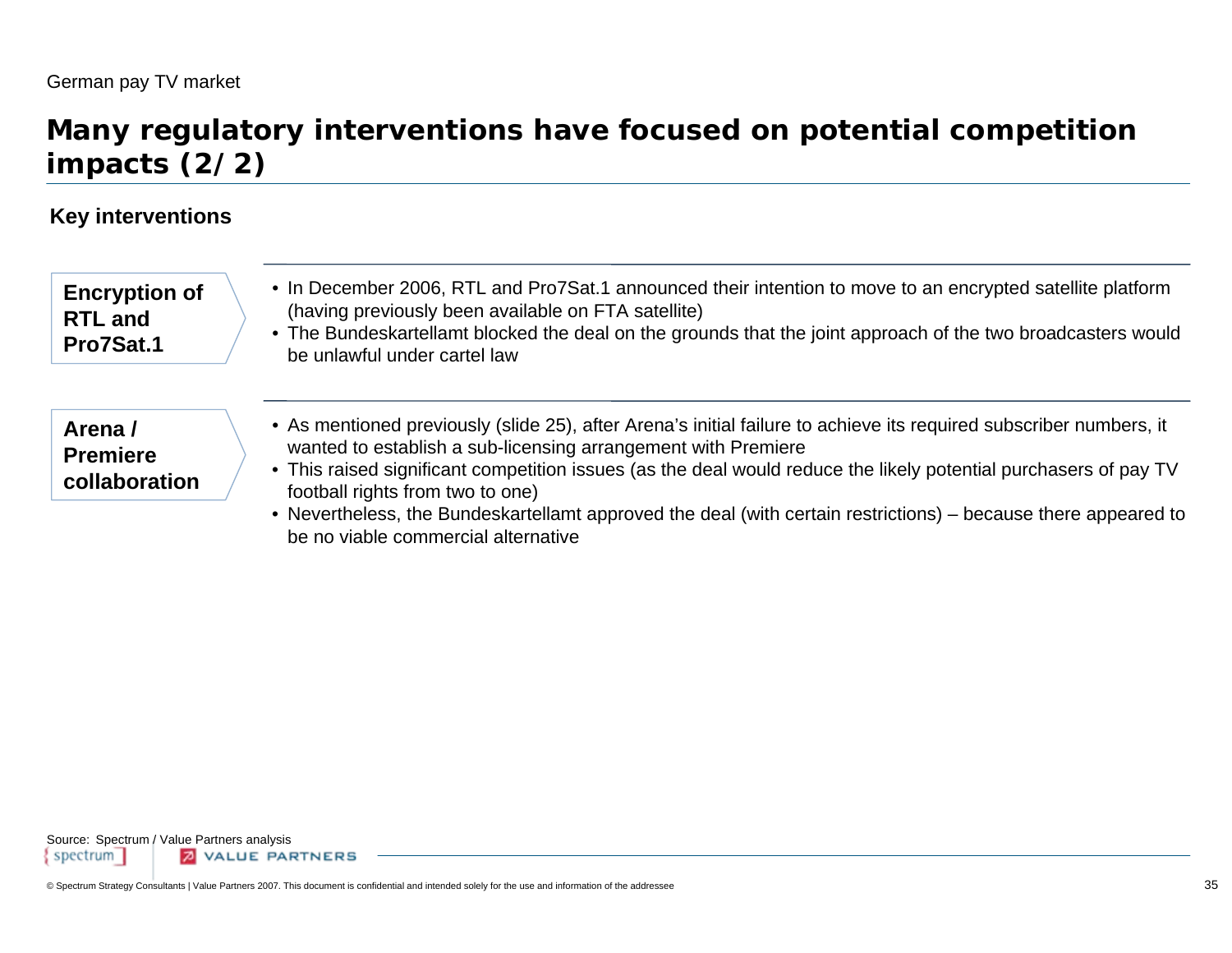German pay TV market

# Many regulatory interventions have focused on potential competition impacts (2/2)

**Key interventions**

**Encryption of RTL and Pro7Sat.1**

- In December 2006, RTL and Pro7Sat.1 announced their intention to move to an encrypted satellite platform (having previously been available on FTA satellite)
- The Bundeskartellamt blocked the deal on the grounds that the joint approach of the two broadcasters would be unlawful under cartel law

**Arena / Premiere collaboration**

- As mentioned previously (slide 25), after Arena's initial failure to achieve its required subscriber numbers, it wanted to establish a sub-licensing arrangement with Premiere
- This raised significant competition issues (as the deal would reduce the likely potential purchasers of pay TV football rights from two to one)
- Nevertheless, the Bundeskartellamt approved the deal (with certain restrictions) – because there appeared to be no viable commercial alternative

Source: Spectrum / Value Partners analysis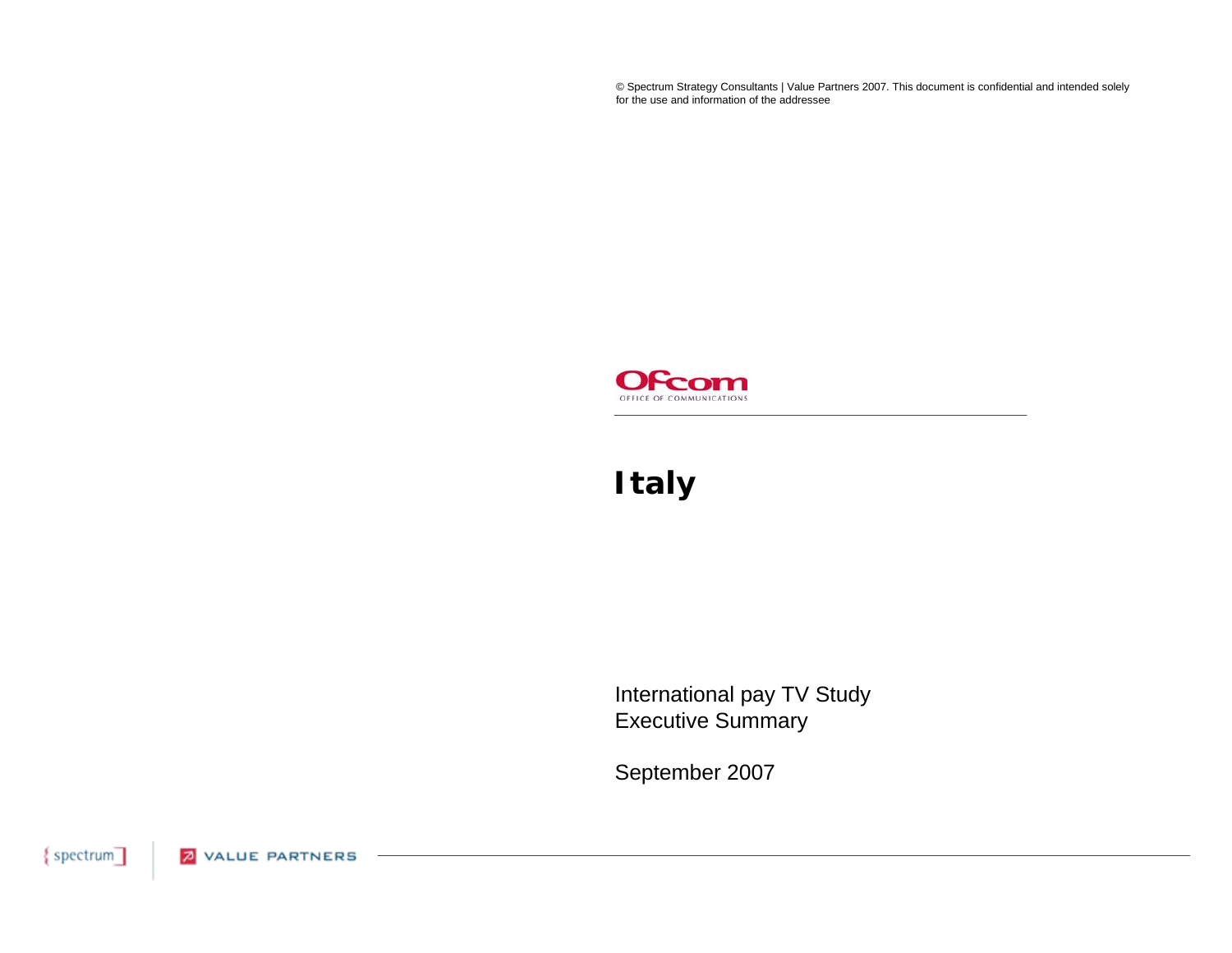© Spectrum Strategy Consultants | Value Partners 2007. This document is confidential and intended solely for the use and information of the addressee

Ofcom
OFFICE OF COMMUNICATIONS

# Italy

International pay TV Study
Executive Summary

September 2007

spectrum | VALUE PARTNERS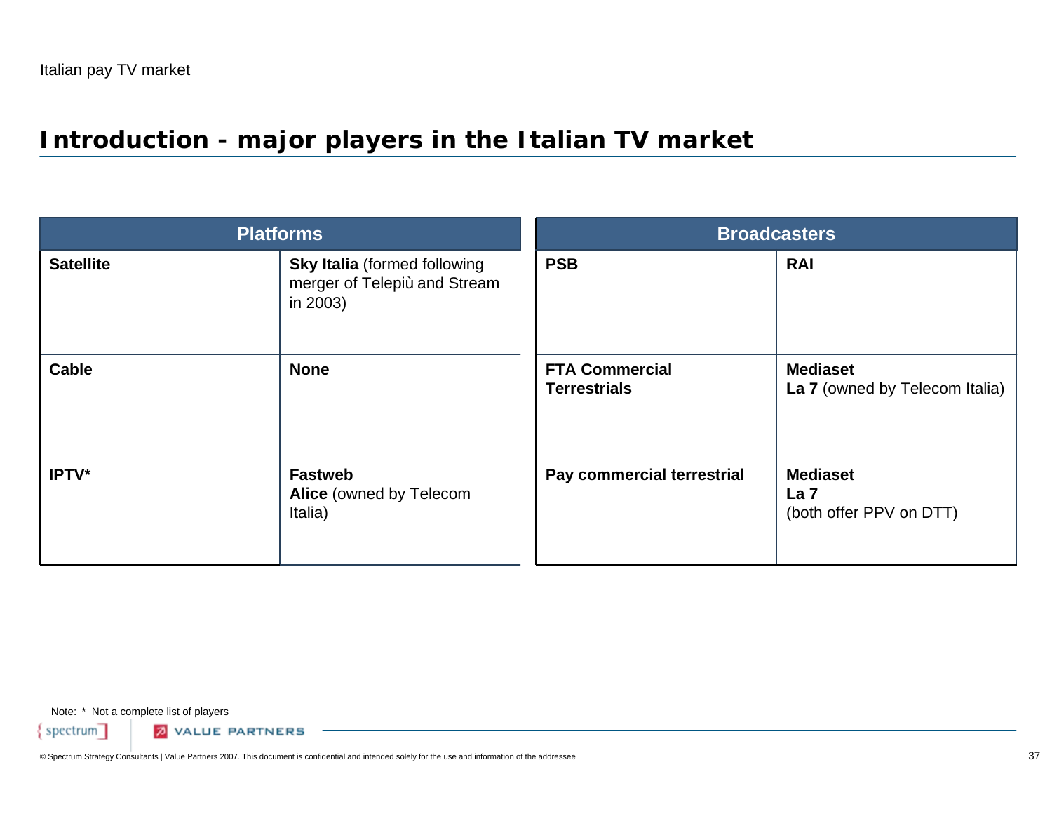Italian pay TV market

# Introduction - major players in the Italian TV market

| Platforms | |
|---|---|
| **Satellite** | **Sky Italia** (formed following merger of Telepiù and Stream in 2003) |
| **Cable** | **None** |
| **IPTV*** | **Fastweb**<br>**Alice** (owned by Telecom Italia) |

| Broadcasters | |
|---|---|
| **PSB** | **RAI** |
| **FTA Commercial Terrestrials** | **Mediaset**<br>**La 7** (owned by Telecom Italia) |
| **Pay commercial terrestrial** | **Mediaset**<br>**La 7**<br>(both offer PPV on DTT) |

Note: * Not a complete list of players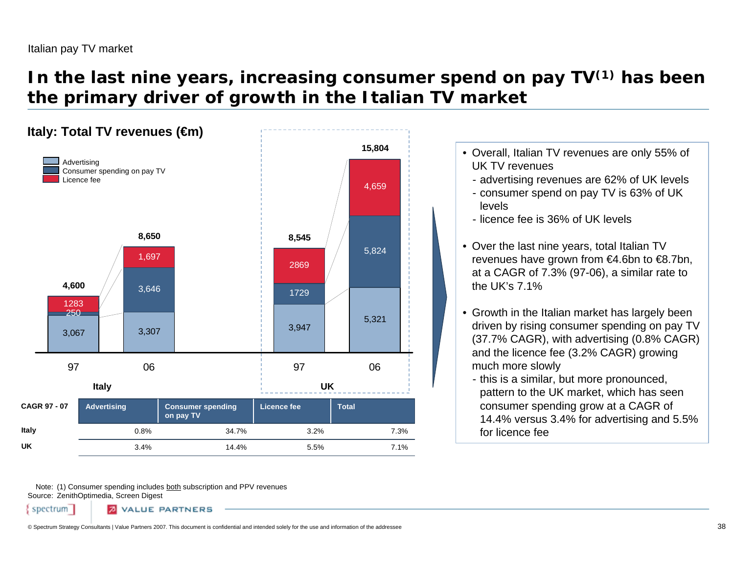Italian pay TV market

# In the last nine years, increasing consumer spend on pay TV[1] has been the primary driver of growth in the Italian TV market

## Italy: Total TV revenues (€m)

| | Italy 97 | Italy 06 | UK 97 | UK 06 |
|---|---|---|---|---|
| Advertising | 3,067 | 3,307 | 3,947 | 5,321 |
| Consumer spending on pay TV | 250 | 3,646 | 1729 | 5,824 |
| Licence fee | 1283 | 1,697 | 2869 | 4,659 |
| Total | 4,600 | 8,650 | 8,545 | 15,804 |

| CAGR 97 - 07 | Advertising | Consumer spending on pay TV | Licence fee | Total |
|---|---|---|---|---|
| Italy | 0.8% | 34.7% | 3.2% | 7.3% |
| UK | 3.4% | 14.4% | 5.5% | 7.1% |

- Overall, Italian TV revenues are only 55% of UK TV revenues
  - advertising revenues are 62% of UK levels
  - consumer spend on pay TV is 63% of UK levels
  - licence fee is 36% of UK levels
- Over the last nine years, total Italian TV revenues have grown from €4.6bn to €8.7bn, at a CAGR of 7.3% (97-06), a similar rate to the UK's 7.1%
- Growth in the Italian market has largely been driven by rising consumer spending on pay TV (37.7% CAGR), with advertising (0.8% CAGR) and the licence fee (3.2% CAGR) growing much more slowly
  - this is a similar, but more pronounced, pattern to the UK market, which has seen consumer spending grow at a CAGR of 14.4% versus 3.4% for advertising and 5.5% for licence fee

Note: (1) Consumer spending includes both subscription and PPV revenues
Source: ZenithOptimedia, Screen Digest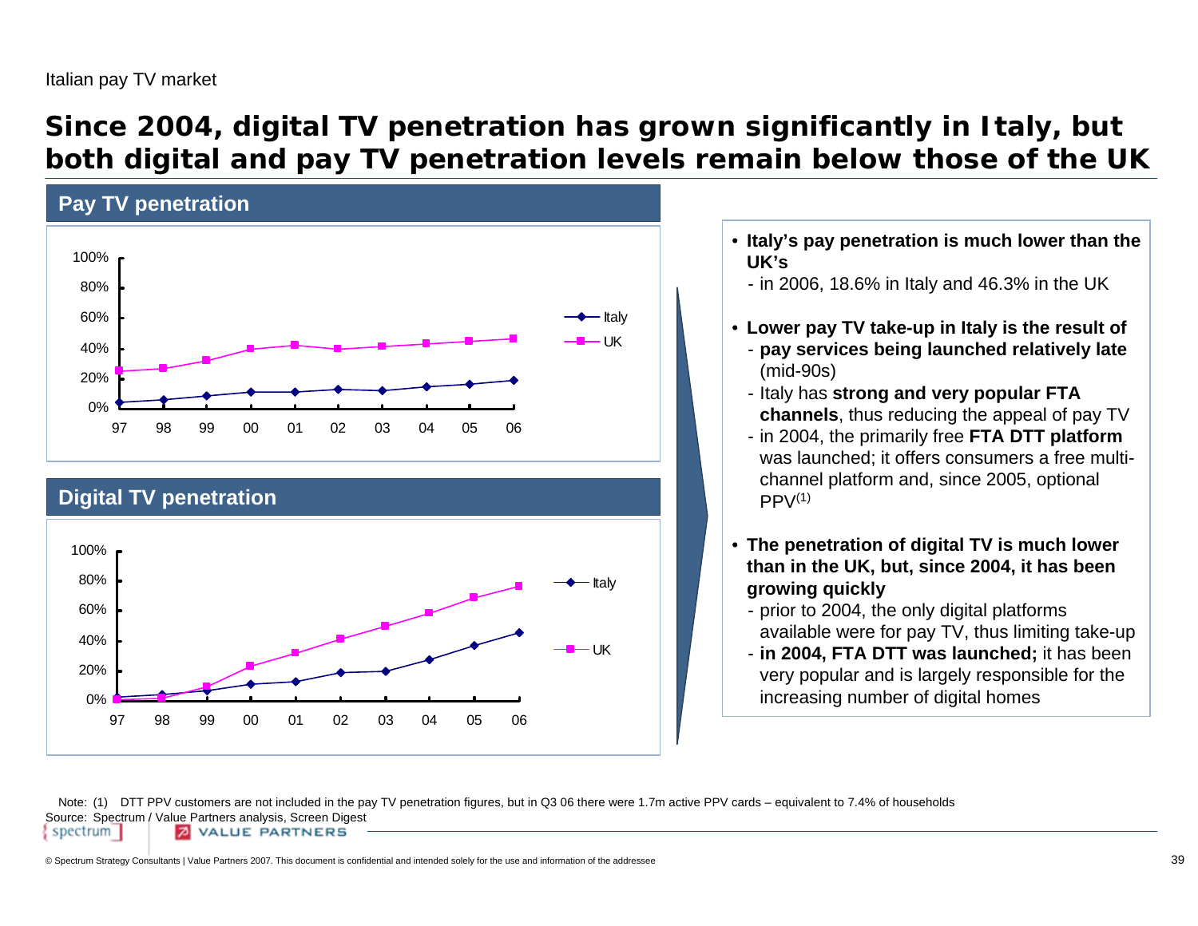Italian pay TV market

# Since 2004, digital TV penetration has grown significantly in Italy, but both digital and pay TV penetration levels remain below those of the UK

## Pay TV penetration

## Digital TV penetration

- **Italy's pay penetration is much lower than the UK's**
  - in 2006, 18.6% in Italy and 46.3% in the UK
- **Lower pay TV take-up in Italy is the result of**
  - **pay services being launched relatively late** (mid-90s)
  - Italy has **strong and very popular FTA channels**, thus reducing the appeal of pay TV
  - in 2004, the primarily free **FTA DTT platform** was launched; it offers consumers a free multi-channel platform and, since 2005, optional PPV[1]
- **The penetration of digital TV is much lower than in the UK, but, since 2004, it has been growing quickly**
  - prior to 2004, the only digital platforms available were for pay TV, thus limiting take-up
  - **in 2004, FTA DTT was launched;** it has been very popular and is largely responsible for the increasing number of digital homes

Note: (1) DTT PPV customers are not included in the pay TV penetration figures, but in Q3 06 there were 1.7m active PPV cards – equivalent to 7.4% of households

Source: Spectrum / Value Partners analysis, Screen Digest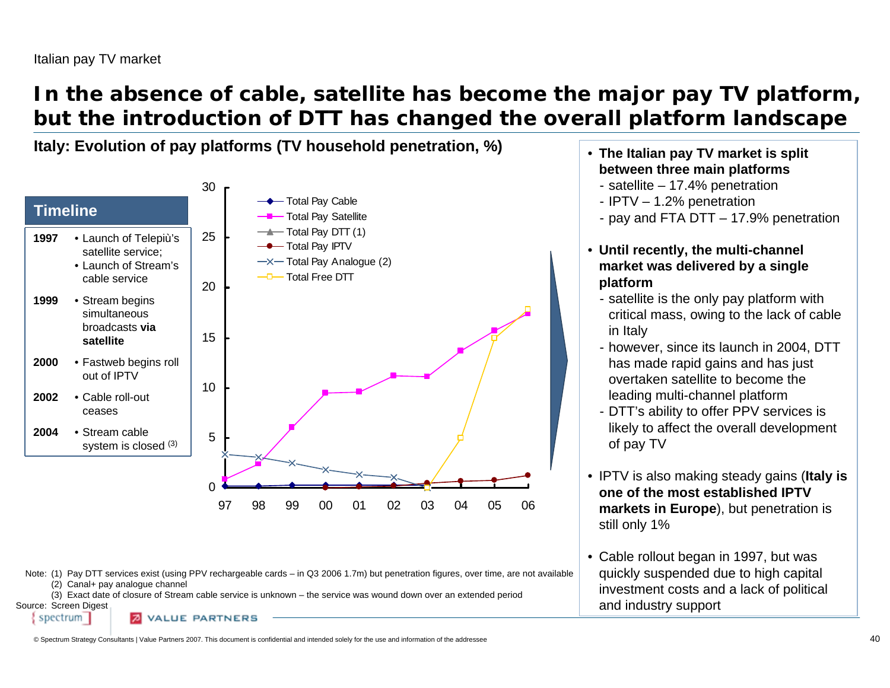Italian pay TV market

# In the absence of cable, satellite has become the major pay TV platform, but the introduction of DTT has changed the overall platform landscape

**Italy: Evolution of pay platforms (TV household penetration, %)**

## Timeline

| | |
|---|---|
| **1997** | • Launch of Telepiù's satellite service; • Launch of Stream's cable service |
| **1999** | • Stream begins simultaneous broadcasts **via satellite** |
| **2000** | • Fastweb begins roll out of IPTV |
| **2002** | • Cable roll-out ceases |
| **2004** | • Stream cable system is closed [3] |

Legend: Total Pay Cable; Total Pay Satellite; Total Pay DTT (1); Total Pay IPTV; Total Pay Analogue (2); Total Free DTT

Y-axis: 0, 5, 10, 15, 20, 25, 30
X-axis: 97, 98, 99, 00, 01, 02, 03, 04, 05, 06

- **The Italian pay TV market is split between three main platforms**
  - satellite – 17.4% penetration
  - IPTV – 1.2% penetration
  - pay and FTA DTT – 17.9% penetration
- **Until recently, the multi-channel market was delivered by a single platform**
  - satellite is the only pay platform with critical mass, owing to the lack of cable in Italy
  - however, since its launch in 2004, DTT has made rapid gains and has just overtaken satellite to become the leading multi-channel platform
  - DTT's ability to offer PPV services is likely to affect the overall development of pay TV
- IPTV is also making steady gains (**Italy is one of the most established IPTV markets in Europe**), but penetration is still only 1%
- Cable rollout began in 1997, but was quickly suspended due to high capital investment costs and a lack of political and industry support

Note: (1) Pay DTT services exist (using PPV rechargeable cards – in Q3 2006 1.7m) but penetration figures, over time, are not available
(2) Canal+ pay analogue channel
(3) Exact date of closure of Stream cable service is unknown – the service was wound down over an extended period

Source: Screen Digest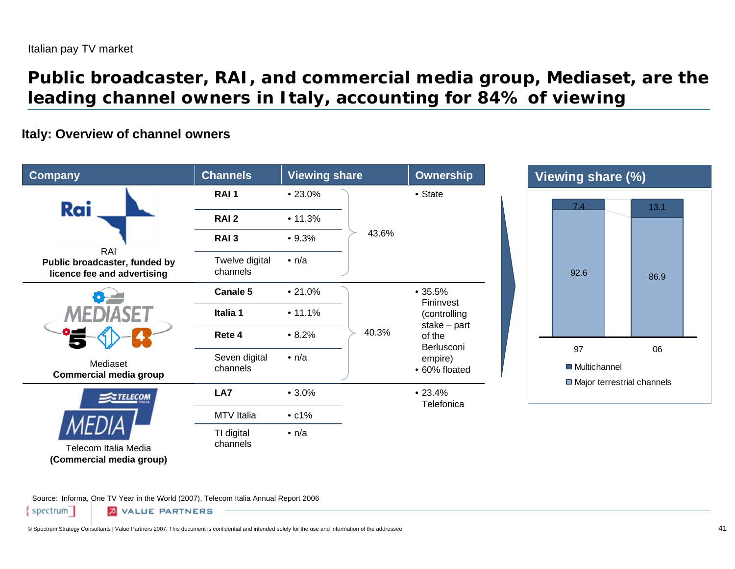Italian pay TV market

# Public broadcaster, RAI, and commercial media group, Mediaset, are the leading channel owners in Italy, accounting for 84% of viewing

## Italy: Overview of channel owners

| Company | Channels | Viewing share | | Ownership |
|---|---|---|---|---|
| RAI<br>**Public broadcaster, funded by licence fee and advertising** | **RAI 1** | • 23.0% | 43.6% | • State |
| | **RAI 2** | • 11.3% | | |
| | **RAI 3** | • 9.3% | | |
| | Twelve digital channels | • n/a | | |
| Mediaset<br>**Commercial media group** | **Canale 5** | • 21.0% | 40.3% | • 35.5% Fininvest (controlling stake – part of the Berlusconi empire)<br>• 60% floated |
| | **Italia 1** | • 11.1% | | |
| | **Rete 4** | • 8.2% | | |
| | Seven digital channels | • n/a | | |
| Telecom Italia Media<br>**(Commercial media group)** | **LA7** | • 3.0% | | • 23.4% Telefonica |
| | MTV Italia | • c1% | | |
| | TI digital channels | • n/a | | |

### Viewing share (%)

| | 97 | 06 |
|---|---|---|
| Multichannel | 7.4 | 13.1 |
| Major terrestrial channels | 92.6 | 86.9 |

Source: Informa, One TV Year in the World (2007), Telecom Italia Annual Report 2006

© Spectrum Strategy Consultants | Value Partners 2007. This document is confidential and intended solely for the use and information of the addressee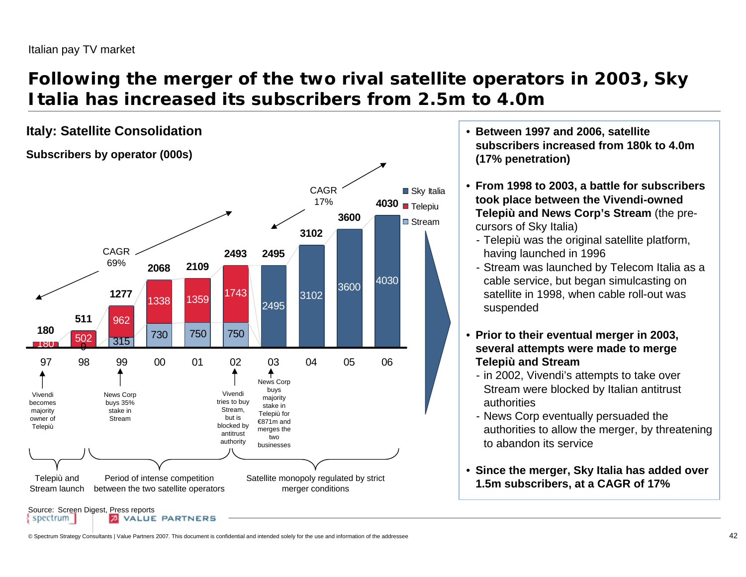Italian pay TV market

# Following the merger of the two rival satellite operators in 2003, Sky Italia has increased its subscribers from 2.5m to 4.0m

## Italy: Satellite Consolidation

**Subscribers by operator (000s)**

| Year | Stream | Telepiu | Sky Italia | Total |
|---|---|---|---|---|
| 97 | | 180 | | 180 |
| 98 | 0 | 502 | | 511 |
| 99 | 315 | 962 | | 1277 |
| 00 | 730 | 1338 | | 2068 |
| 01 | 750 | 1359 | | 2109 |
| 02 | 750 | 1743 | | 2493 |
| 03 | | | 2495 | 2495 |
| 04 | | | 3102 | 3102 |
| 05 | | | 3600 | 3600 |
| 06 | | | 4030 | 4030 |

CAGR 69% (97–02); CAGR 17% (03–06)

- 97: Vivendi becomes majority owner of Telepiù
- 99: News Corp buys 35% stake in Stream
- 02: Vivendi tries to buy Stream, but is blocked by antitrust authority
- 03: News Corp buys majority stake in Telepiù for €871m and merges the two businesses

Telepiù and Stream launch | Period of intense competition between the two satellite operators | Satellite monopoly regulated by strict merger conditions

- **Between 1997 and 2006, satellite subscribers increased from 180k to 4.0m (17% penetration)**
- **From 1998 to 2003, a battle for subscribers took place between the Vivendi-owned Telepiù and News Corp's Stream** (the pre-cursors of Sky Italia)
  - Telepiù was the original satellite platform, having launched in 1996
  - Stream was launched by Telecom Italia as a cable service, but began simulcasting on satellite in 1998, when cable roll-out was suspended
- **Prior to their eventual merger in 2003, several attempts were made to merge Telepiù and Stream**
  - in 2002, Vivendi's attempts to take over Stream were blocked by Italian antitrust authorities
  - News Corp eventually persuaded the authorities to allow the merger, by threatening to abandon its service
- **Since the merger, Sky Italia has added over 1.5m subscribers, at a CAGR of 17%**

Source: Screen Digest, Press reports

© Spectrum Strategy Consultants | Value Partners 2007. This document is confidential and intended solely for the use and information of the addressee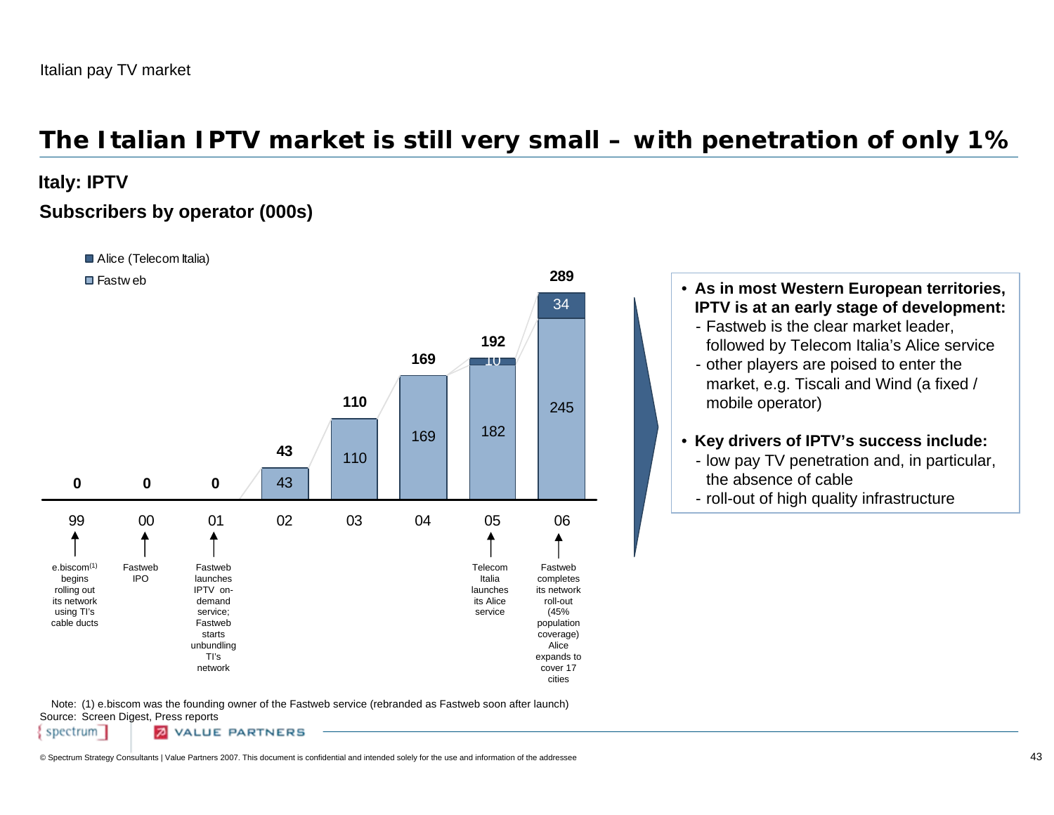Italian pay TV market

# The Italian IPTV market is still very small – with penetration of only 1%

## Italy: IPTV

### Subscribers by operator (000s)

| | 99 | 00 | 01 | 02 | 03 | 04 | 05 | 06 |
|---|---|---|---|---|---|---|---|---|
| Alice (Telecom Italia) | | | | | | | 10 | 34 |
| Fastweb | | | | 43 | 110 | 169 | 182 | 245 |
| **Total** | **0** | **0** | **0** | **43** | **110** | **169** | **192** | **289** |

- 99: e.biscom[1] begins rolling out its network using TI's cable ducts
- 00: Fastweb IPO
- 01: Fastweb launches IPTV on-demand service; Fastweb starts unbundling TI's network
- 05: Telecom Italia launches its Alice service
- 06: Fastweb completes its network roll-out (45% population coverage) Alice expands to cover 17 cities

- **As in most Western European territories, IPTV is at an early stage of development:**
  - Fastweb is the clear market leader, followed by Telecom Italia's Alice service
  - other players are poised to enter the market, e.g. Tiscali and Wind (a fixed / mobile operator)
- **Key drivers of IPTV's success include:**
  - low pay TV penetration and, in particular, the absence of cable
  - roll-out of high quality infrastructure

Note: (1) e.biscom was the founding owner of the Fastweb service (rebranded as Fastweb soon after launch)
Source: Screen Digest, Press reports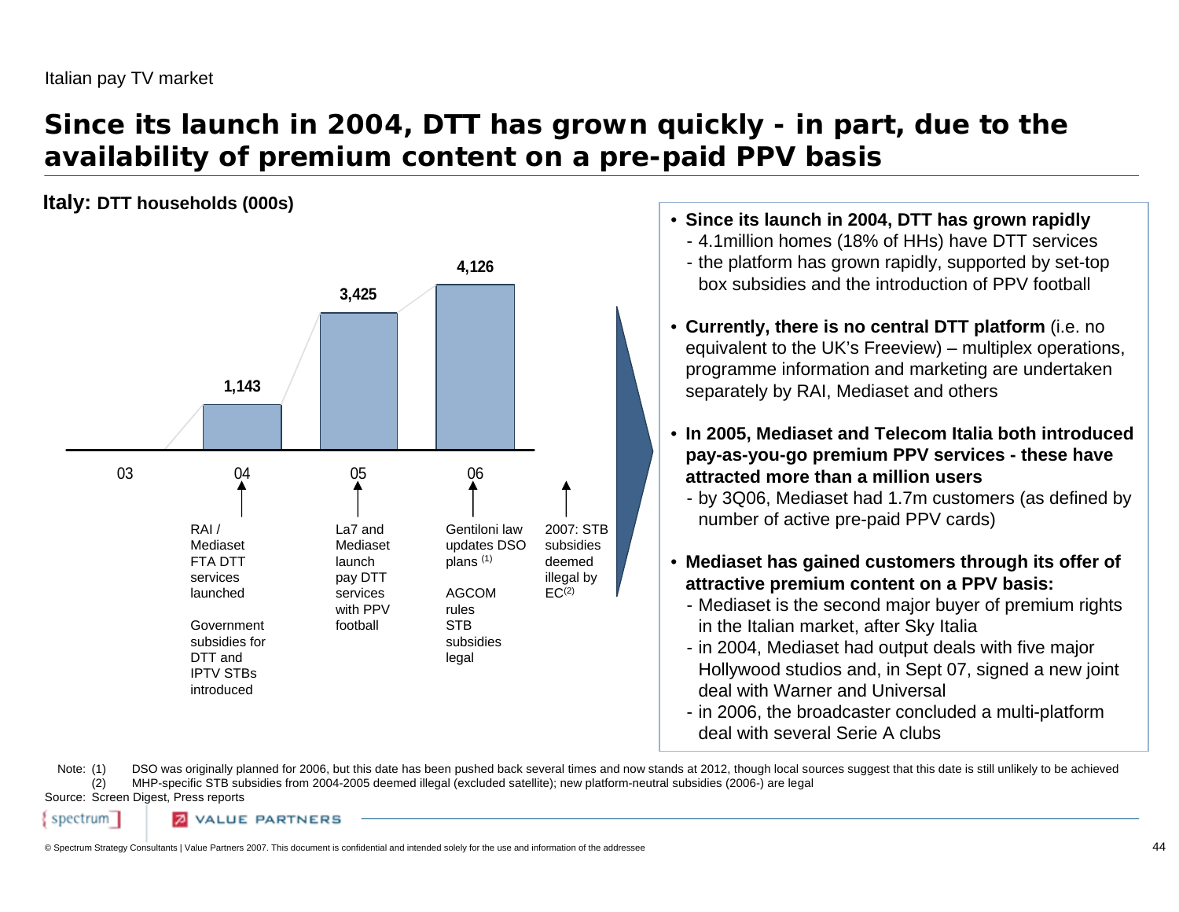Italian pay TV market

# Since its launch in 2004, DTT has grown quickly - in part, due to the availability of premium content on a pre-paid PPV basis

**Italy: DTT households (000s)**

| Year | DTT households (000s) |
|---|---|
| 03 | – |
| 04 | 1,143 |
| 05 | 3,425 |
| 06 | 4,126 |

- **04:** RAI / Mediaset FTA DTT services launched; Government subsidies for DTT and IPTV STBs introduced
- **05:** La7 and Mediaset launch pay DTT services with PPV football
- **06:** Gentiloni law updates DSO plans [1]; AGCOM rules STB subsidies legal
- **2007:** STB subsidies deemed illegal by EC[2]

- **Since its launch in 2004, DTT has grown rapidly**
  - 4.1million homes (18% of HHs) have DTT services
  - the platform has grown rapidly, supported by set-top box subsidies and the introduction of PPV football
- **Currently, there is no central DTT platform** (i.e. no equivalent to the UK's Freeview) – multiplex operations, programme information and marketing are undertaken separately by RAI, Mediaset and others
- **In 2005, Mediaset and Telecom Italia both introduced pay-as-you-go premium PPV services - these have attracted more than a million users**
  - by 3Q06, Mediaset had 1.7m customers (as defined by number of active pre-paid PPV cards)
- **Mediaset has gained customers through its offer of attractive premium content on a PPV basis:**
  - Mediaset is the second major buyer of premium rights in the Italian market, after Sky Italia
  - in 2004, Mediaset had output deals with five major Hollywood studios and, in Sept 07, signed a new joint deal with Warner and Universal
  - in 2006, the broadcaster concluded a multi-platform deal with several Serie A clubs

Note: (1) DSO was originally planned for 2006, but this date has been pushed back several times and now stands at 2012, though local sources suggest that this date is still unlikely to be achieved
(2) MHP-specific STB subsidies from 2004-2005 deemed illegal (excluded satellite); new platform-neutral subsidies (2006-) are legal

Source: Screen Digest, Press reports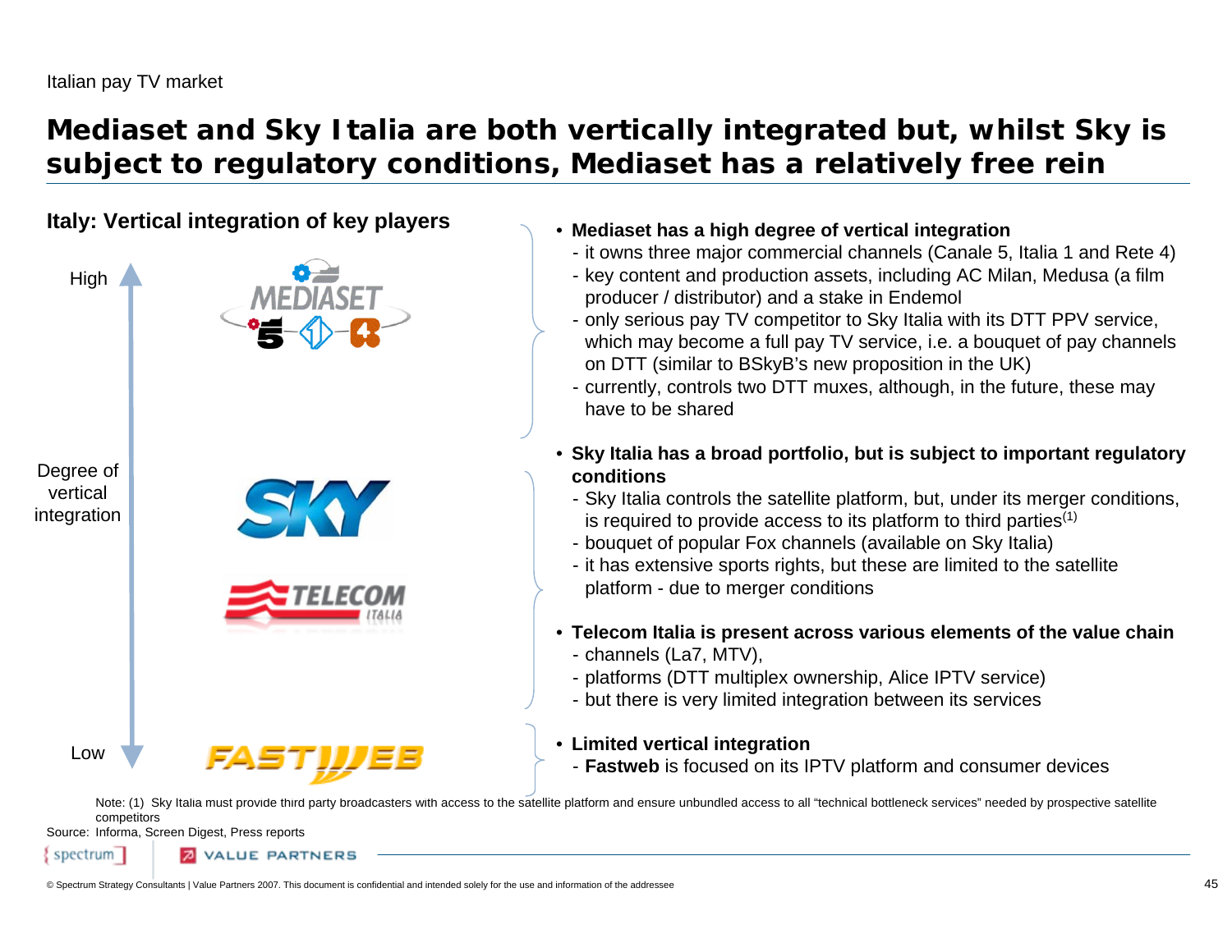Italian pay TV market

# Mediaset and Sky Italia are both vertically integrated but, whilst Sky is subject to regulatory conditions, Mediaset has a relatively free rein

## Italy: Vertical integration of key players

High

Degree of vertical integration

Low

MEDIASET

SKY

TELECOM ITALIA

FASTWEB

- **Mediaset has a high degree of vertical integration**
  - it owns three major commercial channels (Canale 5, Italia 1 and Rete 4)
  - key content and production assets, including AC Milan, Medusa (a film producer / distributor) and a stake in Endemol
  - only serious pay TV competitor to Sky Italia with its DTT PPV service, which may become a full pay TV service, i.e. a bouquet of pay channels on DTT (similar to BSkyB's new proposition in the UK)
  - currently, controls two DTT muxes, although, in the future, these may have to be shared

- **Sky Italia has a broad portfolio, but is subject to important regulatory conditions**
  - Sky Italia controls the satellite platform, but, under its merger conditions, is required to provide access to its platform to third parties[(1)]
  - bouquet of popular Fox channels (available on Sky Italia)
  - it has extensive sports rights, but these are limited to the satellite platform - due to merger conditions

- **Telecom Italia is present across various elements of the value chain**
  - channels (La7, MTV),
  - platforms (DTT multiplex ownership, Alice IPTV service)
  - but there is very limited integration between its services

- **Limited vertical integration**
  - **Fastweb** is focused on its IPTV platform and consumer devices

Note: (1) Sky Italia must provide third party broadcasters with access to the satellite platform and ensure unbundled access to all "technical bottleneck services" needed by prospective satellite competitors

Source: Informa, Screen Digest, Press reports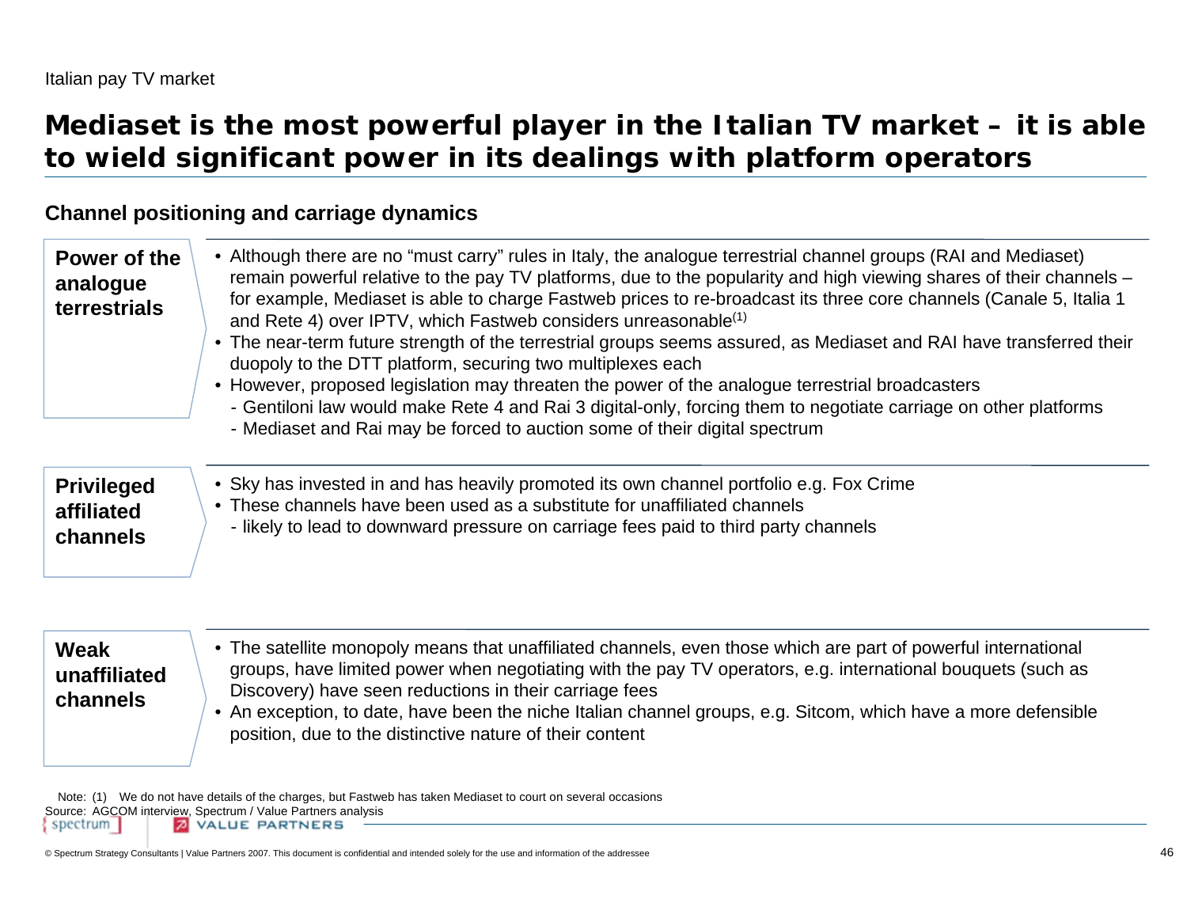Italian pay TV market

# Mediaset is the most powerful player in the Italian TV market – it is able to wield significant power in its dealings with platform operators

## Channel positioning and carriage dynamics

**Power of the analogue terrestrials**

- Although there are no “must carry” rules in Italy, the analogue terrestrial channel groups (RAI and Mediaset) remain powerful relative to the pay TV platforms, due to the popularity and high viewing shares of their channels – for example, Mediaset is able to charge Fastweb prices to re-broadcast its three core channels (Canale 5, Italia 1 and Rete 4) over IPTV, which Fastweb considers unreasonable[1]
- The near-term future strength of the terrestrial groups seems assured, as Mediaset and RAI have transferred their duopoly to the DTT platform, securing two multiplexes each
- However, proposed legislation may threaten the power of the analogue terrestrial broadcasters
  - Gentiloni law would make Rete 4 and Rai 3 digital-only, forcing them to negotiate carriage on other platforms
  - Mediaset and Rai may be forced to auction some of their digital spectrum

**Privileged affiliated channels**

- Sky has invested in and has heavily promoted its own channel portfolio e.g. Fox Crime
- These channels have been used as a substitute for unaffiliated channels
  - likely to lead to downward pressure on carriage fees paid to third party channels

**Weak unaffiliated channels**

- The satellite monopoly means that unaffiliated channels, even those which are part of powerful international groups, have limited power when negotiating with the pay TV operators, e.g. international bouquets (such as Discovery) have seen reductions in their carriage fees
- An exception, to date, have been the niche Italian channel groups, e.g. Sitcom, which have a more defensible position, due to the distinctive nature of their content

Note: (1) We do not have details of the charges, but Fastweb has taken Mediaset to court on several occasions

Source: AGCOM interview, Spectrum / Value Partners analysis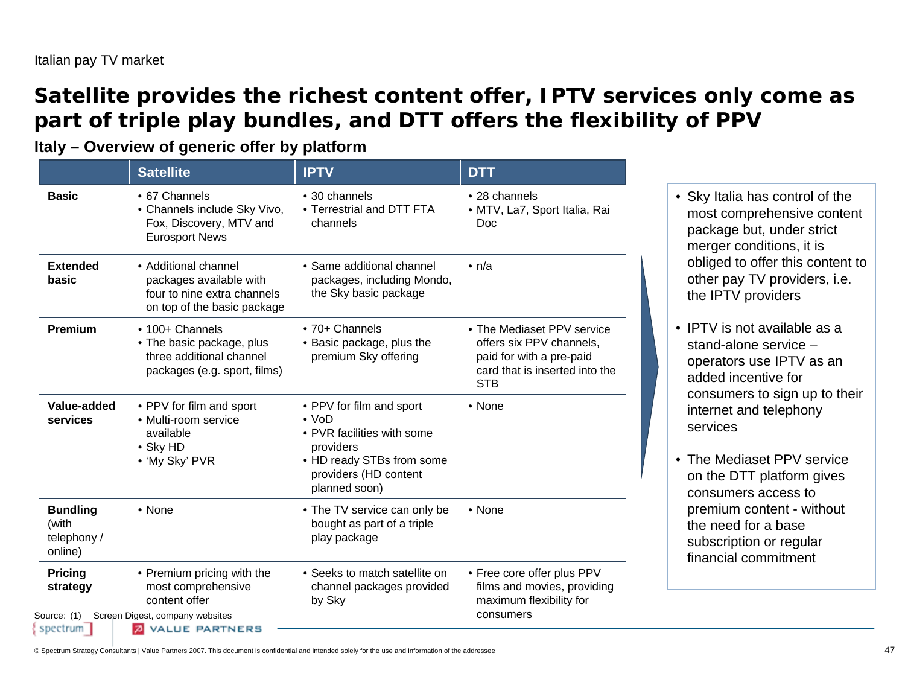Italian pay TV market

# Satellite provides the richest content offer, IPTV services only come as part of triple play bundles, and DTT offers the flexibility of PPV

## Italy – Overview of generic offer by platform

| | Satellite | IPTV | DTT |
|---|---|---|---|
| **Basic** | • 67 Channels<br>• Channels include Sky Vivo, Fox, Discovery, MTV and Eurosport News | • 30 channels<br>• Terrestrial and DTT FTA channels | • 28 channels<br>• MTV, La7, Sport Italia, Rai Doc |
| **Extended basic** | • Additional channel packages available with four to nine extra channels on top of the basic package | • Same additional channel packages, including Mondo, the Sky basic package | • n/a |
| **Premium** | • 100+ Channels<br>• The basic package, plus three additional channel packages (e.g. sport, films) | • 70+ Channels<br>• Basic package, plus the premium Sky offering | • The Mediaset PPV service offers six PPV channels, paid for with a pre-paid card that is inserted into the STB |
| **Value-added services** | • PPV for film and sport<br>• Multi-room service available<br>• Sky HD<br>• 'My Sky' PVR | • PPV for film and sport<br>• VoD<br>• PVR facilities with some providers<br>• HD ready STBs from some providers (HD content planned soon) | • None |
| **Bundling** (with telephony / online) | • None | • The TV service can only be bought as part of a triple play package | • None |
| **Pricing strategy** | • Premium pricing with the most comprehensive content offer | • Seeks to match satellite on channel packages provided by Sky | • Free core offer plus PPV films and movies, providing maximum flexibility for consumers |

- Sky Italia has control of the most comprehensive content package but, under strict merger conditions, it is obliged to offer this content to other pay TV providers, i.e. the IPTV providers
- IPTV is not available as a stand-alone service – operators use IPTV as an added incentive for consumers to sign up to their internet and telephony services
- The Mediaset PPV service on the DTT platform gives consumers access to premium content - without the need for a base subscription or regular financial commitment

Source: (1) Screen Digest, company websites

© Spectrum Strategy Consultants | Value Partners 2007. This document is confidential and intended solely for the use and information of the addressee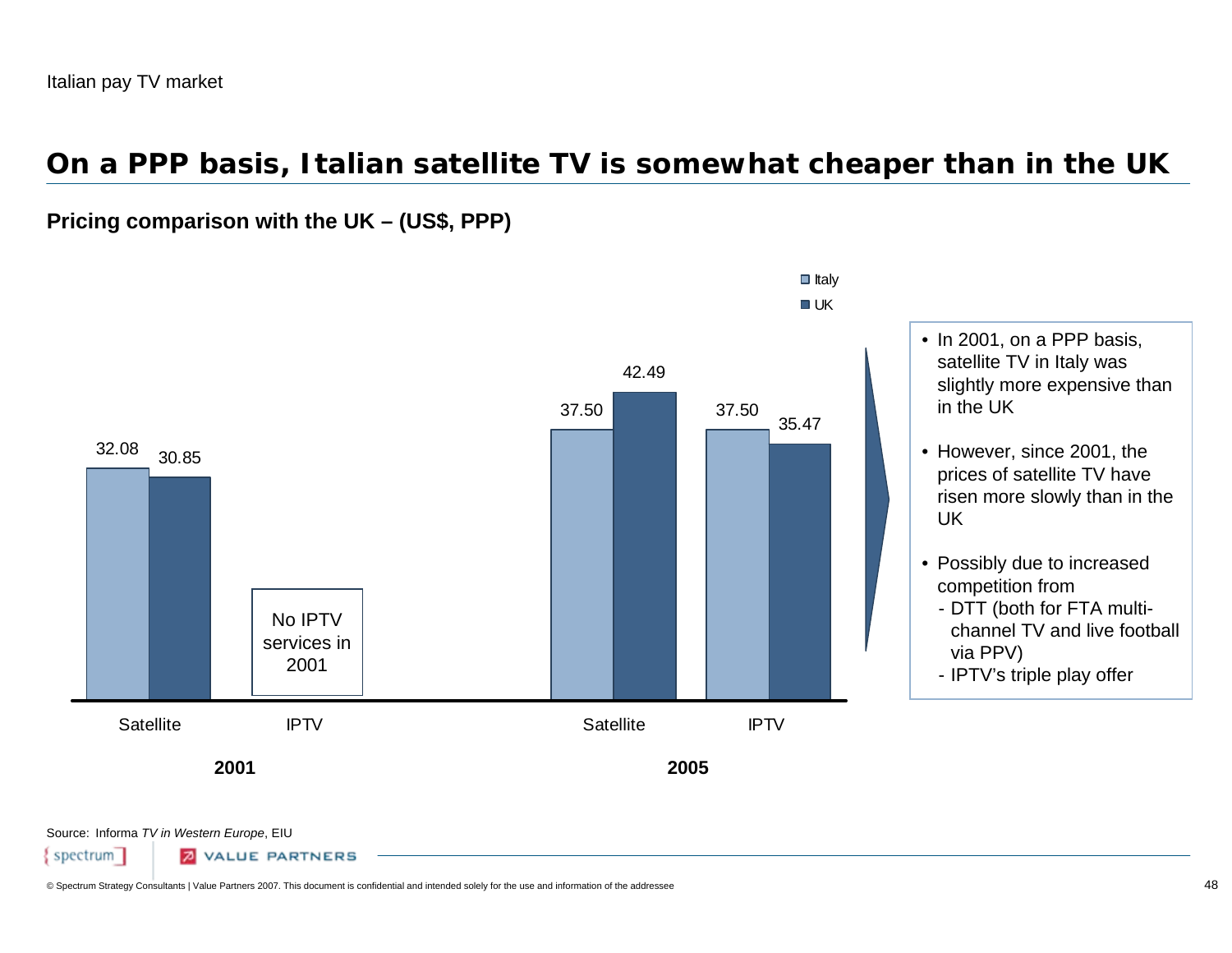Italian pay TV market

# On a PPP basis, Italian satellite TV is somewhat cheaper than in the UK

**Pricing comparison with the UK – (US$, PPP)**

| Year | Service | Italy | UK |
| --- | --- | --- | --- |
| 2001 | Satellite | 32.08 | 30.85 |
| 2001 | IPTV | No IPTV services in 2001 | |
| 2005 | Satellite | 37.50 | 42.49 |
| 2005 | IPTV | 37.50 | 35.47 |

- In 2001, on a PPP basis, satellite TV in Italy was slightly more expensive than in the UK
- However, since 2001, the prices of satellite TV have risen more slowly than in the UK
- Possibly due to increased competition from
  - DTT (both for FTA multi-channel TV and live football via PPV)
  - IPTV's triple play offer

Source: Informa *TV in Western Europe*, EIU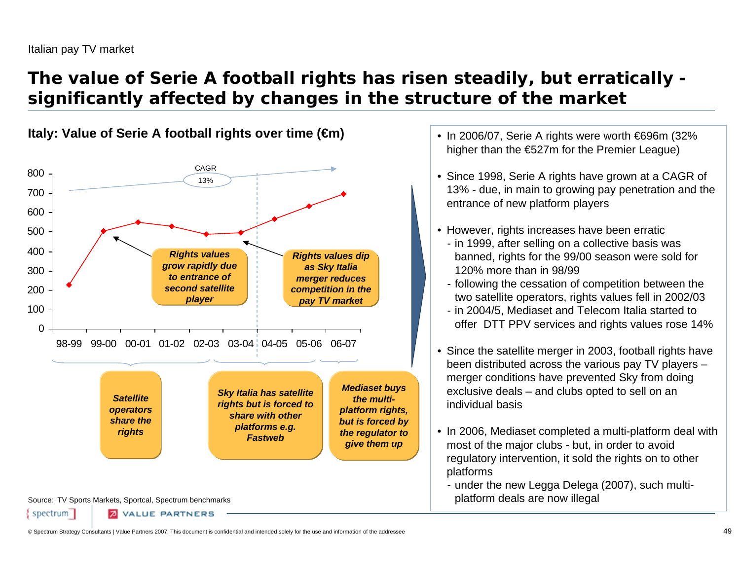Italian pay TV market

# The value of Serie A football rights has risen steadily, but erratically - significantly affected by changes in the structure of the market

### Italy: Value of Serie A football rights over time (€m)

CAGR 13%

| Season | Value (€m) |
|---|---|
| 98-99 | ~230 |
| 99-00 | ~505 |
| 00-01 | ~550 |
| 01-02 | ~530 |
| 02-03 | ~490 |
| 03-04 | ~495 |
| 04-05 | ~565 |
| 05-06 | ~635 |
| 06-07 | ~696 |

*Rights values grow rapidly due to entrance of second satellite player*

*Rights values dip as Sky Italia merger reduces competition in the pay TV market*

*Satellite operators share the rights* (98-99 to 02-03)

*Sky Italia has satellite rights but is forced to share with other platforms e.g. Fastweb* (03-04 to 05-06)

*Mediaset buys the multi-platform rights, but is forced by the regulator to give them up* (06-07)

Source: TV Sports Markets, Sportcal, Spectrum benchmarks

- In 2006/07, Serie A rights were worth €696m (32% higher than the €527m for the Premier League)
- Since 1998, Serie A rights have grown at a CAGR of 13% - due, in main to growing pay penetration and the entrance of new platform players
- However, rights increases have been erratic
  - in 1999, after selling on a collective basis was banned, rights for the 99/00 season were sold for 120% more than in 98/99
  - following the cessation of competition between the two satellite operators, rights values fell in 2002/03
  - in 2004/5, Mediaset and Telecom Italia started to offer DTT PPV services and rights values rose 14%
- Since the satellite merger in 2003, football rights have been distributed across the various pay TV players – merger conditions have prevented Sky from doing exclusive deals – and clubs opted to sell on an individual basis
- In 2006, Mediaset completed a multi-platform deal with most of the major clubs - but, in order to avoid regulatory intervention, it sold the rights on to other platforms
  - under the new Legga Delega (2007), such multi-platform deals are now illegal

© Spectrum Strategy Consultants | Value Partners 2007. This document is confidential and intended solely for the use and information of the addressee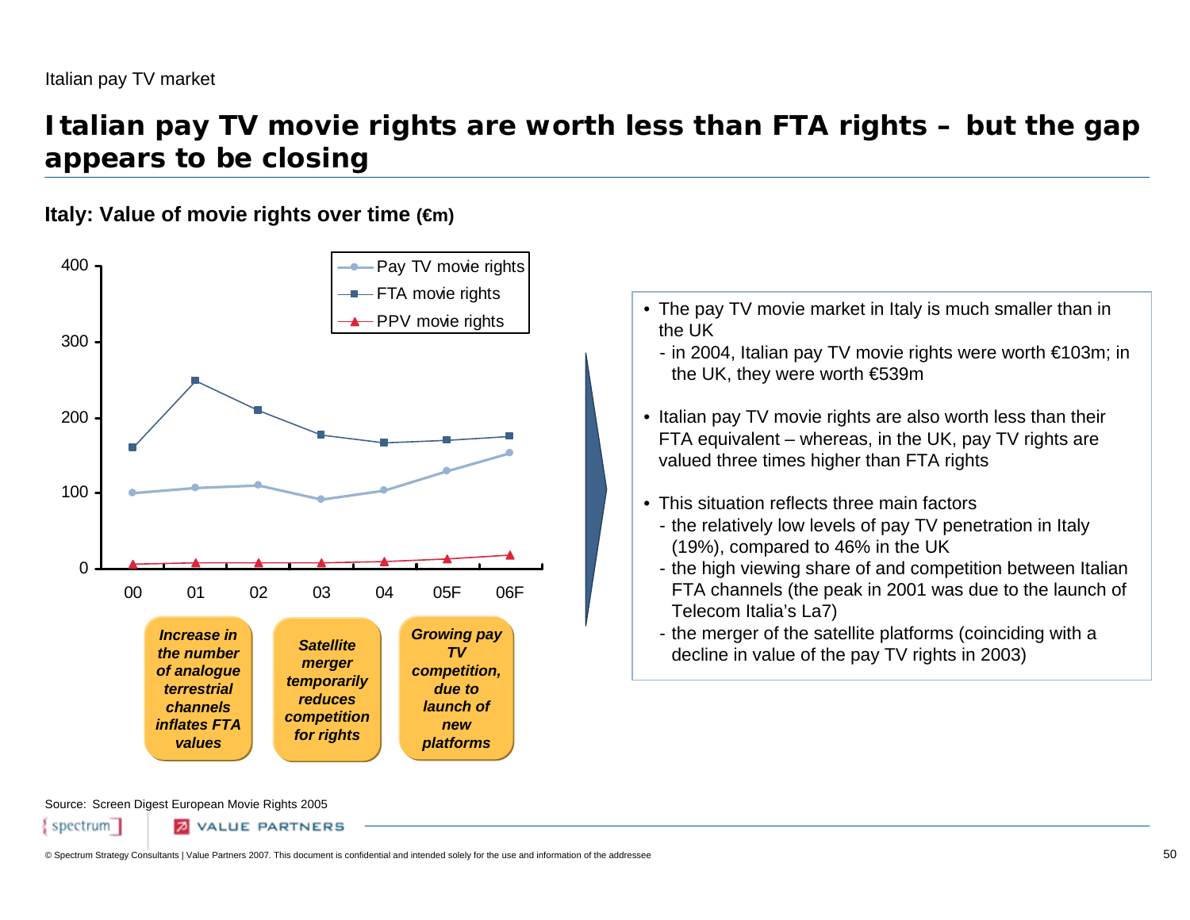Italian pay TV market

# Italian pay TV movie rights are worth less than FTA rights – but the gap appears to be closing

**Italy: Value of movie rights over time (€m)**

Pay TV movie rights | FTA movie rights | PPV movie rights

00 | 01 | 02 | 03 | 04 | 05F | 06F

*Increase in the number of analogue terrestrial channels inflates FTA values*

*Satellite merger temporarily reduces competition for rights*

*Growing pay TV competition, due to launch of new platforms*

- The pay TV movie market in Italy is much smaller than in the UK
  - in 2004, Italian pay TV movie rights were worth €103m; in the UK, they were worth €539m
- Italian pay TV movie rights are also worth less than their FTA equivalent – whereas, in the UK, pay TV rights are valued three times higher than FTA rights
- This situation reflects three main factors
  - the relatively low levels of pay TV penetration in Italy (19%), compared to 46% in the UK
  - the high viewing share of and competition between Italian FTA channels (the peak in 2001 was due to the launch of Telecom Italia's La7)
  - the merger of the satellite platforms (coinciding with a decline in value of the pay TV rights in 2003)

Source: Screen Digest European Movie Rights 2005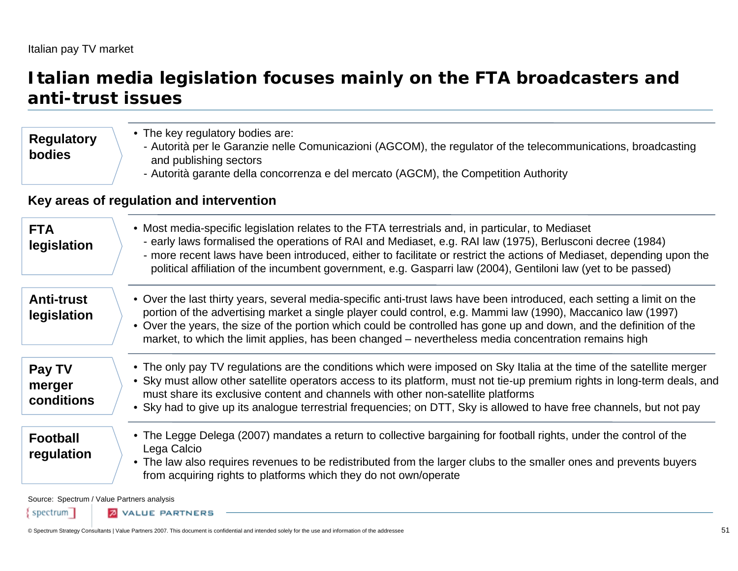Italian pay TV market

# Italian media legislation focuses mainly on the FTA broadcasters and anti-trust issues

**Regulatory bodies**

- The key regulatory bodies are:
  - Autorità per le Garanzie nelle Comunicazioni (AGCOM), the regulator of the telecommunications, broadcasting and publishing sectors
  - Autorità garante della concorrenza e del mercato (AGCM), the Competition Authority

## Key areas of regulation and intervention

**FTA legislation**

- Most media-specific legislation relates to the FTA terrestrials and, in particular, to Mediaset
  - early laws formalised the operations of RAI and Mediaset, e.g. RAI law (1975), Berlusconi decree (1984)
  - more recent laws have been introduced, either to facilitate or restrict the actions of Mediaset, depending upon the political affiliation of the incumbent government, e.g. Gasparri law (2004), Gentiloni law (yet to be passed)

**Anti-trust legislation**

- Over the last thirty years, several media-specific anti-trust laws have been introduced, each setting a limit on the portion of the advertising market a single player could control, e.g. Mammi law (1990), Maccanico law (1997)
- Over the years, the size of the portion which could be controlled has gone up and down, and the definition of the market, to which the limit applies, has been changed – nevertheless media concentration remains high

**Pay TV merger conditions**

- The only pay TV regulations are the conditions which were imposed on Sky Italia at the time of the satellite merger
- Sky must allow other satellite operators access to its platform, must not tie-up premium rights in long-term deals, and must share its exclusive content and channels with other non-satellite platforms
- Sky had to give up its analogue terrestrial frequencies; on DTT, Sky is allowed to have free channels, but not pay

**Football regulation**

- The Legge Delega (2007) mandates a return to collective bargaining for football rights, under the control of the Lega Calcio
- The law also requires revenues to be redistributed from the larger clubs to the smaller ones and prevents buyers from acquiring rights to platforms which they do not own/operate

Source: Spectrum / Value Partners analysis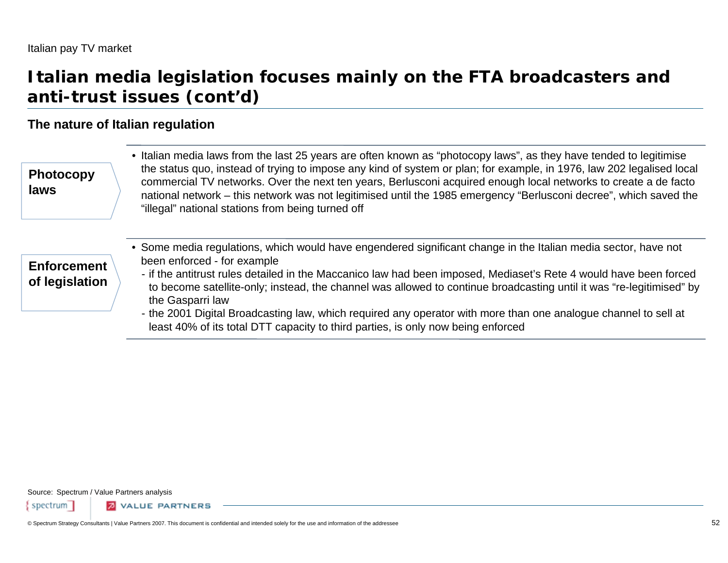Italian pay TV market

# Italian media legislation focuses mainly on the FTA broadcasters and anti-trust issues (cont'd)

## The nature of Italian regulation

**Photocopy laws**

- Italian media laws from the last 25 years are often known as "photocopy laws", as they have tended to legitimise the status quo, instead of trying to impose any kind of system or plan; for example, in 1976, law 202 legalised local commercial TV networks. Over the next ten years, Berlusconi acquired enough local networks to create a de facto national network – this network was not legitimised until the 1985 emergency "Berlusconi decree", which saved the "illegal" national stations from being turned off

**Enforcement of legislation**

- Some media regulations, which would have engendered significant change in the Italian media sector, have not been enforced - for example
  - if the antitrust rules detailed in the Maccanico law had been imposed, Mediaset's Rete 4 would have been forced to become satellite-only; instead, the channel was allowed to continue broadcasting until it was "re-legitimised" by the Gasparri law
  - the 2001 Digital Broadcasting law, which required any operator with more than one analogue channel to sell at least 40% of its total DTT capacity to third parties, is only now being enforced

Source: Spectrum / Value Partners analysis

© Spectrum Strategy Consultants | Value Partners 2007. This document is confidential and intended solely for the use and information of the addressee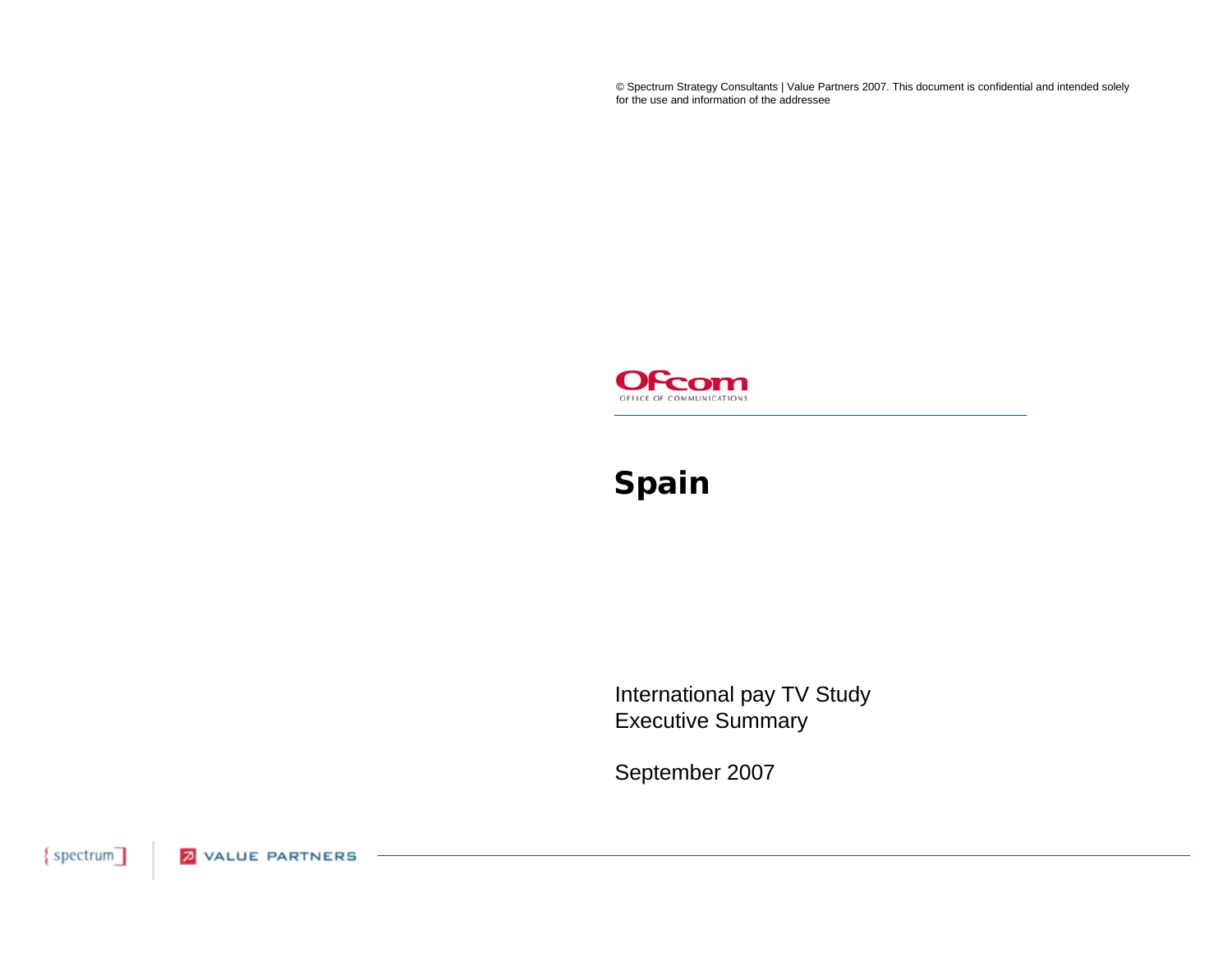© Spectrum Strategy Consultants | Value Partners 2007. This document is confidential and intended solely for the use and information of the addressee

Ofcom
OFFICE OF COMMUNICATIONS

# Spain

International pay TV Study
Executive Summary

September 2007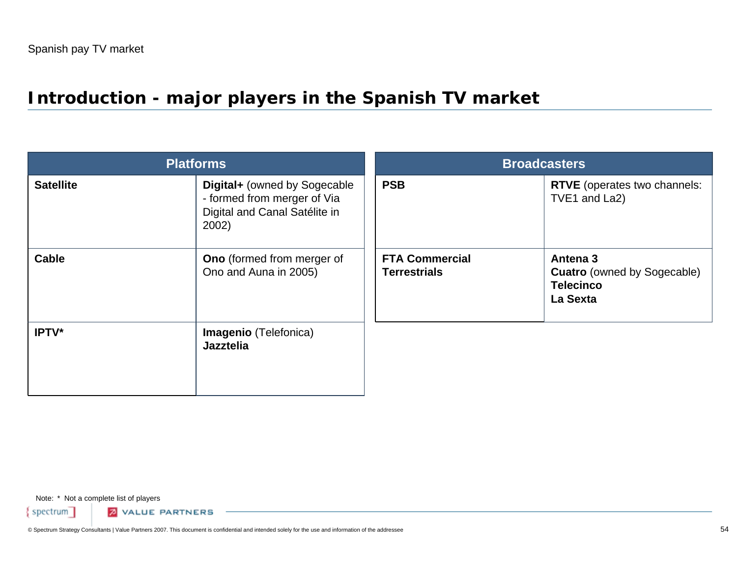# Introduction - major players in the Spanish TV market

| Platforms | |
|---|---|
| **Satellite** | **Digital+** (owned by Sogecable - formed from merger of Via Digital and Canal Satélite in 2002) |
| **Cable** | **Ono** (formed from merger of Ono and Auna in 2005) |
| **IPTV*** | **Imagenio** (Telefonica)<br>**Jazztelia** |

| Broadcasters | |
|---|---|
| **PSB** | **RTVE** (operates two channels: TVE1 and La2) |
| **FTA Commercial Terrestrials** | **Antena 3**<br>**Cuatro** (owned by Sogecable)<br>**Telecinco**<br>**La Sexta** |

Note: * Not a complete list of players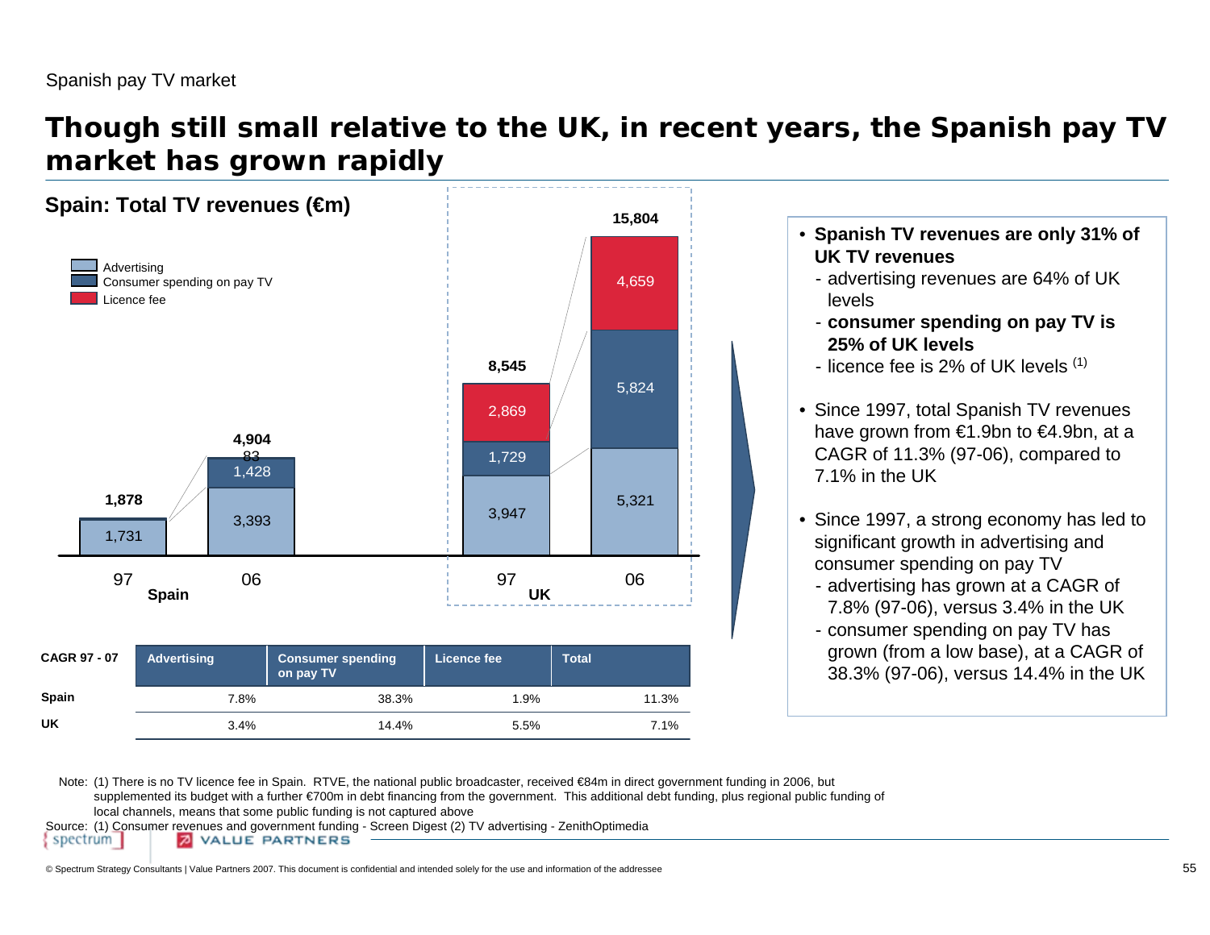Spanish pay TV market

# Though still small relative to the UK, in recent years, the Spanish pay TV market has grown rapidly

## Spain: Total TV revenues (€m)

| | Spain 97 | Spain 06 | UK 97 | UK 06 |
|---|---|---|---|---|
| Advertising | 1,731 | 3,393 | 3,947 | 5,321 |
| Consumer spending on pay TV | | 1,428 | 1,729 | 5,824 |
| Licence fee | | 83 | 2,869 | 4,659 |
| **Total** | **1,878** | **4,904** | **8,545** | **15,804** |

| CAGR 97 - 07 | Advertising | Consumer spending on pay TV | Licence fee | Total |
|---|---|---|---|---|
| **Spain** | 7.8% | 38.3% | 1.9% | 11.3% |
| **UK** | 3.4% | 14.4% | 5.5% | 7.1% |

- **Spanish TV revenues are only 31% of UK TV revenues**
  - advertising revenues are 64% of UK levels
  - **consumer spending on pay TV is 25% of UK levels**
  - licence fee is 2% of UK levels (1)
- Since 1997, total Spanish TV revenues have grown from €1.9bn to €4.9bn, at a CAGR of 11.3% (97-06), compared to 7.1% in the UK
- Since 1997, a strong economy has led to significant growth in advertising and consumer spending on pay TV
  - advertising has grown at a CAGR of 7.8% (97-06), versus 3.4% in the UK
  - consumer spending on pay TV has grown (from a low base), at a CAGR of 38.3% (97-06), versus 14.4% in the UK

Note: (1) There is no TV licence fee in Spain. RTVE, the national public broadcaster, received €84m in direct government funding in 2006, but supplemented its budget with a further €700m in debt financing from the government. This additional debt funding, plus regional public funding of local channels, means that some public funding is not captured above

Source: (1) Consumer revenues and government funding - Screen Digest (2) TV advertising - ZenithOptimedia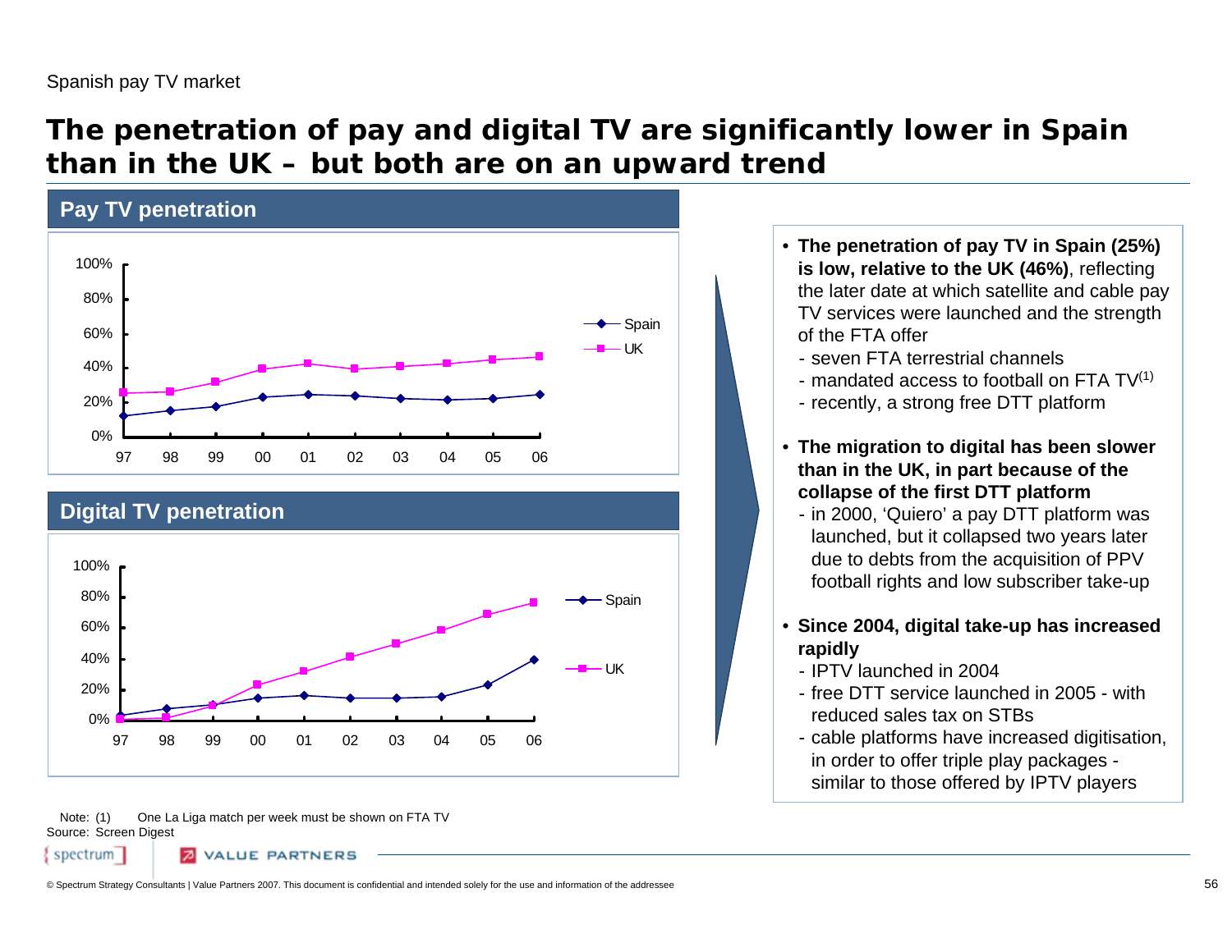Spanish pay TV market

# The penetration of pay and digital TV are significantly lower in Spain than in the UK – but both are on an upward trend

## Pay TV penetration

| | 97 | 98 | 99 | 00 | 01 | 02 | 03 | 04 | 05 | 06 |
|---|---|---|---|---|---|---|---|---|---|---|
| Spain | 12% | 15% | 17% | 23% | 24% | 24% | 22% | 21% | 22% | 25% |
| UK | 25% | 26% | 31% | 39% | 42% | 39% | 40% | 42% | 45% | 46% |

## Digital TV penetration

| | 97 | 98 | 99 | 00 | 01 | 02 | 03 | 04 | 05 | 06 |
|---|---|---|---|---|---|---|---|---|---|---|
| Spain | 3% | 7% | 10% | 14% | 16% | 14% | 14% | 15% | 23% | 40% |
| UK | 0% | 1% | 10% | 23% | 32% | 41% | 50% | 59% | 69% | 77% |

- **The penetration of pay TV in Spain (25%) is low, relative to the UK (46%)**, reflecting the later date at which satellite and cable pay TV services were launched and the strength of the FTA offer
  - seven FTA terrestrial channels
  - mandated access to football on FTA TV(1)
  - recently, a strong free DTT platform
- **The migration to digital has been slower than in the UK, in part because of the collapse of the first DTT platform**
  - in 2000, 'Quiero' a pay DTT platform was launched, but it collapsed two years later due to debts from the acquisition of PPV football rights and low subscriber take-up
- **Since 2004, digital take-up has increased rapidly**
  - IPTV launched in 2004
  - free DTT service launched in 2005 - with reduced sales tax on STBs
  - cable platforms have increased digitisation, in order to offer triple play packages - similar to those offered by IPTV players

Note: (1) One La Liga match per week must be shown on FTA TV
Source: Screen Digest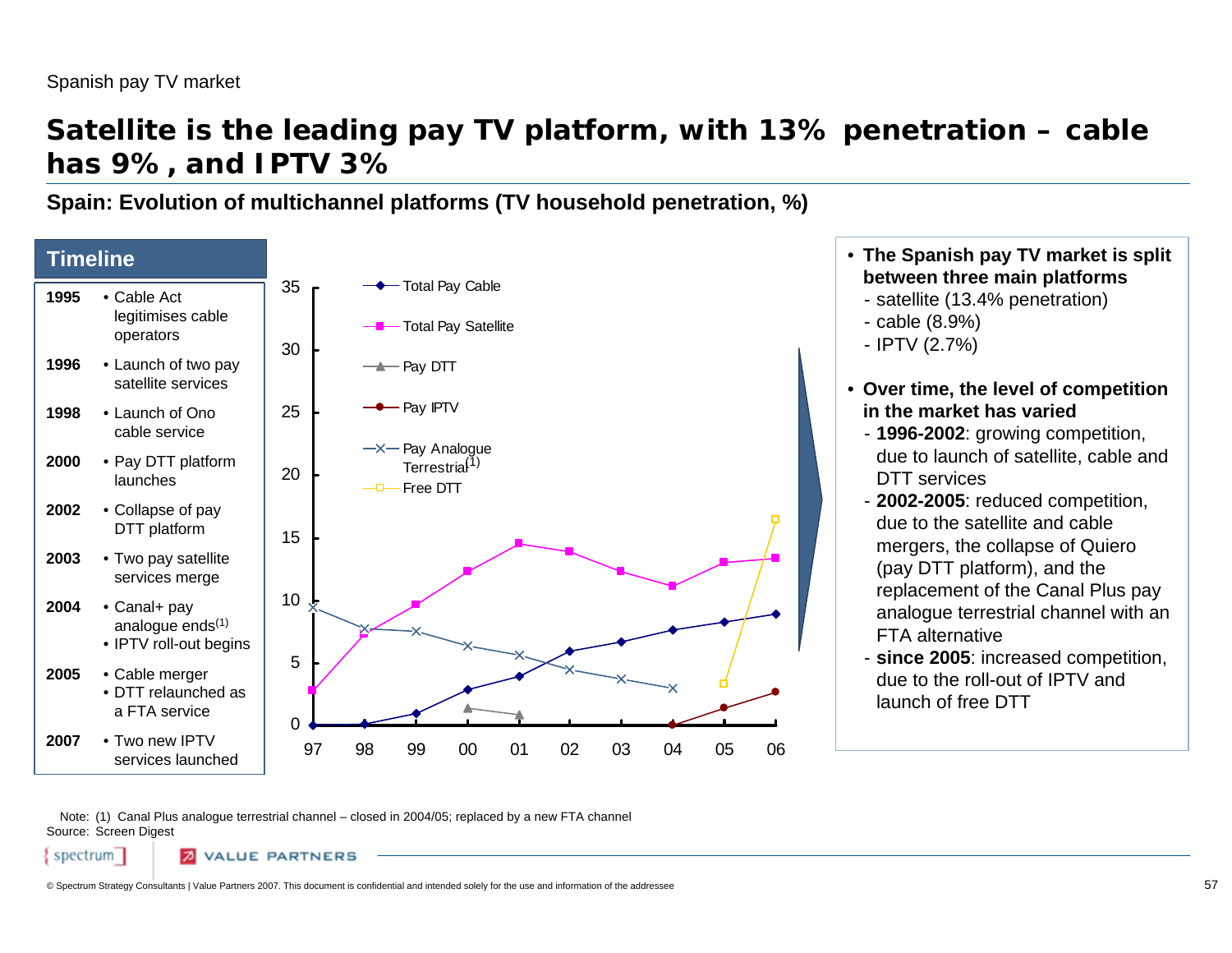Spanish pay TV market

# Satellite is the leading pay TV platform, with 13% penetration – cable has 9%, and IPTV 3%

**Spain: Evolution of multichannel platforms (TV household penetration, %)**

## Timeline

| Year | Event |
|---|---|
| 1995 | • Cable Act legitimises cable operators |
| 1996 | • Launch of two pay satellite services |
| 1998 | • Launch of Ono cable service |
| 2000 | • Pay DTT platform launches |
| 2002 | • Collapse of pay DTT platform |
| 2003 | • Two pay satellite services merge |
| 2004 | • Canal+ pay analogue ends[(1)] • IPTV roll-out begins |
| 2005 | • Cable merger • DTT relaunched as a FTA service |
| 2007 | • Two new IPTV services launched |

Legend: Total Pay Cable; Total Pay Satellite; Pay DTT; Pay IPTV; Pay Analogue Terrestrial[(1)]; Free DTT

Y-axis: 0, 5, 10, 15, 20, 25, 30, 35
X-axis: 97, 98, 99, 00, 01, 02, 03, 04, 05, 06

- **The Spanish pay TV market is split between three main platforms**
  - satellite (13.4% penetration)
  - cable (8.9%)
  - IPTV (2.7%)
- **Over time, the level of competition in the market has varied**
  - **1996-2002**: growing competition, due to launch of satellite, cable and DTT services
  - **2002-2005**: reduced competition, due to the satellite and cable mergers, the collapse of Quiero (pay DTT platform), and the replacement of the Canal Plus pay analogue terrestrial channel with an FTA alternative
  - **since 2005**: increased competition, due to the roll-out of IPTV and launch of free DTT

Note: (1) Canal Plus analogue terrestrial channel – closed in 2004/05; replaced by a new FTA channel
Source: Screen Digest

© Spectrum Strategy Consultants | Value Partners 2007. This document is confidential and intended solely for the use and information of the addressee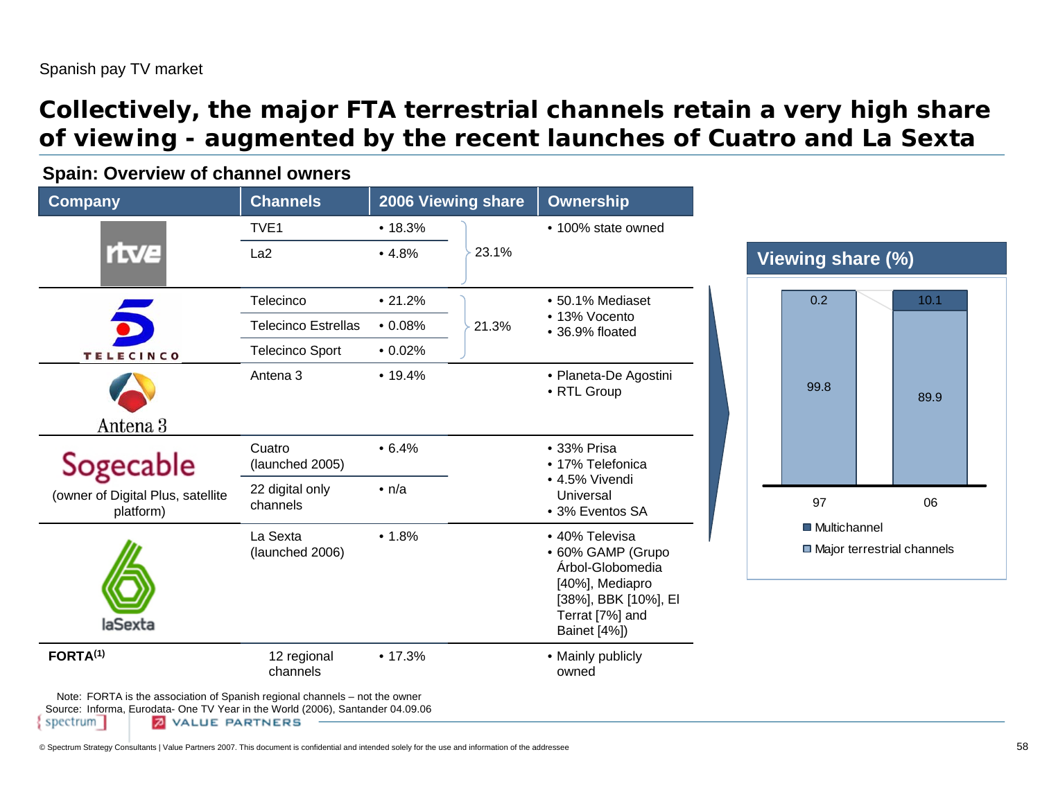Spanish pay TV market

# Collectively, the major FTA terrestrial channels retain a very high share of viewing - augmented by the recent launches of Cuatro and La Sexta

## Spain: Overview of channel owners

| Company | Channels | 2006 Viewing share | | Ownership |
|---|---|---|---|---|
| rtve | TVE1 | • 18.3% | 23.1% | • 100% state owned |
| | La2 | • 4.8% | | |
| Telecinco | Telecinco | • 21.2% | 21.3% | • 50.1% Mediaset<br>• 13% Vocento<br>• 36.9% floated |
| | Telecinco Estrellas | • 0.08% | | |
| | Telecinco Sport | • 0.02% | | |
| Antena 3 | Antena 3 | • 19.4% | | • Planeta-De Agostini<br>• RTL Group |
| Sogecable (owner of Digital Plus, satellite platform) | Cuatro (launched 2005) | • 6.4% | | • 33% Prisa<br>• 17% Telefonica<br>• 4.5% Vivendi Universal<br>• 3% Eventos SA |
| | 22 digital only channels | • n/a | | |
| laSexta | La Sexta (launched 2006) | • 1.8% | | • 40% Televisa<br>• 60% GAMP (Grupo Árbol-Globomedia [40%], Mediapro [38%], BBK [10%], El Terrat [7%] and Bainet [4%]) |
| FORTA[1] | 12 regional channels | • 17.3% | | • Mainly publicly owned |

### Viewing share (%)

| | 97 | 06 |
|---|---|---|
| Multichannel | 0.2 | 10.1 |
| Major terrestrial channels | 99.8 | 89.9 |

Note: FORTA is the association of Spanish regional channels – not the owner
Source: Informa, Eurodata- One TV Year in the World (2006), Santander 04.09.06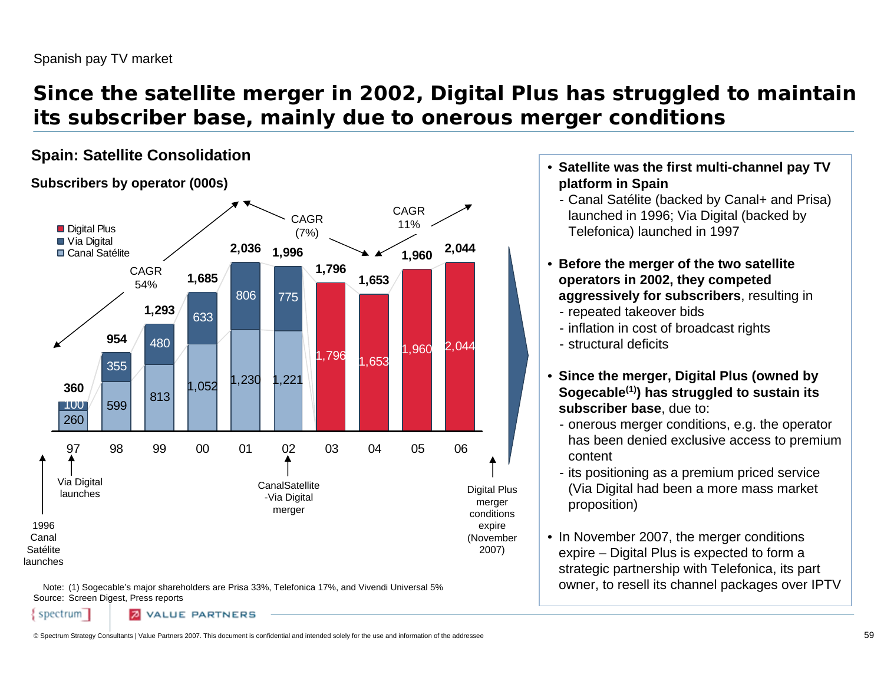Spanish pay TV market

# Since the satellite merger in 2002, Digital Plus has struggled to maintain its subscriber base, mainly due to onerous merger conditions

## Spain: Satellite Consolidation

### Subscribers by operator (000s)

| Year | Canal Satélite | Via Digital | Digital Plus | Total |
|---|---|---|---|---|
| 97 | 260 | 100 | | 360 |
| 98 | 599 | 355 | | 954 |
| 99 | 813 | 480 | | 1,293 |
| 00 | 1,052 | 633 | | 1,685 |
| 01 | 1,230 | 806 | | 2,036 |
| 02 | 1,221 | 775 | | 1,996 |
| 03 | | | 1,796 | 1,796 |
| 04 | | | 1,653 | 1,653 |
| 05 | | | 1,960 | 1,960 |
| 06 | | | 2,044 | 2,044 |

CAGR 54% (97–01); CAGR (7%) (01–04); CAGR 11% (04–06)

- 1996 Canal Satélite launches
- 97: Via Digital launches
- 02: CanalSatellite-Via Digital merger
- Digital Plus merger conditions expire (November 2007)

Note: (1) Sogecable's major shareholders are Prisa 33%, Telefonica 17%, and Vivendi Universal 5%
Source: Screen Digest, Press reports

- **Satellite was the first multi-channel pay TV platform in Spain**
  - Canal Satélite (backed by Canal+ and Prisa) launched in 1996; Via Digital (backed by Telefonica) launched in 1997
- **Before the merger of the two satellite operators in 2002, they competed aggressively for subscribers**, resulting in
  - repeated takeover bids
  - inflation in cost of broadcast rights
  - structural deficits
- **Since the merger, Digital Plus (owned by Sogecable[1]) has struggled to sustain its subscriber base**, due to:
  - onerous merger conditions, e.g. the operator has been denied exclusive access to premium content
  - its positioning as a premium priced service (Via Digital had been a more mass market proposition)
- In November 2007, the merger conditions expire – Digital Plus is expected to form a strategic partnership with Telefonica, its part owner, to resell its channel packages over IPTV

© Spectrum Strategy Consultants | Value Partners 2007. This document is confidential and intended solely for the use and information of the addressee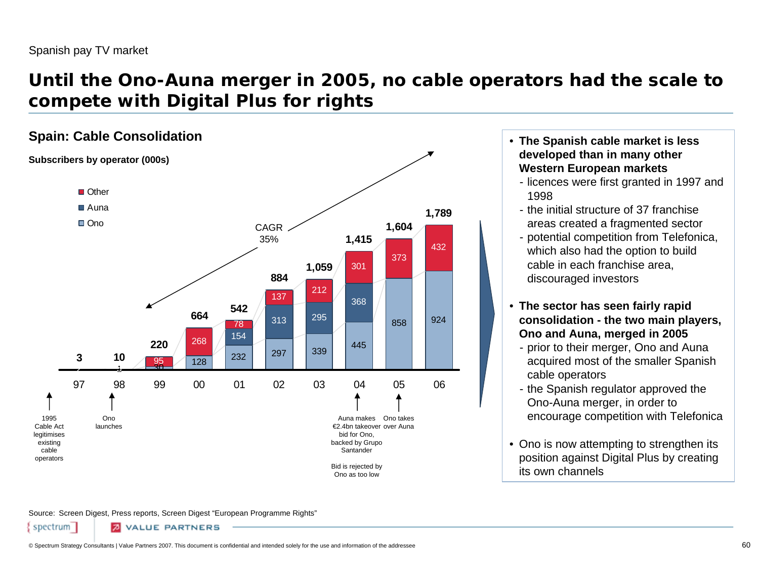Spanish pay TV market

# Until the Ono-Auna merger in 2005, no cable operators had the scale to compete with Digital Plus for rights

## Spain: Cable Consolidation

**Subscribers by operator (000s)**

| Year | Ono | Auna | Other | Total |
|---|---|---|---|---|
| 97 | | | | 3 |
| 98 | 1 | | | 10 |
| 99 | 30 | | 95 | 220 |
| 00 | 128 | | 268 | 664 |
| 01 | 232 | 154 | 78 | 542 |
| 02 | 297 | 313 | 137 | 884 |
| 03 | 339 | 295 | 212 | 1,059 |
| 04 | 445 | 368 | 301 | 1,415 |
| 05 | 858 | | 373 | 1,604 |
| 06 | 924 | | 432 | 1,789 |

CAGR 35%

- 1995 Cable Act legitimises existing cable operators
- 98: Ono launches
- 04: Auna makes €2.4bn takeover bid for Ono, backed by Grupo Santander. Bid is rejected by Ono as too low
- 05: Ono takes over Auna

- **The Spanish cable market is less developed than in many other Western European markets**
  - licences were first granted in 1997 and 1998
  - the initial structure of 37 franchise areas created a fragmented sector
  - potential competition from Telefonica, which also had the option to build cable in each franchise area, discouraged investors
- **The sector has seen fairly rapid consolidation - the two main players, Ono and Auna, merged in 2005**
  - prior to their merger, Ono and Auna acquired most of the smaller Spanish cable operators
  - the Spanish regulator approved the Ono-Auna merger, in order to encourage competition with Telefonica
- Ono is now attempting to strengthen its position against Digital Plus by creating its own channels

Source: Screen Digest, Press reports, Screen Digest "European Programme Rights"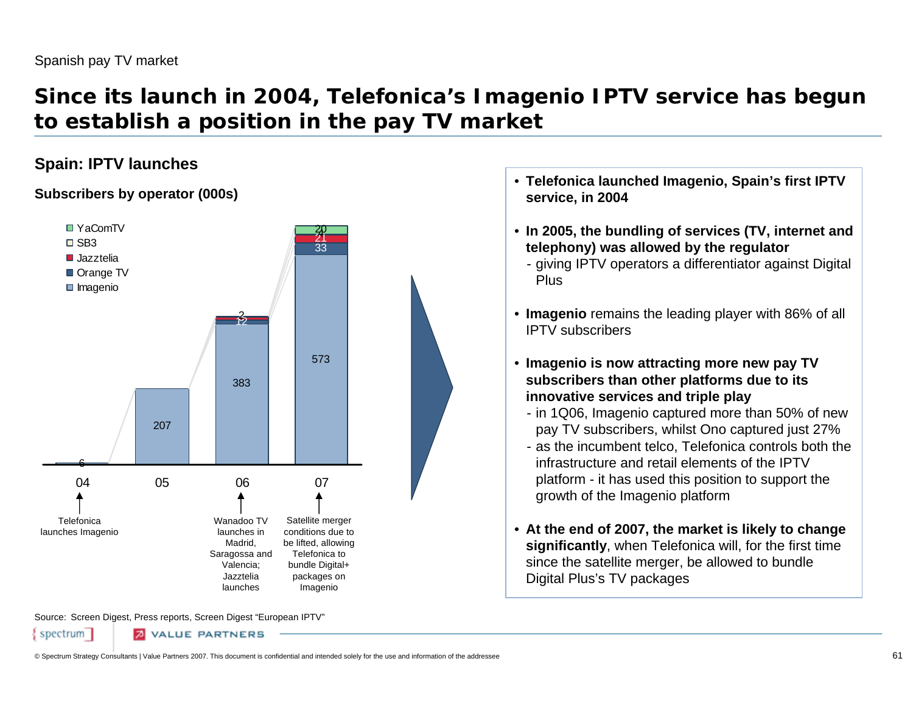Spanish pay TV market

# Since its launch in 2004, Telefonica's Imagenio IPTV service has begun to establish a position in the pay TV market

## Spain: IPTV launches

### Subscribers by operator (000s)

| Operator | 04 | 05 | 06 | 07 |
|---|---|---|---|---|
| Imagenio | 6 | 207 | 383 | 573 |
| Orange TV | | | 12 | 33 |
| Jazztelia | | | 2 | 21 |
| SB3 | | | | 4 |
| YaComTV | | | | 20 |

- 04: Telefonica launches Imagenio
- 06: Wanadoo TV launches in Madrid, Saragossa and Valencia; Jazztelia launches
- 07: Satellite merger conditions due to be lifted, allowing Telefonica to bundle Digital+ packages on Imagenio

- **Telefonica launched Imagenio, Spain's first IPTV service, in 2004**
- **In 2005, the bundling of services (TV, internet and telephony) was allowed by the regulator**
  - giving IPTV operators a differentiator against Digital Plus
- **Imagenio** remains the leading player with 86% of all IPTV subscribers
- **Imagenio is now attracting more new pay TV subscribers than other platforms due to its innovative services and triple play**
  - in 1Q06, Imagenio captured more than 50% of new pay TV subscribers, whilst Ono captured just 27%
  - as the incumbent telco, Telefonica controls both the infrastructure and retail elements of the IPTV platform - it has used this position to support the growth of the Imagenio platform
- **At the end of 2007, the market is likely to change significantly**, when Telefonica will, for the first time since the satellite merger, be allowed to bundle Digital Plus's TV packages

Source: Screen Digest, Press reports, Screen Digest "European IPTV"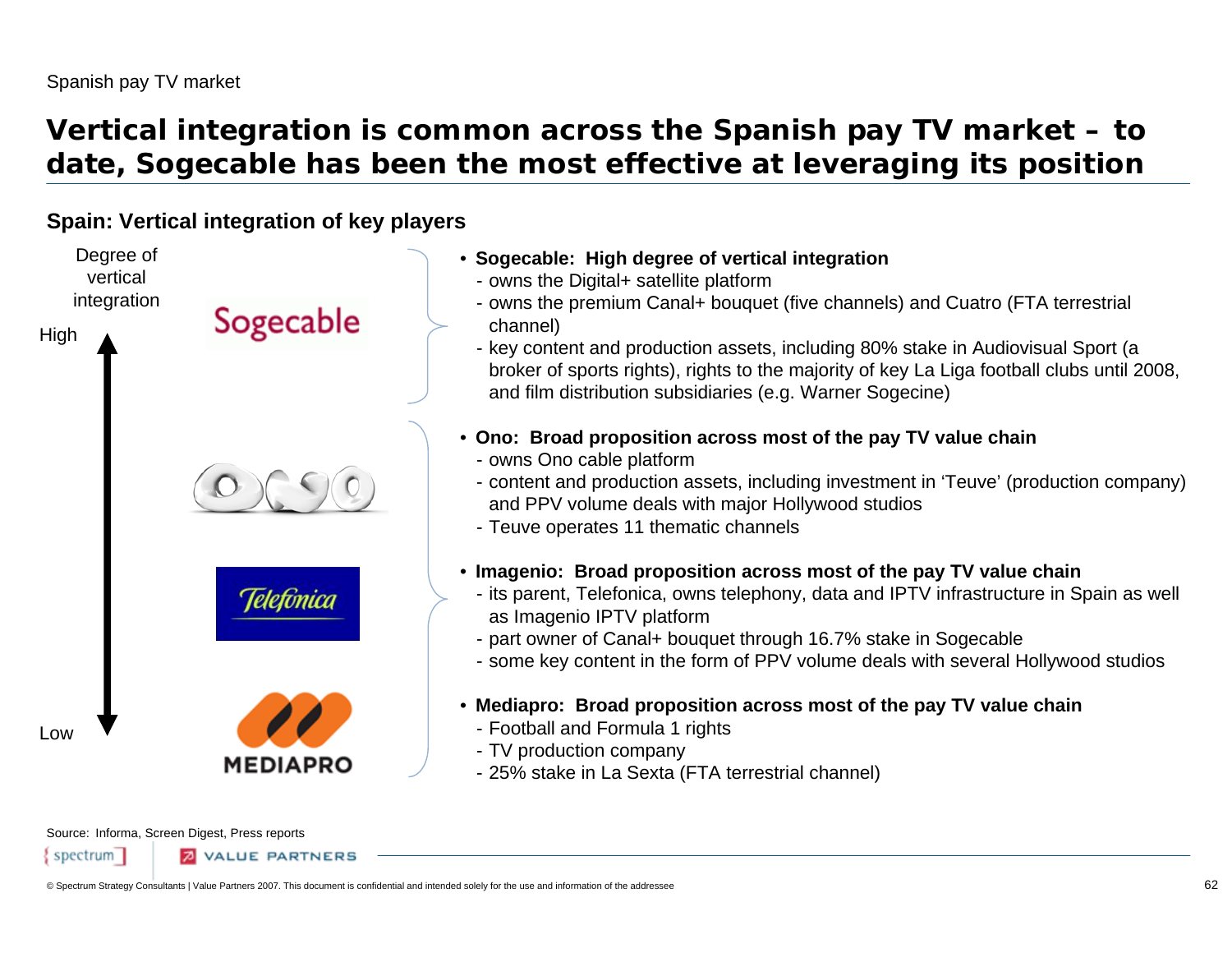Spanish pay TV market

# Vertical integration is common across the Spanish pay TV market – to date, Sogecable has been the most effective at leveraging its position

**Spain: Vertical integration of key players**

Degree of vertical integration

High

Low

- **Sogecable: High degree of vertical integration**
  - owns the Digital+ satellite platform
  - owns the premium Canal+ bouquet (five channels) and Cuatro (FTA terrestrial channel)
  - key content and production assets, including 80% stake in Audiovisual Sport (a broker of sports rights), rights to the majority of key La Liga football clubs until 2008, and film distribution subsidiaries (e.g. Warner Sogecine)

- **Ono: Broad proposition across most of the pay TV value chain**
  - owns Ono cable platform
  - content and production assets, including investment in 'Teuve' (production company) and PPV volume deals with major Hollywood studios
  - Teuve operates 11 thematic channels

- **Imagenio: Broad proposition across most of the pay TV value chain**
  - its parent, Telefonica, owns telephony, data and IPTV infrastructure in Spain as well as Imagenio IPTV platform
  - part owner of Canal+ bouquet through 16.7% stake in Sogecable
  - some key content in the form of PPV volume deals with several Hollywood studios

- **Mediapro: Broad proposition across most of the pay TV value chain**
  - Football and Formula 1 rights
  - TV production company
  - 25% stake in La Sexta (FTA terrestrial channel)

Source: Informa, Screen Digest, Press reports

© Spectrum Strategy Consultants | Value Partners 2007. This document is confidential and intended solely for the use and information of the addressee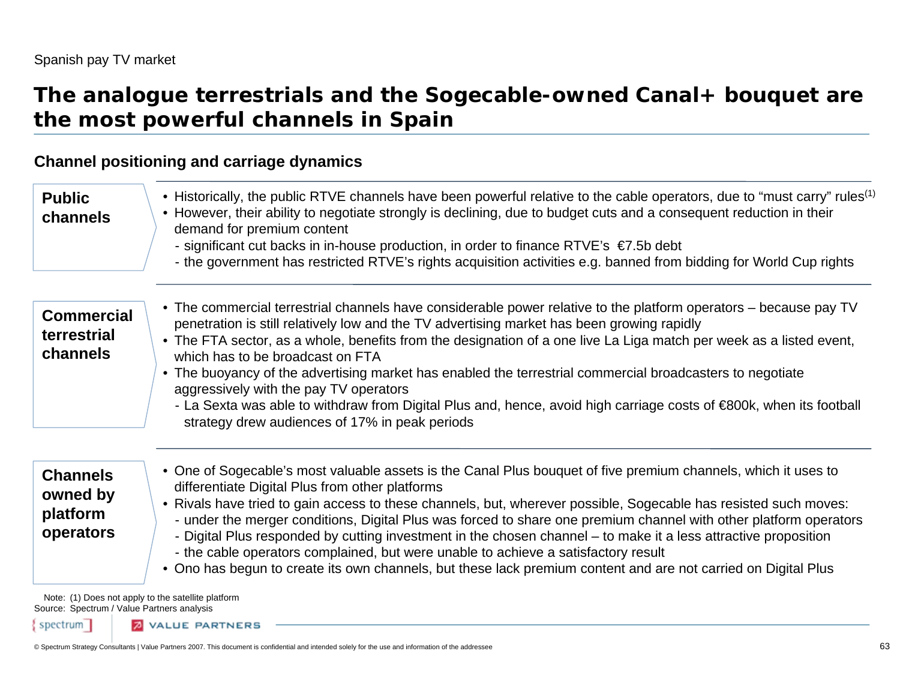Spanish pay TV market

# The analogue terrestrials and the Sogecable-owned Canal+ bouquet are the most powerful channels in Spain

## Channel positioning and carriage dynamics

**Public channels**

- Historically, the public RTVE channels have been powerful relative to the cable operators, due to "must carry" rules[1]
- However, their ability to negotiate strongly is declining, due to budget cuts and a consequent reduction in their demand for premium content
  - significant cut backs in in-house production, in order to finance RTVE's €7.5b debt
  - the government has restricted RTVE's rights acquisition activities e.g. banned from bidding for World Cup rights

**Commercial terrestrial channels**

- The commercial terrestrial channels have considerable power relative to the platform operators – because pay TV penetration is still relatively low and the TV advertising market has been growing rapidly
- The FTA sector, as a whole, benefits from the designation of a one live La Liga match per week as a listed event, which has to be broadcast on FTA
- The buoyancy of the advertising market has enabled the terrestrial commercial broadcasters to negotiate aggressively with the pay TV operators
  - La Sexta was able to withdraw from Digital Plus and, hence, avoid high carriage costs of €800k, when its football strategy drew audiences of 17% in peak periods

**Channels owned by platform operators**

- One of Sogecable's most valuable assets is the Canal Plus bouquet of five premium channels, which it uses to differentiate Digital Plus from other platforms
- Rivals have tried to gain access to these channels, but, wherever possible, Sogecable has resisted such moves:
  - under the merger conditions, Digital Plus was forced to share one premium channel with other platform operators
  - Digital Plus responded by cutting investment in the chosen channel – to make it a less attractive proposition
  - the cable operators complained, but were unable to achieve a satisfactory result
- Ono has begun to create its own channels, but these lack premium content and are not carried on Digital Plus

Note: (1) Does not apply to the satellite platform
Source: Spectrum / Value Partners analysis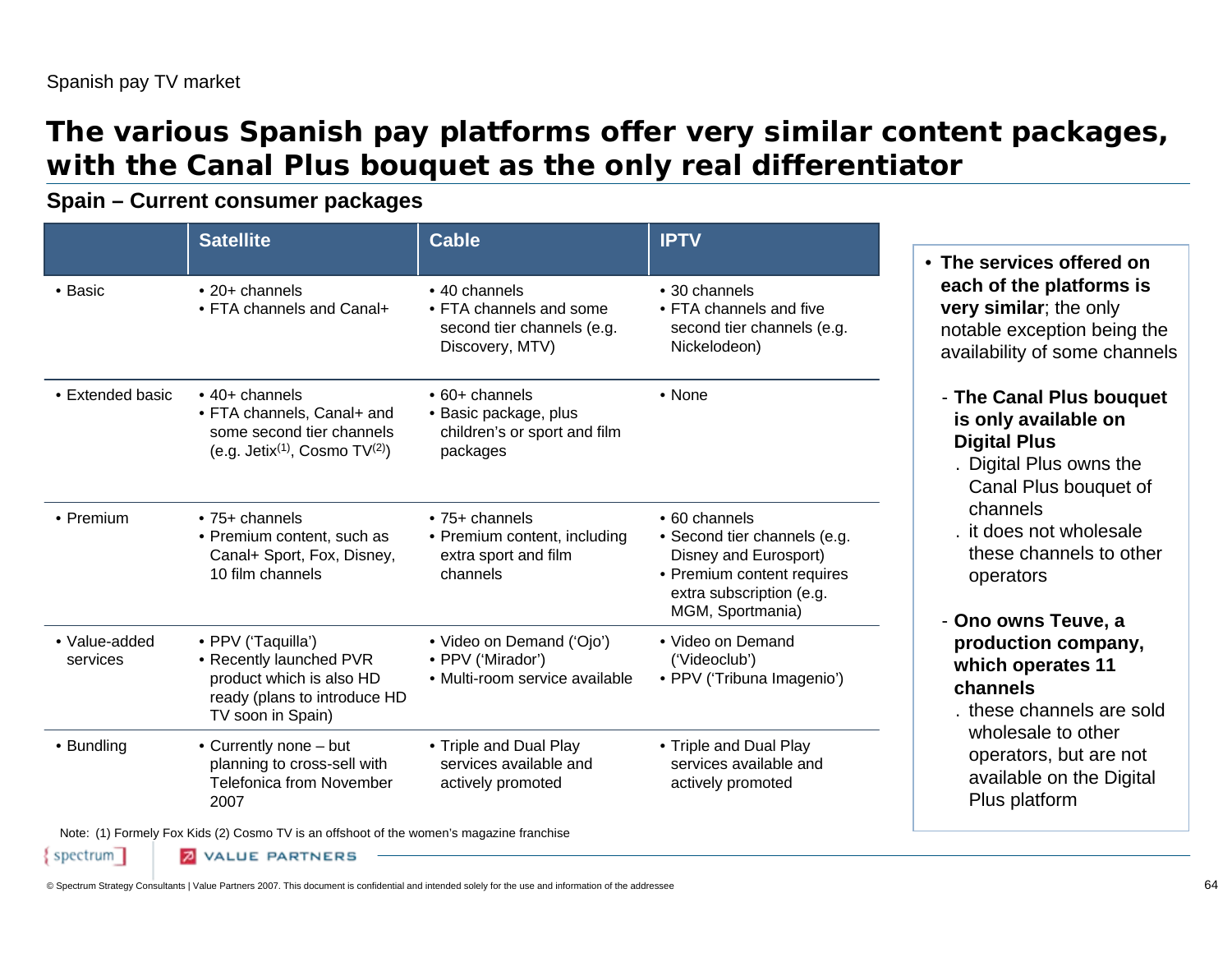Spanish pay TV market

# The various Spanish pay platforms offer very similar content packages, with the Canal Plus bouquet as the only real differentiator

## Spain – Current consumer packages

| | Satellite | Cable | IPTV |
|---|---|---|---|
| • Basic | • 20+ channels<br>• FTA channels and Canal+ | • 40 channels<br>• FTA channels and some second tier channels (e.g. Discovery, MTV) | • 30 channels<br>• FTA channels and five second tier channels (e.g. Nickelodeon) |
| • Extended basic | • 40+ channels<br>• FTA channels, Canal+ and some second tier channels (e.g. Jetix[1], Cosmo TV[2]) | • 60+ channels<br>• Basic package, plus children's or sport and film packages | • None |
| • Premium | • 75+ channels<br>• Premium content, such as Canal+ Sport, Fox, Disney, 10 film channels | • 75+ channels<br>• Premium content, including extra sport and film channels | • 60 channels<br>• Second tier channels (e.g. Disney and Eurosport)<br>• Premium content requires extra subscription (e.g. MGM, Sportmania) |
| • Value-added services | • PPV ('Taquilla')<br>• Recently launched PVR product which is also HD ready (plans to introduce HD TV soon in Spain) | • Video on Demand ('Ojo')<br>• PPV ('Mirador')<br>• Multi-room service available | • Video on Demand ('Videoclub')<br>• PPV ('Tribuna Imagenio') |
| • Bundling | • Currently none – but planning to cross-sell with Telefonica from November 2007 | • Triple and Dual Play services available and actively promoted | • Triple and Dual Play services available and actively promoted |

Note: (1) Formely Fox Kids (2) Cosmo TV is an offshoot of the women's magazine franchise

- **The services offered on each of the platforms is very similar**; the only notable exception being the availability of some channels
  - **The Canal Plus bouquet is only available on Digital Plus**
    - . Digital Plus owns the Canal Plus bouquet of channels
    - . it does not wholesale these channels to other operators
  - **Ono owns Teuve, a production company, which operates 11 channels**
    - . these channels are sold wholesale to other operators, but are not available on the Digital Plus platform

© Spectrum Strategy Consultants | Value Partners 2007. This document is confidential and intended solely for the use and information of the addressee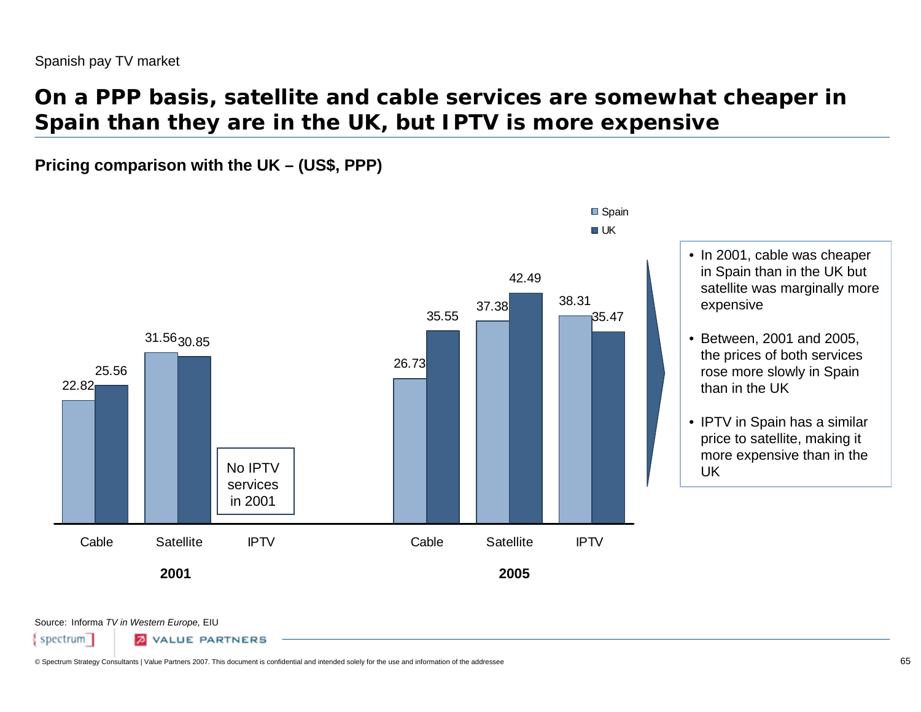Spanish pay TV market

# On a PPP basis, satellite and cable services are somewhat cheaper in Spain than they are in the UK, but IPTV is more expensive

**Pricing comparison with the UK – (US$, PPP)**

| Year | Service | Spain | UK |
|---|---|---|---|
| 2001 | Cable | 22.82 | 25.56 |
| 2001 | Satellite | 31.56 | 30.85 |
| 2001 | IPTV | No IPTV services in 2001 | |
| 2005 | Cable | 26.73 | 35.55 |
| 2005 | Satellite | 37.38 | 42.49 |
| 2005 | IPTV | 38.31 | 35.47 |

- In 2001, cable was cheaper in Spain than in the UK but satellite was marginally more expensive
- Between, 2001 and 2005, the prices of both services rose more slowly in Spain than in the UK
- IPTV in Spain has a similar price to satellite, making it more expensive than in the UK

Source: Informa *TV in Western Europe,* EIU

© Spectrum Strategy Consultants | Value Partners 2007. This document is confidential and intended solely for the use and information of the addressee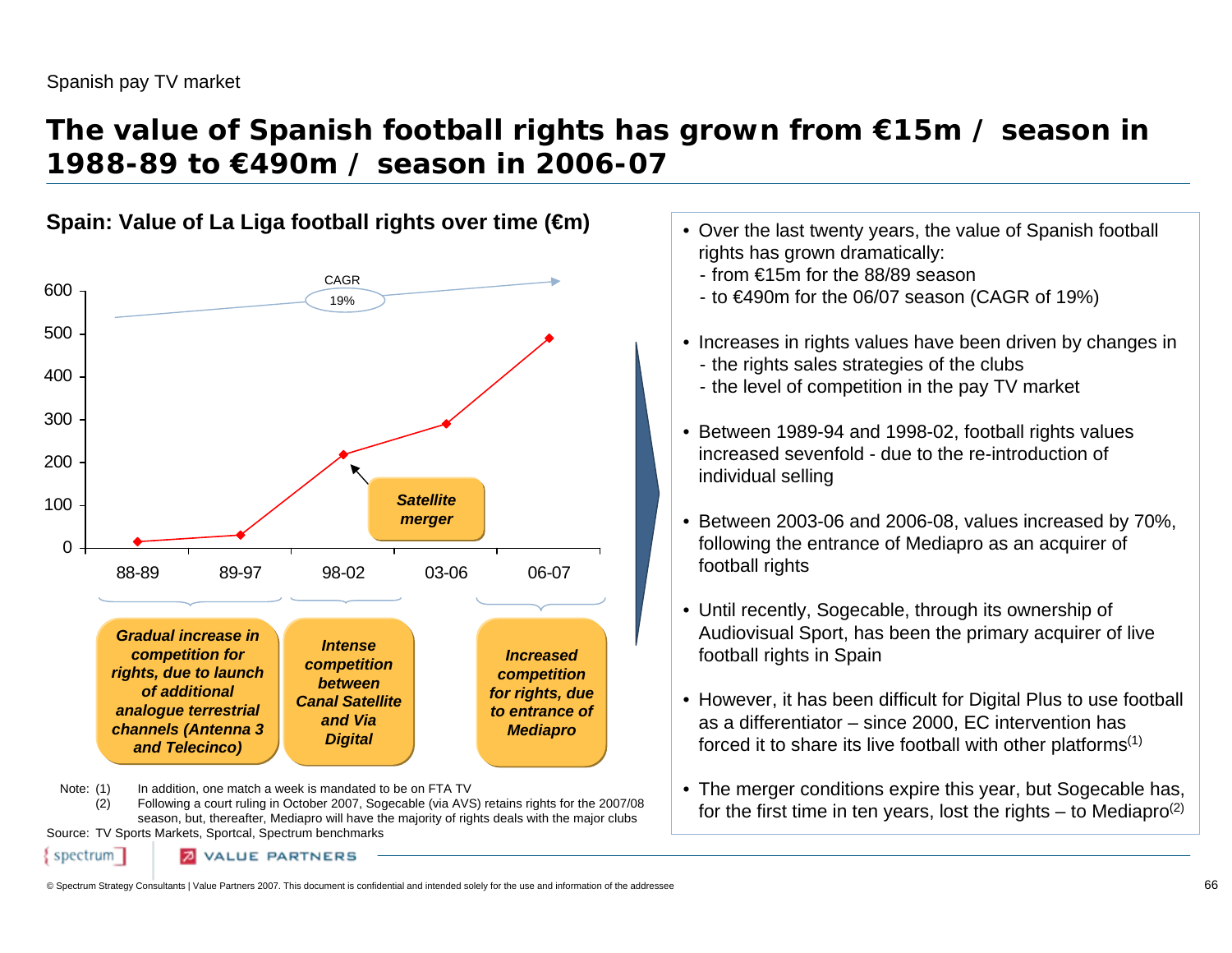Spanish pay TV market

# The value of Spanish football rights has grown from €15m / season in 1988-89 to €490m / season in 2006-07

## Spain: Value of La Liga football rights over time (€m)

| Season | Value (€m) |
|---|---|
| 88-89 | 15 |
| 89-97 | 30 |
| 98-02 | 220 |
| 03-06 | 290 |
| 06-07 | 490 |

CAGR 19%

*Satellite merger* (98-02)

- 88-89 to 89-97: ***Gradual increase in competition for rights, due to launch of additional analogue terrestrial channels (Antenna 3 and Telecinco)***
- 98-02: ***Intense competition between Canal Satellite and Via Digital***
- 06-07: ***Increased competition for rights, due to entrance of Mediapro***

Note: (1) In addition, one match a week is mandated to be on FTA TV
(2) Following a court ruling in October 2007, Sogecable (via AVS) retains rights for the 2007/08 season, but, thereafter, Mediapro will have the majority of rights deals with the major clubs

Source: TV Sports Markets, Sportcal, Spectrum benchmarks

- Over the last twenty years, the value of Spanish football rights has grown dramatically:
  - from €15m for the 88/89 season
  - to €490m for the 06/07 season (CAGR of 19%)
- Increases in rights values have been driven by changes in
  - the rights sales strategies of the clubs
  - the level of competition in the pay TV market
- Between 1989-94 and 1998-02, football rights values increased sevenfold - due to the re-introduction of individual selling
- Between 2003-06 and 2006-08, values increased by 70%, following the entrance of Mediapro as an acquirer of football rights
- Until recently, Sogecable, through its ownership of Audiovisual Sport, has been the primary acquirer of live football rights in Spain
- However, it has been difficult for Digital Plus to use football as a differentiator – since 2000, EC intervention has forced it to share its live football with other platforms[1]
- The merger conditions expire this year, but Sogecable has, for the first time in ten years, lost the rights – to Mediapro[2]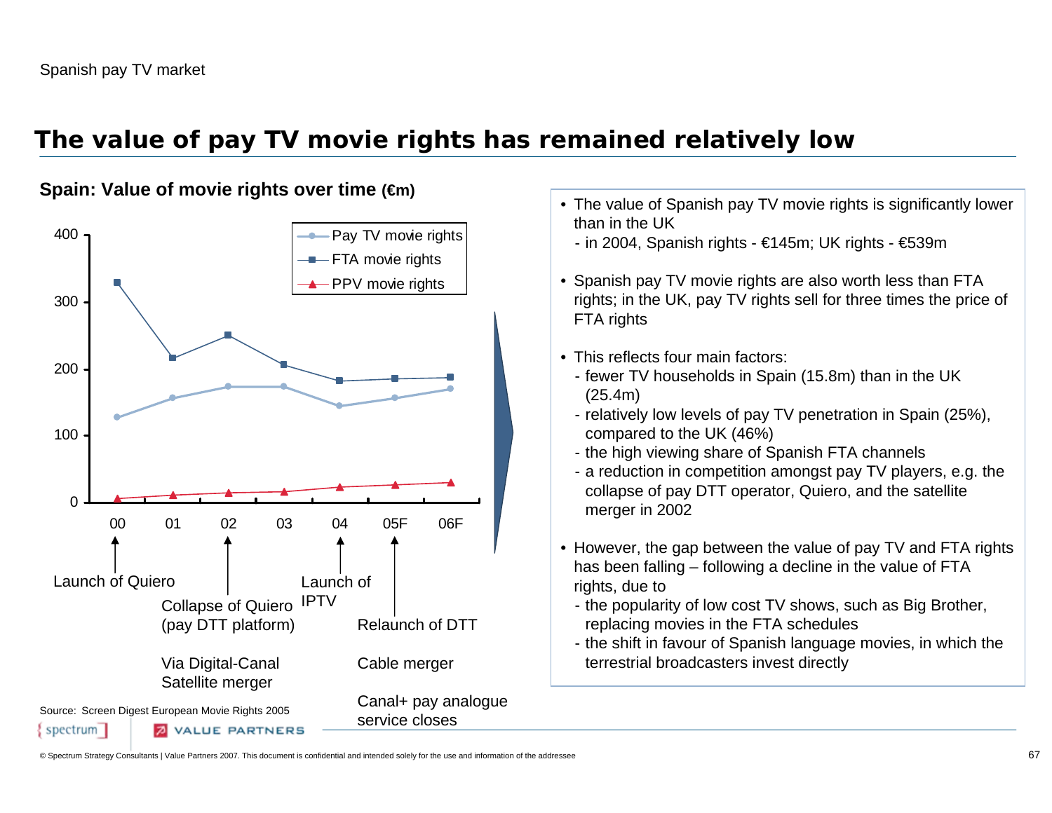Spanish pay TV market

# The value of pay TV movie rights has remained relatively low

## Spain: Value of movie rights over time (€m)

| Year | Pay TV movie rights | FTA movie rights | PPV movie rights |
|---|---|---|---|
| 00 | ~128 | ~330 | ~7 |
| 01 | ~157 | ~217 | ~11 |
| 02 | ~174 | ~251 | ~14 |
| 03 | ~174 | ~207 | ~16 |
| 04 | ~145 | ~183 | ~23 |
| 05F | ~157 | ~186 | ~26 |
| 06F | ~171 | ~188 | ~29 |

- 00: Launch of Quiero
- 02: Collapse of Quiero (pay DTT platform); Via Digital-Canal Satellite merger
- 04: Launch of IPTV
- 05F: Relaunch of DTT; Cable merger; Canal+ pay analogue service closes

Source: Screen Digest European Movie Rights 2005

- The value of Spanish pay TV movie rights is significantly lower than in the UK
  - in 2004, Spanish rights - €145m; UK rights - €539m
- Spanish pay TV movie rights are also worth less than FTA rights; in the UK, pay TV rights sell for three times the price of FTA rights
- This reflects four main factors:
  - fewer TV households in Spain (15.8m) than in the UK (25.4m)
  - relatively low levels of pay TV penetration in Spain (25%), compared to the UK (46%)
  - the high viewing share of Spanish FTA channels
  - a reduction in competition amongst pay TV players, e.g. the collapse of pay DTT operator, Quiero, and the satellite merger in 2002
- However, the gap between the value of pay TV and FTA rights has been falling – following a decline in the value of FTA rights, due to
  - the popularity of low cost TV shows, such as Big Brother, replacing movies in the FTA schedules
  - the shift in favour of Spanish language movies, in which the terrestrial broadcasters invest directly

© Spectrum Strategy Consultants | Value Partners 2007. This document is confidential and intended solely for the use and information of the addressee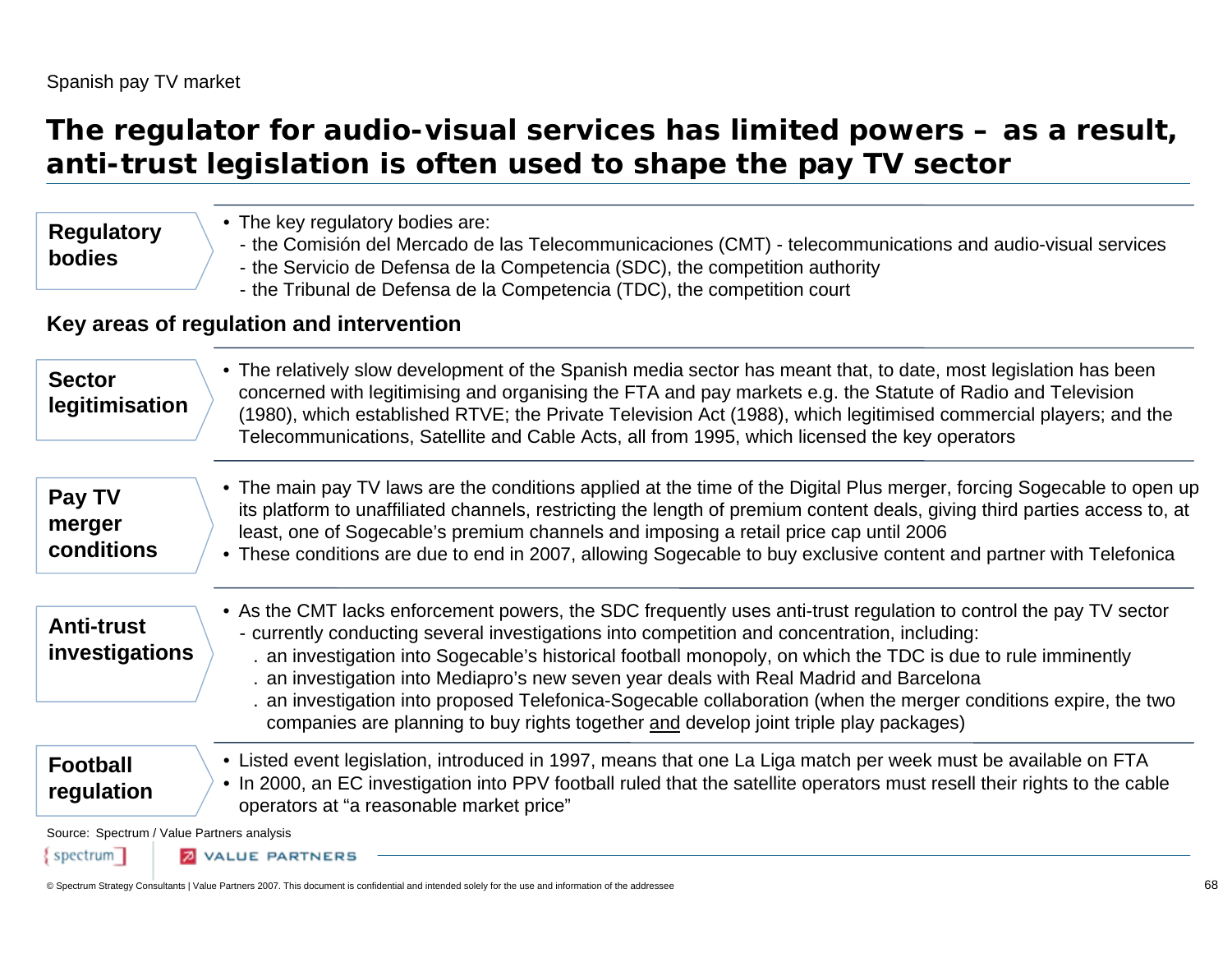Spanish pay TV market

# The regulator for audio-visual services has limited powers – as a result, anti-trust legislation is often used to shape the pay TV sector

**Regulatory bodies**

- The key regulatory bodies are:
  - the Comisión del Mercado de las Telecommunicaciones (CMT) - telecommunications and audio-visual services
  - the Servicio de Defensa de la Competencia (SDC), the competition authority
  - the Tribunal de Defensa de la Competencia (TDC), the competition court

## Key areas of regulation and intervention

**Sector legitimisation**

- The relatively slow development of the Spanish media sector has meant that, to date, most legislation has been concerned with legitimising and organising the FTA and pay markets e.g. the Statute of Radio and Television (1980), which established RTVE; the Private Television Act (1988), which legitimised commercial players; and the Telecommunications, Satellite and Cable Acts, all from 1995, which licensed the key operators

**Pay TV merger conditions**

- The main pay TV laws are the conditions applied at the time of the Digital Plus merger, forcing Sogecable to open up its platform to unaffiliated channels, restricting the length of premium content deals, giving third parties access to, at least, one of Sogecable's premium channels and imposing a retail price cap until 2006
- These conditions are due to end in 2007, allowing Sogecable to buy exclusive content and partner with Telefonica

**Anti-trust investigations**

- As the CMT lacks enforcement powers, the SDC frequently uses anti-trust regulation to control the pay TV sector
  - currently conducting several investigations into competition and concentration, including:
    - . an investigation into Sogecable's historical football monopoly, on which the TDC is due to rule imminently
    - . an investigation into Mediapro's new seven year deals with Real Madrid and Barcelona
    - . an investigation into proposed Telefonica-Sogecable collaboration (when the merger conditions expire, the two companies are planning to buy rights together and develop joint triple play packages)

**Football regulation**

- Listed event legislation, introduced in 1997, means that one La Liga match per week must be available on FTA
- In 2000, an EC investigation into PPV football ruled that the satellite operators must resell their rights to the cable operators at "a reasonable market price"

Source: Spectrum / Value Partners analysis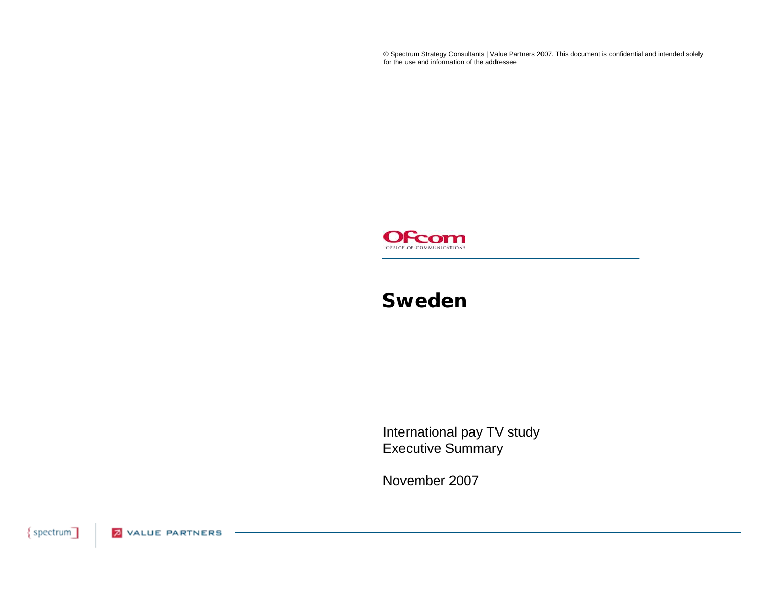© Spectrum Strategy Consultants | Value Partners 2007. This document is confidential and intended solely for the use and information of the addressee

Ofcom
OFFICE OF COMMUNICATIONS

# Sweden

International pay TV study
Executive Summary

November 2007

spectrum | VALUE PARTNERS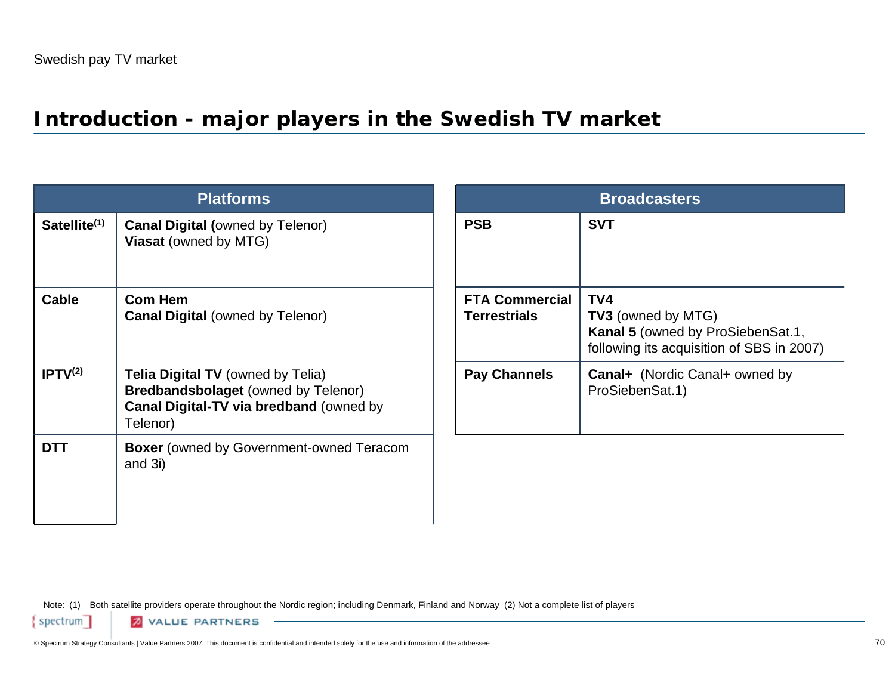Swedish pay TV market

# Introduction - major players in the Swedish TV market

| Platforms | |
|---|---|
| **Satellite[1]** | **Canal Digital (**owned by Telenor)<br>**Viasat** (owned by MTG) |
| **Cable** | **Com Hem**<br>**Canal Digital** (owned by Telenor) |
| **IPTV[2]** | **Telia Digital TV** (owned by Telia)<br>**Bredbandsbolaget** (owned by Telenor)<br>**Canal Digital-TV via bredband** (owned by Telenor) |
| **DTT** | **Boxer** (owned by Government-owned Teracom and 3i) |

| Broadcasters | |
|---|---|
| **PSB** | **SVT** |
| **FTA Commercial Terrestrials** | **TV4**<br>**TV3** (owned by MTG)<br>**Kanal 5** (owned by ProSiebenSat.1, following its acquisition of SBS in 2007) |
| **Pay Channels** | **Canal+** (Nordic Canal+ owned by ProSiebenSat.1) |

Note: (1) Both satellite providers operate throughout the Nordic region; including Denmark, Finland and Norway (2) Not a complete list of players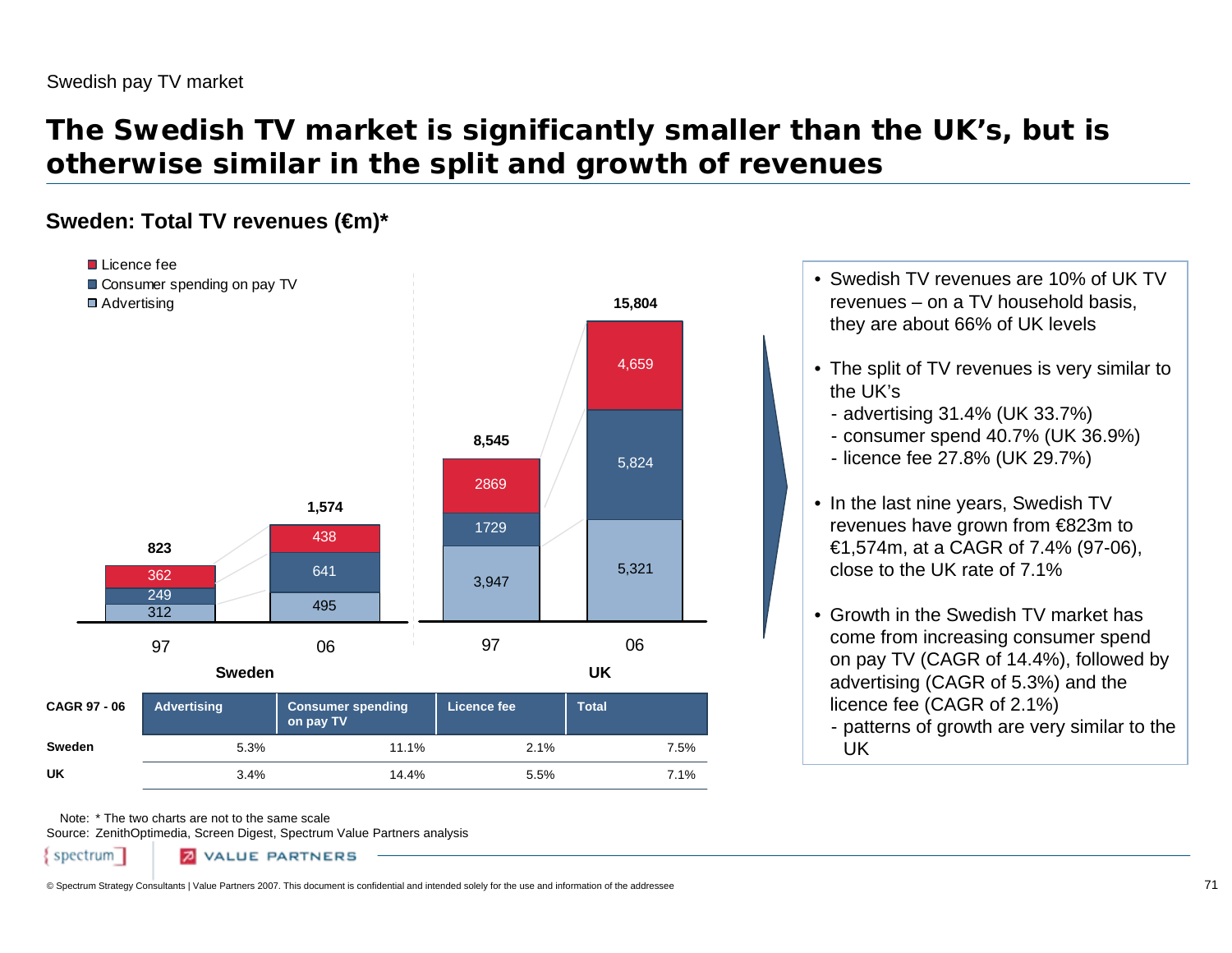Swedish pay TV market

# The Swedish TV market is significantly smaller than the UK's, but is otherwise similar in the split and growth of revenues

## Sweden: Total TV revenues (€m)*

| | Sweden 97 | Sweden 06 | UK 97 | UK 06 |
|---|---|---|---|---|
| Licence fee | 362 | 438 | 2869 | 4,659 |
| Consumer spending on pay TV | 249 | 641 | 1729 | 5,824 |
| Advertising | 312 | 495 | 3,947 | 5,321 |
| Total | 823 | 1,574 | 8,545 | 15,804 |

| CAGR 97 - 06 | Advertising | Consumer spending on pay TV | Licence fee | Total |
|---|---|---|---|---|
| Sweden | 5.3% | 11.1% | 2.1% | 7.5% |
| UK | 3.4% | 14.4% | 5.5% | 7.1% |

- Swedish TV revenues are 10% of UK TV revenues – on a TV household basis, they are about 66% of UK levels
- The split of TV revenues is very similar to the UK's
  - advertising 31.4% (UK 33.7%)
  - consumer spend 40.7% (UK 36.9%)
  - licence fee 27.8% (UK 29.7%)
- In the last nine years, Swedish TV revenues have grown from €823m to €1,574m, at a CAGR of 7.4% (97-06), close to the UK rate of 7.1%
- Growth in the Swedish TV market has come from increasing consumer spend on pay TV (CAGR of 14.4%), followed by advertising (CAGR of 5.3%) and the licence fee (CAGR of 2.1%)
  - patterns of growth are very similar to the UK

Note: * The two charts are not to the same scale
Source: ZenithOptimedia, Screen Digest, Spectrum Value Partners analysis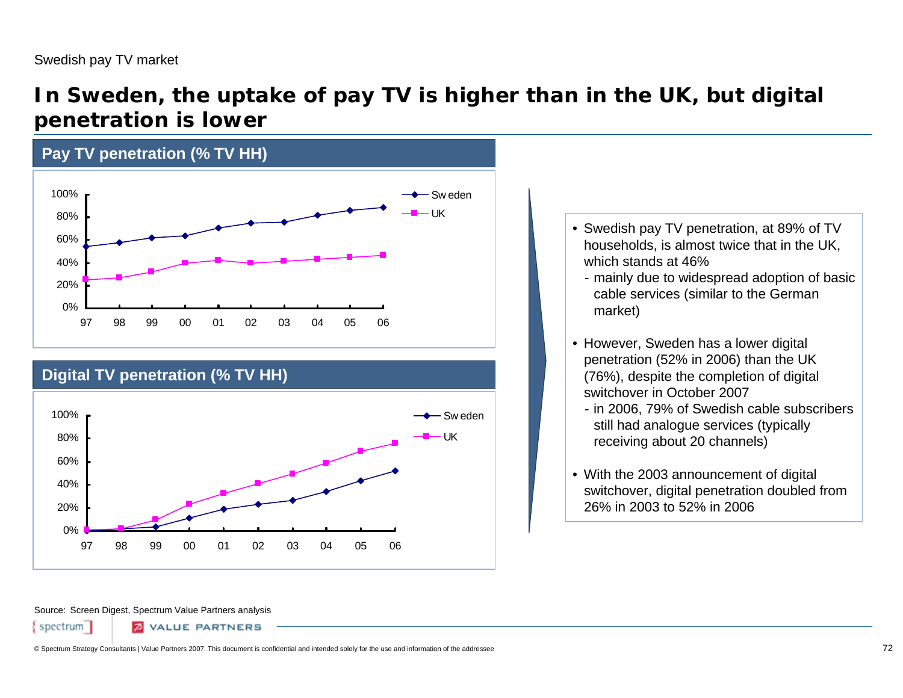Swedish pay TV market

# In Sweden, the uptake of pay TV is higher than in the UK, but digital penetration is lower

## Pay TV penetration (% TV HH)

## Digital TV penetration (% TV HH)

- Swedish pay TV penetration, at 89% of TV households, is almost twice that in the UK, which stands at 46%
  - mainly due to widespread adoption of basic cable services (similar to the German market)
- However, Sweden has a lower digital penetration (52% in 2006) than the UK (76%), despite the completion of digital switchover in October 2007
  - in 2006, 79% of Swedish cable subscribers still had analogue services (typically receiving about 20 channels)
- With the 2003 announcement of digital switchover, digital penetration doubled from 26% in 2003 to 52% in 2006

Source: Screen Digest, Spectrum Value Partners analysis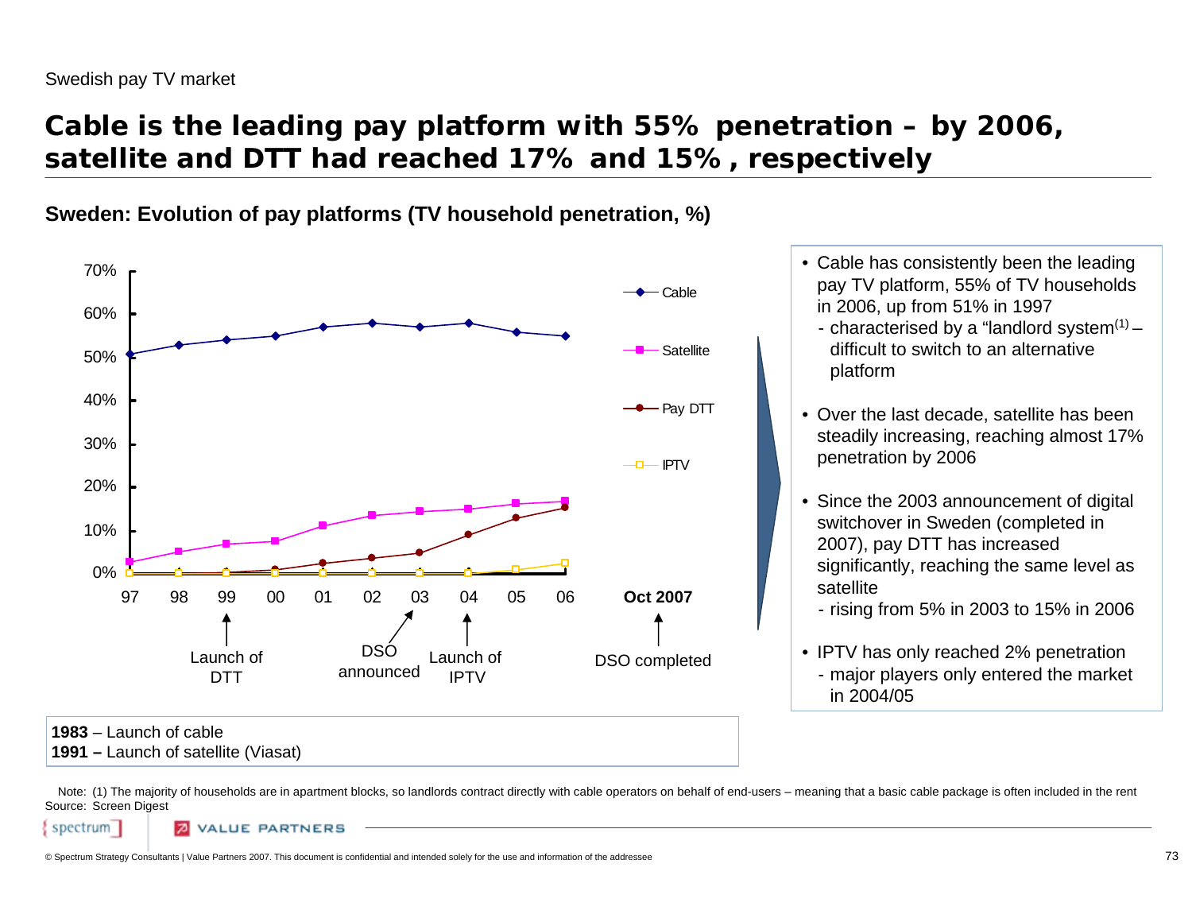Swedish pay TV market

# Cable is the leading pay platform with 55% penetration – by 2006, satellite and DTT had reached 17% and 15%, respectively

## Sweden: Evolution of pay platforms (TV household penetration, %)

70%
60%
50%
40%
30%
20%
10%
0%

97 98 99 00 01 02 03 04 05 06 **Oct 2007**

Cable
Satellite
Pay DTT
IPTV

Launch of DTT | DSO announced | Launch of IPTV | DSO completed

**1983** – Launch of cable
**1991 –** Launch of satellite (Viasat)

- Cable has consistently been the leading pay TV platform, 55% of TV households in 2006, up from 51% in 1997
  - characterised by a "landlord system[(1)] – difficult to switch to an alternative platform
- Over the last decade, satellite has been steadily increasing, reaching almost 17% penetration by 2006
- Since the 2003 announcement of digital switchover in Sweden (completed in 2007), pay DTT has increased significantly, reaching the same level as satellite
  - rising from 5% in 2003 to 15% in 2006
- IPTV has only reached 2% penetration
  - major players only entered the market in 2004/05

Note: (1) The majority of households are in apartment blocks, so landlords contract directly with cable operators on behalf of end-users – meaning that a basic cable package is often included in the rent
Source: Screen Digest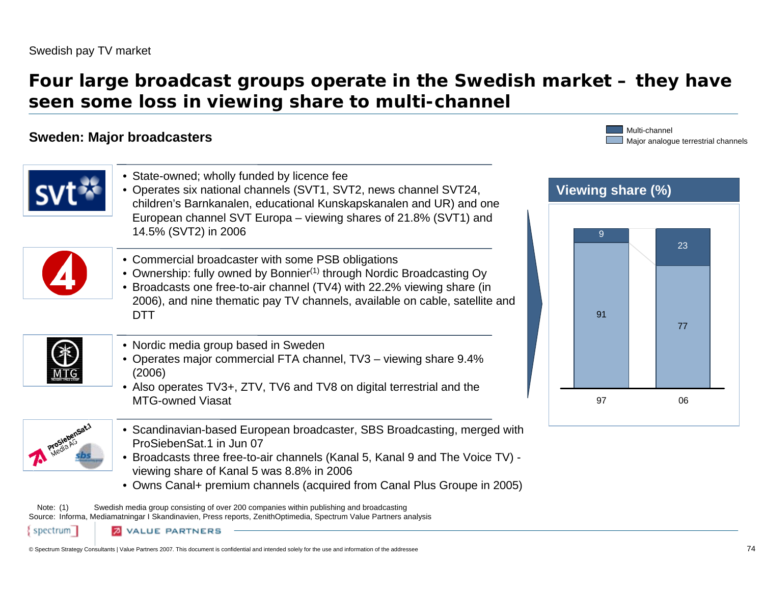Swedish pay TV market

# Four large broadcast groups operate in the Swedish market – they have seen some loss in viewing share to multi-channel

## Sweden: Major broadcasters

**SVT**

- State-owned; wholly funded by licence fee
- Operates six national channels (SVT1, SVT2, news channel SVT24, children's Barnkanalen, educational Kunskapskanalen and UR) and one European channel SVT Europa – viewing shares of 21.8% (SVT1) and 14.5% (SVT2) in 2006

**TV4**

- Commercial broadcaster with some PSB obligations
- Ownership: fully owned by Bonnier(1) through Nordic Broadcasting Oy
- Broadcasts one free-to-air channel (TV4) with 22.2% viewing share (in 2006), and nine thematic pay TV channels, available on cable, satellite and DTT

**MTG**

- Nordic media group based in Sweden
- Operates major commercial FTA channel, TV3 – viewing share 9.4% (2006)
- Also operates TV3+, ZTV, TV6 and TV8 on digital terrestrial and the MTG-owned Viasat

**ProSiebenSat.1 Media AG / SBS**

- Scandinavian-based European broadcaster, SBS Broadcasting, merged with ProSiebenSat.1 in Jun 07
- Broadcasts three free-to-air channels (Kanal 5, Kanal 9 and The Voice TV) - viewing share of Kanal 5 was 8.8% in 2006
- Owns Canal+ premium channels (acquired from Canal Plus Groupe in 2005)

### Viewing share (%)

| | 97 | 06 |
|---|---|---|
| Multi-channel | 9 | 23 |
| Major analogue terrestrial channels | 91 | 77 |

Note: (1) Swedish media group consisting of over 200 companies within publishing and broadcasting
Source: Informa, Mediamatningar I Skandinavien, Press reports, ZenithOptimedia, Spectrum Value Partners analysis

© Spectrum Strategy Consultants | Value Partners 2007. This document is confidential and intended solely for the use and information of the addressee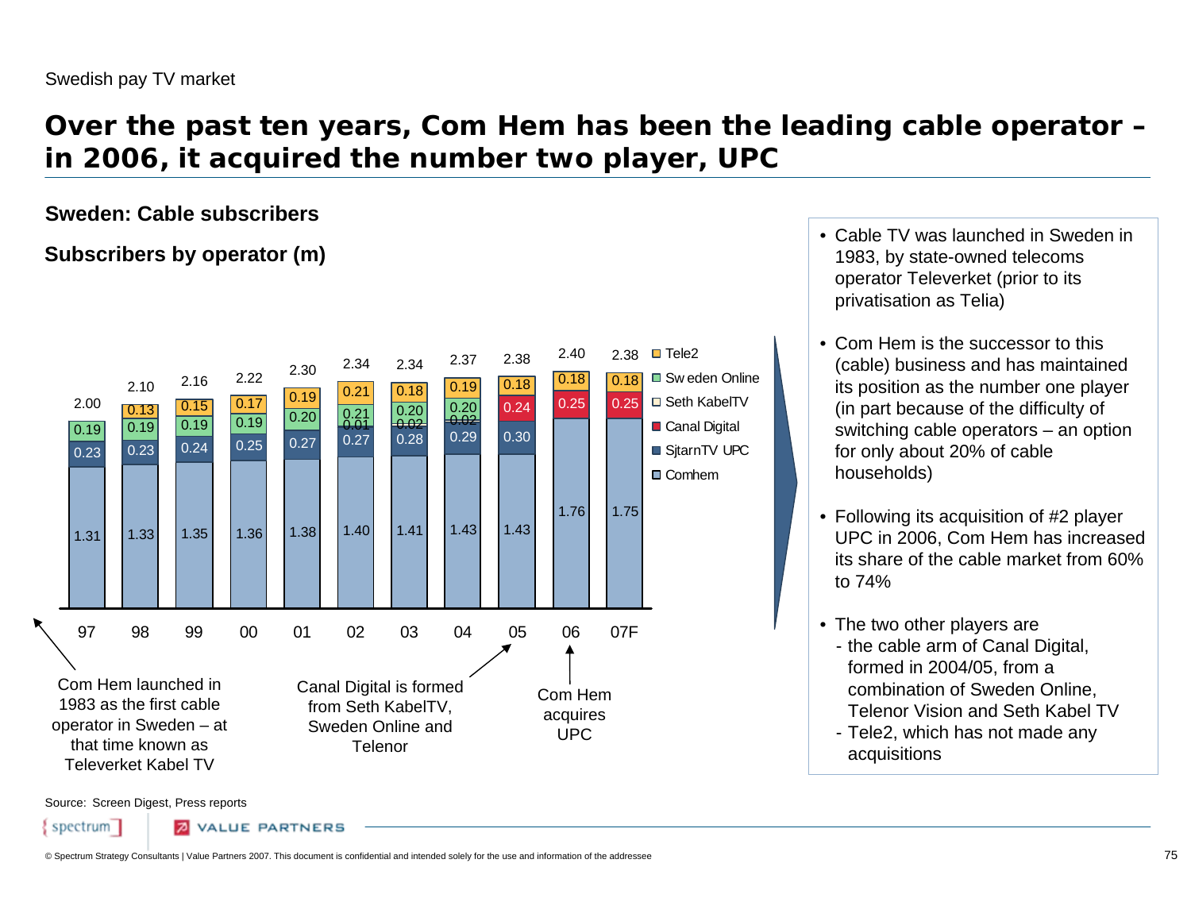Swedish pay TV market

# Over the past ten years, Com Hem has been the leading cable operator – in 2006, it acquired the number two player, UPC

## Sweden: Cable subscribers

### Subscribers by operator (m)

| Year | Comhem | SjatrnTV UPC | Canal Digital | Seth KabelTV | Sweden Online | Tele2 | Total |
|---|---|---|---|---|---|---|---|
| 97 | 1.31 | 0.23 | | | 0.19 | | 2.00 |
| 98 | 1.33 | 0.23 | | | 0.19 | 0.13 | 2.10 |
| 99 | 1.35 | 0.24 | | | 0.19 | 0.15 | 2.16 |
| 00 | 1.36 | 0.25 | | | 0.19 | 0.17 | 2.22 |
| 01 | 1.38 | 0.27 | | | 0.20 | 0.19 | 2.30 |
| 02 | 1.40 | 0.27 | | 0.01 | 0.21 | 0.21 | 2.34 |
| 03 | 1.41 | 0.28 | | 0.02 | 0.20 | 0.18 | 2.34 |
| 04 | 1.43 | 0.29 | | 0.02 | 0.20 | 0.19 | 2.37 |
| 05 | 1.43 | 0.30 | 0.24 | | | 0.18 | 2.38 |
| 06 | 1.76 | | 0.25 | | | 0.18 | 2.40 |
| 07F | 1.75 | | 0.25 | | | 0.18 | 2.38 |

- 97: Com Hem launched in 1983 as the first cable operator in Sweden – at that time known as Televerket Kabel TV
- 05: Canal Digital is formed from Seth KabelTV, Sweden Online and Telenor
- 06: Com Hem acquires UPC

- Cable TV was launched in Sweden in 1983, by state-owned telecoms operator Televerket (prior to its privatisation as Telia)
- Com Hem is the successor to this (cable) business and has maintained its position as the number one player (in part because of the difficulty of switching cable operators – an option for only about 20% of cable households)
- Following its acquisition of #2 player UPC in 2006, Com Hem has increased its share of the cable market from 60% to 74%
- The two other players are
  - the cable arm of Canal Digital, formed in 2004/05, from a combination of Sweden Online, Telenor Vision and Seth Kabel TV
  - Tele2, which has not made any acquisitions

Source: Screen Digest, Press reports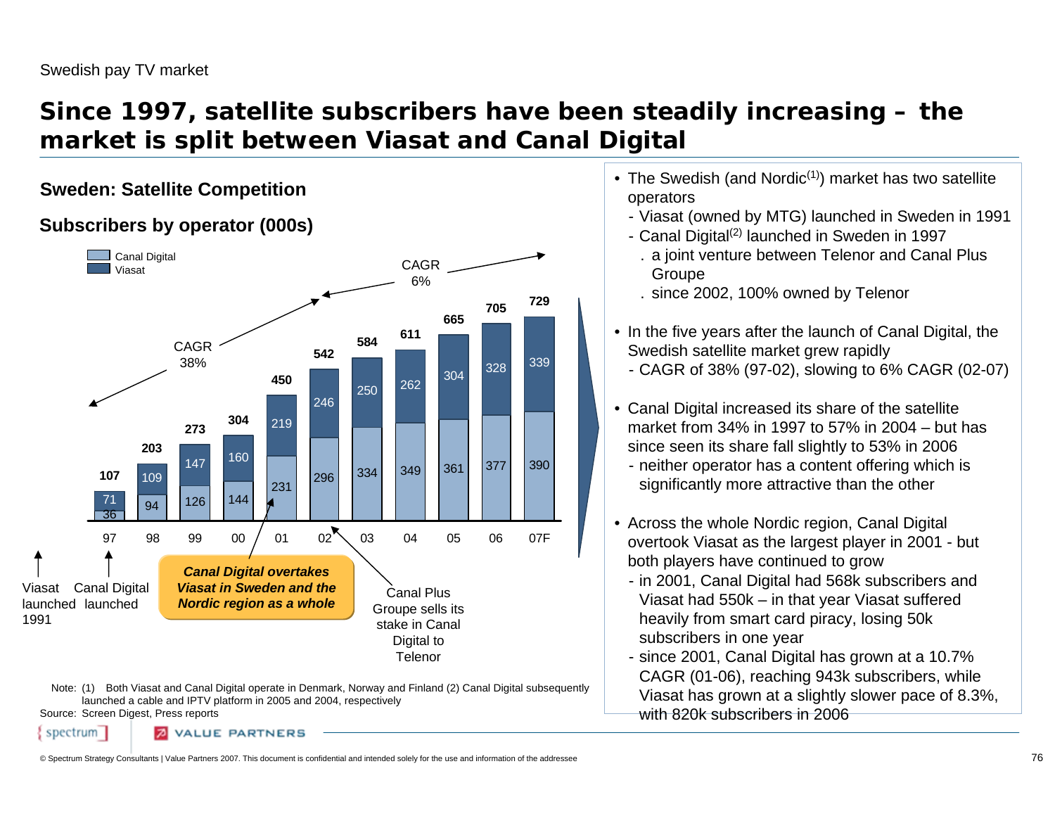Swedish pay TV market

# Since 1997, satellite subscribers have been steadily increasing – the market is split between Viasat and Canal Digital

## Sweden: Satellite Competition

### Subscribers by operator (000s)

| Year | Canal Digital | Viasat | Total |
|---|---|---|---|
| 97 | 36 | 71 | 107 |
| 98 | 94 | 109 | 203 |
| 99 | 126 | 147 | 273 |
| 00 | 144 | 160 | 304 |
| 01 | 231 | 219 | 450 |
| 02 | 296 | 246 | 542 |
| 03 | 334 | 250 | 584 |
| 04 | 349 | 262 | 611 |
| 05 | 361 | 304 | 665 |
| 06 | 377 | 328 | 705 |
| 07F | 390 | 339 | 729 |

CAGR 38% (97–02)

CAGR 6% (02–07F)

Viasat launched 1991

Canal Digital launched

***Canal Digital overtakes Viasat in Sweden and the Nordic region as a whole*** (01)

Canal Plus Groupe sells its stake in Canal Digital to Telenor (02)

- The Swedish (and Nordic[1]) market has two satellite operators
  - Viasat (owned by MTG) launched in Sweden in 1991
  - Canal Digital[2] launched in Sweden in 1997
    - a joint venture between Telenor and Canal Plus Groupe
    - since 2002, 100% owned by Telenor
- In the five years after the launch of Canal Digital, the Swedish satellite market grew rapidly
  - CAGR of 38% (97-02), slowing to 6% CAGR (02-07)
- Canal Digital increased its share of the satellite market from 34% in 1997 to 57% in 2004 – but has since seen its share fall slightly to 53% in 2006
  - neither operator has a content offering which is significantly more attractive than the other
- Across the whole Nordic region, Canal Digital overtook Viasat as the largest player in 2001 - but both players have continued to grow
  - in 2001, Canal Digital had 568k subscribers and Viasat had 550k – in that year Viasat suffered heavily from smart card piracy, losing 50k subscribers in one year
  - since 2001, Canal Digital has grown at a 10.7% CAGR (01-06), reaching 943k subscribers, while Viasat has grown at a slightly slower pace of 8.3%, with 820k subscribers in 2006

Note: (1) Both Viasat and Canal Digital operate in Denmark, Norway and Finland (2) Canal Digital subsequently launched a cable and IPTV platform in 2005 and 2004, respectively

Source: Screen Digest, Press reports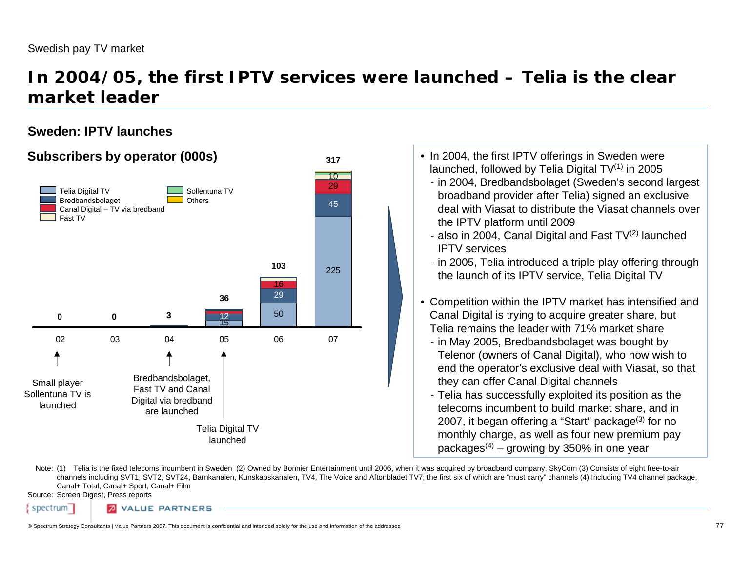Swedish pay TV market

# In 2004/05, the first IPTV services were launched – Telia is the clear market leader

## Sweden: IPTV launches

### Subscribers by operator (000s)

| | 02 | 03 | 04 | 05 | 06 | 07 |
|---|---|---|---|---|---|---|
| Telia Digital TV | | | | 15 | 50 | 225 |
| Bredbandsbolaget | | | | 12 | 29 | 45 |
| Canal Digital – TV via bredband | | | | | 16 | 29 |
| Fast TV | | | | | | 10 |
| Sollentuna TV | | | | | | |
| Others | | | | | | |
| **Total** | **0** | **0** | **3** | **36** | **103** | **317** |

- 02: Small player Sollentuna TV is launched
- 04: Bredbandsbolaget, Fast TV and Canal Digital via bredband are launched
- 05: Telia Digital TV launched

- In 2004, the first IPTV offerings in Sweden were launched, followed by Telia Digital TV[1] in 2005
  - in 2004, Bredbandsbolaget (Sweden's second largest broadband provider after Telia) signed an exclusive deal with Viasat to distribute the Viasat channels over the IPTV platform until 2009
  - also in 2004, Canal Digital and Fast TV[2] launched IPTV services
  - in 2005, Telia introduced a triple play offering through the launch of its IPTV service, Telia Digital TV
- Competition within the IPTV market has intensified and Canal Digital is trying to acquire greater share, but Telia remains the leader with 71% market share
  - in May 2005, Bredbandsbolaget was bought by Telenor (owners of Canal Digital), who now wish to end the operator's exclusive deal with Viasat, so that they can offer Canal Digital channels
  - Telia has successfully exploited its position as the telecoms incumbent to build market share, and in 2007, it began offering a "Start" package[3] for no monthly charge, as well as four new premium pay packages[4] – growing by 350% in one year

Note: (1) Telia is the fixed telecoms incumbent in Sweden (2) Owned by Bonnier Entertainment until 2006, when it was acquired by broadband company, SkyCom (3) Consists of eight free-to-air channels including SVT1, SVT2, SVT24, Barnkanalen, Kunskapskanalen, TV4, The Voice and Aftonbladet TV7; the first six of which are "must carry" channels (4) Including TV4 channel package, Canal+ Total, Canal+ Sport, Canal+ Film

Source: Screen Digest, Press reports

© Spectrum Strategy Consultants | Value Partners 2007. This document is confidential and intended solely for the use and information of the addressee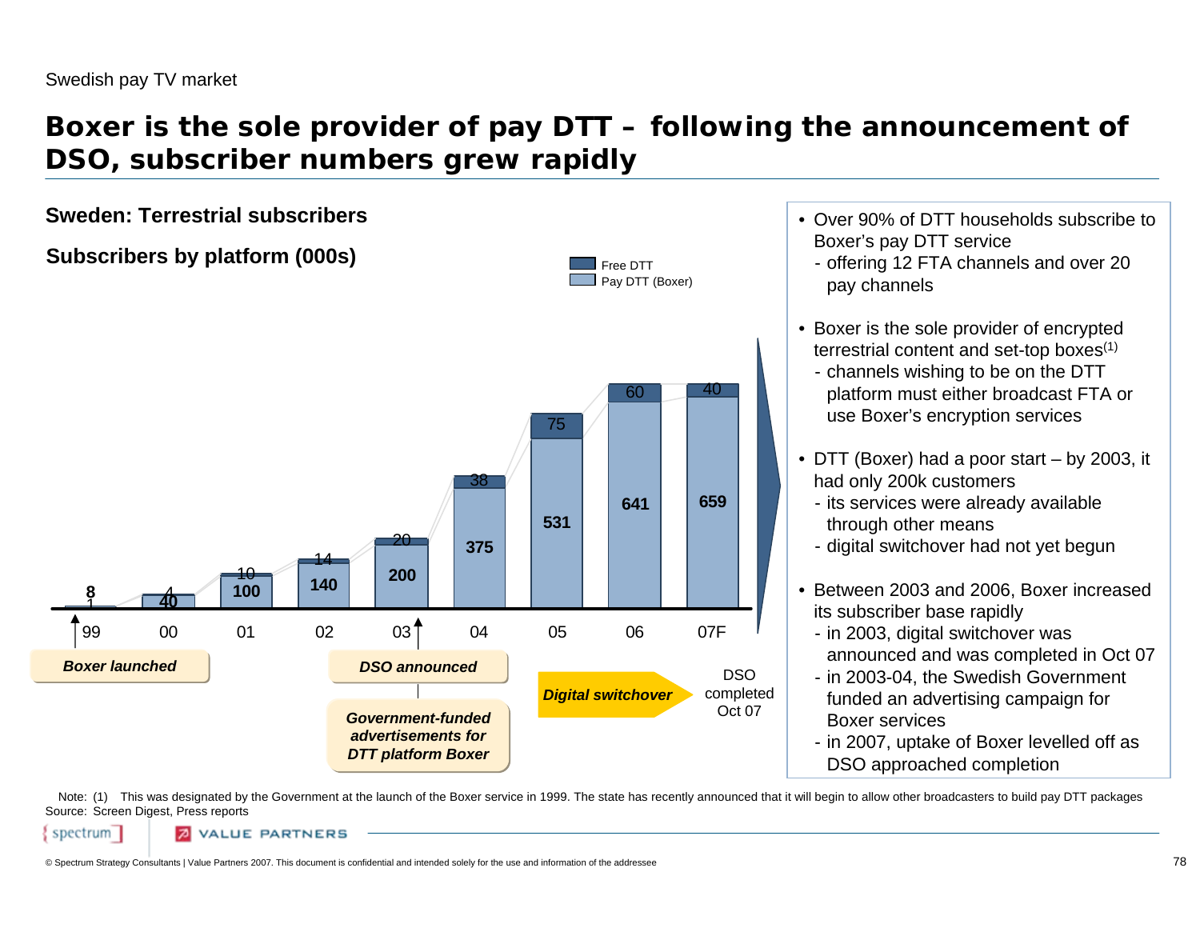Swedish pay TV market

# Boxer is the sole provider of pay DTT – following the announcement of DSO, subscriber numbers grew rapidly

## Sweden: Terrestrial subscribers

### Subscribers by platform (000s)

| Year | Pay DTT (Boxer) | Free DTT |
|---|---|---|
| 99 | 8 | 1 |
| 00 | 40 | 4 |
| 01 | 100 | 10 |
| 02 | 140 | 14 |
| 03 | 200 | 20 |
| 04 | 375 | 38 |
| 05 | 531 | 75 |
| 06 | 641 | 60 |
| 07F | 659 | 40 |

Timeline: *Boxer launched* (99); *DSO announced* (03); *Government-funded advertisements for DTT platform Boxer* (03); *Digital switchover* (04–07); DSO completed Oct 07

- Over 90% of DTT households subscribe to Boxer's pay DTT service
  - offering 12 FTA channels and over 20 pay channels
- Boxer is the sole provider of encrypted terrestrial content and set-top boxes(1)
  - channels wishing to be on the DTT platform must either broadcast FTA or use Boxer's encryption services
- DTT (Boxer) had a poor start – by 2003, it had only 200k customers
  - its services were already available through other means
  - digital switchover had not yet begun
- Between 2003 and 2006, Boxer increased its subscriber base rapidly
  - in 2003, digital switchover was announced and was completed in Oct 07
  - in 2003-04, the Swedish Government funded an advertising campaign for Boxer services
  - in 2007, uptake of Boxer levelled off as DSO approached completion

Note: (1) This was designated by the Government at the launch of the Boxer service in 1999. The state has recently announced that it will begin to allow other broadcasters to build pay DTT packages

Source: Screen Digest, Press reports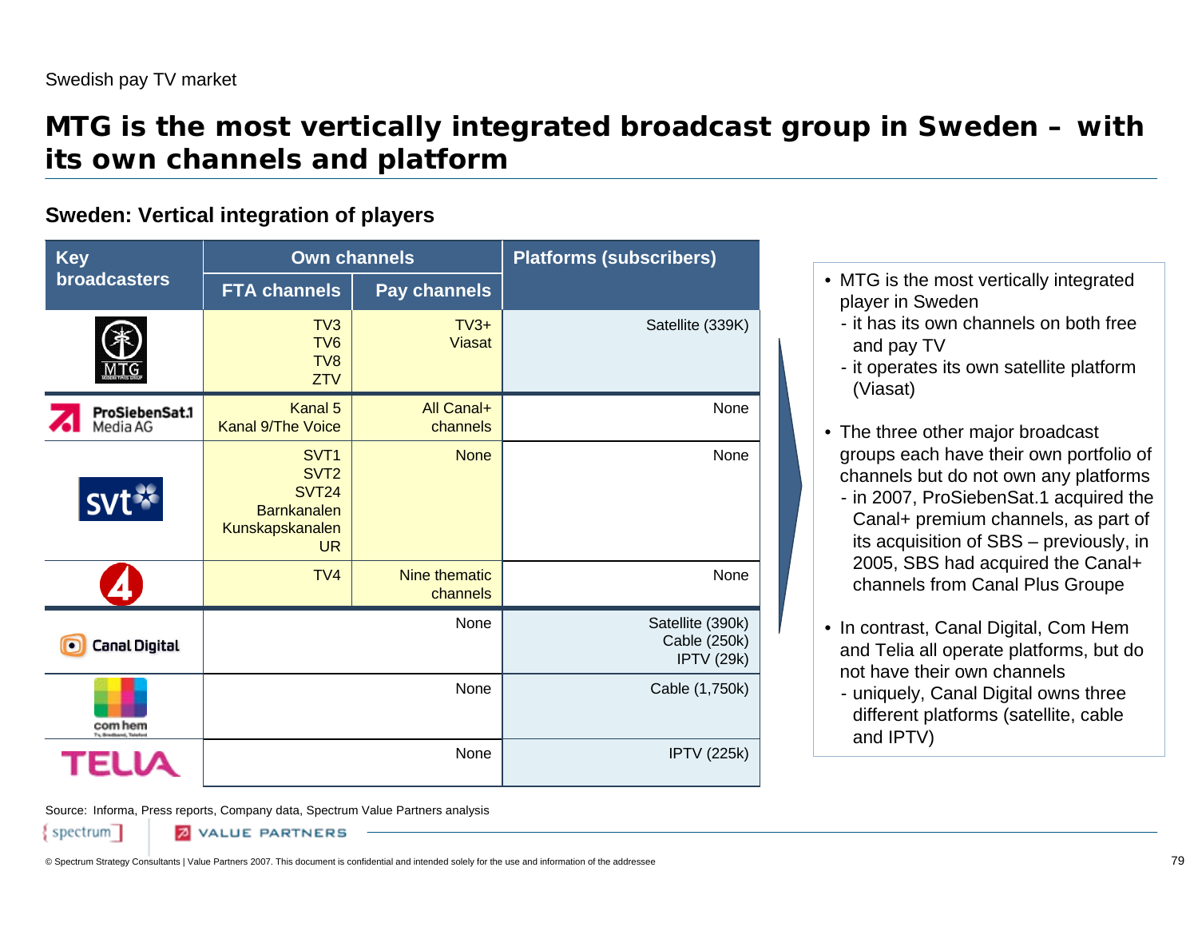Swedish pay TV market

# MTG is the most vertically integrated broadcast group in Sweden – with its own channels and platform

## Sweden: Vertical integration of players

| Key broadcasters | Own channels | | Platforms (subscribers) |
|---|---|---|---|
| | FTA channels | Pay channels | |
| MTG | TV3<br>TV6<br>TV8<br>ZTV | TV3+<br>Viasat | Satellite (339K) |
| ProSiebenSat.1 Media AG | Kanal 5<br>Kanal 9/The Voice | All Canal+ channels | None |
| svt | SVT1<br>SVT2<br>SVT24<br>Barnkanalen<br>Kunskapskanalen<br>UR | None | None |
| 4 | TV4 | Nine thematic channels | None |
| Canal Digital | | None | Satellite (390k)<br>Cable (250k)<br>IPTV (29k) |
| com hem | | None | Cable (1,750k) |
| TELIA | | None | IPTV (225k) |

- MTG is the most vertically integrated player in Sweden
  - it has its own channels on both free and pay TV
  - it operates its own satellite platform (Viasat)
- The three other major broadcast groups each have their own portfolio of channels but do not own any platforms
  - in 2007, ProSiebenSat.1 acquired the Canal+ premium channels, as part of its acquisition of SBS – previously, in 2005, SBS had acquired the Canal+ channels from Canal Plus Groupe
- In contrast, Canal Digital, Com Hem and Telia all operate platforms, but do not have their own channels
  - uniquely, Canal Digital owns three different platforms (satellite, cable and IPTV)

Source: Informa, Press reports, Company data, Spectrum Value Partners analysis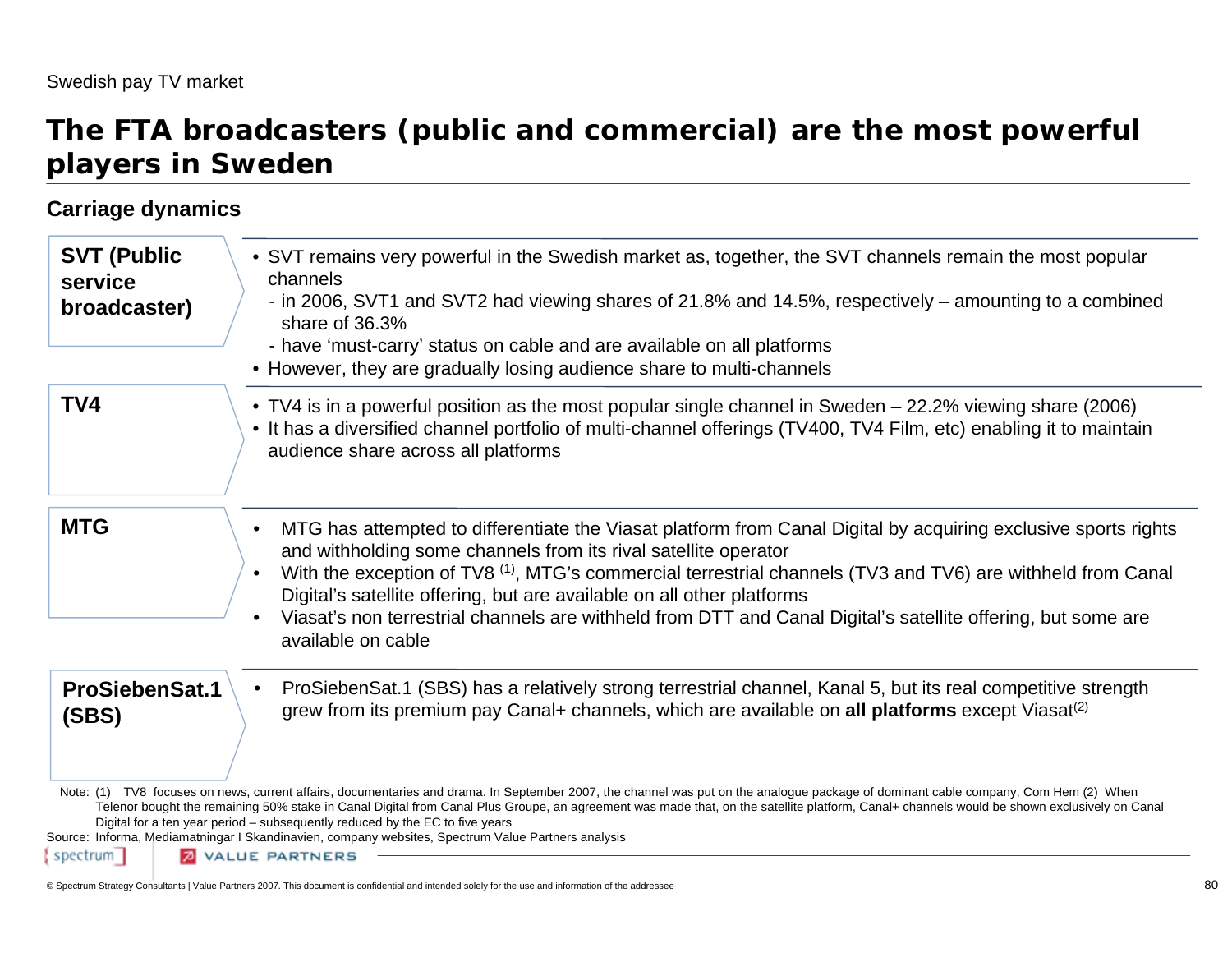Swedish pay TV market

# The FTA broadcasters (public and commercial) are the most powerful players in Sweden

## Carriage dynamics

**SVT (Public service broadcaster)**

- SVT remains very powerful in the Swedish market as, together, the SVT channels remain the most popular channels
  - in 2006, SVT1 and SVT2 had viewing shares of 21.8% and 14.5%, respectively – amounting to a combined share of 36.3%
  - have 'must-carry' status on cable and are available on all platforms
- However, they are gradually losing audience share to multi-channels

**TV4**

- TV4 is in a powerful position as the most popular single channel in Sweden – 22.2% viewing share (2006)
- It has a diversified channel portfolio of multi-channel offerings (TV400, TV4 Film, etc) enabling it to maintain audience share across all platforms

**MTG**

- MTG has attempted to differentiate the Viasat platform from Canal Digital by acquiring exclusive sports rights and withholding some channels from its rival satellite operator
- With the exception of TV8 [1], MTG's commercial terrestrial channels (TV3 and TV6) are withheld from Canal Digital's satellite offering, but are available on all other platforms
- Viasat's non terrestrial channels are withheld from DTT and Canal Digital's satellite offering, but some are available on cable

**ProSiebenSat.1 (SBS)**

- ProSiebenSat.1 (SBS) has a relatively strong terrestrial channel, Kanal 5, but its real competitive strength grew from its premium pay Canal+ channels, which are available on **all platforms** except Viasat[2]

Note: (1) TV8 focuses on news, current affairs, documentaries and drama. In September 2007, the channel was put on the analogue package of dominant cable company, Com Hem (2) When Telenor bought the remaining 50% stake in Canal Digital from Canal Plus Groupe, an agreement was made that, on the satellite platform, Canal+ channels would be shown exclusively on Canal Digital for a ten year period – subsequently reduced by the EC to five years

Source: Informa, Mediamatningar I Skandinavien, company websites, Spectrum Value Partners analysis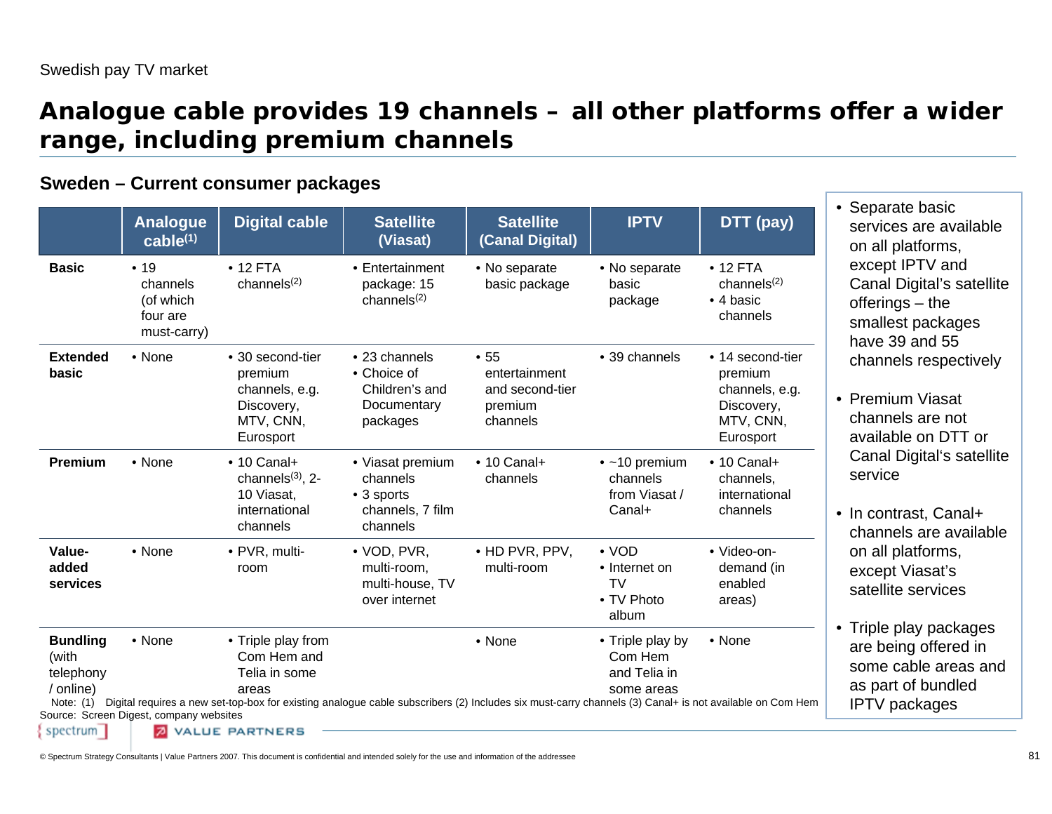Swedish pay TV market

# Analogue cable provides 19 channels – all other platforms offer a wider range, including premium channels

## Sweden – Current consumer packages

| | Analogue cable(1) | Digital cable | Satellite (Viasat) | Satellite (Canal Digital) | IPTV | DTT (pay) |
|---|---|---|---|---|---|---|
| **Basic** | • 19 channels (of which four are must-carry) | • 12 FTA channels(2) | • Entertainment package: 15 channels(2) | • No separate basic package | • No separate basic package | • 12 FTA channels(2) • 4 basic channels |
| **Extended basic** | • None | • 30 second-tier premium channels, e.g. Discovery, MTV, CNN, Eurosport | • 23 channels • Choice of Children's and Documentary packages | • 55 entertainment and second-tier premium channels | • 39 channels | • 14 second-tier premium channels, e.g. Discovery, MTV, CNN, Eurosport |
| **Premium** | • None | • 10 Canal+ channels(3), 2-10 Viasat, international channels | • Viasat premium channels • 3 sports channels, 7 film channels | • 10 Canal+ channels | • ~10 premium channels from Viasat / Canal+ | • 10 Canal+ channels, international channels |
| **Value-added services** | • None | • PVR, multi-room | • VOD, PVR, multi-room, multi-house, TV over internet | • HD PVR, PPV, multi-room | • VOD • Internet on TV • TV Photo album | • Video-on-demand (in enabled areas) |
| **Bundling** (with telephony / online) | • None | • Triple play from Com Hem and Telia in some areas | | • None | • Triple play by Com Hem and Telia in some areas | • None |

- Separate basic services are available on all platforms, except IPTV and Canal Digital's satellite offerings – the smallest packages have 39 and 55 channels respectively
- Premium Viasat channels are not available on DTT or Canal Digital's satellite service
- In contrast, Canal+ channels are available on all platforms, except Viasat's satellite services
- Triple play packages are being offered in some cable areas and as part of bundled IPTV packages

Note: (1) Digital requires a new set-top-box for existing analogue cable subscribers (2) Includes six must-carry channels (3) Canal+ is not available on Com Hem

Source: Screen Digest, company websites

© Spectrum Strategy Consultants | Value Partners 2007. This document is confidential and intended solely for the use and information of the addressee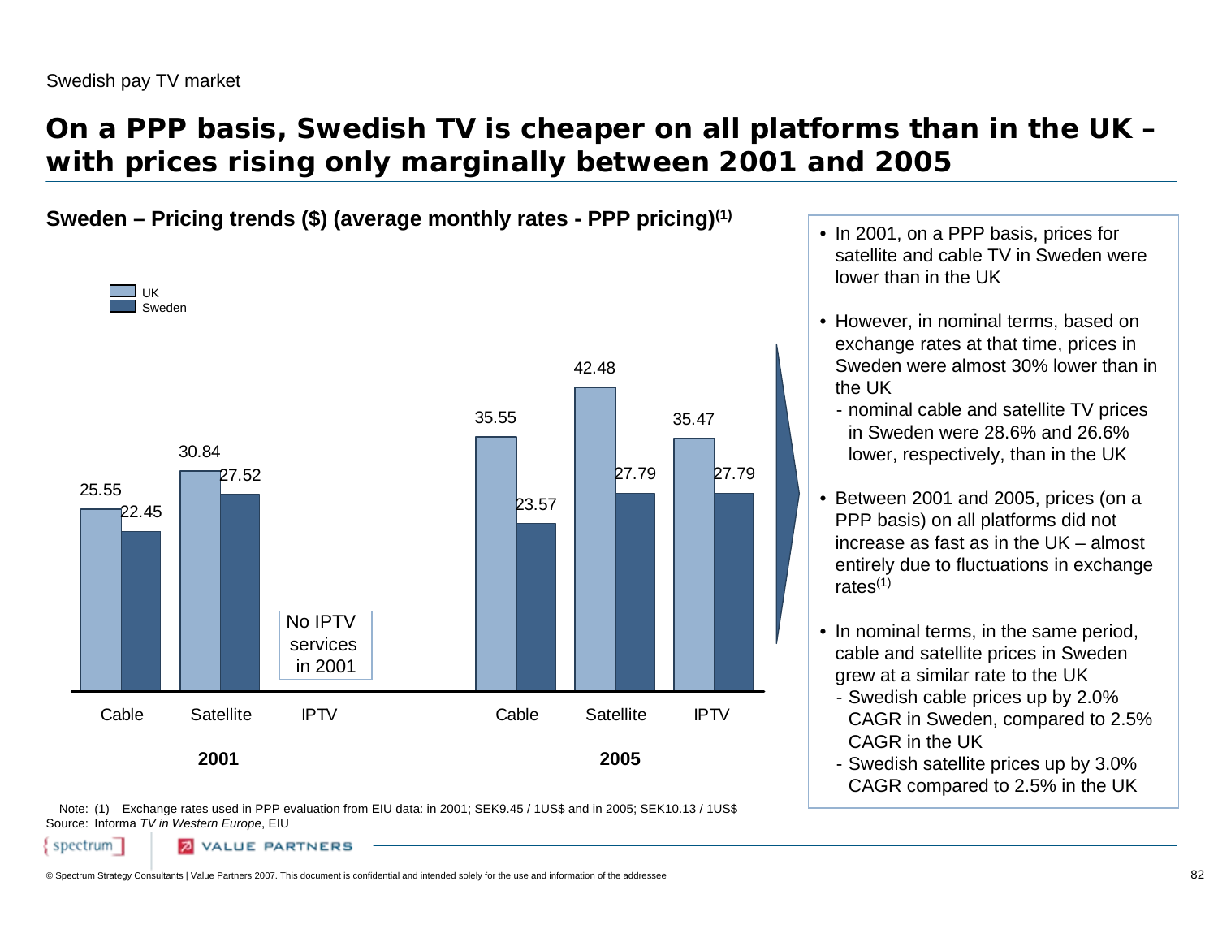Swedish pay TV market

# On a PPP basis, Swedish TV is cheaper on all platforms than in the UK – with prices rising only marginally between 2001 and 2005

## Sweden – Pricing trends ($) (average monthly rates - PPP pricing)[1]

| Year | Platform | UK | Sweden |
|---|---|---|---|
| 2001 | Cable | 25.55 | 22.45 |
| 2001 | Satellite | 30.84 | 27.52 |
| 2001 | IPTV | No IPTV services in 2001 | No IPTV services in 2001 |
| 2005 | Cable | 35.55 | 23.57 |
| 2005 | Satellite | 42.48 | 27.79 |
| 2005 | IPTV | 35.47 | 27.79 |

- In 2001, on a PPP basis, prices for satellite and cable TV in Sweden were lower than in the UK
- However, in nominal terms, based on exchange rates at that time, prices in Sweden were almost 30% lower than in the UK
  - nominal cable and satellite TV prices in Sweden were 28.6% and 26.6% lower, respectively, than in the UK
- Between 2001 and 2005, prices (on a PPP basis) on all platforms did not increase as fast as in the UK – almost entirely due to fluctuations in exchange rates[1]
- In nominal terms, in the same period, cable and satellite prices in Sweden grew at a similar rate to the UK
  - Swedish cable prices up by 2.0% CAGR in Sweden, compared to 2.5% CAGR in the UK
  - Swedish satellite prices up by 3.0% CAGR compared to 2.5% in the UK

Note: (1) Exchange rates used in PPP evaluation from EIU data: in 2001; SEK9.45 / 1US$ and in 2005; SEK10.13 / 1US$

Source: Informa *TV in Western Europe*, EIU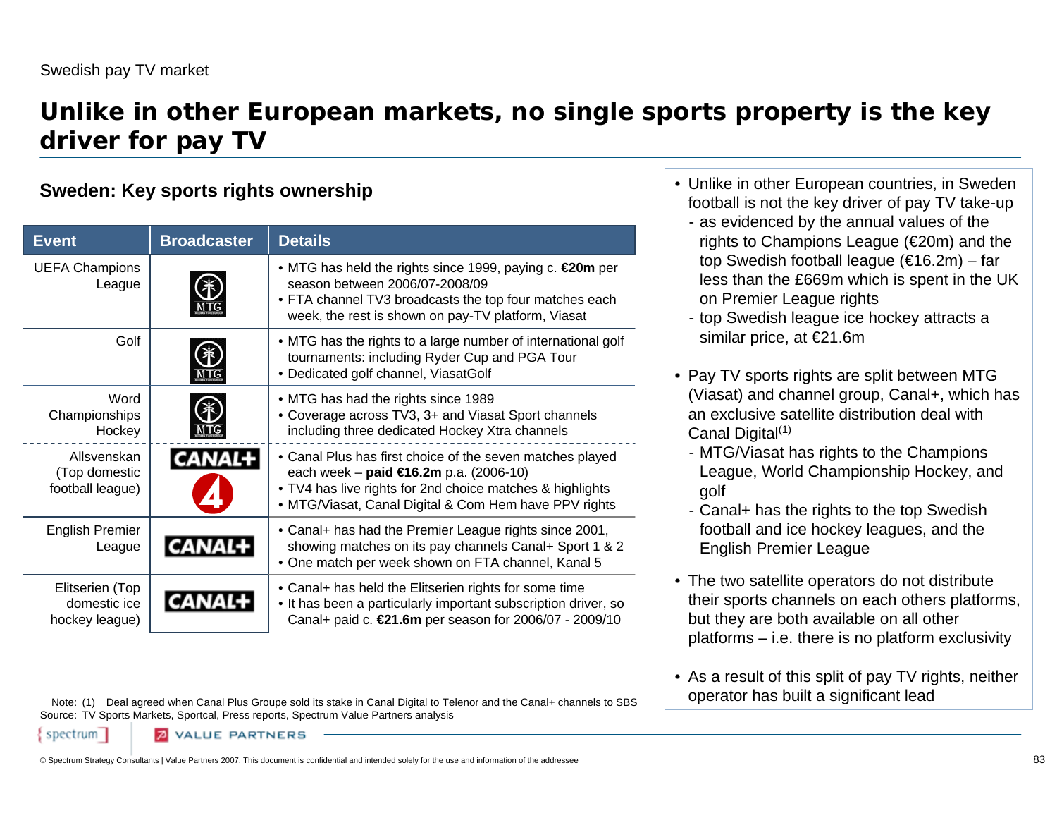Swedish pay TV market

# Unlike in other European markets, no single sports property is the key driver for pay TV

## Sweden: Key sports rights ownership

| Event | Broadcaster | Details |
|---|---|---|
| UEFA Champions League | MTG | • MTG has held the rights since 1999, paying c. **€20m** per season between 2006/07-2008/09<br>• FTA channel TV3 broadcasts the top four matches each week, the rest is shown on pay-TV platform, Viasat |
| Golf | MTG | • MTG has the rights to a large number of international golf tournaments: including Ryder Cup and PGA Tour<br>• Dedicated golf channel, ViasatGolf |
| Word Championships Hockey | MTG | • MTG has had the rights since 1989<br>• Coverage across TV3, 3+ and Viasat Sport channels including three dedicated Hockey Xtra channels |
| Allsvenskan (Top domestic football league) | CANAL+, 4 | • Canal Plus has first choice of the seven matches played each week – **paid €16.2m** p.a. (2006-10)<br>• TV4 has live rights for 2nd choice matches & highlights<br>• MTG/Viasat, Canal Digital & Com Hem have PPV rights |
| English Premier League | CANAL+ | • Canal+ has had the Premier League rights since 2001, showing matches on its pay channels Canal+ Sport 1 & 2<br>• One match per week shown on FTA channel, Kanal 5 |
| Elitserien (Top domestic ice hockey league) | CANAL+ | • Canal+ has held the Elitserien rights for some time<br>• It has been a particularly important subscription driver, so Canal+ paid c. **€21.6m** per season for 2006/07 - 2009/10 |

Note: (1) Deal agreed when Canal Plus Groupe sold its stake in Canal Digital to Telenor and the Canal+ channels to SBS
Source: TV Sports Markets, Sportcal, Press reports, Spectrum Value Partners analysis

- Unlike in other European countries, in Sweden football is not the key driver of pay TV take-up
  - as evidenced by the annual values of the rights to Champions League (€20m) and the top Swedish football league (€16.2m) – far less than the £669m which is spent in the UK on Premier League rights
  - top Swedish league ice hockey attracts a similar price, at €21.6m
- Pay TV sports rights are split between MTG (Viasat) and channel group, Canal+, which has an exclusive satellite distribution deal with Canal Digital[1]
  - MTG/Viasat has rights to the Champions League, World Championship Hockey, and golf
  - Canal+ has the rights to the top Swedish football and ice hockey leagues, and the English Premier League
- The two satellite operators do not distribute their sports channels on each others platforms, but they are both available on all other platforms – i.e. there is no platform exclusivity
- As a result of this split of pay TV rights, neither operator has built a significant lead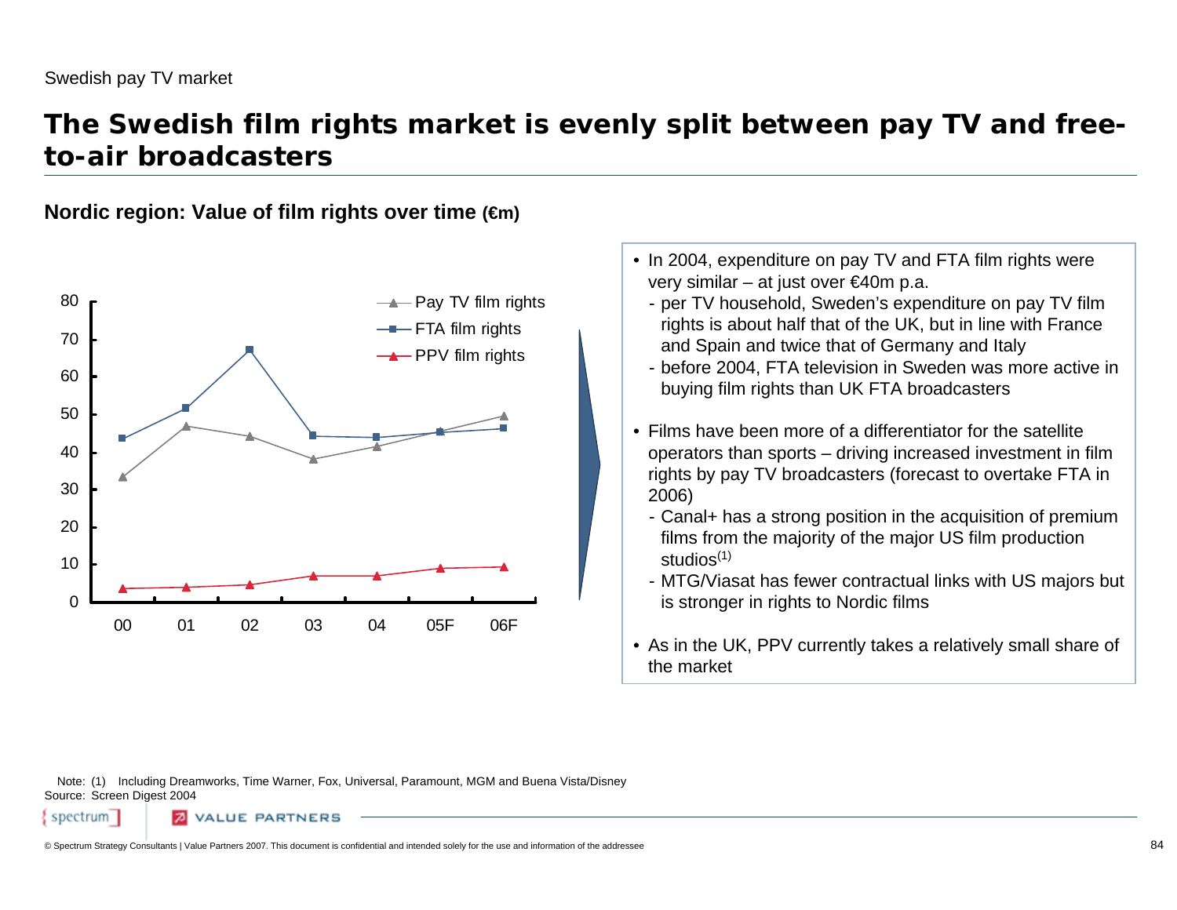Swedish pay TV market

# The Swedish film rights market is evenly split between pay TV and free-to-air broadcasters

**Nordic region: Value of film rights over time (€m)**

- In 2004, expenditure on pay TV and FTA film rights were very similar – at just over €40m p.a.
  - per TV household, Sweden's expenditure on pay TV film rights is about half that of the UK, but in line with France and Spain and twice that of Germany and Italy
  - before 2004, FTA television in Sweden was more active in buying film rights than UK FTA broadcasters
- Films have been more of a differentiator for the satellite operators than sports – driving increased investment in film rights by pay TV broadcasters (forecast to overtake FTA in 2006)
  - Canal+ has a strong position in the acquisition of premium films from the majority of the major US film production studios[1]
  - MTG/Viasat has fewer contractual links with US majors but is stronger in rights to Nordic films
- As in the UK, PPV currently takes a relatively small share of the market

Note: (1) Including Dreamworks, Time Warner, Fox, Universal, Paramount, MGM and Buena Vista/Disney

Source: Screen Digest 2004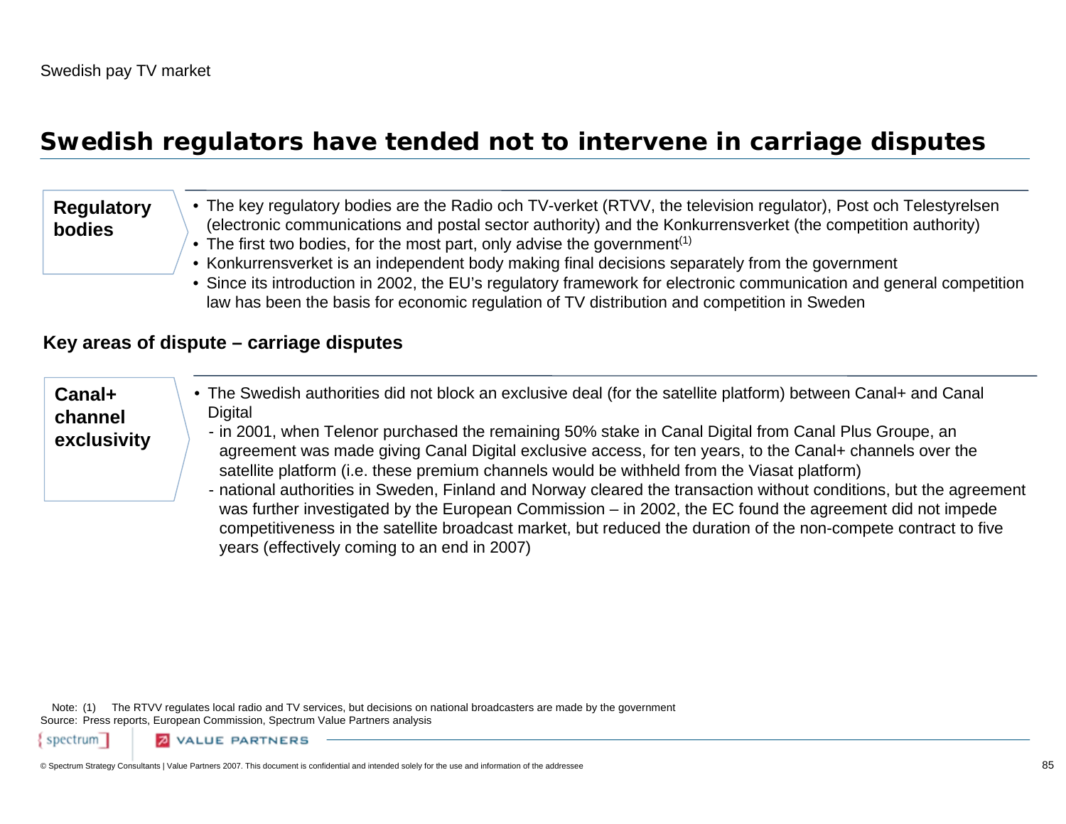Swedish pay TV market

# Swedish regulators have tended not to intervene in carriage disputes

**Regulatory bodies**

- The key regulatory bodies are the Radio och TV-verket (RTVV, the television regulator), Post och Telestyrelsen (electronic communications and postal sector authority) and the Konkurrensverket (the competition authority)
- The first two bodies, for the most part, only advise the government[1]
- Konkurrensverket is an independent body making final decisions separately from the government
- Since its introduction in 2002, the EU's regulatory framework for electronic communication and general competition law has been the basis for economic regulation of TV distribution and competition in Sweden

## Key areas of dispute – carriage disputes

**Canal+ channel exclusivity**

- The Swedish authorities did not block an exclusive deal (for the satellite platform) between Canal+ and Canal Digital
  - in 2001, when Telenor purchased the remaining 50% stake in Canal Digital from Canal Plus Groupe, an agreement was made giving Canal Digital exclusive access, for ten years, to the Canal+ channels over the satellite platform (i.e. these premium channels would be withheld from the Viasat platform)
  - national authorities in Sweden, Finland and Norway cleared the transaction without conditions, but the agreement was further investigated by the European Commission – in 2002, the EC found the agreement did not impede competitiveness in the satellite broadcast market, but reduced the duration of the non-compete contract to five years (effectively coming to an end in 2007)

Note: (1) The RTVV regulates local radio and TV services, but decisions on national broadcasters are made by the government
Source: Press reports, European Commission, Spectrum Value Partners analysis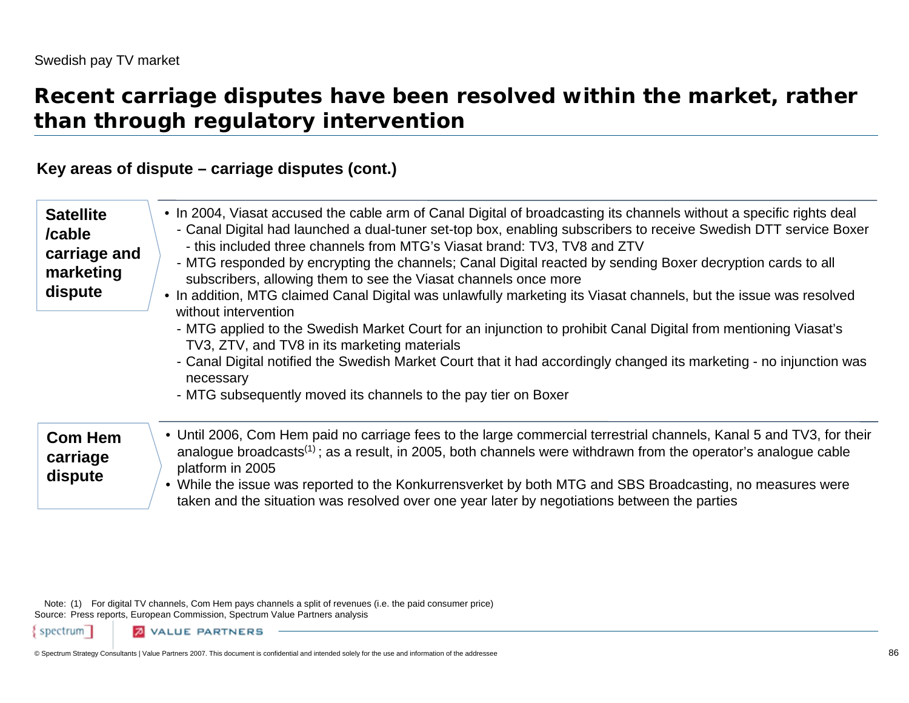Swedish pay TV market

# Recent carriage disputes have been resolved within the market, rather than through regulatory intervention

### Key areas of dispute – carriage disputes (cont.)

**Satellite /cable carriage and marketing dispute**

- In 2004, Viasat accused the cable arm of Canal Digital of broadcasting its channels without a specific rights deal
  - Canal Digital had launched a dual-tuner set-top box, enabling subscribers to receive Swedish DTT service Boxer
    - this included three channels from MTG's Viasat brand: TV3, TV8 and ZTV
  - MTG responded by encrypting the channels; Canal Digital reacted by sending Boxer decryption cards to all subscribers, allowing them to see the Viasat channels once more
- In addition, MTG claimed Canal Digital was unlawfully marketing its Viasat channels, but the issue was resolved without intervention
  - MTG applied to the Swedish Market Court for an injunction to prohibit Canal Digital from mentioning Viasat's TV3, ZTV, and TV8 in its marketing materials
  - Canal Digital notified the Swedish Market Court that it had accordingly changed its marketing - no injunction was necessary
  - MTG subsequently moved its channels to the pay tier on Boxer

**Com Hem carriage dispute**

- Until 2006, Com Hem paid no carriage fees to the large commercial terrestrial channels, Kanal 5 and TV3, for their analogue broadcasts[1] ; as a result, in 2005, both channels were withdrawn from the operator's analogue cable platform in 2005
- While the issue was reported to the Konkurrensverket by both MTG and SBS Broadcasting, no measures were taken and the situation was resolved over one year later by negotiations between the parties

Note: (1) For digital TV channels, Com Hem pays channels a split of revenues (i.e. the paid consumer price)
Source: Press reports, European Commission, Spectrum Value Partners analysis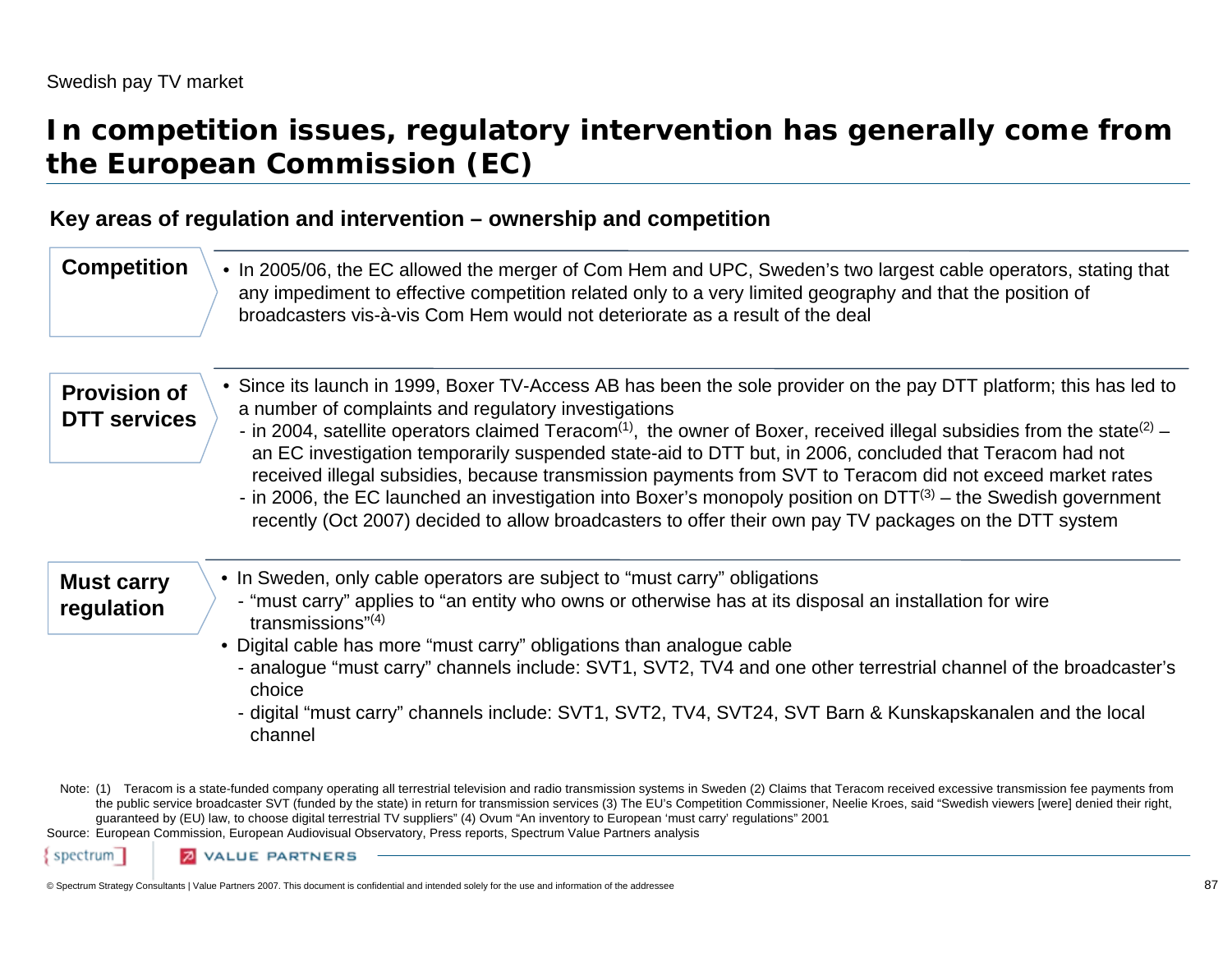Swedish pay TV market

# In competition issues, regulatory intervention has generally come from the European Commission (EC)

## Key areas of regulation and intervention – ownership and competition

**Competition**

- In 2005/06, the EC allowed the merger of Com Hem and UPC, Sweden's two largest cable operators, stating that any impediment to effective competition related only to a very limited geography and that the position of broadcasters vis-à-vis Com Hem would not deteriorate as a result of the deal

**Provision of DTT services**

- Since its launch in 1999, Boxer TV-Access AB has been the sole provider on the pay DTT platform; this has led to a number of complaints and regulatory investigations
  - in 2004, satellite operators claimed Teracom[1], the owner of Boxer, received illegal subsidies from the state[2] – an EC investigation temporarily suspended state-aid to DTT but, in 2006, concluded that Teracom had not received illegal subsidies, because transmission payments from SVT to Teracom did not exceed market rates
  - in 2006, the EC launched an investigation into Boxer's monopoly position on DTT[3] – the Swedish government recently (Oct 2007) decided to allow broadcasters to offer their own pay TV packages on the DTT system

**Must carry regulation**

- In Sweden, only cable operators are subject to "must carry" obligations
  - "must carry" applies to "an entity who owns or otherwise has at its disposal an installation for wire transmissions"[4]
- Digital cable has more "must carry" obligations than analogue cable
  - analogue "must carry" channels include: SVT1, SVT2, TV4 and one other terrestrial channel of the broadcaster's choice
  - digital "must carry" channels include: SVT1, SVT2, TV4, SVT24, SVT Barn & Kunskapskanalen and the local channel

Note: (1) Teracom is a state-funded company operating all terrestrial television and radio transmission systems in Sweden (2) Claims that Teracom received excessive transmission fee payments from the public service broadcaster SVT (funded by the state) in return for transmission services (3) The EU's Competition Commissioner, Neelie Kroes, said "Swedish viewers [were] denied their right, guaranteed by (EU) law, to choose digital terrestrial TV suppliers" (4) Ovum "An inventory to European 'must carry' regulations" 2001

Source: European Commission, European Audiovisual Observatory, Press reports, Spectrum Value Partners analysis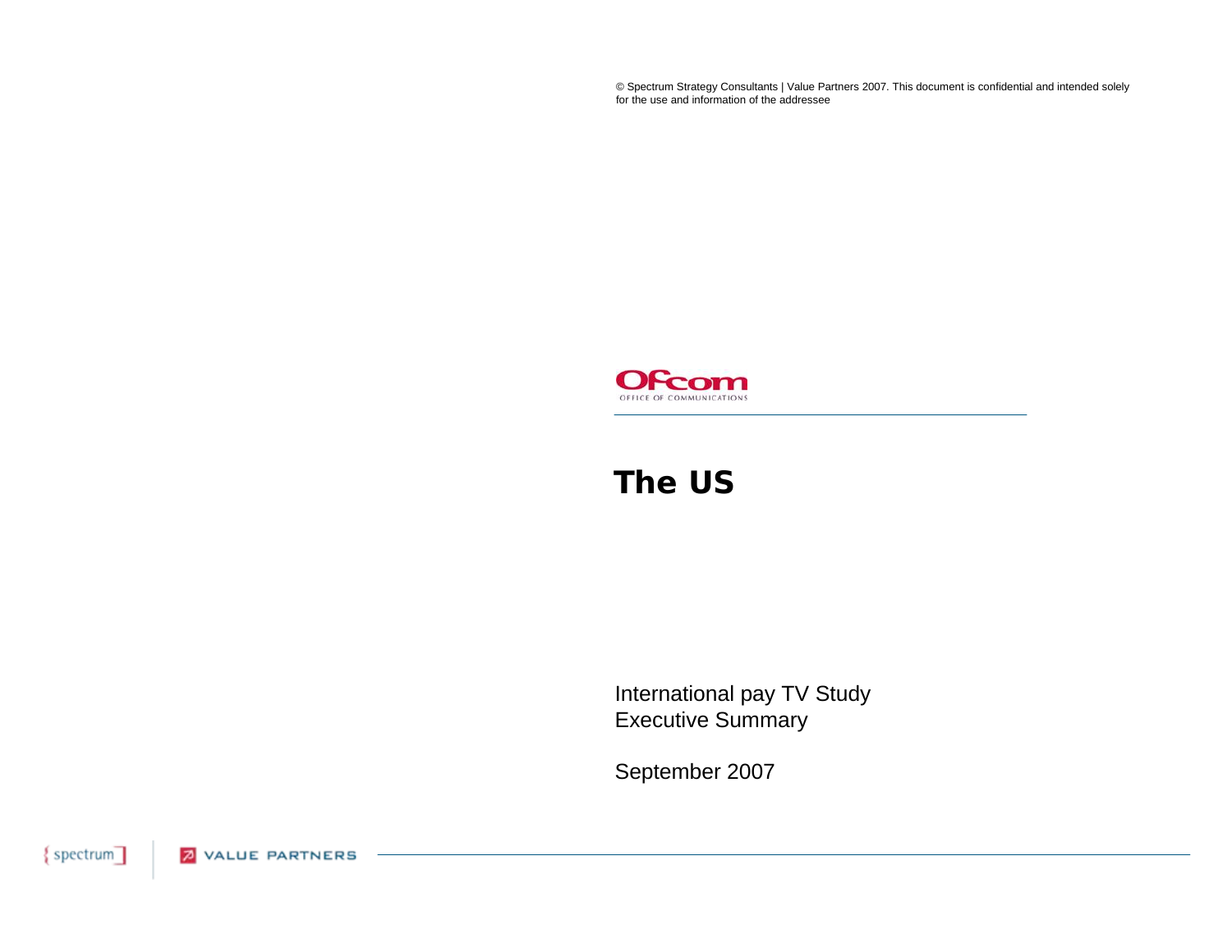© Spectrum Strategy Consultants | Value Partners 2007. This document is confidential and intended solely for the use and information of the addressee

Ofcom
OFFICE OF COMMUNICATIONS

# The US

International pay TV Study
Executive Summary

September 2007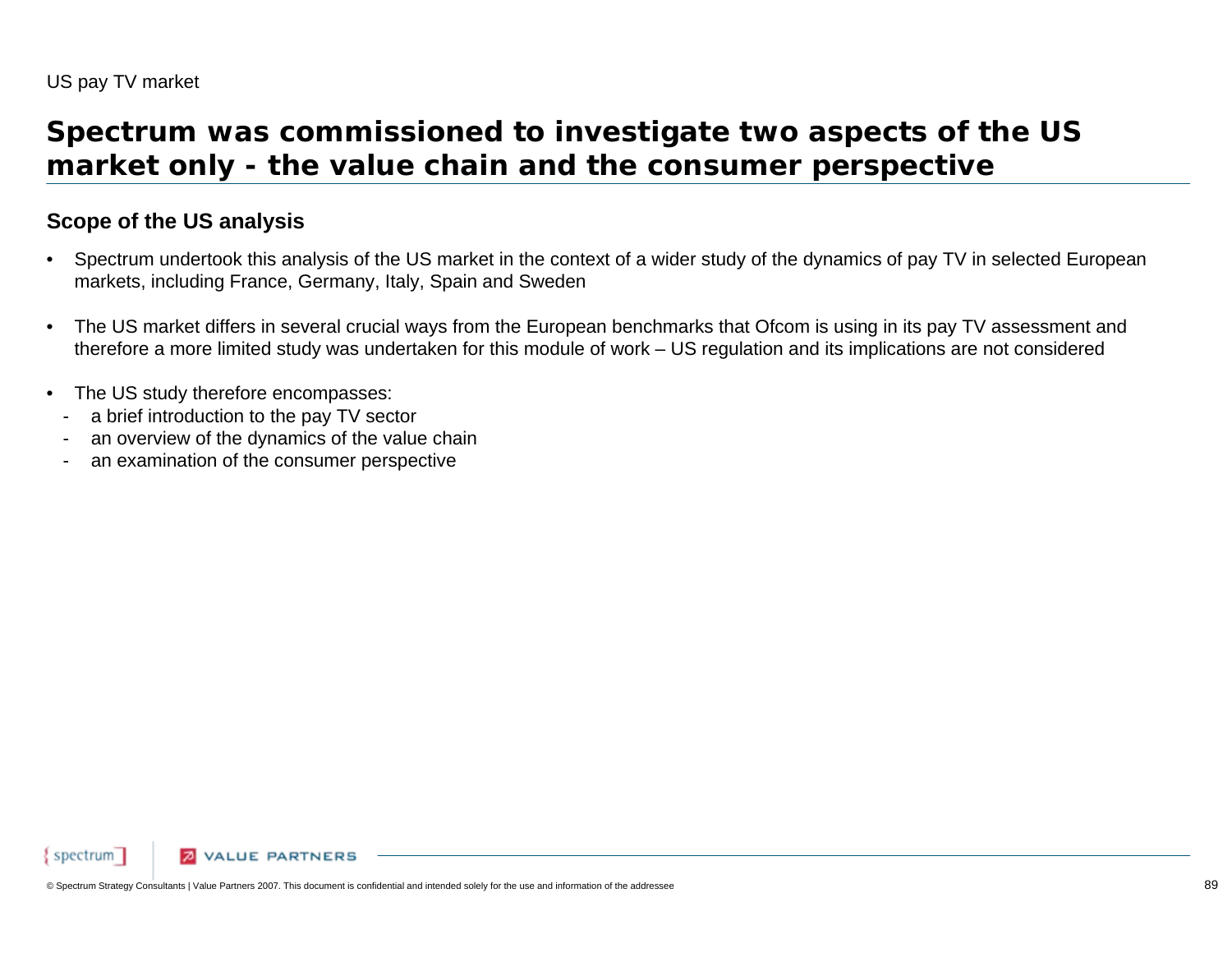US pay TV market

# Spectrum was commissioned to investigate two aspects of the US market only - the value chain and the consumer perspective

### Scope of the US analysis

- Spectrum undertook this analysis of the US market in the context of a wider study of the dynamics of pay TV in selected European markets, including France, Germany, Italy, Spain and Sweden

- The US market differs in several crucial ways from the European benchmarks that Ofcom is using in its pay TV assessment and therefore a more limited study was undertaken for this module of work – US regulation and its implications are not considered

- The US study therefore encompasses:
  - a brief introduction to the pay TV sector
  - an overview of the dynamics of the value chain
  - an examination of the consumer perspective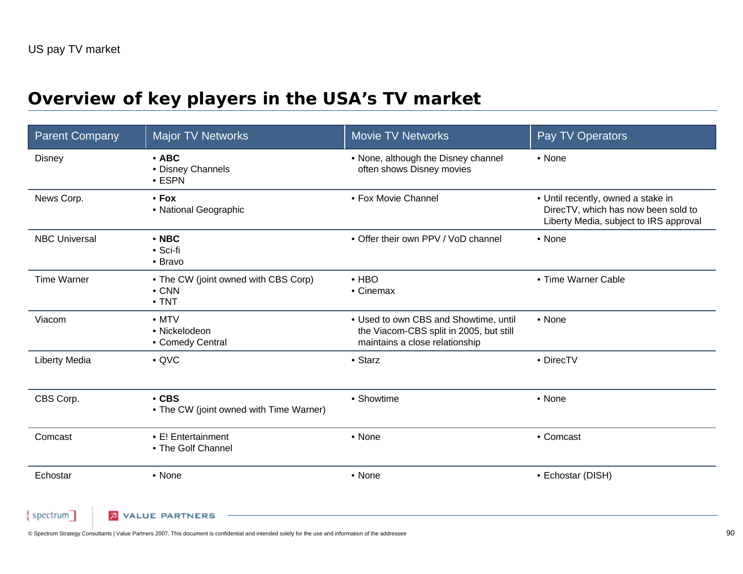US pay TV market

# Overview of key players in the USA's TV market

| Parent Company | Major TV Networks | Movie TV Networks | Pay TV Operators |
|---|---|---|---|
| Disney | • **ABC**<br>• Disney Channels<br>• ESPN | • None, although the Disney channel often shows Disney movies | • None |
| News Corp. | • **Fox**<br>• National Geographic | • Fox Movie Channel | • Until recently, owned a stake in DirecTV, which has now been sold to Liberty Media, subject to IRS approval |
| NBC Universal | • **NBC**<br>• Sci-fi<br>• Bravo | • Offer their own PPV / VoD channel | • None |
| Time Warner | • The CW (joint owned with CBS Corp)<br>• CNN<br>• TNT | • HBO<br>• Cinemax | • Time Warner Cable |
| Viacom | • MTV<br>• Nickelodeon<br>• Comedy Central | • Used to own CBS and Showtime, until the Viacom-CBS split in 2005, but still maintains a close relationship | • None |
| Liberty Media | • QVC | • Starz | • DirecTV |
| CBS Corp. | • **CBS**<br>• The CW (joint owned with Time Warner) | • Showtime | • None |
| Comcast | • E! Entertainment<br>• The Golf Channel | • None | • Comcast |
| Echostar | • None | • None | • Echostar (DISH) |

© Spectrum Strategy Consultants | Value Partners 2007. This document is confidential and intended solely for the use and information of the addressee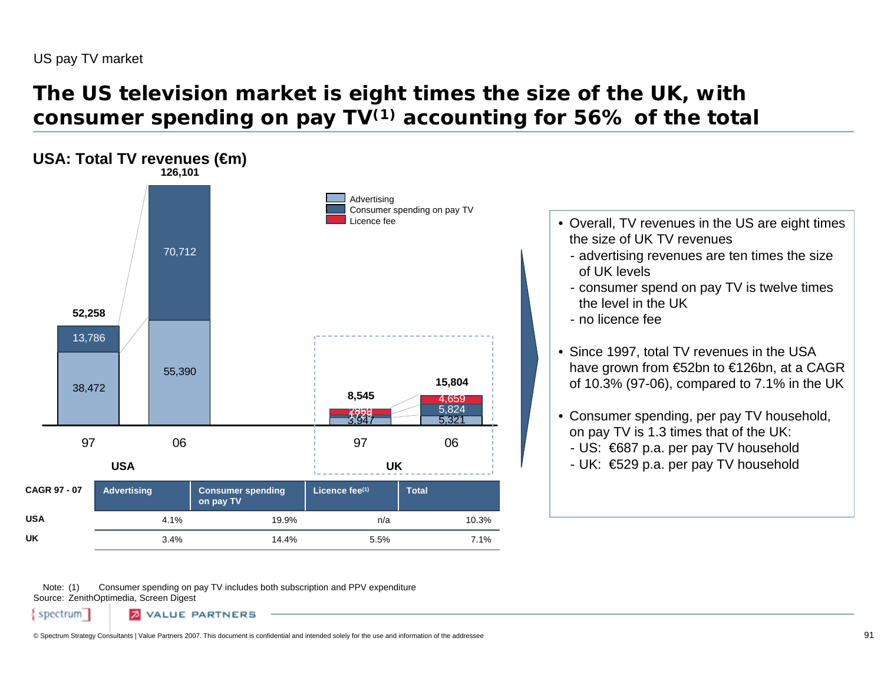US pay TV market

# The US television market is eight times the size of the UK, with consumer spending on pay TV[1] accounting for 56% of the total

## USA: Total TV revenues (€m)

Legend: Advertising; Consumer spending on pay TV; Licence fee

| | USA 97 | USA 06 | UK 97 | UK 06 |
|---|---|---|---|---|
| Licence fee | | | 2,869 | 4,659 |
| Consumer spending on pay TV | 13,786 | 70,712 | 1,729 | 5,824 |
| Advertising | 38,472 | 55,390 | 3,947 | 5,321 |
| Total | 52,258 | 126,101 | 8,545 | 15,804 |

| CAGR 97 - 07 | Advertising | Consumer spending on pay TV | Licence fee[(1)] | Total |
|---|---|---|---|---|
| USA | 4.1% | 19.9% | n/a | 10.3% |
| UK | 3.4% | 14.4% | 5.5% | 7.1% |

- Overall, TV revenues in the US are eight times the size of UK TV revenues
  - advertising revenues are ten times the size of UK levels
  - consumer spend on pay TV is twelve times the level in the UK
  - no licence fee
- Since 1997, total TV revenues in the USA have grown from €52bn to €126bn, at a CAGR of 10.3% (97-06), compared to 7.1% in the UK
- Consumer spending, per pay TV household, on pay TV is 1.3 times that of the UK:
  - US: €687 p.a. per pay TV household
  - UK: €529 p.a. per pay TV household

Note: (1) Consumer spending on pay TV includes both subscription and PPV expenditure
Source: ZenithOptimedia, Screen Digest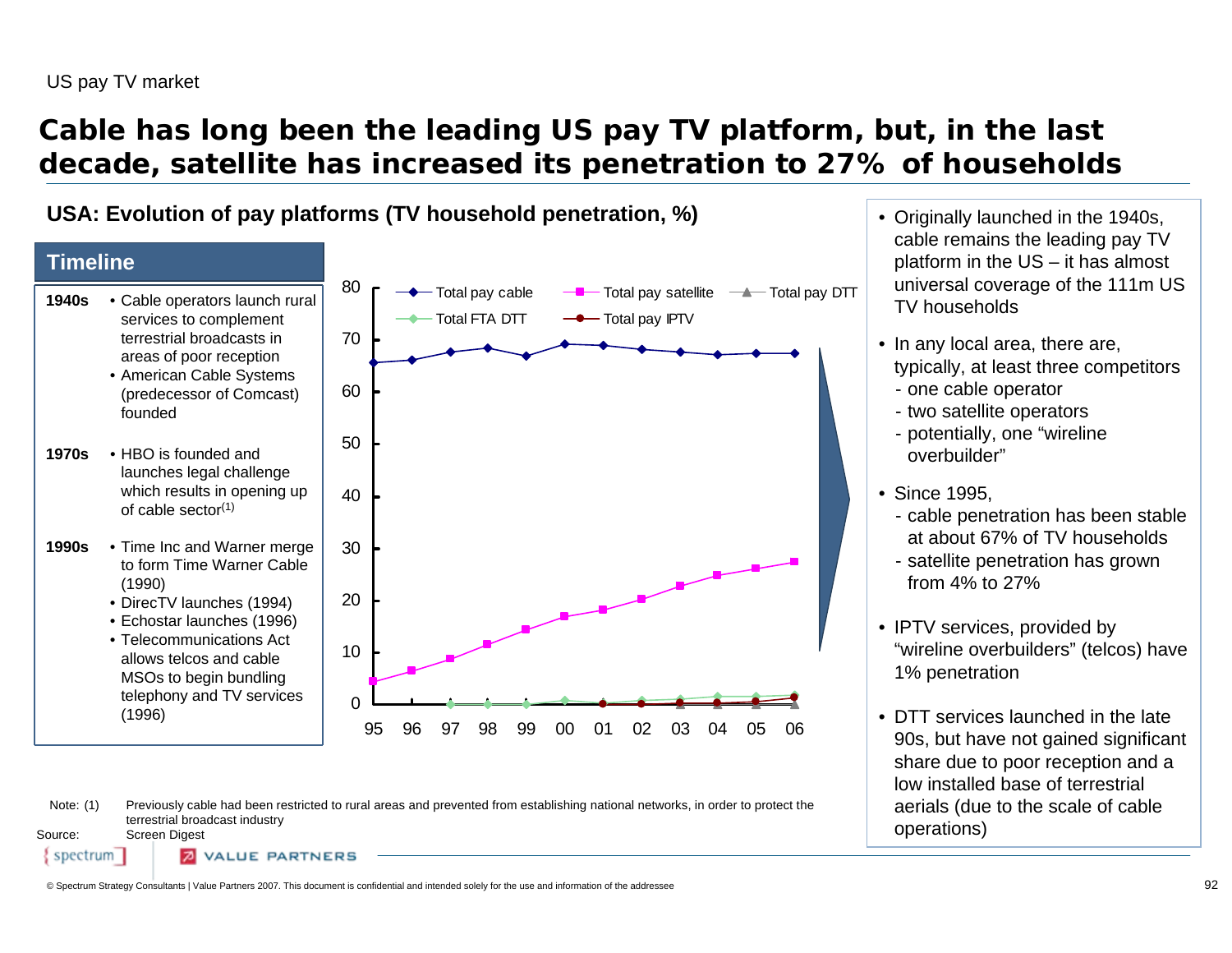US pay TV market

# Cable has long been the leading US pay TV platform, but, in the last decade, satellite has increased its penetration to 27% of households

## USA: Evolution of pay platforms (TV household penetration, %)

### Timeline

**1940s**
- Cable operators launch rural services to complement terrestrial broadcasts in areas of poor reception
- American Cable Systems (predecessor of Comcast) founded

**1970s**
- HBO is founded and launches legal challenge which results in opening up of cable sector(1)

**1990s**
- Time Inc and Warner merge to form Time Warner Cable (1990)
- DirecTV launches (1994)
- Echostar launches (1996)
- Telecommunications Act allows telcos and cable MSOs to begin bundling telephony and TV services (1996)

Legend: Total pay cable, Total pay satellite, Total pay DTT, Total FTA DTT, Total pay IPTV

X-axis: 95, 96, 97, 98, 99, 00, 01, 02, 03, 04, 05, 06
Y-axis: 0–80

- Originally launched in the 1940s, cable remains the leading pay TV platform in the US – it has almost universal coverage of the 111m US TV households
- In any local area, there are, typically, at least three competitors
  - one cable operator
  - two satellite operators
  - potentially, one "wireline overbuilder"
- Since 1995,
  - cable penetration has been stable at about 67% of TV households
  - satellite penetration has grown from 4% to 27%
- IPTV services, provided by "wireline overbuilders" (telcos) have 1% penetration
- DTT services launched in the late 90s, but have not gained significant share due to poor reception and a low installed base of terrestrial aerials (due to the scale of cable operations)

Note: (1) Previously cable had been restricted to rural areas and prevented from establishing national networks, in order to protect the terrestrial broadcast industry

Source: Screen Digest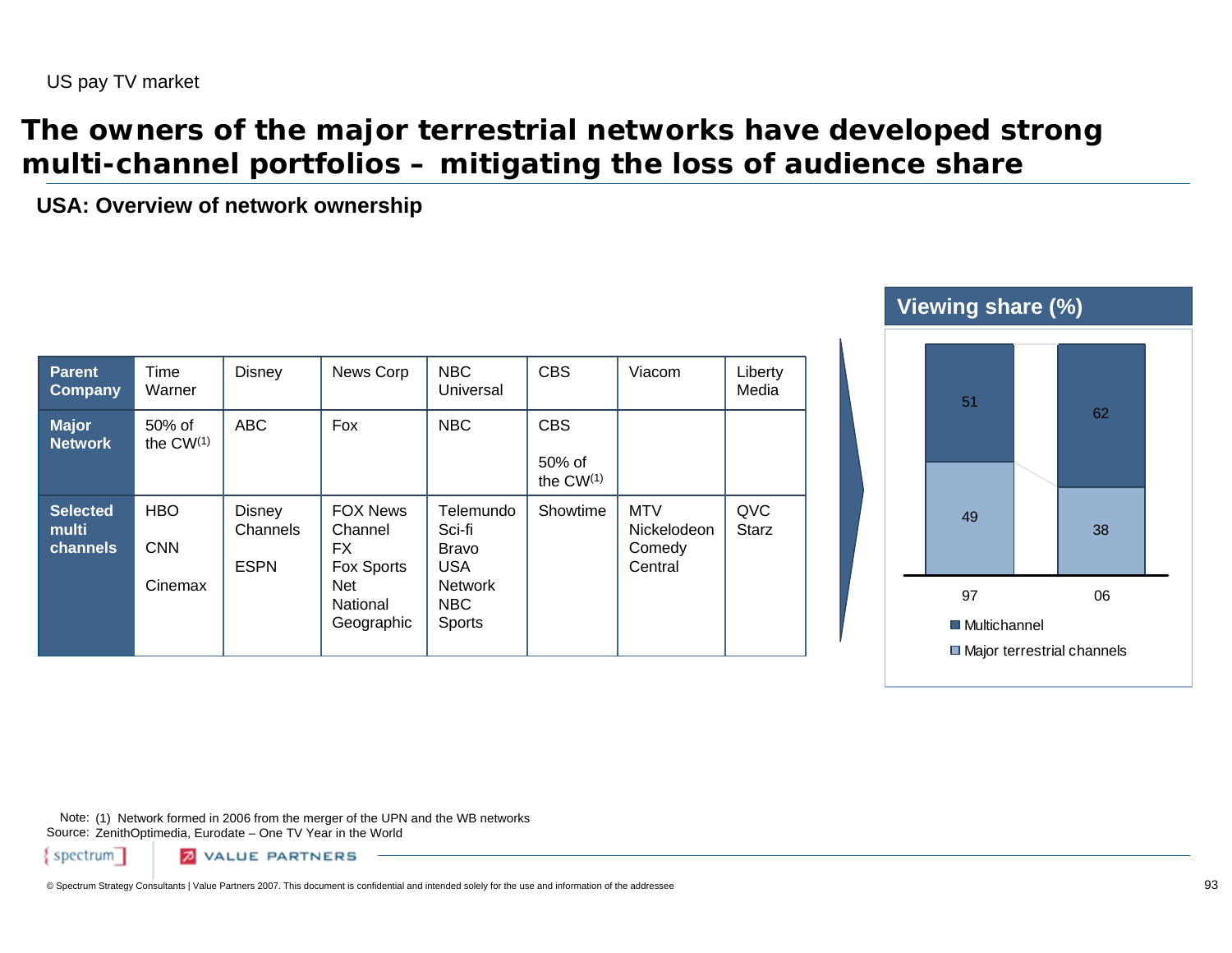US pay TV market

# The owners of the major terrestrial networks have developed strong multi-channel portfolios – mitigating the loss of audience share

## USA: Overview of network ownership

| Parent Company | Time Warner | Disney | News Corp | NBC Universal | CBS | Viacom | Liberty Media |
|---|---|---|---|---|---|---|---|
| **Major Network** | 50% of the CW[1] | ABC | Fox | NBC | CBS<br><br>50% of the CW[1] | | |
| **Selected multi channels** | HBO<br><br>CNN<br><br>Cinemax | Disney Channels<br><br>ESPN | FOX News Channel<br>FX<br>Fox Sports Net<br>National Geographic | Telemundo<br>Sci-fi<br>Bravo<br>USA Network<br>NBC Sports | Showtime | MTV<br>Nickelodeon<br>Comedy Central | QVC<br>Starz |

**Viewing share (%)**

| | 97 | 06 |
|---|---|---|
| Multichannel | 51 | 62 |
| Major terrestrial channels | 49 | 38 |

Note: (1) Network formed in 2006 from the merger of the UPN and the WB networks
Source: ZenithOptimedia, Eurodate – One TV Year in the World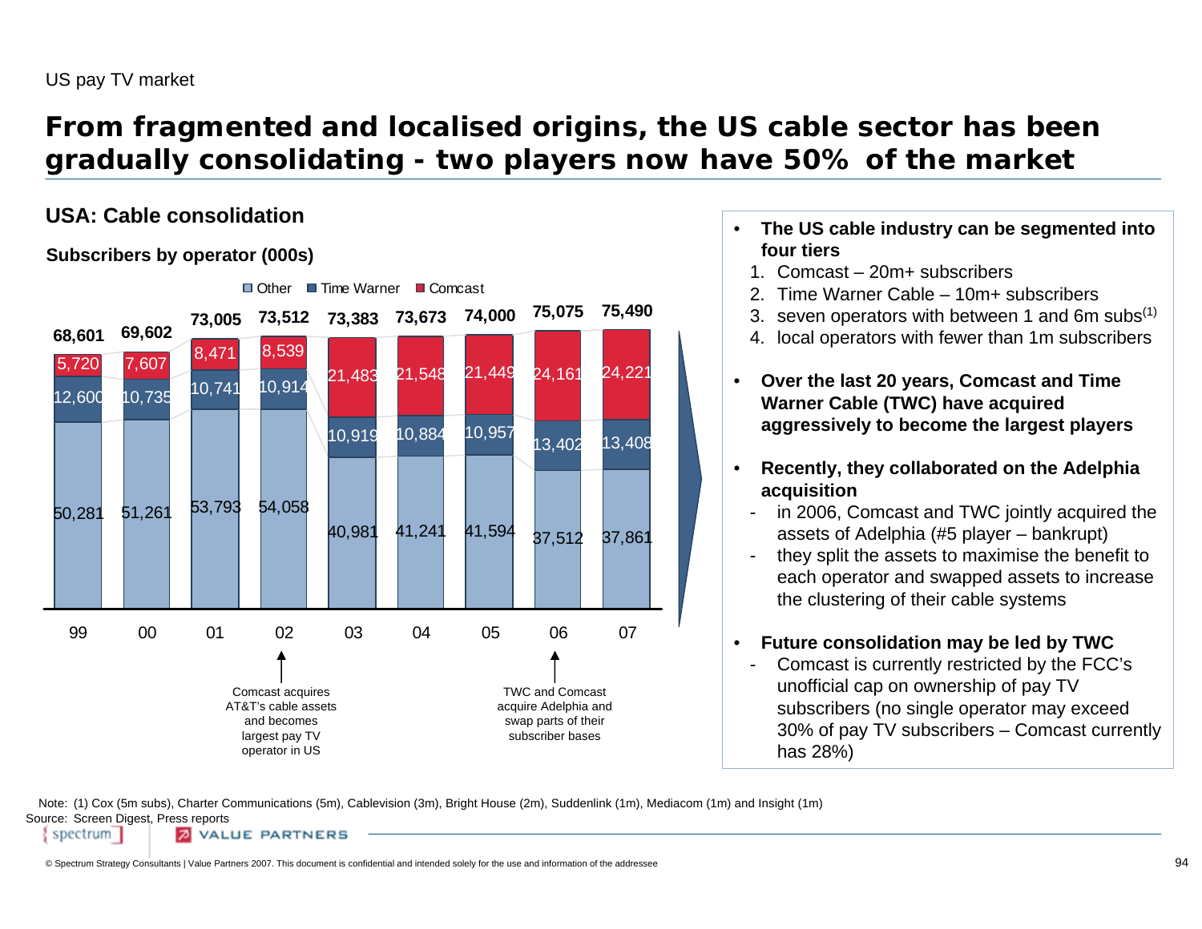US pay TV market

# From fragmented and localised origins, the US cable sector has been gradually consolidating - two players now have 50% of the market

## USA: Cable consolidation

### Subscribers by operator (000s)

| Year | Other | Time Warner | Comcast | Total |
|---|---|---|---|---|
| 99 | 50,281 | 12,600 | 5,720 | 68,601 |
| 00 | 51,261 | 10,735 | 7,607 | 69,602 |
| 01 | 53,793 | 10,741 | 8,471 | 73,005 |
| 02 | 54,058 | 10,914 | 8,539 | 73,512 |
| 03 | 40,981 | 10,919 | 21,483 | 73,383 |
| 04 | 41,241 | 10,884 | 21,548 | 73,673 |
| 05 | 41,594 | 10,957 | 21,449 | 74,000 |
| 06 | 37,512 | 13,402 | 24,161 | 75,075 |
| 07 | 37,861 | 13,408 | 24,221 | 75,490 |

02: Comcast acquires AT&T's cable assets and becomes largest pay TV operator in US

06: TWC and Comcast acquire Adelphia and swap parts of their subscriber bases

- **The US cable industry can be segmented into four tiers**
  1. Comcast – 20m+ subscribers
  2. Time Warner Cable – 10m+ subscribers
  3. seven operators with between 1 and 6m subs(1)
  4. local operators with fewer than 1m subscribers
- **Over the last 20 years, Comcast and Time Warner Cable (TWC) have acquired aggressively to become the largest players**
- **Recently, they collaborated on the Adelphia acquisition**
  - in 2006, Comcast and TWC jointly acquired the assets of Adelphia (#5 player – bankrupt)
  - they split the assets to maximise the benefit to each operator and swapped assets to increase the clustering of their cable systems
- **Future consolidation may be led by TWC**
  - Comcast is currently restricted by the FCC's unofficial cap on ownership of pay TV subscribers (no single operator may exceed 30% of pay TV subscribers – Comcast currently has 28%)

Note: (1) Cox (5m subs), Charter Communications (5m), Cablevision (3m), Bright House (2m), Suddenlink (1m), Mediacom (1m) and Insight (1m)

Source: Screen Digest, Press reports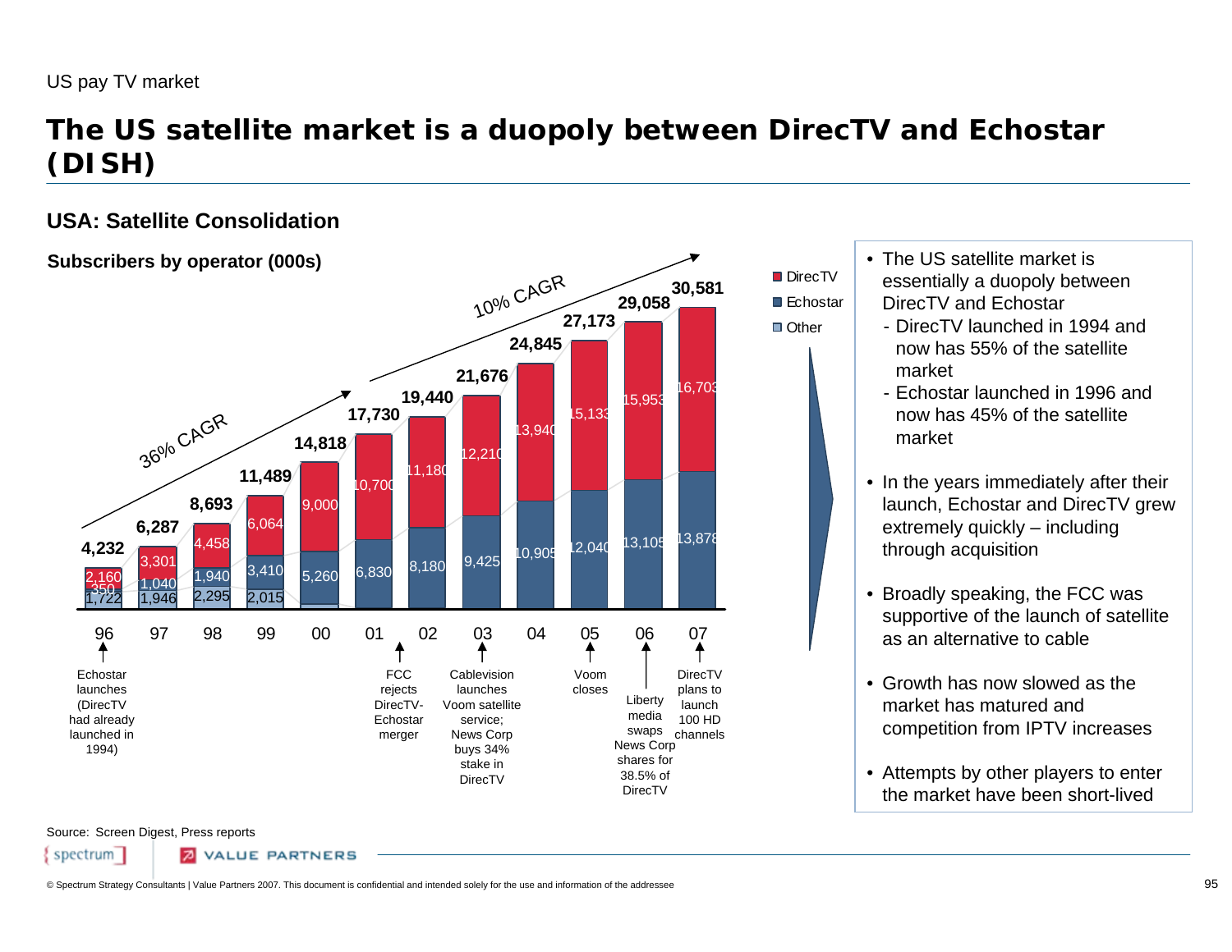US pay TV market

# The US satellite market is a duopoly between DirecTV and Echostar (DISH)

## USA: Satellite Consolidation

**Subscribers by operator (000s)**

| Year | DirecTV | Echostar | Other | Total |
|---|---|---|---|---|
| 96 | 2,160 | 350 | 1,722 | 4,232 |
| 97 | 3,301 | 1,040 | 1,946 | 6,287 |
| 98 | 4,458 | 1,940 | 2,295 | 8,693 |
| 99 | 6,064 | 3,410 | 2,015 | 11,489 |
| 00 | 9,000 | 5,260 | | 14,818 |
| 01 | 10,700 | 6,830 | | 17,730 |
| 02 | 11,180 | 8,180 | | 19,440 |
| 03 | 12,210 | 9,425 | | 21,676 |
| 04 | 13,940 | 10,905 | | 24,845 |
| 05 | 15,133 | 12,040 | | 27,173 |
| 06 | 15,953 | 13,105 | | 29,058 |
| 07 | 16,703 | 13,878 | | 30,581 |

36% CAGR (96–00); 10% CAGR (01–07)

- 96: Echostar launches (DirecTV had already launched in 1994)
- 01: FCC rejects DirecTV-Echostar merger
- 03: Cablevision launches Voom satellite service; News Corp buys 34% stake in DirecTV
- 05: Voom closes
- 06: Liberty media swaps News Corp shares for 38.5% of DirecTV
- 07: DirecTV plans to launch 100 HD channels

- The US satellite market is essentially a duopoly between DirecTV and Echostar
  - DirecTV launched in 1994 and now has 55% of the satellite market
  - Echostar launched in 1996 and now has 45% of the satellite market
- In the years immediately after their launch, Echostar and DirecTV grew extremely quickly – including through acquisition
- Broadly speaking, the FCC was supportive of the launch of satellite as an alternative to cable
- Growth has now slowed as the market has matured and competition from IPTV increases
- Attempts by other players to enter the market have been short-lived

Source: Screen Digest, Press reports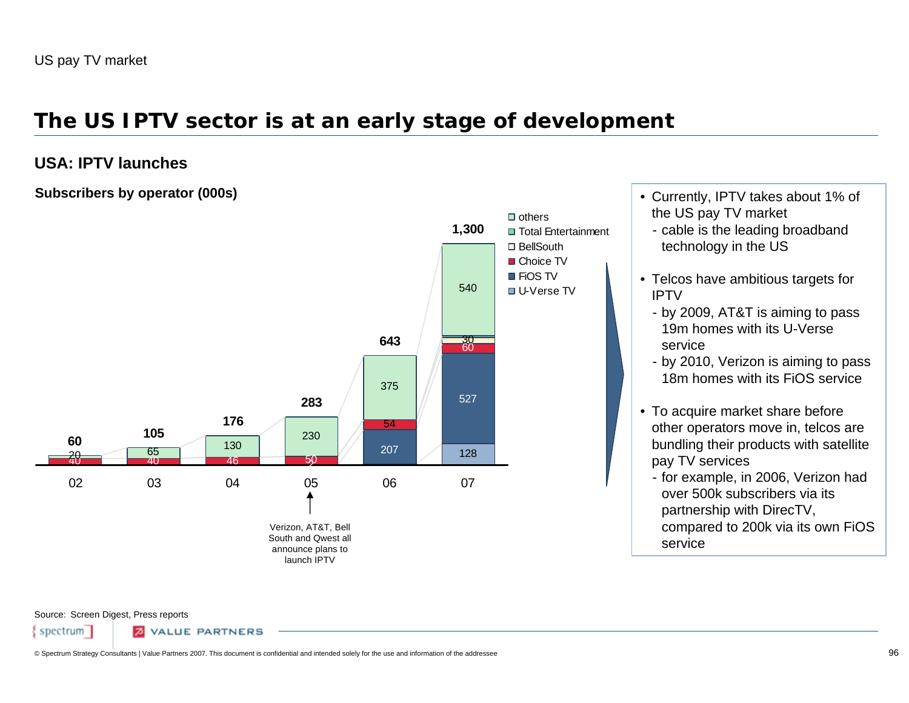US pay TV market

# The US IPTV sector is at an early stage of development

## USA: IPTV launches

**Subscribers by operator (000s)**

| Year | U-Verse TV | FiOS TV | Choice TV | BellSouth | Total Entertainment | others | Total |
|---|---|---|---|---|---|---|---|
| 02 | | | 40 | | | 20 | 60 |
| 03 | | | 40 | | | 65 | 105 |
| 04 | | | 46 | | | 130 | 176 |
| 05 | | | 50 | | 2 | 230 | 283 |
| 06 | | 207 | 54 | | | 375 | 643 |
| 07 | 128 | 527 | 60 | 30 | | 540 | 1,300 |

05: Verizon, AT&T, Bell South and Qwest all announce plans to launch IPTV

- Currently, IPTV takes about 1% of the US pay TV market
  - cable is the leading broadband technology in the US
- Telcos have ambitious targets for IPTV
  - by 2009, AT&T is aiming to pass 19m homes with its U-Verse service
  - by 2010, Verizon is aiming to pass 18m homes with its FiOS service
- To acquire market share before other operators move in, telcos are bundling their products with satellite pay TV services
  - for example, in 2006, Verizon had over 500k subscribers via its partnership with DirecTV, compared to 200k via its own FiOS service

Source: Screen Digest, Press reports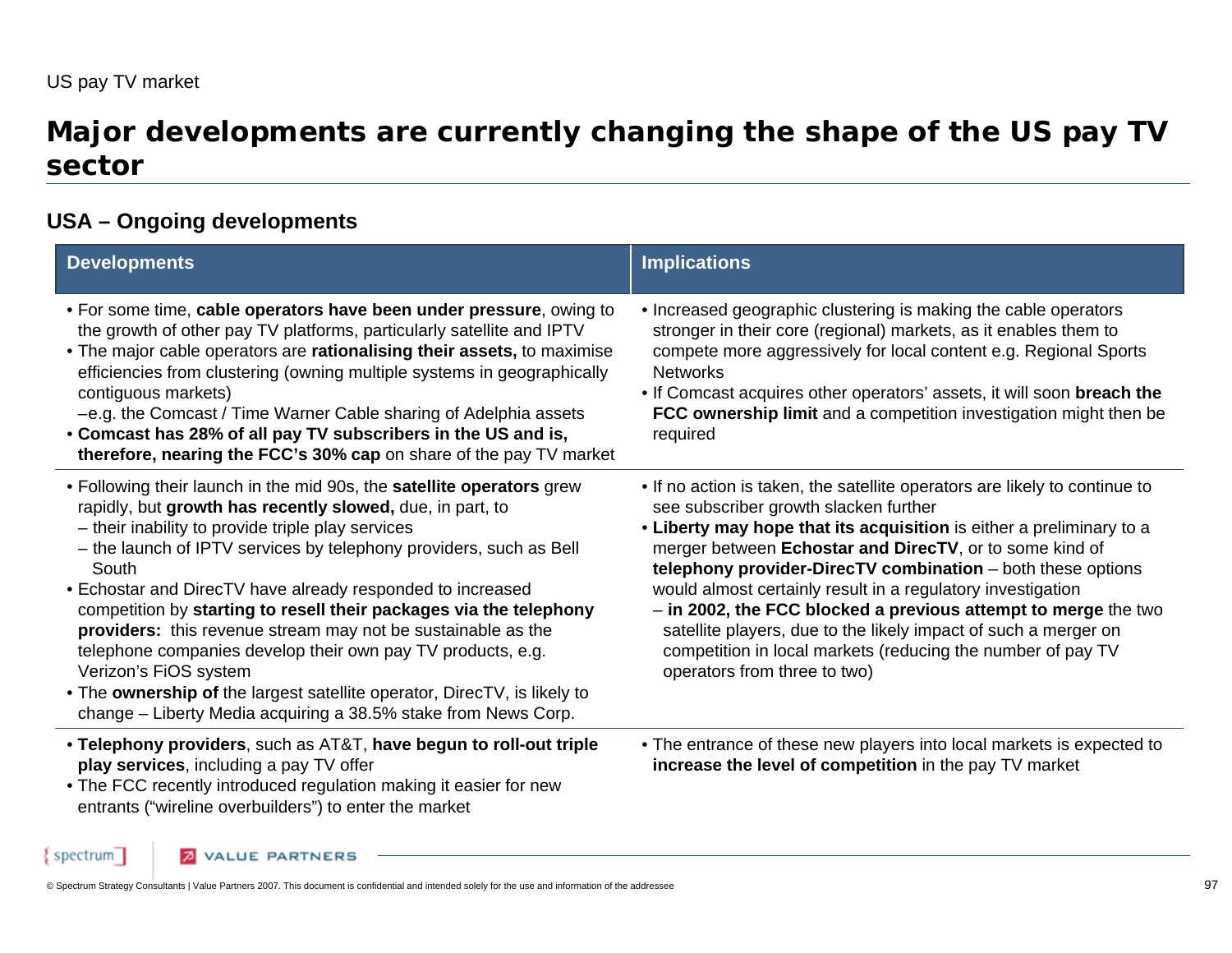US pay TV market

# Major developments are currently changing the shape of the US pay TV sector

## USA – Ongoing developments

| Developments | Implications |
|---|---|
| • For some time, **cable operators have been under pressure**, owing to the growth of other pay TV platforms, particularly satellite and IPTV<br>• The major cable operators are **rationalising their assets,** to maximise efficiencies from clustering (owning multiple systems in geographically contiguous markets)<br>–e.g. the Comcast / Time Warner Cable sharing of Adelphia assets<br>• **Comcast has 28% of all pay TV subscribers in the US and is, therefore, nearing the FCC's 30% cap** on share of the pay TV market | • Increased geographic clustering is making the cable operators stronger in their core (regional) markets, as it enables them to compete more aggressively for local content e.g. Regional Sports Networks<br>• If Comcast acquires other operators' assets, it will soon **breach the FCC ownership limit** and a competition investigation might then be required |
| • Following their launch in the mid 90s, the **satellite operators** grew rapidly, but **growth has recently slowed,** due, in part, to<br>– their inability to provide triple play services<br>– the launch of IPTV services by telephony providers, such as Bell South<br>• Echostar and DirecTV have already responded to increased competition by **starting to resell their packages via the telephony providers:** this revenue stream may not be sustainable as the telephone companies develop their own pay TV products, e.g. Verizon's FiOS system<br>• The **ownership of** the largest satellite operator, DirecTV, is likely to change – Liberty Media acquiring a 38.5% stake from News Corp. | • If no action is taken, the satellite operators are likely to continue to see subscriber growth slacken further<br>• **Liberty may hope that its acquisition** is either a preliminary to a merger between **Echostar and DirecTV**, or to some kind of **telephony provider-DirecTV combination** – both these options would almost certainly result in a regulatory investigation<br>– **in 2002, the FCC blocked a previous attempt to merge** the two satellite players, due to the likely impact of such a merger on competition in local markets (reducing the number of pay TV operators from three to two) |
| • **Telephony providers**, such as AT&T, **have begun to roll-out triple play services**, including a pay TV offer<br>• The FCC recently introduced regulation making it easier for new entrants ("wireline overbuilders") to enter the market | • The entrance of these new players into local markets is expected to **increase the level of competition** in the pay TV market |

© Spectrum Strategy Consultants | Value Partners 2007. This document is confidential and intended solely for the use and information of the addressee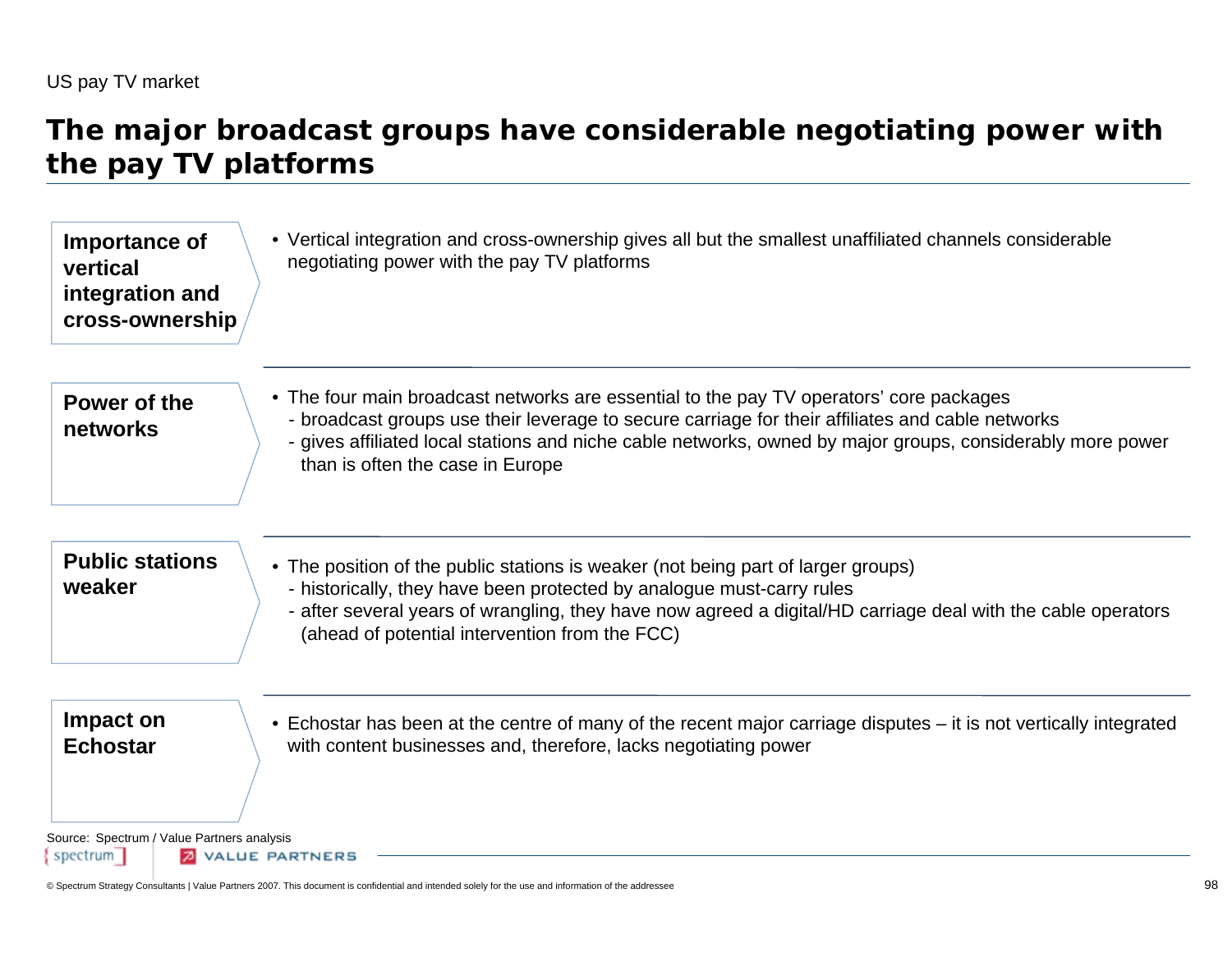US pay TV market

# The major broadcast groups have considerable negotiating power with the pay TV platforms

**Importance of vertical integration and cross-ownership**

- Vertical integration and cross-ownership gives all but the smallest unaffiliated channels considerable negotiating power with the pay TV platforms

**Power of the networks**

- The four main broadcast networks are essential to the pay TV operators' core packages
  - broadcast groups use their leverage to secure carriage for their affiliates and cable networks
  - gives affiliated local stations and niche cable networks, owned by major groups, considerably more power than is often the case in Europe

**Public stations weaker**

- The position of the public stations is weaker (not being part of larger groups)
  - historically, they have been protected by analogue must-carry rules
  - after several years of wrangling, they have now agreed a digital/HD carriage deal with the cable operators (ahead of potential intervention from the FCC)

**Impact on Echostar**

- Echostar has been at the centre of many of the recent major carriage disputes – it is not vertically integrated with content businesses and, therefore, lacks negotiating power

Source: Spectrum / Value Partners analysis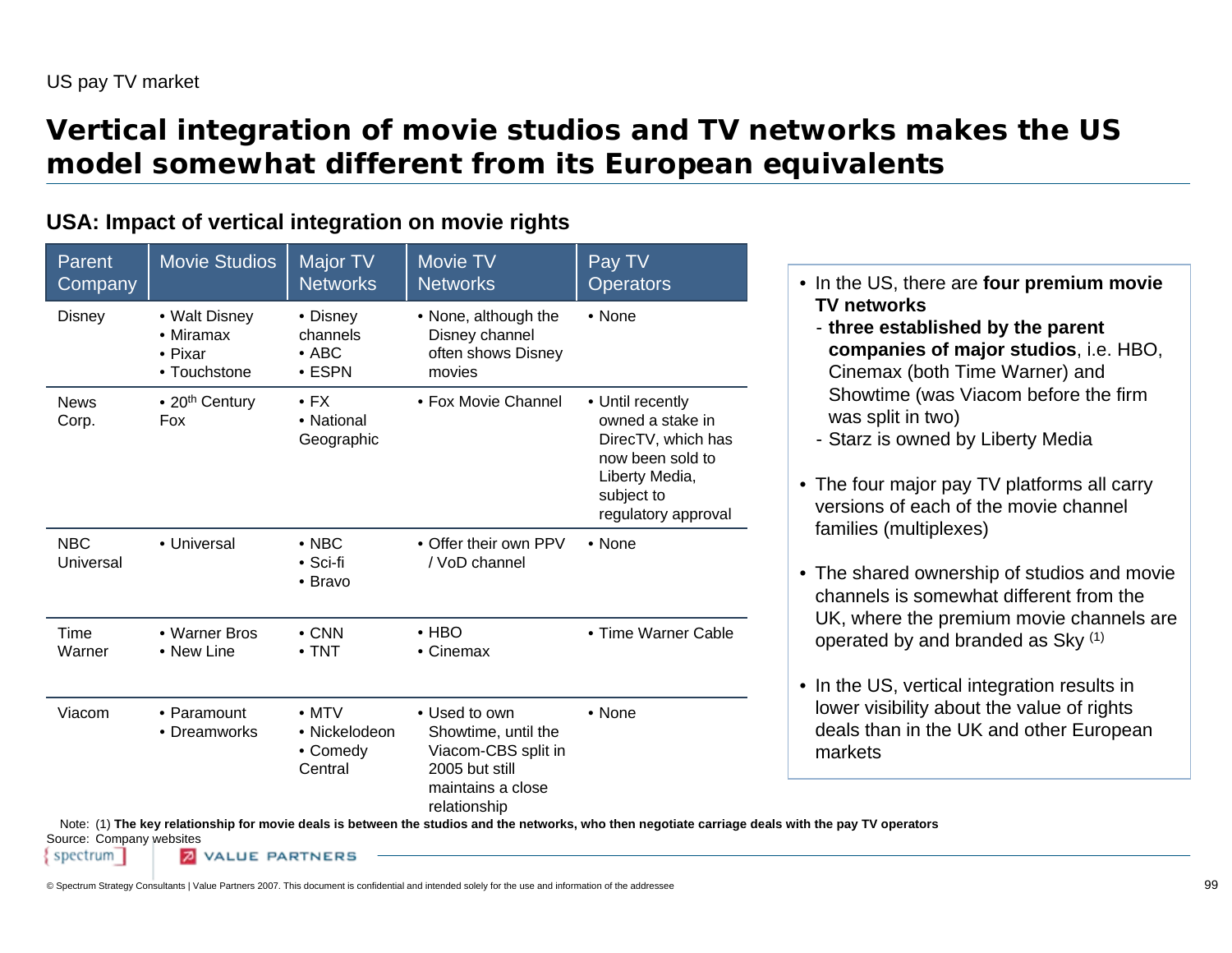US pay TV market

# Vertical integration of movie studios and TV networks makes the US model somewhat different from its European equivalents

## USA: Impact of vertical integration on movie rights

| Parent Company | Movie Studios | Major TV Networks | Movie TV Networks | Pay TV Operators |
|---|---|---|---|---|
| Disney | • Walt Disney<br>• Miramax<br>• Pixar<br>• Touchstone | • Disney channels<br>• ABC<br>• ESPN | • None, although the Disney channel often shows Disney movies | • None |
| News Corp. | • 20th Century Fox | • FX<br>• National Geographic | • Fox Movie Channel | • Until recently owned a stake in DirecTV, which has now been sold to Liberty Media, subject to regulatory approval |
| NBC Universal | • Universal | • NBC<br>• Sci-fi<br>• Bravo | • Offer their own PPV / VoD channel | • None |
| Time Warner | • Warner Bros<br>• New Line | • CNN<br>• TNT | • HBO<br>• Cinemax | • Time Warner Cable |
| Viacom | • Paramount<br>• Dreamworks | • MTV<br>• Nickelodeon<br>• Comedy Central | • Used to own Showtime, until the Viacom-CBS split in 2005 but still maintains a close relationship | • None |

- In the US, there are **four premium movie TV networks**
  - **three established by the parent companies of major studios**, i.e. HBO, Cinemax (both Time Warner) and Showtime (was Viacom before the firm was split in two)
  - Starz is owned by Liberty Media
- The four major pay TV platforms all carry versions of each of the movie channel families (multiplexes)
- The shared ownership of studios and movie channels is somewhat different from the UK, where the premium movie channels are operated by and branded as Sky (1)
- In the US, vertical integration results in lower visibility about the value of rights deals than in the UK and other European markets

Note: (1) **The key relationship for movie deals is between the studios and the networks, who then negotiate carriage deals with the pay TV operators**

Source: Company websites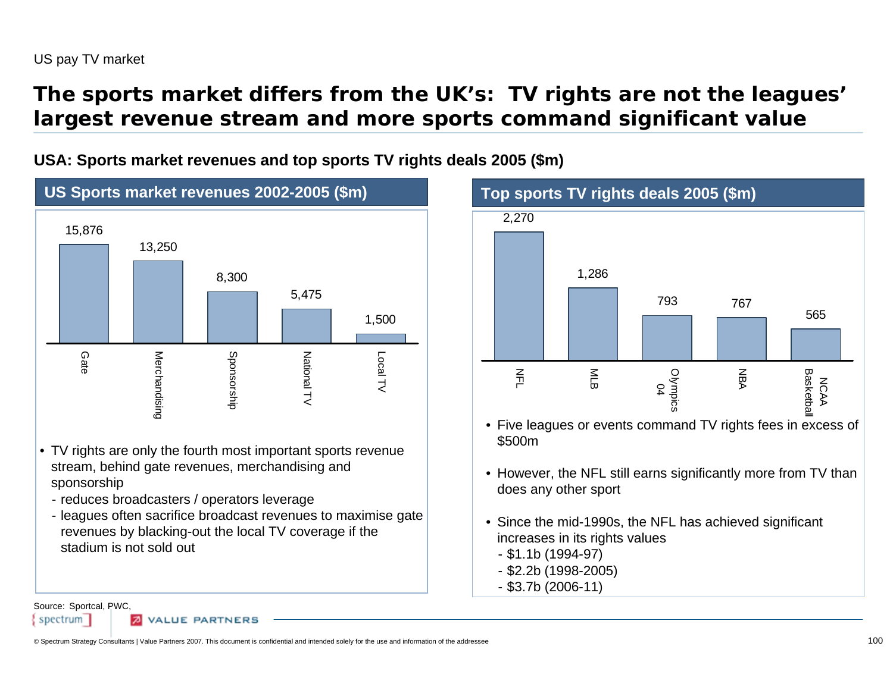US pay TV market

# The sports market differs from the UK's: TV rights are not the leagues' largest revenue stream and more sports command significant value

**USA: Sports market revenues and top sports TV rights deals 2005 ($m)**

## US Sports market revenues 2002-2005 ($m)

| Category | $m |
|---|---|
| Gate | 15,876 |
| Merchandising | 13,250 |
| Sponsorship | 8,300 |
| National TV | 5,475 |
| Local TV | 1,500 |

- TV rights are only the fourth most important sports revenue stream, behind gate revenues, merchandising and sponsorship
  - reduces broadcasters / operators leverage
  - leagues often sacrifice broadcast revenues to maximise gate revenues by blacking-out the local TV coverage if the stadium is not sold out

## Top sports TV rights deals 2005 ($m)

| League / Event | $m |
|---|---|
| NFL | 2,270 |
| MLB | 1,286 |
| Olympics 04 | 793 |
| NBA | 767 |
| NCAA Basketball | 565 |

- Five leagues or events command TV rights fees in excess of $500m
- However, the NFL still earns significantly more from TV than does any other sport
- Since the mid-1990s, the NFL has achieved significant increases in its rights values
  - $1.1b (1994-97)
  - $2.2b (1998-2005)
  - $3.7b (2006-11)

Source: Sportcal, PWC,

© Spectrum Strategy Consultants | Value Partners 2007. This document is confidential and intended solely for the use and information of the addressee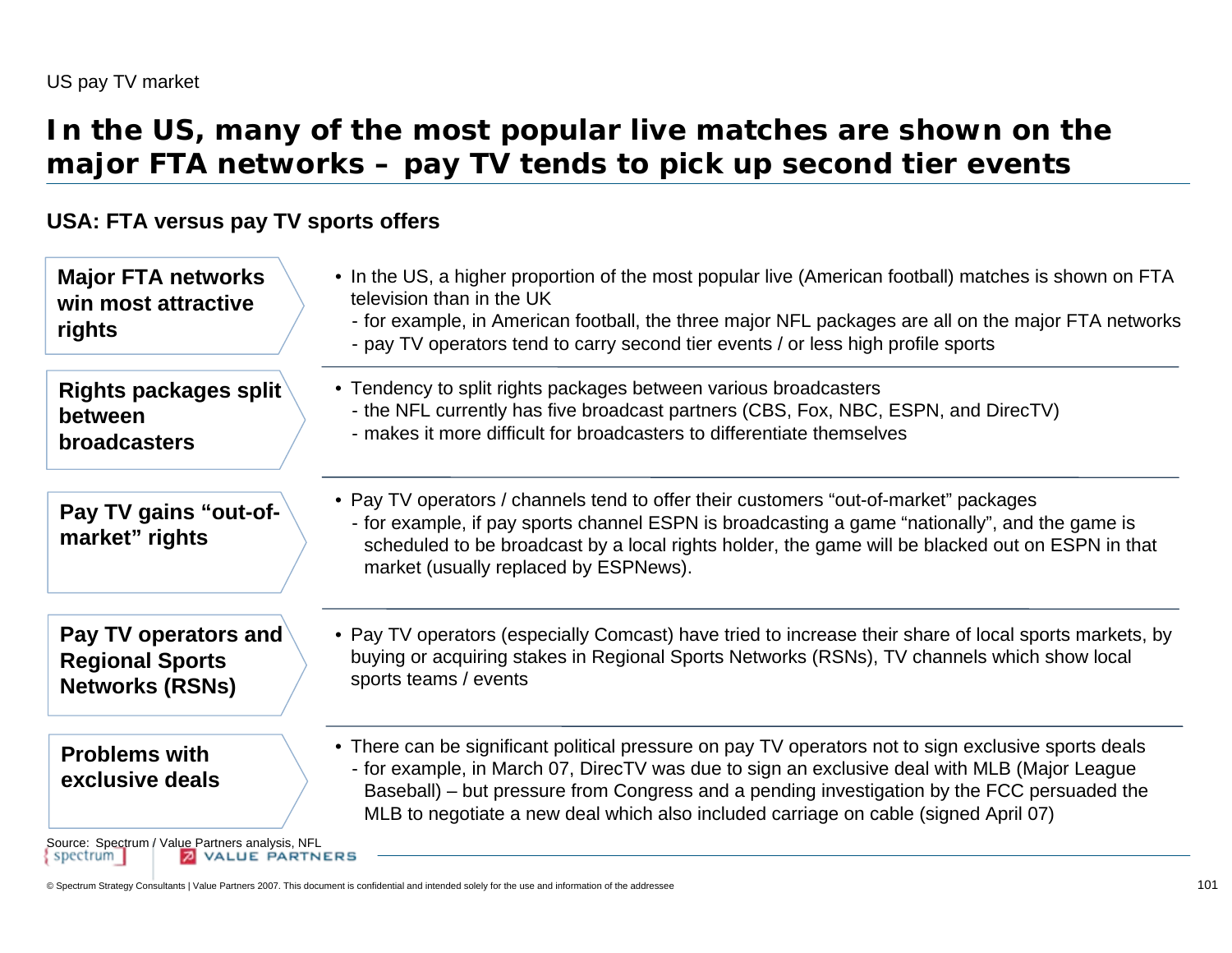US pay TV market

# In the US, many of the most popular live matches are shown on the major FTA networks – pay TV tends to pick up second tier events

## USA: FTA versus pay TV sports offers

**Major FTA networks win most attractive rights**

- In the US, a higher proportion of the most popular live (American football) matches is shown on FTA television than in the UK
  - for example, in American football, the three major NFL packages are all on the major FTA networks
  - pay TV operators tend to carry second tier events / or less high profile sports

**Rights packages split between broadcasters**

- Tendency to split rights packages between various broadcasters
  - the NFL currently has five broadcast partners (CBS, Fox, NBC, ESPN, and DirecTV)
  - makes it more difficult for broadcasters to differentiate themselves

**Pay TV gains "out-of-market" rights**

- Pay TV operators / channels tend to offer their customers "out-of-market" packages
  - for example, if pay sports channel ESPN is broadcasting a game "nationally", and the game is scheduled to be broadcast by a local rights holder, the game will be blacked out on ESPN in that market (usually replaced by ESPNews).

**Pay TV operators and Regional Sports Networks (RSNs)**

- Pay TV operators (especially Comcast) have tried to increase their share of local sports markets, by buying or acquiring stakes in Regional Sports Networks (RSNs), TV channels which show local sports teams / events

**Problems with exclusive deals**

- There can be significant political pressure on pay TV operators not to sign exclusive sports deals
  - for example, in March 07, DirecTV was due to sign an exclusive deal with MLB (Major League Baseball) – but pressure from Congress and a pending investigation by the FCC persuaded the MLB to negotiate a new deal which also included carriage on cable (signed April 07)

Source: Spectrum / Value Partners analysis, NFL

© Spectrum Strategy Consultants | Value Partners 2007. This document is confidential and intended solely for the use and information of the addressee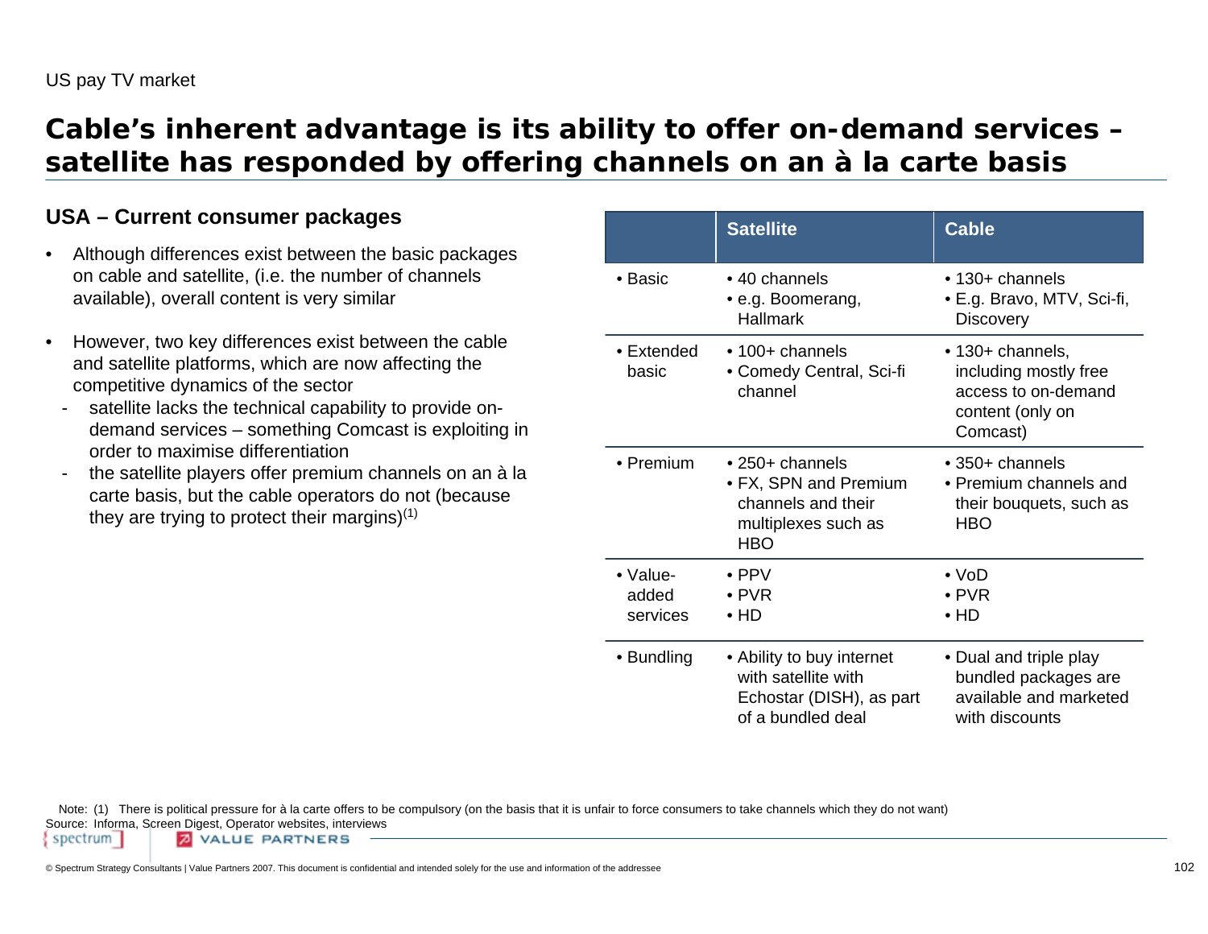US pay TV market

# Cable's inherent advantage is its ability to offer on-demand services – satellite has responded by offering channels on an à la carte basis

## USA – Current consumer packages

- Although differences exist between the basic packages on cable and satellite, (i.e. the number of channels available), overall content is very similar
- However, two key differences exist between the cable and satellite platforms, which are now affecting the competitive dynamics of the sector
  - satellite lacks the technical capability to provide on-demand services – something Comcast is exploiting in order to maximise differentiation
  - the satellite players offer premium channels on an à la carte basis, but the cable operators do not (because they are trying to protect their margins)[1]

| | Satellite | Cable |
|---|---|---|
| • Basic | • 40 channels<br>• e.g. Boomerang, Hallmark | • 130+ channels<br>• E.g. Bravo, MTV, Sci-fi, Discovery |
| • Extended basic | • 100+ channels<br>• Comedy Central, Sci-fi channel | • 130+ channels, including mostly free access to on-demand content (only on Comcast) |
| • Premium | • 250+ channels<br>• FX, SPN and Premium channels and their multiplexes such as HBO | • 350+ channels<br>• Premium channels and their bouquets, such as HBO |
| • Value-added services | • PPV<br>• PVR<br>• HD | • VoD<br>• PVR<br>• HD |
| • Bundling | • Ability to buy internet with satellite with Echostar (DISH), as part of a bundled deal | • Dual and triple play bundled packages are available and marketed with discounts |

Note: (1) There is political pressure for à la carte offers to be compulsory (on the basis that it is unfair to force consumers to take channels which they do not want)

Source: Informa, Screen Digest, Operator websites, interviews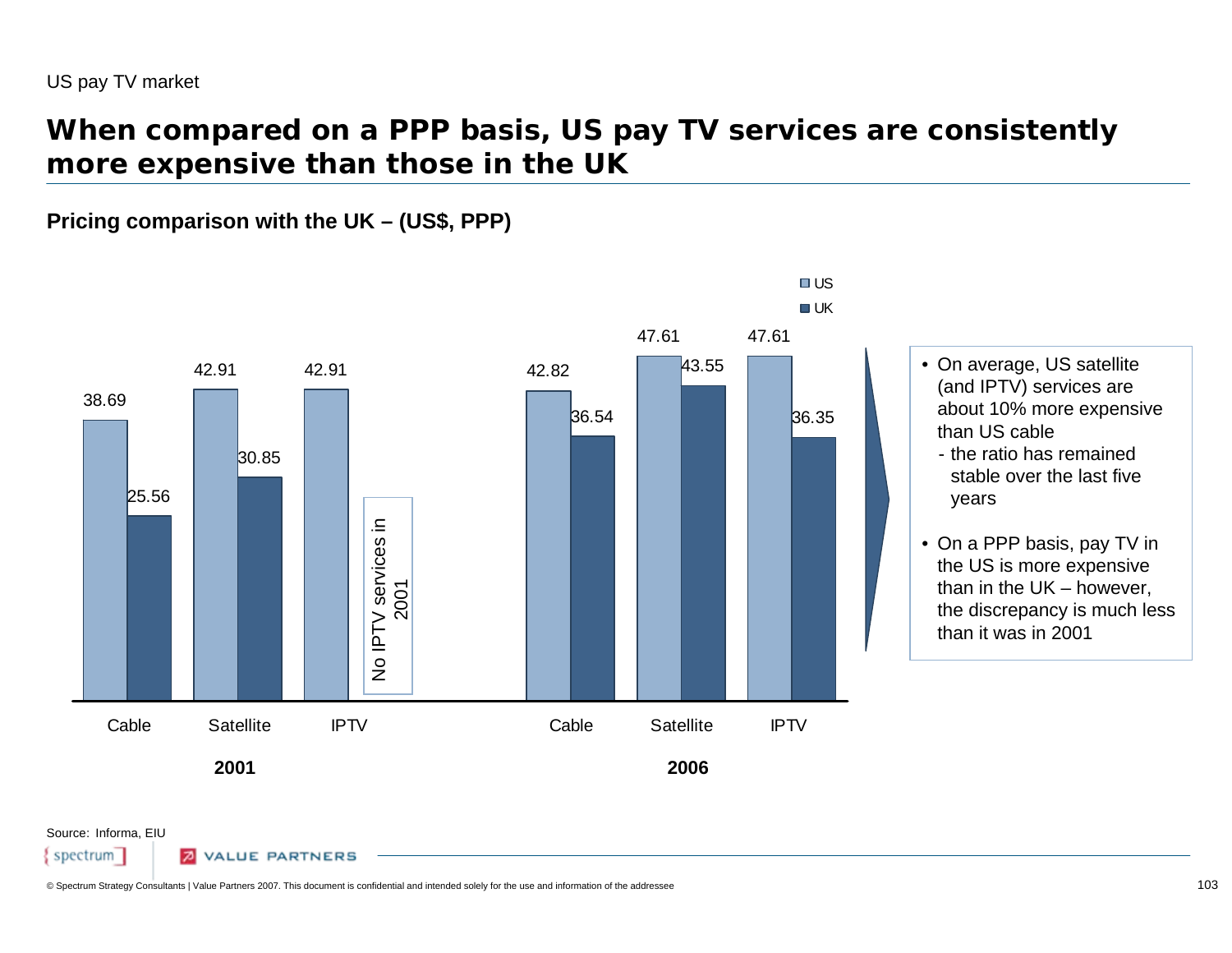US pay TV market

# When compared on a PPP basis, US pay TV services are consistently more expensive than those in the UK

**Pricing comparison with the UK – (US$, PPP)**

US
UK

38.69
25.56
42.91
30.85
42.91
No IPTV services in 2001
42.82
36.54
47.61
43.55
47.61
36.35

Cable
Satellite
IPTV
Cable
Satellite
IPTV

**2001**
**2006**

- On average, US satellite (and IPTV) services are about 10% more expensive than US cable
  - the ratio has remained stable over the last five years
- On a PPP basis, pay TV in the US is more expensive than in the UK – however, the discrepancy is much less than it was in 2001

Source: Informa, EIU

© Spectrum Strategy Consultants | Value Partners 2007. This document is confidential and intended solely for the use and information of the addressee